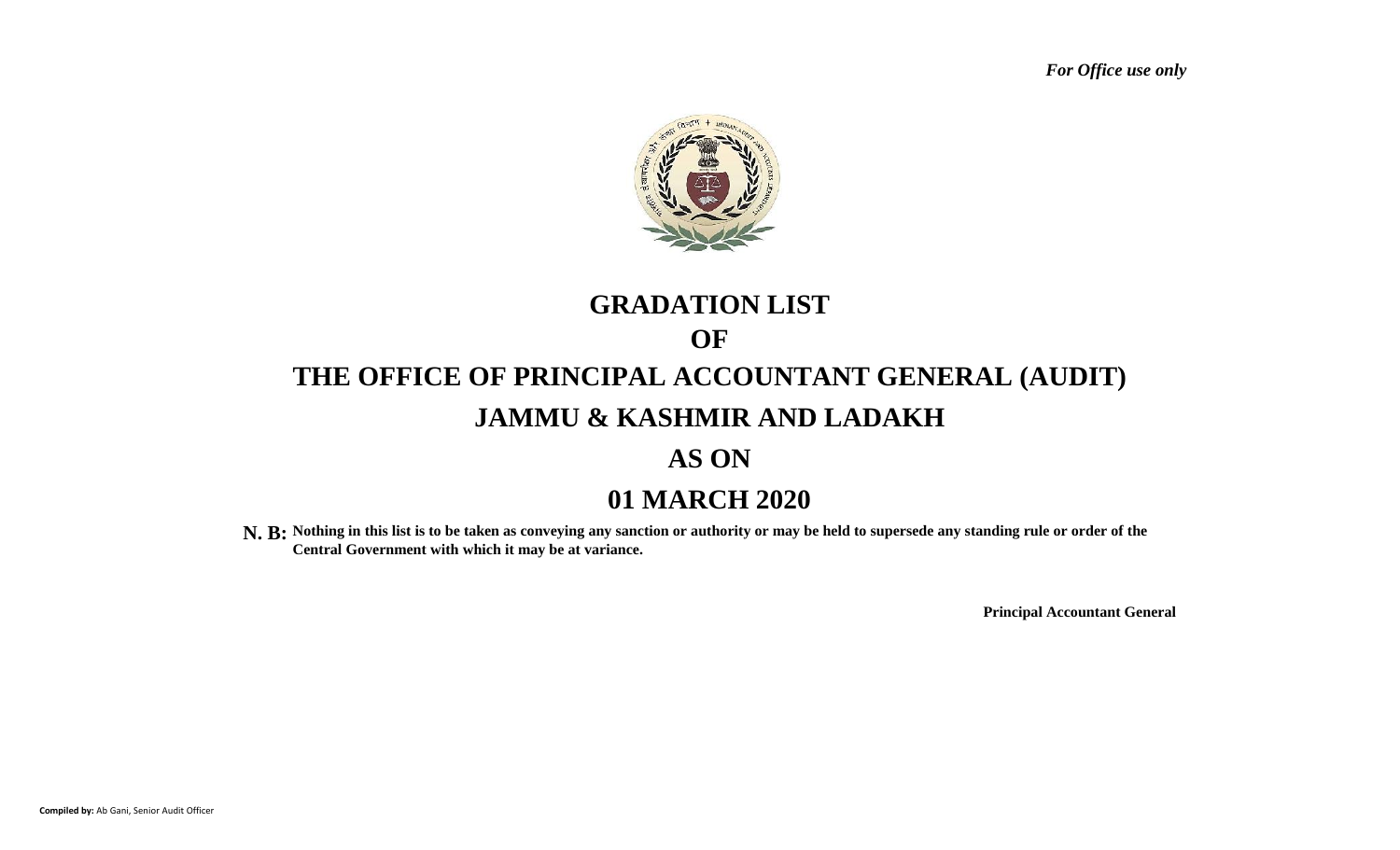*For Office use only*

# GRADATION LIST

# OF

# THE OFFICE OF PRINCIPAL ACCOUNTANT GENERAL (AUDIT)

# JAMMU & KASHMIR AND LADAKH

# AS ON

# 01 MARCH 2020

**N. B: Nothing in this list is to be taken as conveying any sanction or authority or may be held to supersede any standing rule or order of the Central Government with which it may be at variance.**

**Principal Accountant General**

**Compiled by:** Ab Gani, Senior Audit Officer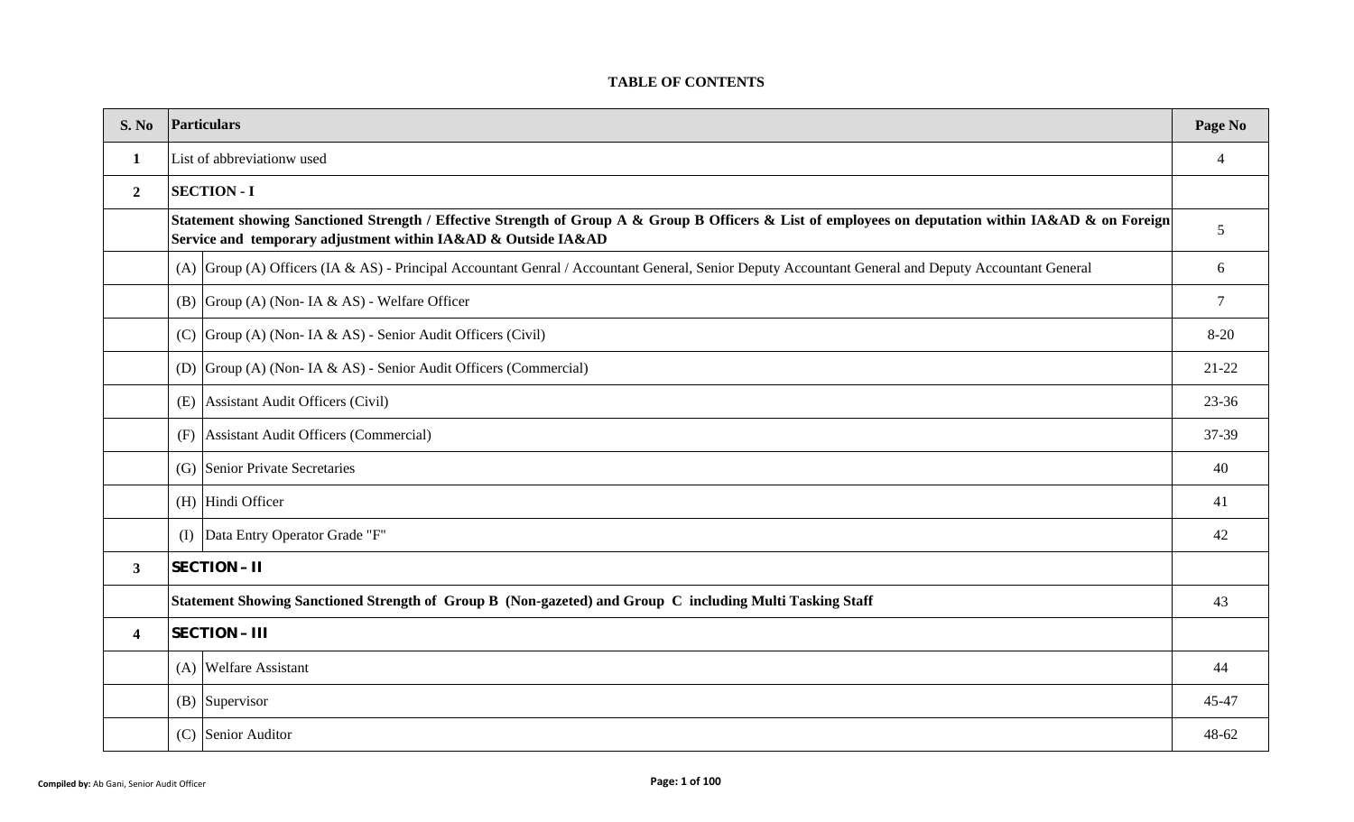**TABLE OF CONTENTS**

| S. No | Particulars | | Page No |
|---|---|---|---|
| **1** | List of abbreviationw used | | 4 |
| **2** | **SECTION - I** | | |
| | **Statement showing Sanctioned Strength / Effective Strength of Group A & Group B Officers & List of employees on deputation within IA&AD & on Foreign Service and temporary adjustment within IA&AD & Outside IA&AD** | | 5 |
| | (A) | Group (A) Officers (IA & AS) - Principal Accountant Genral / Accountant General, Senior Deputy Accountant General and Deputy Accountant General | 6 |
| | (B) | Group (A) (Non- IA & AS) - Welfare Officer | 7 |
| | (C) | Group (A) (Non- IA & AS) - Senior Audit Officers (Civil) | 8-20 |
| | (D) | Group (A) (Non- IA & AS) - Senior Audit Officers (Commercial) | 21-22 |
| | (E) | Assistant Audit Officers (Civil) | 23-36 |
| | (F) | Assistant Audit Officers (Commercial) | 37-39 |
| | (G) | Senior Private Secretaries | 40 |
| | (H) | Hindi Officer | 41 |
| | (I) | Data Entry Operator Grade "F" | 42 |
| **3** | **SECTION – II** | | |
| | **Statement Showing Sanctioned Strength of Group B (Non-gazeted) and Group C including Multi Tasking Staff** | | 43 |
| **4** | **SECTION – III** | | |
| | (A) | Welfare Assistant | 44 |
| | (B) | Supervisor | 45-47 |
| | (C) | Senior Auditor | 48-62 |

**Compiled by:** Ab Gani, Senior Audit Officer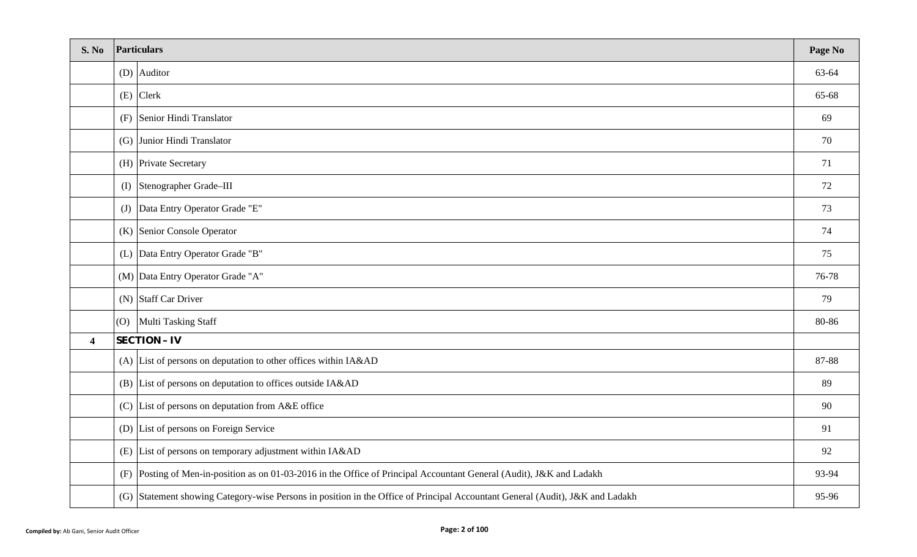| S. No | Particulars | | Page No |
|---|---|---|---|
| | (D) | Auditor | 63-64 |
| | (E) | Clerk | 65-68 |
| | (F) | Senior Hindi Translator | 69 |
| | (G) | Junior Hindi Translator | 70 |
| | (H) | Private Secretary | 71 |
| | (I) | Stenographer Grade–III | 72 |
| | (J) | Data Entry Operator Grade "E" | 73 |
| | (K) | Senior Console Operator | 74 |
| | (L) | Data Entry Operator Grade "B" | 75 |
| | (M) | Data Entry Operator Grade "A" | 76-78 |
| | (N) | Staff Car Driver | 79 |
| | (O) | Multi Tasking Staff | 80-86 |
| **4** | **SECTION – IV** | | |
| | (A) | List of persons on deputation to other offices within IA&AD | 87-88 |
| | (B) | List of persons on deputation to offices outside IA&AD | 89 |
| | (C) | List of persons on deputation from A&E office | 90 |
| | (D) | List of persons on Foreign Service | 91 |
| | (E) | List of persons on temporary adjustment within IA&AD | 92 |
| | (F) | Posting of Men-in-position as on 01-03-2016 in the Office of Principal Accountant General (Audit), J&K and Ladakh | 93-94 |
| | (G) | Statement showing Category-wise Persons in position in the Office of Principal Accountant General (Audit), J&K and Ladakh | 95-96 |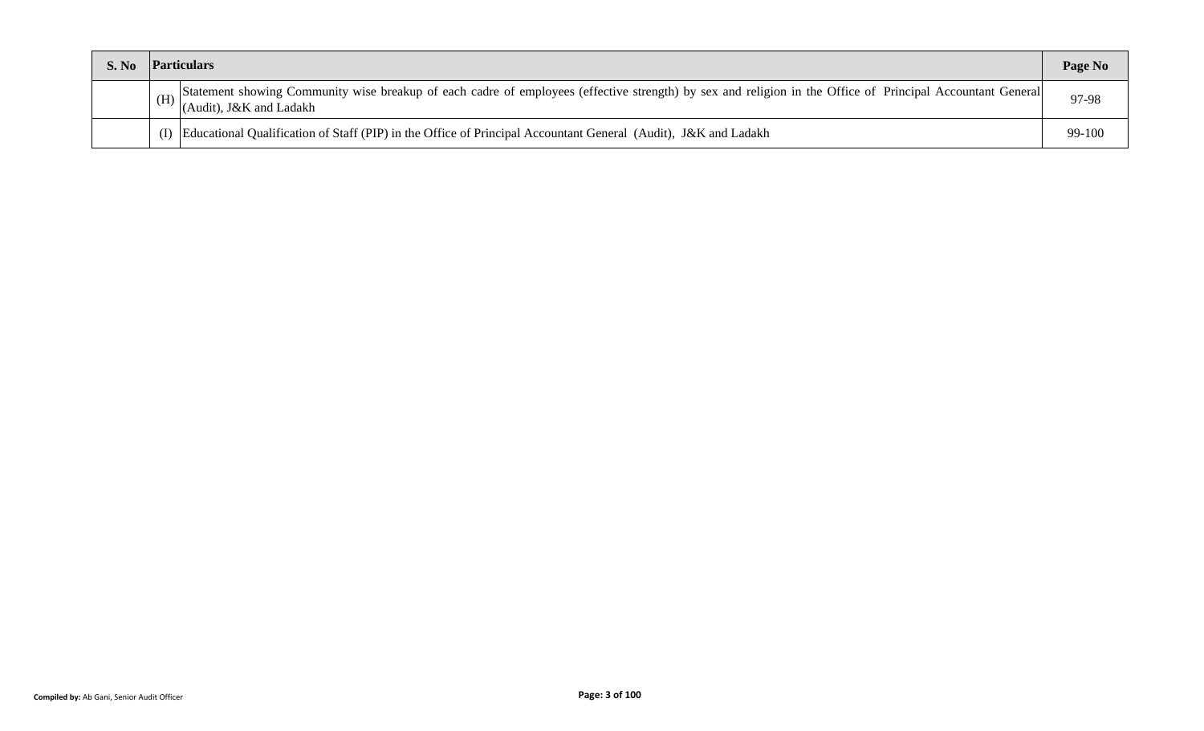| S. No | | Particulars | Page No |
|---|---|---|---|
| | (H) | Statement showing Community wise breakup of each cadre of employees (effective strength) by sex and religion in the Office of Principal Accountant General (Audit), J&K and Ladakh | 97-98 |
| | (I) | Educational Qualification of Staff (PIP) in the Office of Principal Accountant General (Audit), J&K and Ladakh | 99-100 |

**Compiled by:** Ab Gani, Senior Audit Officer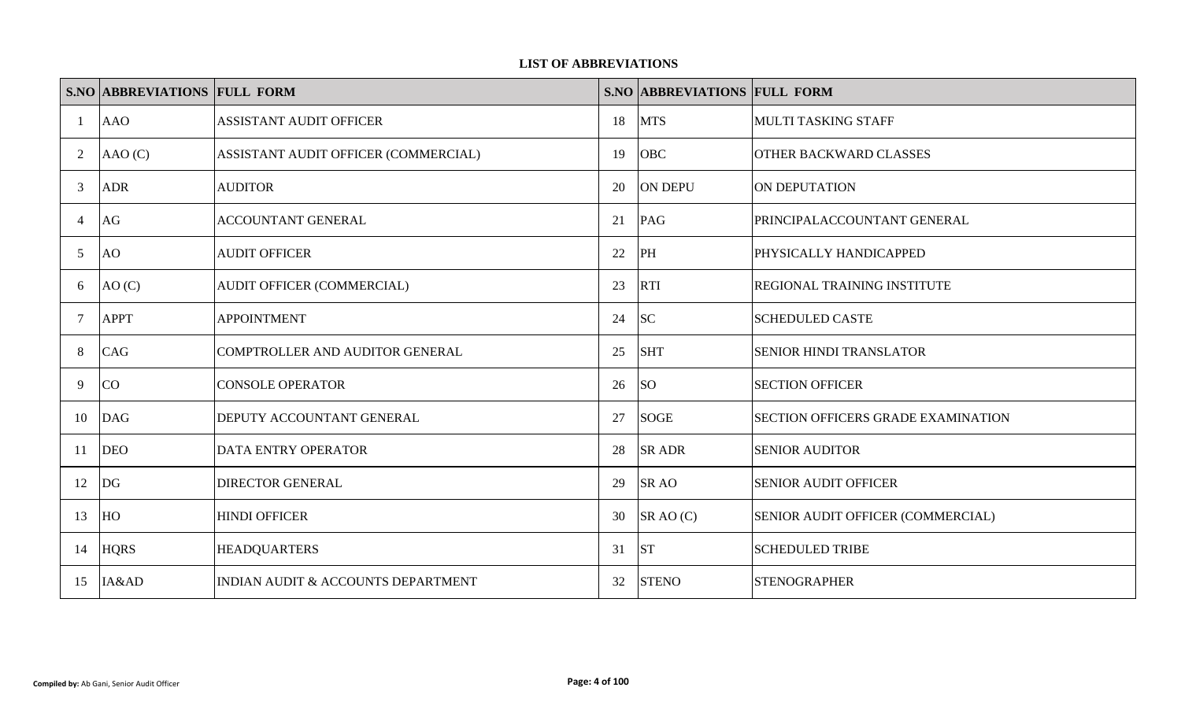**LIST OF ABBREVIATIONS**

| S.NO | ABBREVIATIONS | FULL FORM | S.NO | ABBREVIATIONS | FULL FORM |
|---|---|---|---|---|---|
| 1 | AAO | ASSISTANT AUDIT OFFICER | 18 | MTS | MULTI TASKING STAFF |
| 2 | AAO (C) | ASSISTANT AUDIT OFFICER (COMMERCIAL) | 19 | OBC | OTHER BACKWARD CLASSES |
| 3 | ADR | AUDITOR | 20 | ON DEPU | ON DEPUTATION |
| 4 | AG | ACCOUNTANT GENERAL | 21 | PAG | PRINCIPALACCOUNTANT GENERAL |
| 5 | AO | AUDIT OFFICER | 22 | PH | PHYSICALLY HANDICAPPED |
| 6 | AO (C) | AUDIT OFFICER (COMMERCIAL) | 23 | RTI | REGIONAL TRAINING INSTITUTE |
| 7 | APPT | APPOINTMENT | 24 | SC | SCHEDULED CASTE |
| 8 | CAG | COMPTROLLER AND AUDITOR GENERAL | 25 | SHT | SENIOR HINDI TRANSLATOR |
| 9 | CO | CONSOLE OPERATOR | 26 | SO | SECTION OFFICER |
| 10 | DAG | DEPUTY ACCOUNTANT GENERAL | 27 | SOGE | SECTION OFFICERS GRADE EXAMINATION |
| 11 | DEO | DATA ENTRY OPERATOR | 28 | SR ADR | SENIOR AUDITOR |
| 12 | DG | DIRECTOR GENERAL | 29 | SR AO | SENIOR AUDIT OFFICER |
| 13 | HO | HINDI OFFICER | 30 | SR AO (C) | SENIOR AUDIT OFFICER (COMMERCIAL) |
| 14 | HQRS | HEADQUARTERS | 31 | ST | SCHEDULED TRIBE |
| 15 | IA&AD | INDIAN AUDIT & ACCOUNTS DEPARTMENT | 32 | STENO | STENOGRAPHER |

**Compiled by:** Ab Gani, Senior Audit Officer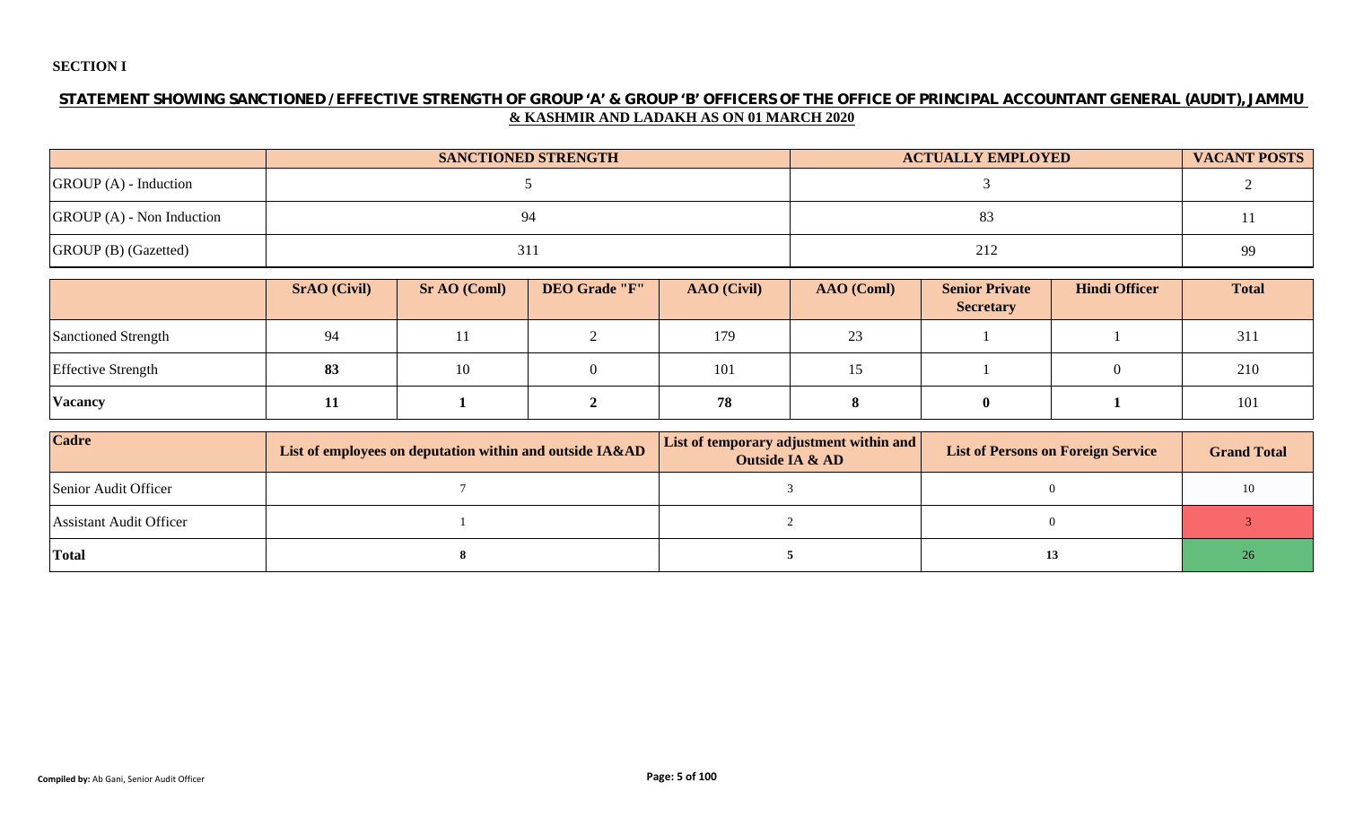**SECTION I**

## STATEMENT SHOWING SANCTIONED / EFFECTIVE STRENGTH OF GROUP 'A' & GROUP 'B' OFFICERS OF THE OFFICE OF PRINCIPAL ACCOUNTANT GENERAL (AUDIT), JAMMU & KASHMIR AND LADAKH AS ON 01 MARCH 2020

| | SANCTIONED STRENGTH | ACTUALLY EMPLOYED | VACANT POSTS |
|---|---|---|---|
| GROUP (A) - Induction | 5 | 3 | 2 |
| GROUP (A) - Non Induction | 94 | 83 | 11 |
| GROUP (B) (Gazetted) | 311 | 212 | 99 |

| | SrAO (Civil) | Sr AO (Coml) | DEO Grade "F" | AAO (Civil) | AAO (Coml) | Senior Private Secretary | Hindi Officer | Total |
|---|---|---|---|---|---|---|---|---|
| Sanctioned Strength | 94 | 11 | 2 | 179 | 23 | 1 | 1 | 311 |
| Effective Strength | **83** | 10 | 0 | 101 | 15 | 1 | 0 | 210 |
| **Vacancy** | **11** | **1** | **2** | **78** | **8** | **0** | **1** | 101 |

| Cadre | List of employees on deputation within and outside IA&AD | List of temporary adjustment within and Outside IA & AD | List of Persons on Foreign Service | Grand Total |
|---|---|---|---|---|
| Senior Audit Officer | 7 | 3 | 0 | 10 |
| Assistant Audit Officer | 1 | 2 | 0 | 3 |
| **Total** | **8** | **5** | **13** | 26 |

**Compiled by:** Ab Gani, Senior Audit Officer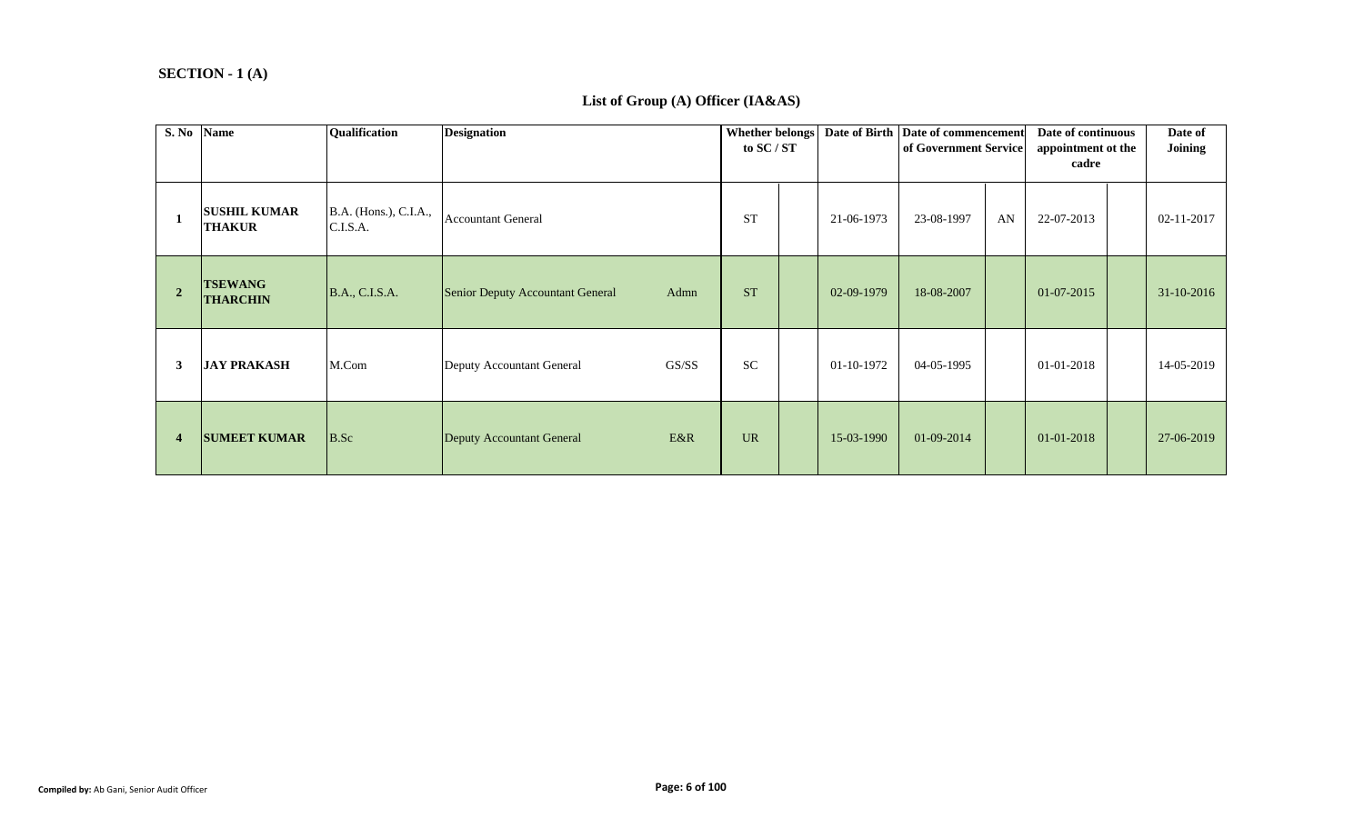**SECTION - 1 (A)**

## List of Group (A) Officer (IA&AS)

| S. No | Name | Qualification | Designation | | Whether belongs to SC / ST | | Date of Birth | Date of commencement of Government Service | | Date of continuous appointment ot the cadre | | Date of Joining |
|---|---|---|---|---|---|---|---|---|---|---|---|---|
| 1 | **SUSHIL KUMAR THAKUR** | B.A. (Hons.), C.I.A., C.I.S.A. | Accountant General | | ST | | 21-06-1973 | 23-08-1997 | AN | 22-07-2013 | | 02-11-2017 |
| 2 | **TSEWANG THARCHIN** | B.A., C.I.S.A. | Senior Deputy Accountant General | Admn | ST | | 02-09-1979 | 18-08-2007 | | 01-07-2015 | | 31-10-2016 |
| 3 | **JAY PRAKASH** | M.Com | Deputy Accountant General | GS/SS | SC | | 01-10-1972 | 04-05-1995 | | 01-01-2018 | | 14-05-2019 |
| 4 | **SUMEET KUMAR** | B.Sc | Deputy Accountant General | E&R | UR | | 15-03-1990 | 01-09-2014 | | 01-01-2018 | | 27-06-2019 |

**Compiled by:** Ab Gani, Senior Audit Officer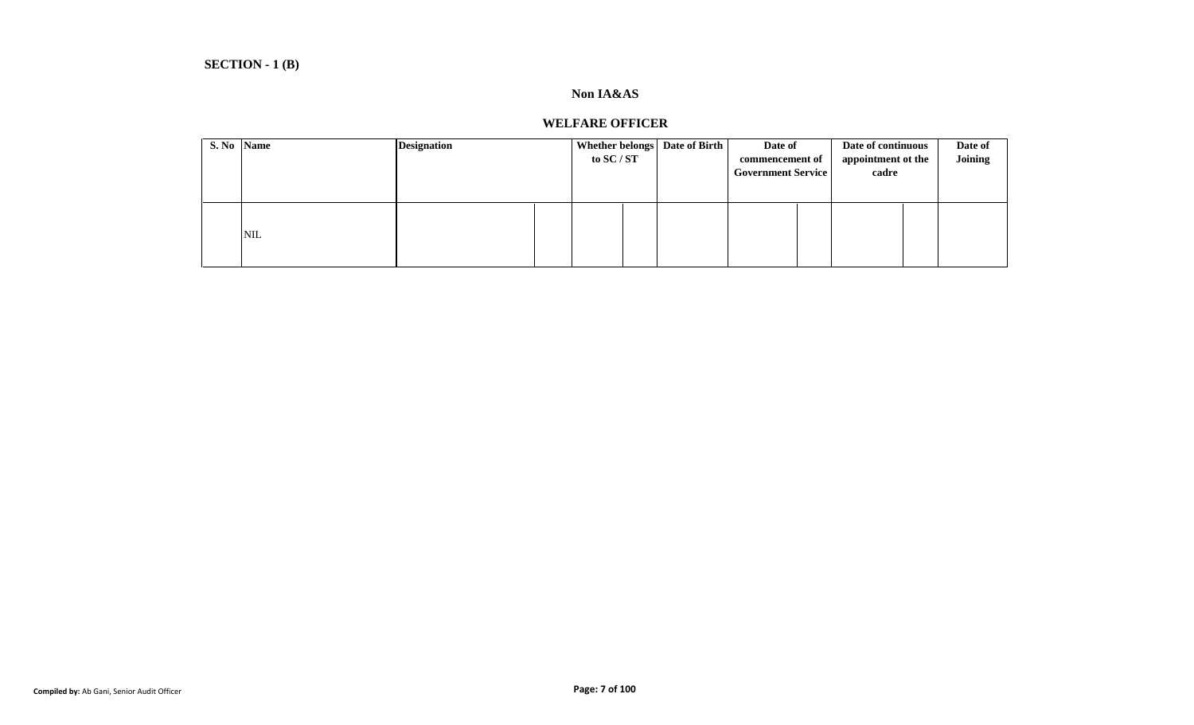**SECTION - 1 (B)**

**Non IA&AS**

**WELFARE OFFICER**

| S. No | Name | Designation | Whether belongs to SC / ST | Date of Birth | Date of commencement of Government Service | Date of continuous appointment ot the cadre | Date of Joining |
|---|---|---|---|---|---|---|---|
| | NIL | | | | | | |

**Compiled by:** Ab Gani, Senior Audit Officer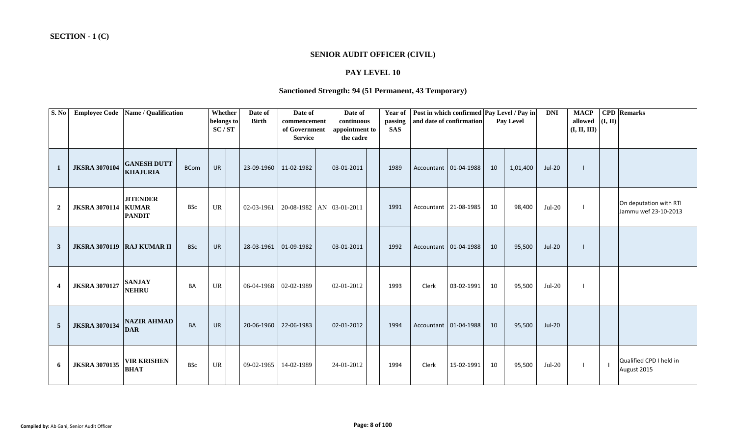**SECTION - 1 (C)**

## SENIOR AUDIT OFFICER (CIVIL)

### PAY LEVEL 10

### Sanctioned Strength: 94 (51 Permanent, 43 Temporary)

| S. No | Employee Code | Name / Qualification | | Whether belongs to SC / ST | | Date of Birth | Date of commencement of Government Service | | Date of continuous appointment to the cadre | | Year of passing SAS | Post in which confirmed and date of confirmation | | Pay Level / Pay in Pay Level | | DNI | MACP allowed (I, II, III) | CPD (I, II) | Remarks |
|---|---|---|---|---|---|---|---|---|---|---|---|---|---|---|---|---|---|---|---|
| 1 | JKSRA 3070104 | GANESH DUTT KHAJURIA | BCom | UR | | 23-09-1960 | 11-02-1982 | | 03-01-2011 | | 1989 | Accountant | 01-04-1988 | 10 | 1,01,400 | Jul-20 | I | | |
| 2 | JKSRA 3070114 | JITENDER KUMAR PANDIT | BSc | UR | | 02-03-1961 | 20-08-1982 | AN | 03-01-2011 | | 1991 | Accountant | 21-08-1985 | 10 | 98,400 | Jul-20 | I | | On deputation with RTI Jammu wef 23-10-2013 |
| 3 | JKSRA 3070119 | RAJ KUMAR II | BSc | UR | | 28-03-1961 | 01-09-1982 | | 03-01-2011 | | 1992 | Accountant | 01-04-1988 | 10 | 95,500 | Jul-20 | I | | |
| 4 | JKSRA 3070127 | SANJAY NEHRU | BA | UR | | 06-04-1968 | 02-02-1989 | | 02-01-2012 | | 1993 | Clerk | 03-02-1991 | 10 | 95,500 | Jul-20 | I | | |
| 5 | JKSRA 3070134 | NAZIR AHMAD DAR | BA | UR | | 20-06-1960 | 22-06-1983 | | 02-01-2012 | | 1994 | Accountant | 01-04-1988 | 10 | 95,500 | Jul-20 | | | |
| 6 | JKSRA 3070135 | VIR KRISHEN BHAT | BSc | UR | | 09-02-1965 | 14-02-1989 | | 24-01-2012 | | 1994 | Clerk | 15-02-1991 | 10 | 95,500 | Jul-20 | I | I | Qualified CPD I held in August 2015 |

**Compiled by:** Ab Gani, Senior Audit Officer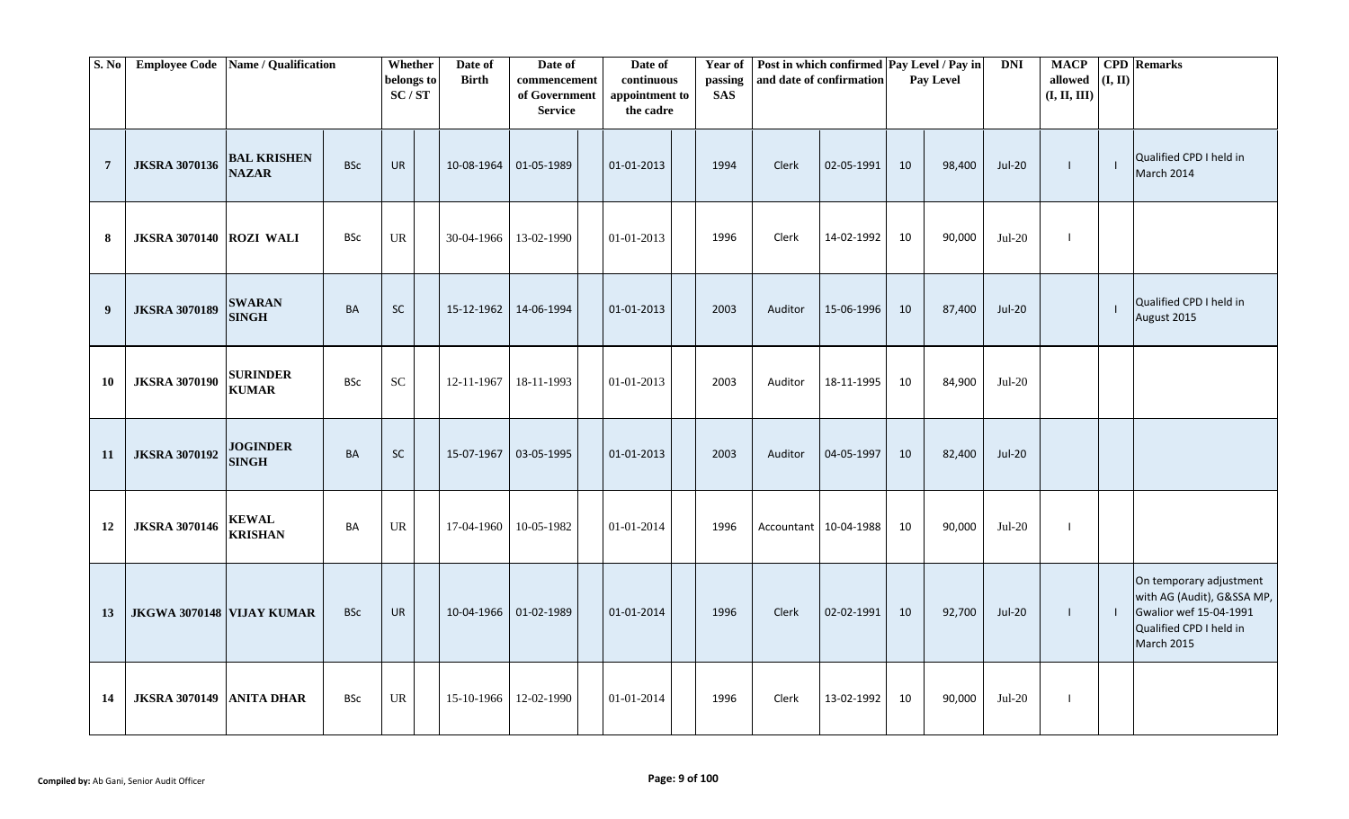| S. No | Employee Code | Name / Qualification | | Whether belongs to SC / ST | Date of Birth | Date of commencement of Government Service | Date of continuous appointment to the cadre | Year of passing SAS | Post in which confirmed and date of confirmation | | Pay Level / Pay in Pay Level | | DNI | MACP allowed (I, II, III) | CPD (I, II) | Remarks |
|---|---|---|---|---|---|---|---|---|---|---|---|---|---|---|---|---|
| 7 | JKSRA 3070136 | BAL KRISHEN NAZAR | BSc | UR | 10-08-1964 | 01-05-1989 | 01-01-2013 | 1994 | Clerk | 02-05-1991 | 10 | 98,400 | Jul-20 | I | I | Qualified CPD I held in March 2014 |
| 8 | JKSRA 3070140 | ROZI WALI | BSc | UR | 30-04-1966 | 13-02-1990 | 01-01-2013 | 1996 | Clerk | 14-02-1992 | 10 | 90,000 | Jul-20 | I | | |
| 9 | JKSRA 3070189 | SWARAN SINGH | BA | SC | 15-12-1962 | 14-06-1994 | 01-01-2013 | 2003 | Auditor | 15-06-1996 | 10 | 87,400 | Jul-20 | | I | Qualified CPD I held in August 2015 |
| 10 | JKSRA 3070190 | SURINDER KUMAR | BSc | SC | 12-11-1967 | 18-11-1993 | 01-01-2013 | 2003 | Auditor | 18-11-1995 | 10 | 84,900 | Jul-20 | | | |
| 11 | JKSRA 3070192 | JOGINDER SINGH | BA | SC | 15-07-1967 | 03-05-1995 | 01-01-2013 | 2003 | Auditor | 04-05-1997 | 10 | 82,400 | Jul-20 | | | |
| 12 | JKSRA 3070146 | KEWAL KRISHAN | BA | UR | 17-04-1960 | 10-05-1982 | 01-01-2014 | 1996 | Accountant | 10-04-1988 | 10 | 90,000 | Jul-20 | I | | |
| 13 | JKGWA 3070148 | VIJAY KUMAR | BSc | UR | 10-04-1966 | 01-02-1989 | 01-01-2014 | 1996 | Clerk | 02-02-1991 | 10 | 92,700 | Jul-20 | I | I | On temporary adjustment with AG (Audit), G&SSA MP, Gwalior wef 15-04-1991 Qualified CPD I held in March 2015 |
| 14 | JKSRA 3070149 | ANITA DHAR | BSc | UR | 15-10-1966 | 12-02-1990 | 01-01-2014 | 1996 | Clerk | 13-02-1992 | 10 | 90,000 | Jul-20 | I | | |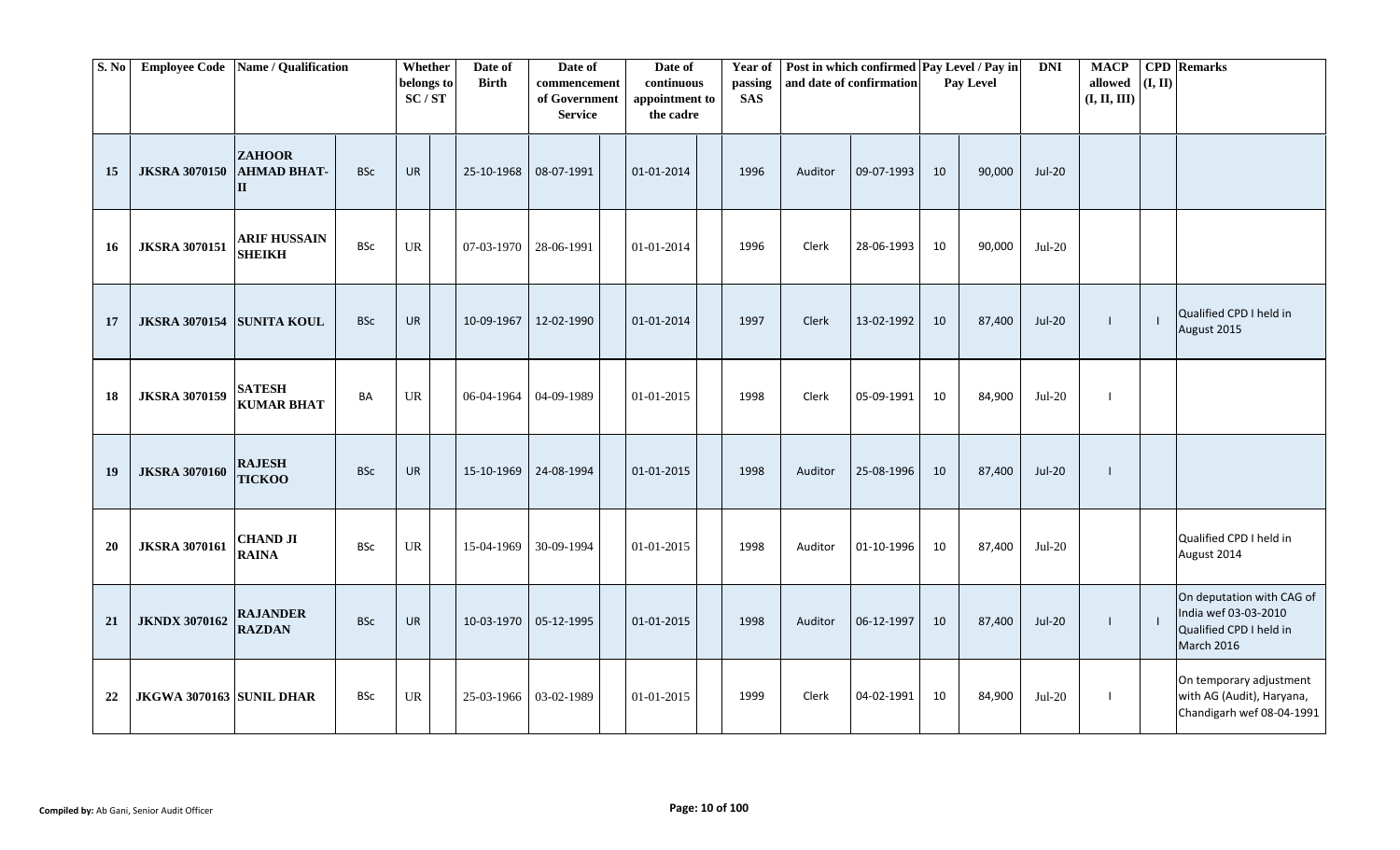| S. No | Employee Code | Name / Qualification | | Whether belongs to SC / ST | | Date of Birth | Date of commencement of Government Service | | Date of continuous appointment to the cadre | | Year of passing SAS | Post in which confirmed and date of confirmation | | Pay Level / Pay in Pay Level | | DNI | MACP allowed (I, II, III) | CPD (I, II) | Remarks |
|---|---|---|---|---|---|---|---|---|---|---|---|---|---|---|---|---|---|---|---|
| 15 | JKSRA 3070150 | ZAHOOR AHMAD BHAT-II | BSc | UR | | 25-10-1968 | 08-07-1991 | | 01-01-2014 | | 1996 | Auditor | 09-07-1993 | 10 | 90,000 | Jul-20 | | | |
| 16 | JKSRA 3070151 | ARIF HUSSAIN SHEIKH | BSc | UR | | 07-03-1970 | 28-06-1991 | | 01-01-2014 | | 1996 | Clerk | 28-06-1993 | 10 | 90,000 | Jul-20 | | | |
| 17 | JKSRA 3070154 | SUNITA KOUL | BSc | UR | | 10-09-1967 | 12-02-1990 | | 01-01-2014 | | 1997 | Clerk | 13-02-1992 | 10 | 87,400 | Jul-20 | I | I | Qualified CPD I held in August 2015 |
| 18 | JKSRA 3070159 | SATESH KUMAR BHAT | BA | UR | | 06-04-1964 | 04-09-1989 | | 01-01-2015 | | 1998 | Clerk | 05-09-1991 | 10 | 84,900 | Jul-20 | I | | |
| 19 | JKSRA 3070160 | RAJESH TICKOO | BSc | UR | | 15-10-1969 | 24-08-1994 | | 01-01-2015 | | 1998 | Auditor | 25-08-1996 | 10 | 87,400 | Jul-20 | I | | |
| 20 | JKSRA 3070161 | CHAND JI RAINA | BSc | UR | | 15-04-1969 | 30-09-1994 | | 01-01-2015 | | 1998 | Auditor | 01-10-1996 | 10 | 87,400 | Jul-20 | | | Qualified CPD I held in August 2014 |
| 21 | JKNDX 3070162 | RAJANDER RAZDAN | BSc | UR | | 10-03-1970 | 05-12-1995 | | 01-01-2015 | | 1998 | Auditor | 06-12-1997 | 10 | 87,400 | Jul-20 | I | I | On deputation with CAG of India wef 03-03-2010 Qualified CPD I held in March 2016 |
| 22 | JKGWA 3070163 | SUNIL DHAR | BSc | UR | | 25-03-1966 | 03-02-1989 | | 01-01-2015 | | 1999 | Clerk | 04-02-1991 | 10 | 84,900 | Jul-20 | I | | On temporary adjustment with AG (Audit), Haryana, Chandigarh wef 08-04-1991 |

**Compiled by:** Ab Gani, Senior Audit Officer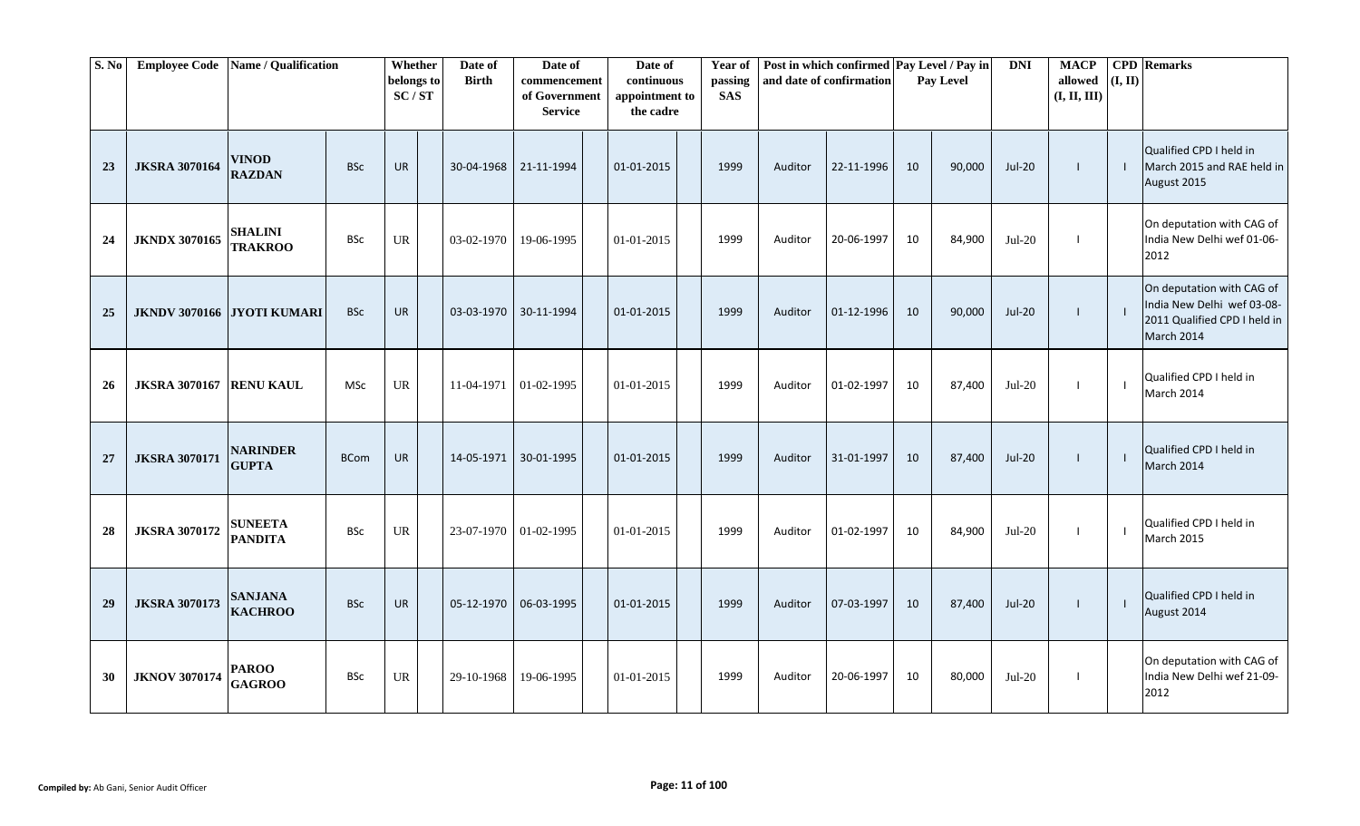| S. No | Employee Code | Name / Qualification | | Whether belongs to SC / ST | | Date of Birth | Date of commencement of Government Service | | Date of continuous appointment to the cadre | | Year of passing SAS | Post in which confirmed and date of confirmation | | Pay Level / Pay in Pay Level | | DNI | MACP allowed (I, II, III) | CPD (I, II) | Remarks |
|---|---|---|---|---|---|---|---|---|---|---|---|---|---|---|---|---|---|---|---|
| 23 | JKSRA 3070164 | VINOD RAZDAN | BSc | UR | | 30-04-1968 | 21-11-1994 | | 01-01-2015 | | 1999 | Auditor | 22-11-1996 | 10 | 90,000 | Jul-20 | I | I | Qualified CPD I held in March 2015 and RAE held in August 2015 |
| 24 | JKNDX 3070165 | SHALINI TRAKROO | BSc | UR | | 03-02-1970 | 19-06-1995 | | 01-01-2015 | | 1999 | Auditor | 20-06-1997 | 10 | 84,900 | Jul-20 | I | | On deputation with CAG of India New Delhi wef 01-06-2012 |
| 25 | JKNDV 3070166 | JYOTI KUMARI | BSc | UR | | 03-03-1970 | 30-11-1994 | | 01-01-2015 | | 1999 | Auditor | 01-12-1996 | 10 | 90,000 | Jul-20 | I | I | On deputation with CAG of India New Delhi wef 03-08-2011 Qualified CPD I held in March 2014 |
| 26 | JKSRA 3070167 | RENU KAUL | MSc | UR | | 11-04-1971 | 01-02-1995 | | 01-01-2015 | | 1999 | Auditor | 01-02-1997 | 10 | 87,400 | Jul-20 | I | I | Qualified CPD I held in March 2014 |
| 27 | JKSRA 3070171 | NARINDER GUPTA | BCom | UR | | 14-05-1971 | 30-01-1995 | | 01-01-2015 | | 1999 | Auditor | 31-01-1997 | 10 | 87,400 | Jul-20 | I | I | Qualified CPD I held in March 2014 |
| 28 | JKSRA 3070172 | SUNEETA PANDITA | BSc | UR | | 23-07-1970 | 01-02-1995 | | 01-01-2015 | | 1999 | Auditor | 01-02-1997 | 10 | 84,900 | Jul-20 | I | I | Qualified CPD I held in March 2015 |
| 29 | JKSRA 3070173 | SANJANA KACHROO | BSc | UR | | 05-12-1970 | 06-03-1995 | | 01-01-2015 | | 1999 | Auditor | 07-03-1997 | 10 | 87,400 | Jul-20 | I | I | Qualified CPD I held in August 2014 |
| 30 | JKNOV 3070174 | PAROO GAGROO | BSc | UR | | 29-10-1968 | 19-06-1995 | | 01-01-2015 | | 1999 | Auditor | 20-06-1997 | 10 | 80,000 | Jul-20 | I | | On deputation with CAG of India New Delhi wef 21-09-2012 |

**Compiled by:** Ab Gani, Senior Audit Officer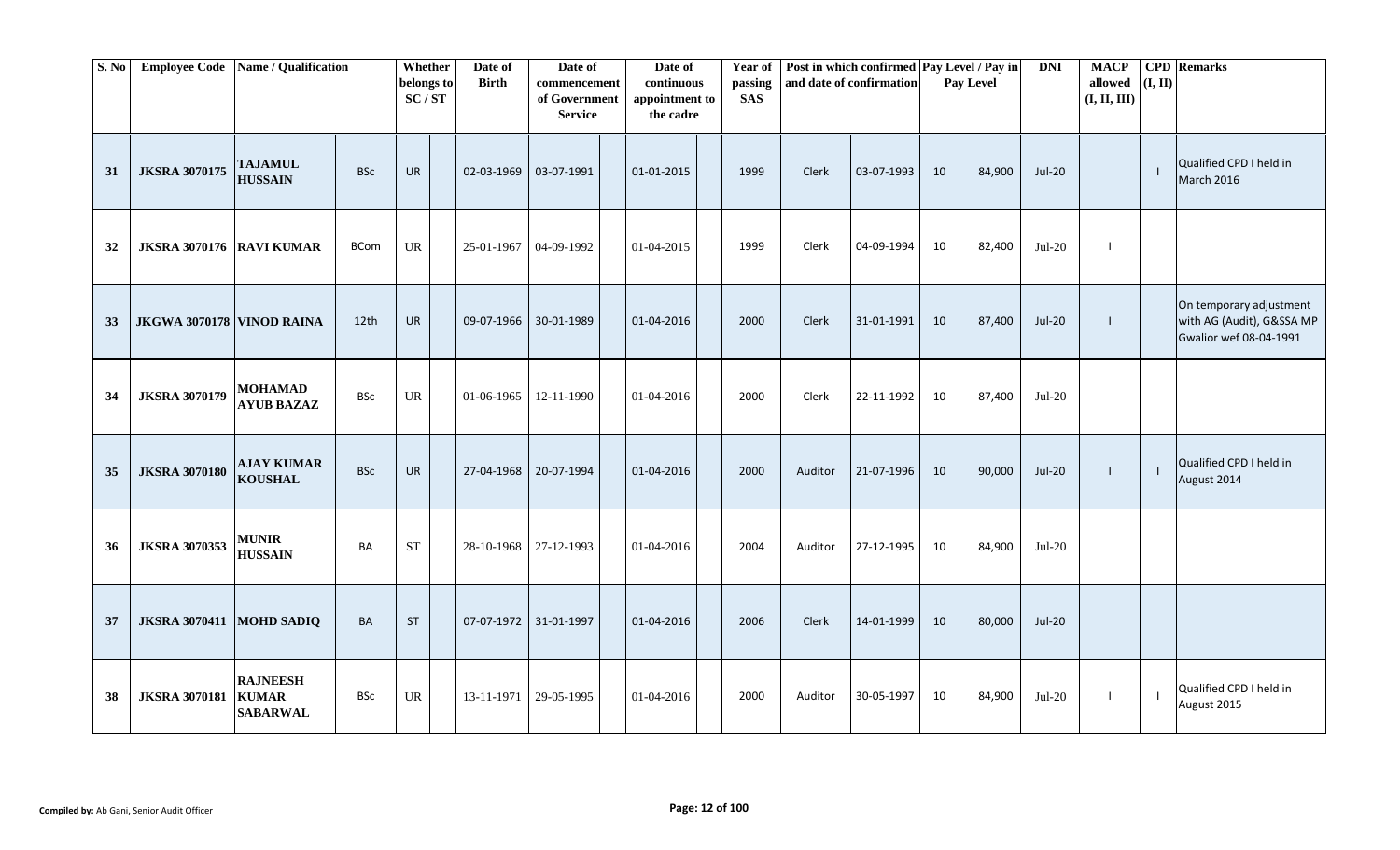| S. No | Employee Code | Name / Qualification | | Whether belongs to SC / ST | Date of Birth | Date of commencement of Government Service | Date of continuous appointment to the cadre | Year of passing SAS | Post in which confirmed and date of confirmation | | Pay Level / Pay in Pay Level | | DNI | MACP allowed (I, II, III) | CPD (I, II) | Remarks |
|---|---|---|---|---|---|---|---|---|---|---|---|---|---|---|---|---|
| 31 | JKSRA 3070175 | TAJAMUL HUSSAIN | BSc | UR | 02-03-1969 | 03-07-1991 | 01-01-2015 | 1999 | Clerk | 03-07-1993 | 10 | 84,900 | Jul-20 | | I | Qualified CPD I held in March 2016 |
| 32 | JKSRA 3070176 | RAVI KUMAR | BCom | UR | 25-01-1967 | 04-09-1992 | 01-04-2015 | 1999 | Clerk | 04-09-1994 | 10 | 82,400 | Jul-20 | I | | |
| 33 | JKGWA 3070178 | VINOD RAINA | 12th | UR | 09-07-1966 | 30-01-1989 | 01-04-2016 | 2000 | Clerk | 31-01-1991 | 10 | 87,400 | Jul-20 | I | | On temporary adjustment with AG (Audit), G&SSA MP Gwalior wef 08-04-1991 |
| 34 | JKSRA 3070179 | MOHAMAD AYUB BAZAZ | BSc | UR | 01-06-1965 | 12-11-1990 | 01-04-2016 | 2000 | Clerk | 22-11-1992 | 10 | 87,400 | Jul-20 | | | |
| 35 | JKSRA 3070180 | AJAY KUMAR KOUSHAL | BSc | UR | 27-04-1968 | 20-07-1994 | 01-04-2016 | 2000 | Auditor | 21-07-1996 | 10 | 90,000 | Jul-20 | I | I | Qualified CPD I held in August 2014 |
| 36 | JKSRA 3070353 | MUNIR HUSSAIN | BA | ST | 28-10-1968 | 27-12-1993 | 01-04-2016 | 2004 | Auditor | 27-12-1995 | 10 | 84,900 | Jul-20 | | | |
| 37 | JKSRA 3070411 | MOHD SADIQ | BA | ST | 07-07-1972 | 31-01-1997 | 01-04-2016 | 2006 | Clerk | 14-01-1999 | 10 | 80,000 | Jul-20 | | | |
| 38 | JKSRA 3070181 | RAJNEESH KUMAR SABARWAL | BSc | UR | 13-11-1971 | 29-05-1995 | 01-04-2016 | 2000 | Auditor | 30-05-1997 | 10 | 84,900 | Jul-20 | I | I | Qualified CPD I held in August 2015 |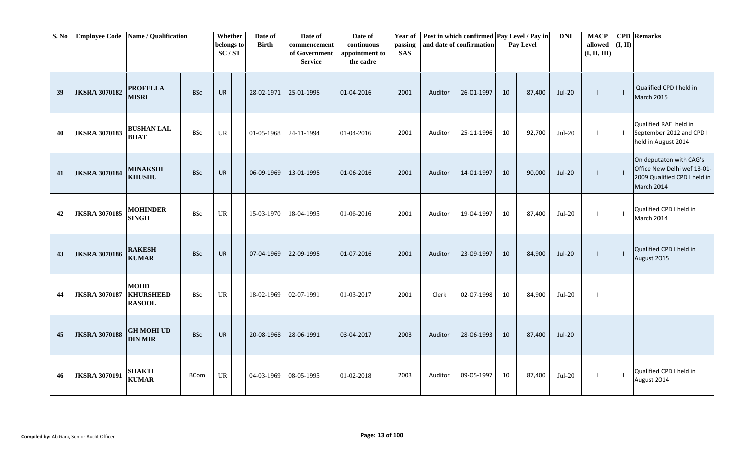| S. No | Employee Code | Name / Qualification | | Whether belongs to SC / ST | | Date of Birth | Date of commencement of Government Service | | Date of continuous appointment to the cadre | | Year of passing SAS | Post in which confirmed and date of confirmation | | Pay Level / Pay in Pay Level | | DNI | MACP allowed (I, II, III) | CPD (I, II) | Remarks |
|---|---|---|---|---|---|---|---|---|---|---|---|---|---|---|---|---|---|---|---|
| 39 | JKSRA 3070182 | PROFELLA MISRI | BSc | UR | | 28-02-1971 | 25-01-1995 | | 01-04-2016 | | 2001 | Auditor | 26-01-1997 | 10 | 87,400 | Jul-20 | I | I | Qualified CPD I held in March 2015 |
| 40 | JKSRA 3070183 | BUSHAN LAL BHAT | BSc | UR | | 01-05-1968 | 24-11-1994 | | 01-04-2016 | | 2001 | Auditor | 25-11-1996 | 10 | 92,700 | Jul-20 | I | I | Qualified RAE held in September 2012 and CPD I held in August 2014 |
| 41 | JKSRA 3070184 | MINAKSHI KHUSHU | BSc | UR | | 06-09-1969 | 13-01-1995 | | 01-06-2016 | | 2001 | Auditor | 14-01-1997 | 10 | 90,000 | Jul-20 | I | I | On deputaton with CAG's Office New Delhi wef 13-01-2009 Qualified CPD I held in March 2014 |
| 42 | JKSRA 3070185 | MOHINDER SINGH | BSc | UR | | 15-03-1970 | 18-04-1995 | | 01-06-2016 | | 2001 | Auditor | 19-04-1997 | 10 | 87,400 | Jul-20 | I | I | Qualified CPD I held in March 2014 |
| 43 | JKSRA 3070186 | RAKESH KUMAR | BSc | UR | | 07-04-1969 | 22-09-1995 | | 01-07-2016 | | 2001 | Auditor | 23-09-1997 | 10 | 84,900 | Jul-20 | I | I | Qualified CPD I held in August 2015 |
| 44 | JKSRA 3070187 | MOHD KHURSHEED RASOOL | BSc | UR | | 18-02-1969 | 02-07-1991 | | 01-03-2017 | | 2001 | Clerk | 02-07-1998 | 10 | 84,900 | Jul-20 | I | | |
| 45 | JKSRA 3070188 | GH MOHI UD DIN MIR | BSc | UR | | 20-08-1968 | 28-06-1991 | | 03-04-2017 | | 2003 | Auditor | 28-06-1993 | 10 | 87,400 | Jul-20 | | | |
| 46 | JKSRA 3070191 | SHAKTI KUMAR | BCom | UR | | 04-03-1969 | 08-05-1995 | | 01-02-2018 | | 2003 | Auditor | 09-05-1997 | 10 | 87,400 | Jul-20 | I | I | Qualified CPD I held in August 2014 |

**Compiled by:** Ab Gani, Senior Audit Officer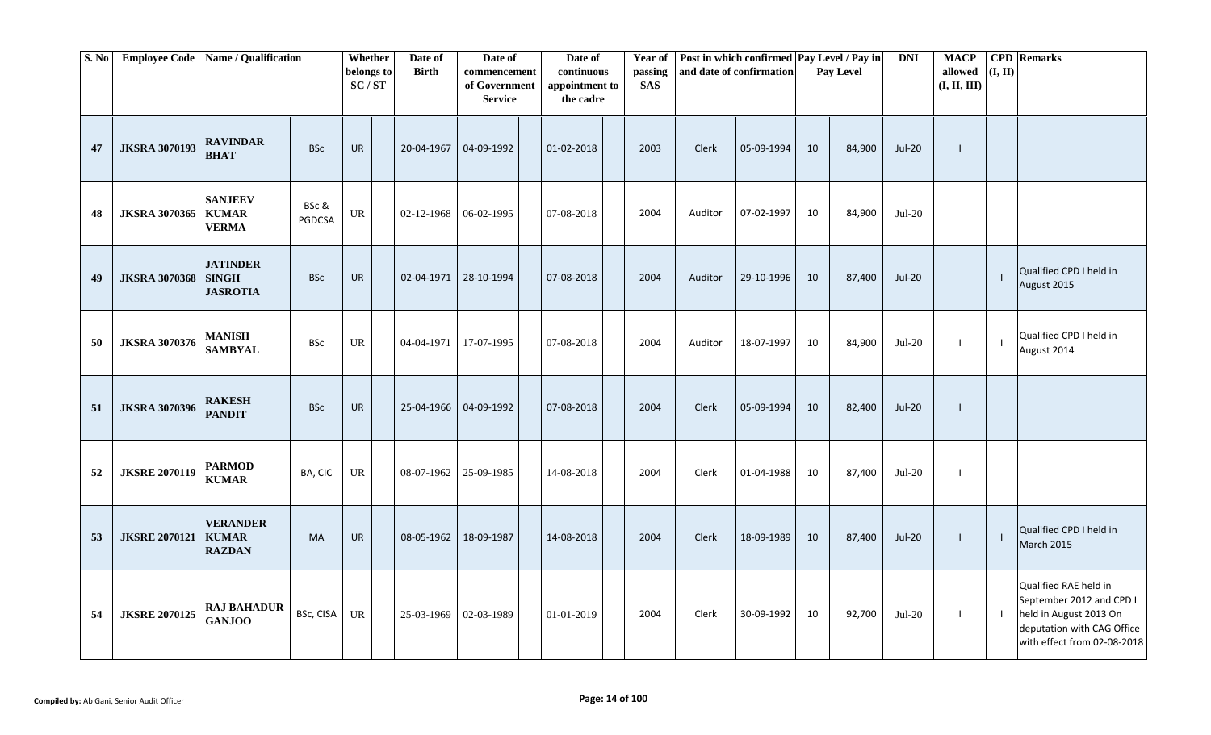| S. No | Employee Code | Name / Qualification | | Whether belongs to SC / ST | | Date of Birth | Date of commencement of Government Service | | Date of continuous appointment to the cadre | | Year of passing SAS | Post in which confirmed and date of confirmation | | Pay Level / Pay in Pay Level | | DNI | MACP allowed (I, II, III) | CPD (I, II) | Remarks |
|---|---|---|---|---|---|---|---|---|---|---|---|---|---|---|---|---|---|---|---|
| 47 | JKSRA 3070193 | RAVINDAR BHAT | BSc | UR | | 20-04-1967 | 04-09-1992 | | 01-02-2018 | | 2003 | Clerk | 05-09-1994 | 10 | 84,900 | Jul-20 | I | | |
| 48 | JKSRA 3070365 | SANJEEV KUMAR VERMA | BSc & PGDCSA | UR | | 02-12-1968 | 06-02-1995 | | 07-08-2018 | | 2004 | Auditor | 07-02-1997 | 10 | 84,900 | Jul-20 | | | |
| 49 | JKSRA 3070368 | JATINDER SINGH JASROTIA | BSc | UR | | 02-04-1971 | 28-10-1994 | | 07-08-2018 | | 2004 | Auditor | 29-10-1996 | 10 | 87,400 | Jul-20 | | I | Qualified CPD I held in August 2015 |
| 50 | JKSRA 3070376 | MANISH SAMBYAL | BSc | UR | | 04-04-1971 | 17-07-1995 | | 07-08-2018 | | 2004 | Auditor | 18-07-1997 | 10 | 84,900 | Jul-20 | I | I | Qualified CPD I held in August 2014 |
| 51 | JKSRA 3070396 | RAKESH PANDIT | BSc | UR | | 25-04-1966 | 04-09-1992 | | 07-08-2018 | | 2004 | Clerk | 05-09-1994 | 10 | 82,400 | Jul-20 | I | | |
| 52 | JKSRE 2070119 | PARMOD KUMAR | BA, CIC | UR | | 08-07-1962 | 25-09-1985 | | 14-08-2018 | | 2004 | Clerk | 01-04-1988 | 10 | 87,400 | Jul-20 | I | | |
| 53 | JKSRE 2070121 | VERANDER KUMAR RAZDAN | MA | UR | | 08-05-1962 | 18-09-1987 | | 14-08-2018 | | 2004 | Clerk | 18-09-1989 | 10 | 87,400 | Jul-20 | I | I | Qualified CPD I held in March 2015 |
| 54 | JKSRE 2070125 | RAJ BAHADUR GANJOO | BSc, CISA | UR | | 25-03-1969 | 02-03-1989 | | 01-01-2019 | | 2004 | Clerk | 30-09-1992 | 10 | 92,700 | Jul-20 | I | I | Qualified RAE held in September 2012 and CPD I held in August 2013 On deputation with CAG Office with effect from 02-08-2018 |

**Compiled by:** Ab Gani, Senior Audit Officer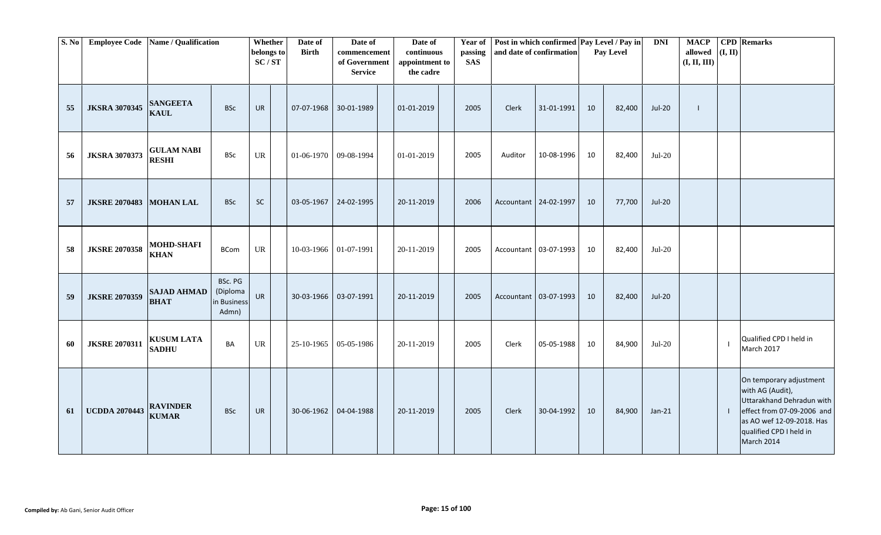| S. No | Employee Code | Name / Qualification | | Whether belongs to SC / ST | | Date of Birth | Date of commencement of Government Service | | Date of continuous appointment to the cadre | | Year of passing SAS | Post in which confirmed and date of confirmation | | Pay Level / Pay in Pay Level | | DNI | MACP allowed (I, II, III) | CPD (I, II) | Remarks |
|---|---|---|---|---|---|---|---|---|---|---|---|---|---|---|---|---|---|---|---|
| 55 | JKSRA 3070345 | SANGEETA KAUL | BSc | UR | | 07-07-1968 | 30-01-1989 | | 01-01-2019 | | 2005 | Clerk | 31-01-1991 | 10 | 82,400 | Jul-20 | I | | |
| 56 | JKSRA 3070373 | GULAM NABI RESHI | BSc | UR | | 01-06-1970 | 09-08-1994 | | 01-01-2019 | | 2005 | Auditor | 10-08-1996 | 10 | 82,400 | Jul-20 | | | |
| 57 | JKSRE 2070483 | MOHAN LAL | BSc | SC | | 03-05-1967 | 24-02-1995 | | 20-11-2019 | | 2006 | Accountant | 24-02-1997 | 10 | 77,700 | Jul-20 | | | |
| 58 | JKSRE 2070358 | MOHD-SHAFI KHAN | BCom | UR | | 10-03-1966 | 01-07-1991 | | 20-11-2019 | | 2005 | Accountant | 03-07-1993 | 10 | 82,400 | Jul-20 | | | |
| 59 | JKSRE 2070359 | SAJAD AHMAD BHAT | BSc. PG (Diploma in Business Admn) | UR | | 30-03-1966 | 03-07-1991 | | 20-11-2019 | | 2005 | Accountant | 03-07-1993 | 10 | 82,400 | Jul-20 | | | |
| 60 | JKSRE 2070311 | KUSUM LATA SADHU | BA | UR | | 25-10-1965 | 05-05-1986 | | 20-11-2019 | | 2005 | Clerk | 05-05-1988 | 10 | 84,900 | Jul-20 | | I | Qualified CPD I held in March 2017 |
| 61 | UCDDA 2070443 | RAVINDER KUMAR | BSc | UR | | 30-06-1962 | 04-04-1988 | | 20-11-2019 | | 2005 | Clerk | 30-04-1992 | 10 | 84,900 | Jan-21 | | I | On temporary adjustment with AG (Audit), Uttarakhand Dehradun with effect from 07-09-2006 and as AO wef 12-09-2018. Has qualified CPD I held in March 2014 |

**Compiled by:** Ab Gani, Senior Audit Officer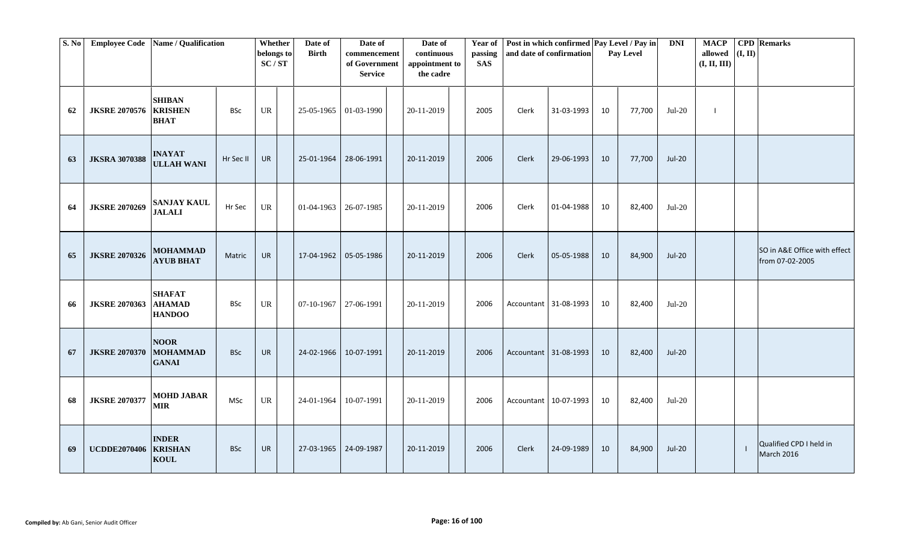| S. No | Employee Code | Name / Qualification | | Whether belongs to SC / ST | Date of Birth | Date of commencement of Government Service | Date of continuous appointment to the cadre | Year of passing SAS | Post in which confirmed and date of confirmation | | Pay Level / Pay in Pay Level | | DNI | MACP allowed (I, II, III) | CPD (I, II) | Remarks |
|---|---|---|---|---|---|---|---|---|---|---|---|---|---|---|---|---|
| 62 | JKSRE 2070576 | SHIBAN KRISHEN BHAT | BSc | UR | 25-05-1965 | 01-03-1990 | 20-11-2019 | 2005 | Clerk | 31-03-1993 | 10 | 77,700 | Jul-20 | I | | |
| 63 | JKSRA 3070388 | INAYAT ULLAH WANI | Hr Sec II | UR | 25-01-1964 | 28-06-1991 | 20-11-2019 | 2006 | Clerk | 29-06-1993 | 10 | 77,700 | Jul-20 | | | |
| 64 | JKSRE 2070269 | SANJAY KAUL JALALI | Hr Sec | UR | 01-04-1963 | 26-07-1985 | 20-11-2019 | 2006 | Clerk | 01-04-1988 | 10 | 82,400 | Jul-20 | | | |
| 65 | JKSRE 2070326 | MOHAMMAD AYUB BHAT | Matric | UR | 17-04-1962 | 05-05-1986 | 20-11-2019 | 2006 | Clerk | 05-05-1988 | 10 | 84,900 | Jul-20 | | | SO in A&E Office with effect from 07-02-2005 |
| 66 | JKSRE 2070363 | SHAFAT AHAMAD HANDOO | BSc | UR | 07-10-1967 | 27-06-1991 | 20-11-2019 | 2006 | Accountant | 31-08-1993 | 10 | 82,400 | Jul-20 | | | |
| 67 | JKSRE 2070370 | NOOR MOHAMMAD GANAI | BSc | UR | 24-02-1966 | 10-07-1991 | 20-11-2019 | 2006 | Accountant | 31-08-1993 | 10 | 82,400 | Jul-20 | | | |
| 68 | JKSRE 2070377 | MOHD JABAR MIR | MSc | UR | 24-01-1964 | 10-07-1991 | 20-11-2019 | 2006 | Accountant | 10-07-1993 | 10 | 82,400 | Jul-20 | | | |
| 69 | UCDDE2070406 | INDER KRISHAN KOUL | BSc | UR | 27-03-1965 | 24-09-1987 | 20-11-2019 | 2006 | Clerk | 24-09-1989 | 10 | 84,900 | Jul-20 | | I | Qualified CPD I held in March 2016 |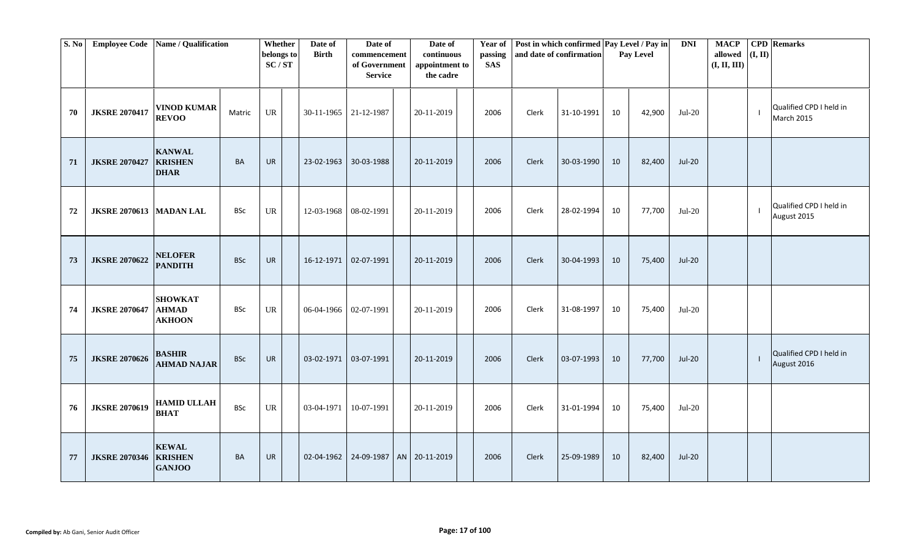| S. No | Employee Code | Name / Qualification | | Whether belongs to SC / ST | | Date of Birth | Date of commencement of Government Service | | Date of continuous appointment to the cadre | | Year of passing SAS | Post in which confirmed and date of confirmation | | Pay Level / Pay in Pay Level | | DNI | MACP allowed (I, II, III) | CPD (I, II) | Remarks |
|---|---|---|---|---|---|---|---|---|---|---|---|---|---|---|---|---|---|---|---|
| 70 | JKSRE 2070417 | VINOD KUMAR REVOO | Matric | UR | | 30-11-1965 | 21-12-1987 | | 20-11-2019 | | 2006 | Clerk | 31-10-1991 | 10 | 42,900 | Jul-20 | | I | Qualified CPD I held in March 2015 |
| 71 | JKSRE 2070427 | KANWAL KRISHEN DHAR | BA | UR | | 23-02-1963 | 30-03-1988 | | 20-11-2019 | | 2006 | Clerk | 30-03-1990 | 10 | 82,400 | Jul-20 | | | |
| 72 | JKSRE 2070613 | MADAN LAL | BSc | UR | | 12-03-1968 | 08-02-1991 | | 20-11-2019 | | 2006 | Clerk | 28-02-1994 | 10 | 77,700 | Jul-20 | | I | Qualified CPD I held in August 2015 |
| 73 | JKSRE 2070622 | NELOFER PANDITH | BSc | UR | | 16-12-1971 | 02-07-1991 | | 20-11-2019 | | 2006 | Clerk | 30-04-1993 | 10 | 75,400 | Jul-20 | | | |
| 74 | JKSRE 2070647 | SHOWKAT AHMAD AKHOON | BSc | UR | | 06-04-1966 | 02-07-1991 | | 20-11-2019 | | 2006 | Clerk | 31-08-1997 | 10 | 75,400 | Jul-20 | | | |
| 75 | JKSRE 2070626 | BASHIR AHMAD NAJAR | BSc | UR | | 03-02-1971 | 03-07-1991 | | 20-11-2019 | | 2006 | Clerk | 03-07-1993 | 10 | 77,700 | Jul-20 | | I | Qualified CPD I held in August 2016 |
| 76 | JKSRE 2070619 | HAMID ULLAH BHAT | BSc | UR | | 03-04-1971 | 10-07-1991 | | 20-11-2019 | | 2006 | Clerk | 31-01-1994 | 10 | 75,400 | Jul-20 | | | |
| 77 | JKSRE 2070346 | KEWAL KRISHEN GANJOO | BA | UR | | 02-04-1962 | 24-09-1987 | AN | 20-11-2019 | | 2006 | Clerk | 25-09-1989 | 10 | 82,400 | Jul-20 | | | |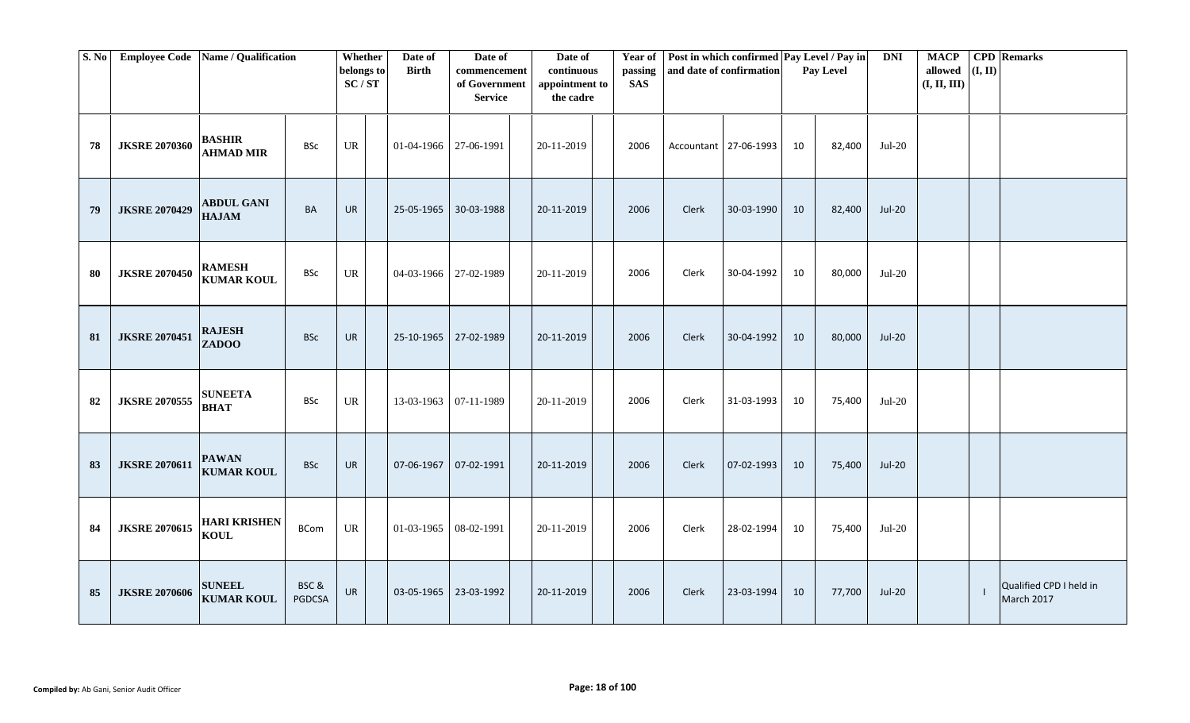| S. No | Employee Code | Name / Qualification | | Whether belongs to SC / ST | | Date of Birth | Date of commencement of Government Service | | Date of continuous appointment to the cadre | | Year of passing SAS | Post in which confirmed and date of confirmation | | Pay Level / Pay in Pay Level | | DNI | MACP allowed (I, II, III) | CPD (I, II) | Remarks |
|---|---|---|---|---|---|---|---|---|---|---|---|---|---|---|---|---|---|---|---|
| 78 | JKSRE 2070360 | BASHIR AHMAD MIR | BSc | UR | | 01-04-1966 | 27-06-1991 | | 20-11-2019 | | 2006 | Accountant | 27-06-1993 | 10 | 82,400 | Jul-20 | | | |
| 79 | JKSRE 2070429 | ABDUL GANI HAJAM | BA | UR | | 25-05-1965 | 30-03-1988 | | 20-11-2019 | | 2006 | Clerk | 30-03-1990 | 10 | 82,400 | Jul-20 | | | |
| 80 | JKSRE 2070450 | RAMESH KUMAR KOUL | BSc | UR | | 04-03-1966 | 27-02-1989 | | 20-11-2019 | | 2006 | Clerk | 30-04-1992 | 10 | 80,000 | Jul-20 | | | |
| 81 | JKSRE 2070451 | RAJESH ZADOO | BSc | UR | | 25-10-1965 | 27-02-1989 | | 20-11-2019 | | 2006 | Clerk | 30-04-1992 | 10 | 80,000 | Jul-20 | | | |
| 82 | JKSRE 2070555 | SUNEETA BHAT | BSc | UR | | 13-03-1963 | 07-11-1989 | | 20-11-2019 | | 2006 | Clerk | 31-03-1993 | 10 | 75,400 | Jul-20 | | | |
| 83 | JKSRE 2070611 | PAWAN KUMAR KOUL | BSc | UR | | 07-06-1967 | 07-02-1991 | | 20-11-2019 | | 2006 | Clerk | 07-02-1993 | 10 | 75,400 | Jul-20 | | | |
| 84 | JKSRE 2070615 | HARI KRISHEN KOUL | BCom | UR | | 01-03-1965 | 08-02-1991 | | 20-11-2019 | | 2006 | Clerk | 28-02-1994 | 10 | 75,400 | Jul-20 | | | |
| 85 | JKSRE 2070606 | SUNEEL KUMAR KOUL | BSC & PGDCSA | UR | | 03-05-1965 | 23-03-1992 | | 20-11-2019 | | 2006 | Clerk | 23-03-1994 | 10 | 77,700 | Jul-20 | | I | Qualified CPD I held in March 2017 |

**Compiled by:** Ab Gani, Senior Audit Officer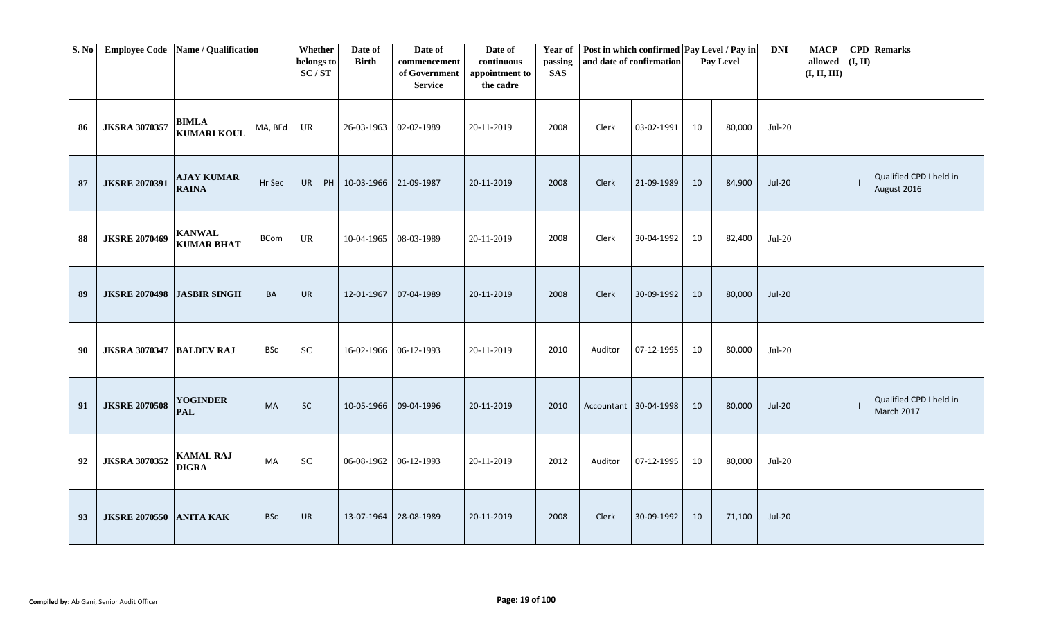| S. No | Employee Code | Name / Qualification | | Whether belongs to SC / ST | | Date of Birth | Date of commencement of Government Service | | Date of continuous appointment to the cadre | | Year of passing SAS | Post in which confirmed and date of confirmation | | Pay Level / Pay in Pay Level | | DNI | MACP allowed (I, II, III) | CPD (I, II) | Remarks |
|---|---|---|---|---|---|---|---|---|---|---|---|---|---|---|---|---|---|---|---|
| 86 | JKSRA 3070357 | BIMLA KUMARI KOUL | MA, BEd | UR | | 26-03-1963 | 02-02-1989 | | 20-11-2019 | | 2008 | Clerk | 03-02-1991 | 10 | 80,000 | Jul-20 | | | |
| 87 | JKSRE 2070391 | AJAY KUMAR RAINA | Hr Sec | UR | PH | 10-03-1966 | 21-09-1987 | | 20-11-2019 | | 2008 | Clerk | 21-09-1989 | 10 | 84,900 | Jul-20 | | I | Qualified CPD I held in August 2016 |
| 88 | JKSRE 2070469 | KANWAL KUMAR BHAT | BCom | UR | | 10-04-1965 | 08-03-1989 | | 20-11-2019 | | 2008 | Clerk | 30-04-1992 | 10 | 82,400 | Jul-20 | | | |
| 89 | JKSRE 2070498 | JASBIR SINGH | BA | UR | | 12-01-1967 | 07-04-1989 | | 20-11-2019 | | 2008 | Clerk | 30-09-1992 | 10 | 80,000 | Jul-20 | | | |
| 90 | JKSRA 3070347 | BALDEV RAJ | BSc | SC | | 16-02-1966 | 06-12-1993 | | 20-11-2019 | | 2010 | Auditor | 07-12-1995 | 10 | 80,000 | Jul-20 | | | |
| 91 | JKSRE 2070508 | YOGINDER PAL | MA | SC | | 10-05-1966 | 09-04-1996 | | 20-11-2019 | | 2010 | Accountant | 30-04-1998 | 10 | 80,000 | Jul-20 | | I | Qualified CPD I held in March 2017 |
| 92 | JKSRA 3070352 | KAMAL RAJ DIGRA | MA | SC | | 06-08-1962 | 06-12-1993 | | 20-11-2019 | | 2012 | Auditor | 07-12-1995 | 10 | 80,000 | Jul-20 | | | |
| 93 | JKSRE 2070550 | ANITA KAK | BSc | UR | | 13-07-1964 | 28-08-1989 | | 20-11-2019 | | 2008 | Clerk | 30-09-1992 | 10 | 71,100 | Jul-20 | | | |

**Compiled by:** Ab Gani, Senior Audit Officer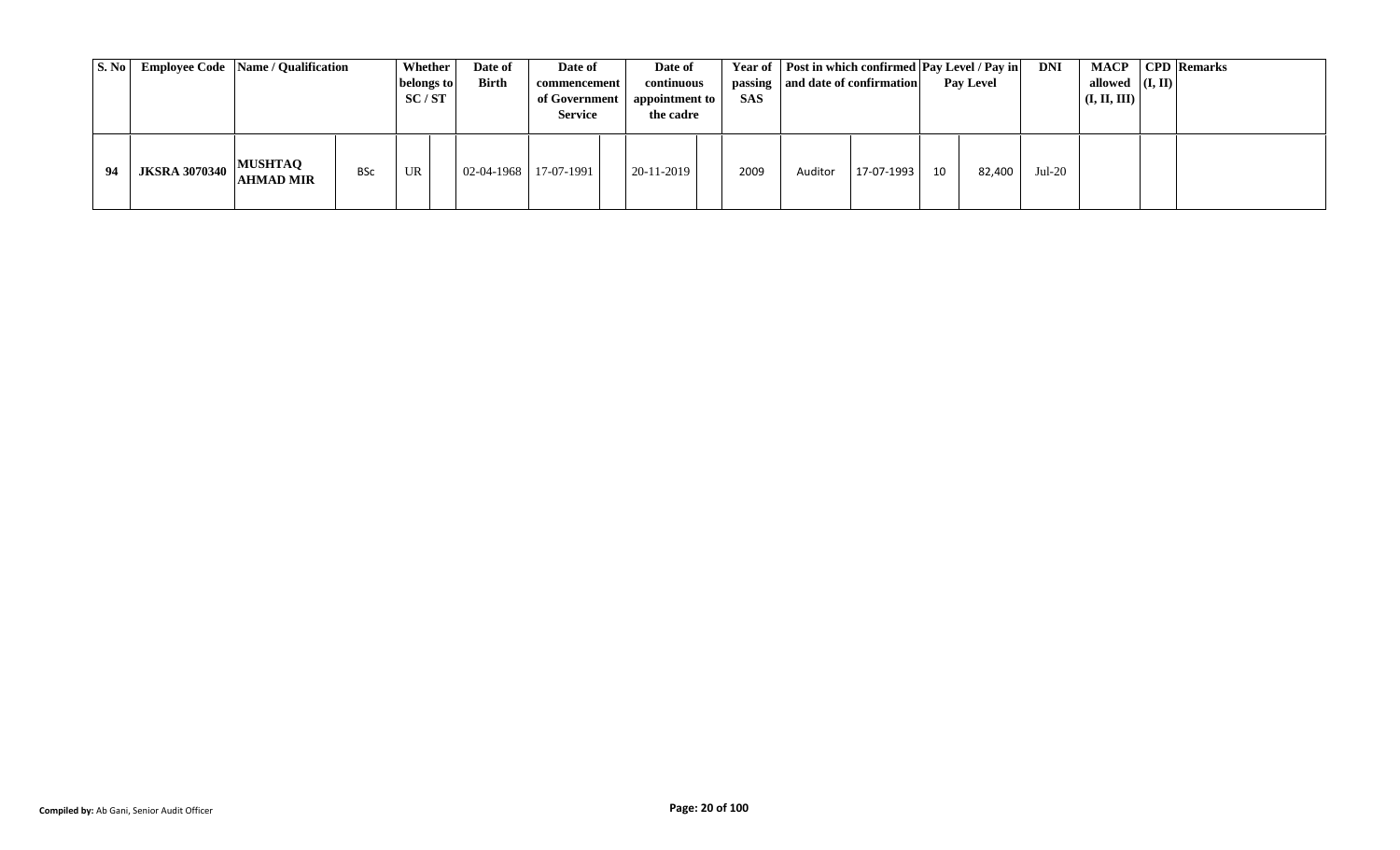| S. No | Employee Code | Name / Qualification | | Whether belongs to SC / ST | | Date of Birth | Date of commencement of Government Service | | Date of continuous appointment to the cadre | | Year of passing SAS | Post in which confirmed and date of confirmation | | Pay Level / Pay in Pay Level | | DNI | MACP allowed (I, II, III) | CPD (I, II) | Remarks |
|---|---|---|---|---|---|---|---|---|---|---|---|---|---|---|---|---|---|---|---|
| 94 | JKSRA 3070340 | MUSHTAQ AHMAD MIR | BSc | UR | | 02-04-1968 | 17-07-1991 | | 20-11-2019 | | 2009 | Auditor | 17-07-1993 | 10 | 82,400 | Jul-20 | | | |

Compiled by: Ab Gani, Senior Audit Officer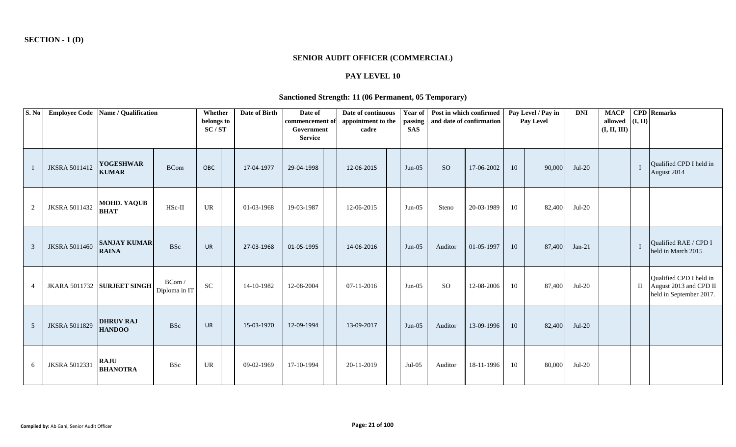**SECTION - 1 (D)**

## SENIOR AUDIT OFFICER (COMMERCIAL)

### PAY LEVEL 10

### Sanctioned Strength: 11 (06 Permanent, 05 Temporary)

| S. No | Employee Code | Name / Qualification | | Whether belongs to SC / ST | | Date of Birth | Date of commencement of Government Service | | Date of continuous appointment to the cadre | | Year of passing SAS | Post in which confirmed and date of confirmation | | Pay Level / Pay in Pay Level | | DNI | MACP allowed (I, II, III) | CPD (I, II) | Remarks |
|---|---|---|---|---|---|---|---|---|---|---|---|---|---|---|---|---|---|---|---|
| 1 | JKSRA 5011412 | **YOGESHWAR KUMAR** | BCom | OBC | | 17-04-1977 | 29-04-1998 | | 12-06-2015 | | Jun-05 | SO | 17-06-2002 | 10 | 90,000 | Jul-20 | | I | Qualified CPD I held in August 2014 |
| 2 | JKSRA 5011432 | **MOHD. YAQUB BHAT** | HSc-II | UR | | 01-03-1968 | 19-03-1987 | | 12-06-2015 | | Jun-05 | Steno | 20-03-1989 | 10 | 82,400 | Jul-20 | | | |
| 3 | JKSRA 5011460 | **SANJAY KUMAR RAINA** | BSc | UR | | 27-03-1968 | 01-05-1995 | | 14-06-2016 | | Jun-05 | Auditor | 01-05-1997 | 10 | 87,400 | Jan-21 | | I | Qualified RAE / CPD I held in March 2015 |
| 4 | JKARA 5011732 | **SURJEET SINGH** | BCom / Diploma in IT | SC | | 14-10-1982 | 12-08-2004 | | 07-11-2016 | | Jun-05 | SO | 12-08-2006 | 10 | 87,400 | Jul-20 | | II | Qualified CPD I held in August 2013 and CPD II held in September 2017. |
| 5 | JKSRA 5011829 | **DHRUV RAJ HANDOO** | BSc | UR | | 15-03-1970 | 12-09-1994 | | 13-09-2017 | | Jun-05 | Auditor | 13-09-1996 | 10 | 82,400 | Jul-20 | | | |
| 6 | JKSRA 5012331 | **RAJU BHANOTRA** | BSc | UR | | 09-02-1969 | 17-10-1994 | | 20-11-2019 | | Jul-05 | Auditor | 18-11-1996 | 10 | 80,000 | Jul-20 | | | |

**Compiled by:** Ab Gani, Senior Audit Officer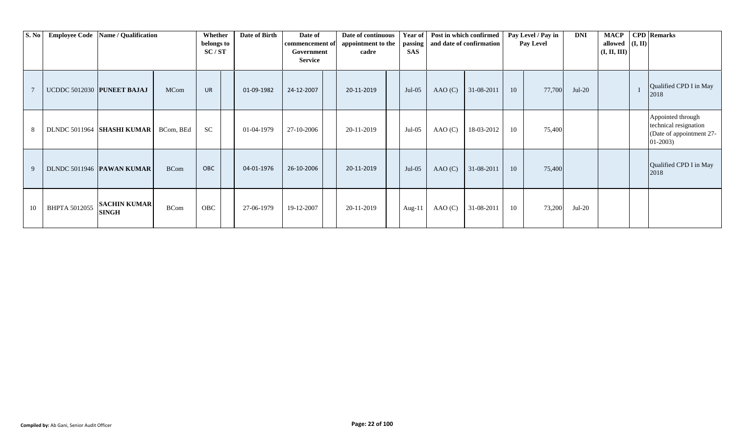| S. No | Employee Code | Name / Qualification | | Whether belongs to SC / ST | | Date of Birth | Date of commencement of Government Service | | Date of continuous appointment to the cadre | | Year of passing SAS | Post in which confirmed and date of confirmation | | Pay Level / Pay in Pay Level | | DNI | MACP allowed (I, II, III) | CPD (I, II) | Remarks |
|---|---|---|---|---|---|---|---|---|---|---|---|---|---|---|---|---|---|---|---|
| 7 | UCDDC 5012030 | **PUNEET BAJAJ** | MCom | UR | | 01-09-1982 | 24-12-2007 | | 20-11-2019 | | Jul-05 | AAO (C) | 31-08-2011 | 10 | 77,700 | Jul-20 | | I | Qualified CPD I in May 2018 |
| 8 | DLNDC 5011964 | **SHASHI KUMAR** | BCom, BEd | SC | | 01-04-1979 | 27-10-2006 | | 20-11-2019 | | Jul-05 | AAO (C) | 18-03-2012 | 10 | 75,400 | | | | Appointed through technical resignation (Date of appointment 27-01-2003) |
| 9 | DLNDC 5011946 | **PAWAN KUMAR** | BCom | OBC | | 04-01-1976 | 26-10-2006 | | 20-11-2019 | | Jul-05 | AAO (C) | 31-08-2011 | 10 | 75,400 | | | | Qualified CPD I in May 2018 |
| 10 | BHPTA 5012055 | **SACHIN KUMAR SINGH** | BCom | OBC | | 27-06-1979 | 19-12-2007 | | 20-11-2019 | | Aug-11 | AAO (C) | 31-08-2011 | 10 | 73,200 | Jul-20 | | | |

**Compiled by:** Ab Gani, Senior Audit Officer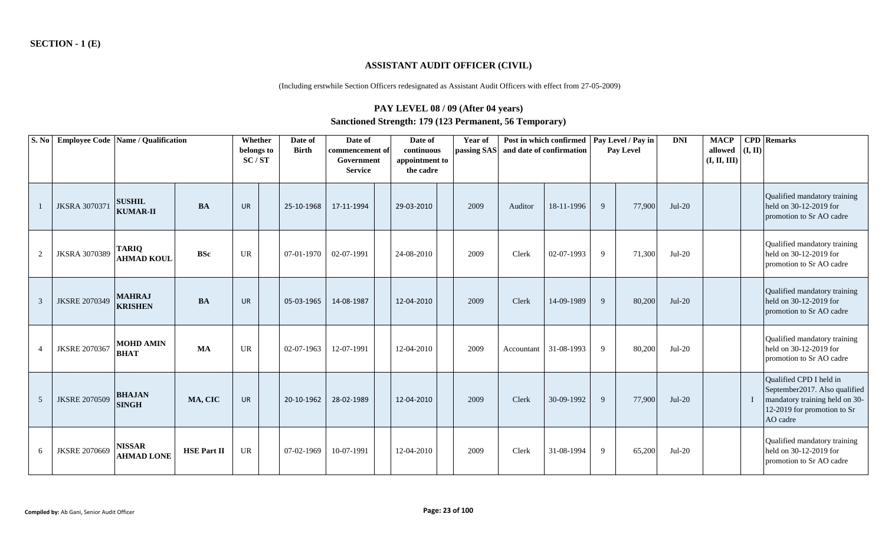**SECTION - 1 (E)**

## ASSISTANT AUDIT OFFICER (CIVIL)

(Including erstwhile Section Officers redesignated as Assistant Audit Officers with effect from 27-05-2009)

### PAY LEVEL 08 / 09 (After 04 years)

### Sanctioned Strength: 179 (123 Permanent, 56 Temporary)

| S. No | Employee Code | Name / Qualification | | Whether belongs to SC / ST | | Date of Birth | Date of commencement of Government Service | | Date of continuous appointment to the cadre | | Year of passing SAS | Post in which confirmed and date of confirmation | | Pay Level / Pay in Pay Level | | DNI | MACP allowed (I, II, III) | CPD (I, II) | Remarks |
|---|---|---|---|---|---|---|---|---|---|---|---|---|---|---|---|---|---|---|---|
| 1 | JKSRA 3070371 | **SUSHIL KUMAR-II** | **BA** | UR | | 25-10-1968 | 17-11-1994 | | 29-03-2010 | | 2009 | Auditor | 18-11-1996 | 9 | 77,900 | Jul-20 | | | Qualified mandatory training held on 30-12-2019 for promotion to Sr AO cadre |
| 2 | JKSRA 3070389 | **TARIQ AHMAD KOUL** | **BSc** | UR | | 07-01-1970 | 02-07-1991 | | 24-08-2010 | | 2009 | Clerk | 02-07-1993 | 9 | 71,300 | Jul-20 | | | Qualified mandatory training held on 30-12-2019 for promotion to Sr AO cadre |
| 3 | JKSRE 2070349 | **MAHRAJ KRISHEN** | **BA** | UR | | 05-03-1965 | 14-08-1987 | | 12-04-2010 | | 2009 | Clerk | 14-09-1989 | 9 | 80,200 | Jul-20 | | | Qualified mandatory training held on 30-12-2019 for promotion to Sr AO cadre |
| 4 | JKSRE 2070367 | **MOHD AMIN BHAT** | **MA** | UR | | 02-07-1963 | 12-07-1991 | | 12-04-2010 | | 2009 | Accountant | 31-08-1993 | 9 | 80,200 | Jul-20 | | | Qualified mandatory training held on 30-12-2019 for promotion to Sr AO cadre |
| 5 | JKSRE 2070509 | **BHAJAN SINGH** | **MA, CIC** | UR | | 20-10-1962 | 28-02-1989 | | 12-04-2010 | | 2009 | Clerk | 30-09-1992 | 9 | 77,900 | Jul-20 | | I | Qualified CPD I held in September2017. Also qualified mandatory training held on 30-12-2019 for promotion to Sr AO cadre |
| 6 | JKSRE 2070669 | **NISSAR AHMAD LONE** | **HSE Part II** | UR | | 07-02-1969 | 10-07-1991 | | 12-04-2010 | | 2009 | Clerk | 31-08-1994 | 9 | 65,200 | Jul-20 | | | Qualified mandatory training held on 30-12-2019 for promotion to Sr AO cadre |

**Compiled by:** Ab Gani, Senior Audit Officer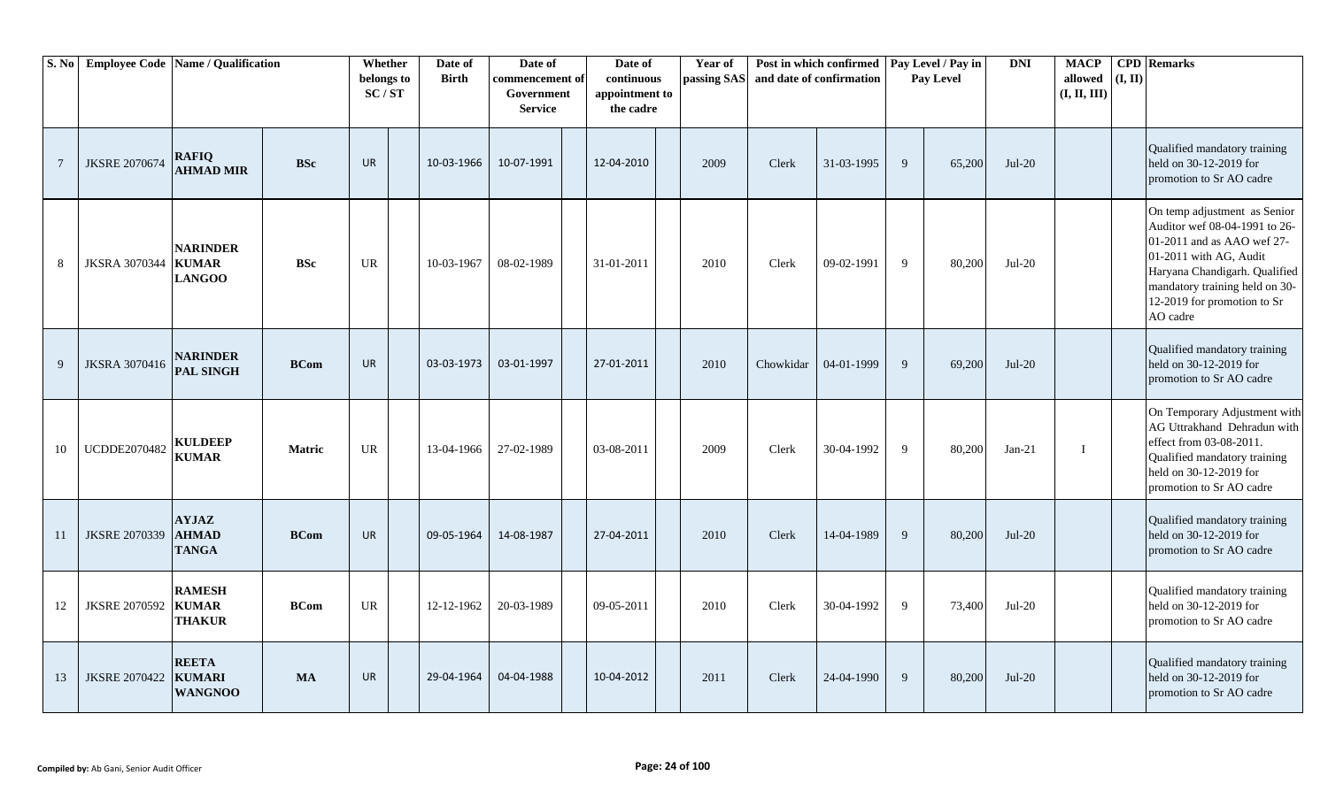| S. No | Employee Code | Name / Qualification | | Whether belongs to SC / ST | Date of Birth | Date of commencement of Government Service | Date of continuous appointment to the cadre | Year of passing SAS | Post in which confirmed and date of confirmation | | Pay Level / Pay in Pay Level | | DNI | MACP allowed (I, II, III) | CPD (I, II) | Remarks |
|---|---|---|---|---|---|---|---|---|---|---|---|---|---|---|---|---|
| 7 | JKSRE 2070674 | RAFIQ AHMAD MIR | BSc | UR | 10-03-1966 | 10-07-1991 | 12-04-2010 | 2009 | Clerk | 31-03-1995 | 9 | 65,200 | Jul-20 | | | Qualified mandatory training held on 30-12-2019 for promotion to Sr AO cadre |
| 8 | JKSRA 3070344 | NARINDER KUMAR LANGOO | BSc | UR | 10-03-1967 | 08-02-1989 | 31-01-2011 | 2010 | Clerk | 09-02-1991 | 9 | 80,200 | Jul-20 | | | On temp adjustment as Senior Auditor wef 08-04-1991 to 26-01-2011 and as AAO wef 27-01-2011 with AG, Audit Haryana Chandigarh. Qualified mandatory training held on 30-12-2019 for promotion to Sr AO cadre |
| 9 | JKSRA 3070416 | NARINDER PAL SINGH | BCom | UR | 03-03-1973 | 03-01-1997 | 27-01-2011 | 2010 | Chowkidar | 04-01-1999 | 9 | 69,200 | Jul-20 | | | Qualified mandatory training held on 30-12-2019 for promotion to Sr AO cadre |
| 10 | UCDDE2070482 | KULDEEP KUMAR | Matric | UR | 13-04-1966 | 27-02-1989 | 03-08-2011 | 2009 | Clerk | 30-04-1992 | 9 | 80,200 | Jan-21 | I | | On Temporary Adjustment with AG Uttrakhand Dehradun with effect from 03-08-2011. Qualified mandatory training held on 30-12-2019 for promotion to Sr AO cadre |
| 11 | JKSRE 2070339 | AYJAZ AHMAD TANGA | BCom | UR | 09-05-1964 | 14-08-1987 | 27-04-2011 | 2010 | Clerk | 14-04-1989 | 9 | 80,200 | Jul-20 | | | Qualified mandatory training held on 30-12-2019 for promotion to Sr AO cadre |
| 12 | JKSRE 2070592 | RAMESH KUMAR THAKUR | BCom | UR | 12-12-1962 | 20-03-1989 | 09-05-2011 | 2010 | Clerk | 30-04-1992 | 9 | 73,400 | Jul-20 | | | Qualified mandatory training held on 30-12-2019 for promotion to Sr AO cadre |
| 13 | JKSRE 2070422 | REETA KUMARI WANGNOO | MA | UR | 29-04-1964 | 04-04-1988 | 10-04-2012 | 2011 | Clerk | 24-04-1990 | 9 | 80,200 | Jul-20 | | | Qualified mandatory training held on 30-12-2019 for promotion to Sr AO cadre |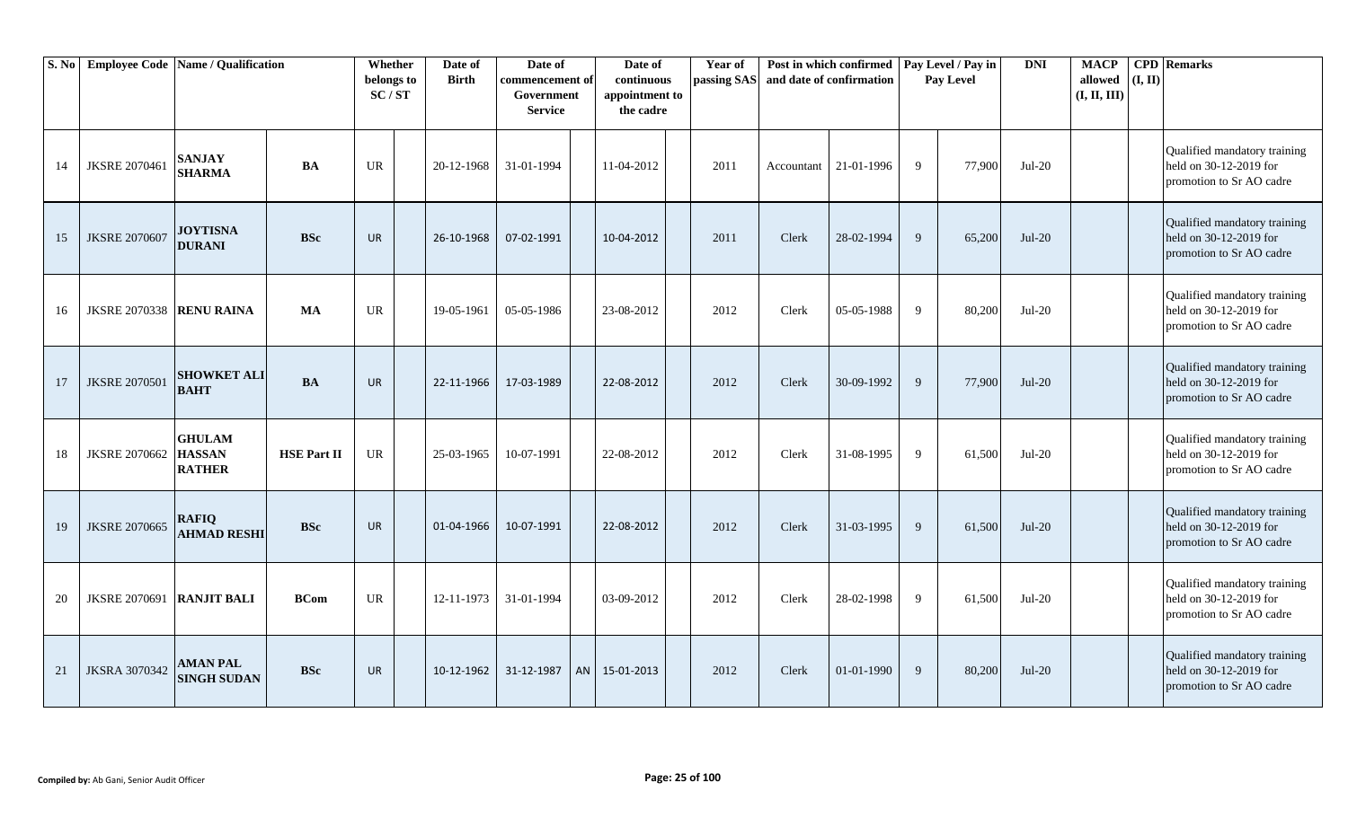| S. No | Employee Code | Name / Qualification | | Whether belongs to SC / ST | | Date of Birth | Date of commencement of Government Service | | Date of continuous appointment to the cadre | | Year of passing SAS | Post in which confirmed and date of confirmation | | Pay Level / Pay in Pay Level | | DNI | MACP allowed (I, II, III) | CPD (I, II) | Remarks |
|---|---|---|---|---|---|---|---|---|---|---|---|---|---|---|---|---|---|---|---|
| 14 | JKSRE 2070461 | **SANJAY SHARMA** | **BA** | UR | | 20-12-1968 | 31-01-1994 | | 11-04-2012 | | 2011 | Accountant | 21-01-1996 | 9 | 77,900 | Jul-20 | | | Qualified mandatory training held on 30-12-2019 for promotion to Sr AO cadre |
| 15 | JKSRE 2070607 | **JOYTISNA DURANI** | **BSc** | UR | | 26-10-1968 | 07-02-1991 | | 10-04-2012 | | 2011 | Clerk | 28-02-1994 | 9 | 65,200 | Jul-20 | | | Qualified mandatory training held on 30-12-2019 for promotion to Sr AO cadre |
| 16 | JKSRE 2070338 | **RENU RAINA** | **MA** | UR | | 19-05-1961 | 05-05-1986 | | 23-08-2012 | | 2012 | Clerk | 05-05-1988 | 9 | 80,200 | Jul-20 | | | Qualified mandatory training held on 30-12-2019 for promotion to Sr AO cadre |
| 17 | JKSRE 2070501 | **SHOWKET ALI BAHT** | **BA** | UR | | 22-11-1966 | 17-03-1989 | | 22-08-2012 | | 2012 | Clerk | 30-09-1992 | 9 | 77,900 | Jul-20 | | | Qualified mandatory training held on 30-12-2019 for promotion to Sr AO cadre |
| 18 | JKSRE 2070662 | **GHULAM HASSAN RATHER** | **HSE Part II** | UR | | 25-03-1965 | 10-07-1991 | | 22-08-2012 | | 2012 | Clerk | 31-08-1995 | 9 | 61,500 | Jul-20 | | | Qualified mandatory training held on 30-12-2019 for promotion to Sr AO cadre |
| 19 | JKSRE 2070665 | **RAFIQ AHMAD RESHI** | **BSc** | UR | | 01-04-1966 | 10-07-1991 | | 22-08-2012 | | 2012 | Clerk | 31-03-1995 | 9 | 61,500 | Jul-20 | | | Qualified mandatory training held on 30-12-2019 for promotion to Sr AO cadre |
| 20 | JKSRE 2070691 | **RANJIT BALI** | **BCom** | UR | | 12-11-1973 | 31-01-1994 | | 03-09-2012 | | 2012 | Clerk | 28-02-1998 | 9 | 61,500 | Jul-20 | | | Qualified mandatory training held on 30-12-2019 for promotion to Sr AO cadre |
| 21 | JKSRA 3070342 | **AMAN PAL SINGH SUDAN** | **BSc** | UR | | 10-12-1962 | 31-12-1987 | AN | 15-01-2013 | | 2012 | Clerk | 01-01-1990 | 9 | 80,200 | Jul-20 | | | Qualified mandatory training held on 30-12-2019 for promotion to Sr AO cadre |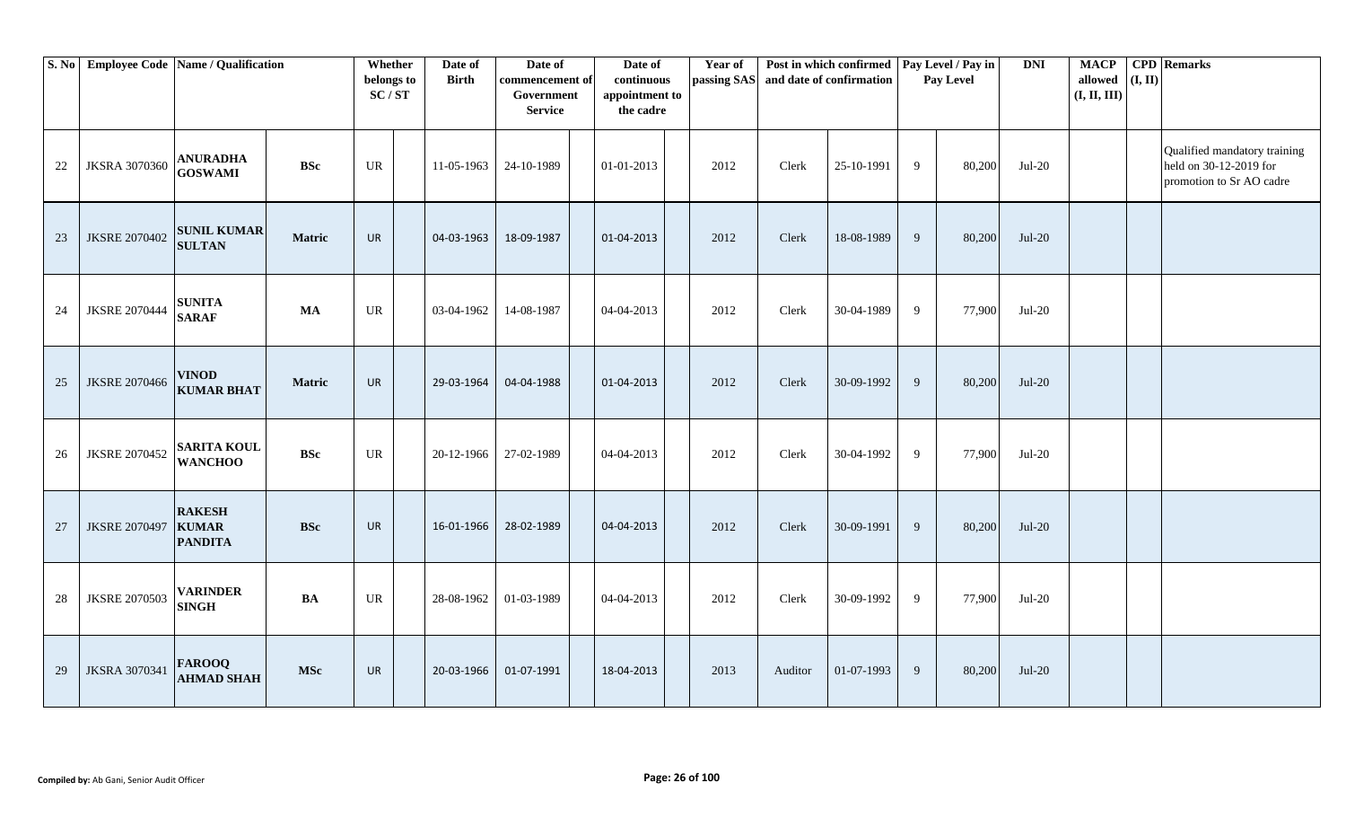| S. No | Employee Code | Name / Qualification | | Whether belongs to SC / ST | | Date of Birth | Date of commencement of Government Service | | Date of continuous appointment to the cadre | | Year of passing SAS | Post in which confirmed and date of confirmation | | Pay Level / Pay in Pay Level | | DNI | MACP allowed (I, II, III) | CPD (I, II) | Remarks |
|---|---|---|---|---|---|---|---|---|---|---|---|---|---|---|---|---|---|---|---|
| 22 | JKSRA 3070360 | **ANURADHA GOSWAMI** | **BSc** | UR | | 11-05-1963 | 24-10-1989 | | 01-01-2013 | | 2012 | Clerk | 25-10-1991 | 9 | 80,200 | Jul-20 | | | Qualified mandatory training held on 30-12-2019 for promotion to Sr AO cadre |
| 23 | JKSRE 2070402 | **SUNIL KUMAR SULTAN** | **Matric** | UR | | 04-03-1963 | 18-09-1987 | | 01-04-2013 | | 2012 | Clerk | 18-08-1989 | 9 | 80,200 | Jul-20 | | | |
| 24 | JKSRE 2070444 | **SUNITA SARAF** | **MA** | UR | | 03-04-1962 | 14-08-1987 | | 04-04-2013 | | 2012 | Clerk | 30-04-1989 | 9 | 77,900 | Jul-20 | | | |
| 25 | JKSRE 2070466 | **VINOD KUMAR BHAT** | **Matric** | UR | | 29-03-1964 | 04-04-1988 | | 01-04-2013 | | 2012 | Clerk | 30-09-1992 | 9 | 80,200 | Jul-20 | | | |
| 26 | JKSRE 2070452 | **SARITA KOUL WANCHOO** | **BSc** | UR | | 20-12-1966 | 27-02-1989 | | 04-04-2013 | | 2012 | Clerk | 30-04-1992 | 9 | 77,900 | Jul-20 | | | |
| 27 | JKSRE 2070497 | **RAKESH KUMAR PANDITA** | **BSc** | UR | | 16-01-1966 | 28-02-1989 | | 04-04-2013 | | 2012 | Clerk | 30-09-1991 | 9 | 80,200 | Jul-20 | | | |
| 28 | JKSRE 2070503 | **VARINDER SINGH** | **BA** | UR | | 28-08-1962 | 01-03-1989 | | 04-04-2013 | | 2012 | Clerk | 30-09-1992 | 9 | 77,900 | Jul-20 | | | |
| 29 | JKSRA 3070341 | **FAROOQ AHMAD SHAH** | **MSc** | UR | | 20-03-1966 | 01-07-1991 | | 18-04-2013 | | 2013 | Auditor | 01-07-1993 | 9 | 80,200 | Jul-20 | | | |

**Compiled by:** Ab Gani, Senior Audit Officer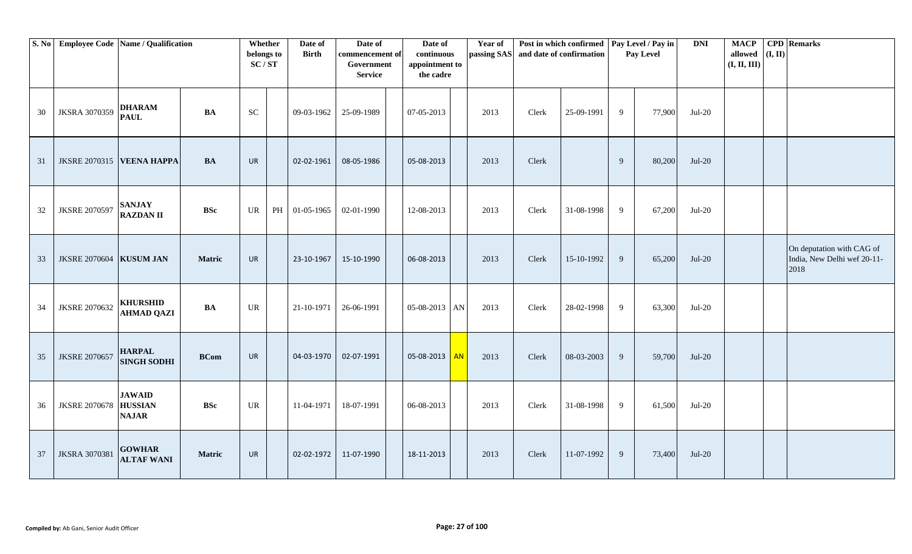| S. No | Employee Code | Name / Qualification | | Whether belongs to SC / ST | | Date of Birth | Date of commencement of Government Service | | Date of continuous appointment to the cadre | | Year of passing SAS | Post in which confirmed and date of confirmation | | Pay Level / Pay in Pay Level | | DNI | MACP allowed (I, II, III) | CPD (I, II) | Remarks |
|---|---|---|---|---|---|---|---|---|---|---|---|---|---|---|---|---|---|---|---|
| 30 | JKSRA 3070359 | DHARAM PAUL | BA | SC | | 09-03-1962 | 25-09-1989 | | 07-05-2013 | | 2013 | Clerk | 25-09-1991 | 9 | 77,900 | Jul-20 | | | |
| 31 | JKSRE 2070315 | VEENA HAPPA | BA | UR | | 02-02-1961 | 08-05-1986 | | 05-08-2013 | | 2013 | Clerk | | 9 | 80,200 | Jul-20 | | | |
| 32 | JKSRE 2070597 | SANJAY RAZDAN II | BSc | UR | PH | 01-05-1965 | 02-01-1990 | | 12-08-2013 | | 2013 | Clerk | 31-08-1998 | 9 | 67,200 | Jul-20 | | | |
| 33 | JKSRE 2070604 | KUSUM JAN | Matric | UR | | 23-10-1967 | 15-10-1990 | | 06-08-2013 | | 2013 | Clerk | 15-10-1992 | 9 | 65,200 | Jul-20 | | | On deputation with CAG of India, New Delhi wef 20-11-2018 |
| 34 | JKSRE 2070632 | KHURSHID AHMAD QAZI | BA | UR | | 21-10-1971 | 26-06-1991 | | 05-08-2013 | AN | 2013 | Clerk | 28-02-1998 | 9 | 63,300 | Jul-20 | | | |
| 35 | JKSRE 2070657 | HARPAL SINGH SODHI | BCom | UR | | 04-03-1970 | 02-07-1991 | | 05-08-2013 | AN | 2013 | Clerk | 08-03-2003 | 9 | 59,700 | Jul-20 | | | |
| 36 | JKSRE 2070678 | JAWAID HUSSIAN NAJAR | BSc | UR | | 11-04-1971 | 18-07-1991 | | 06-08-2013 | | 2013 | Clerk | 31-08-1998 | 9 | 61,500 | Jul-20 | | | |
| 37 | JKSRA 3070381 | GOWHAR ALTAF WANI | Matric | UR | | 02-02-1972 | 11-07-1990 | | 18-11-2013 | | 2013 | Clerk | 11-07-1992 | 9 | 73,400 | Jul-20 | | | |

**Compiled by:** Ab Gani, Senior Audit Officer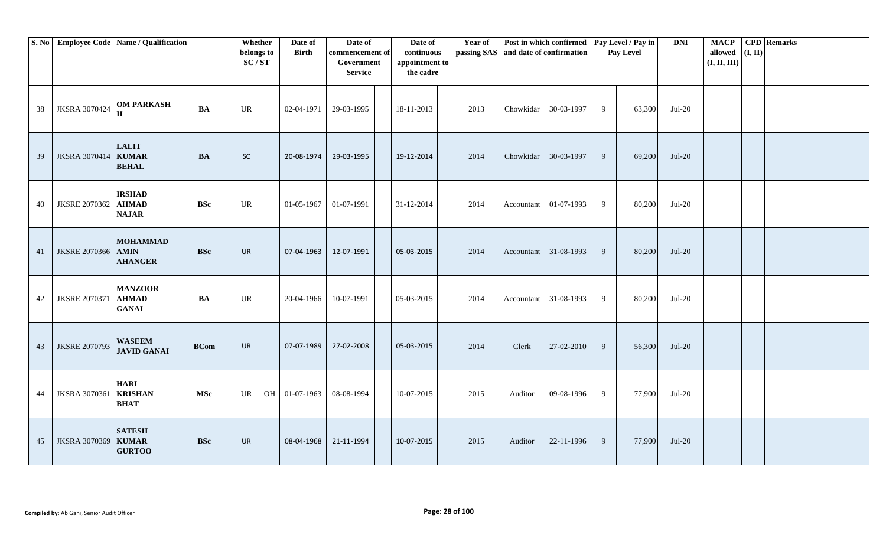| S. No | Employee Code | Name / Qualification | | Whether belongs to SC / ST | | Date of Birth | Date of commencement of Government Service | | Date of continuous appointment to the cadre | | Year of passing SAS | Post in which confirmed and date of confirmation | | Pay Level / Pay in Pay Level | | DNI | MACP allowed (I, II, III) | CPD (I, II) | Remarks |
|---|---|---|---|---|---|---|---|---|---|---|---|---|---|---|---|---|---|---|---|
| 38 | JKSRA 3070424 | **OM PARKASH II** | **BA** | UR | | 02-04-1971 | 29-03-1995 | | 18-11-2013 | | 2013 | Chowkidar | 30-03-1997 | 9 | 63,300 | Jul-20 | | | |
| 39 | JKSRA 3070414 | **LALIT KUMAR BEHAL** | **BA** | SC | | 20-08-1974 | 29-03-1995 | | 19-12-2014 | | 2014 | Chowkidar | 30-03-1997 | 9 | 69,200 | Jul-20 | | | |
| 40 | JKSRE 2070362 | **IRSHAD AHMAD NAJAR** | **BSc** | UR | | 01-05-1967 | 01-07-1991 | | 31-12-2014 | | 2014 | Accountant | 01-07-1993 | 9 | 80,200 | Jul-20 | | | |
| 41 | JKSRE 2070366 | **MOHAMMAD AMIN AHANGER** | **BSc** | UR | | 07-04-1963 | 12-07-1991 | | 05-03-2015 | | 2014 | Accountant | 31-08-1993 | 9 | 80,200 | Jul-20 | | | |
| 42 | JKSRE 2070371 | **MANZOOR AHMAD GANAI** | **BA** | UR | | 20-04-1966 | 10-07-1991 | | 05-03-2015 | | 2014 | Accountant | 31-08-1993 | 9 | 80,200 | Jul-20 | | | |
| 43 | JKSRE 2070793 | **WASEEM JAVID GANAI** | **BCom** | UR | | 07-07-1989 | 27-02-2008 | | 05-03-2015 | | 2014 | Clerk | 27-02-2010 | 9 | 56,300 | Jul-20 | | | |
| 44 | JKSRA 3070361 | **HARI KRISHAN BHAT** | **MSc** | UR | OH | 01-07-1963 | 08-08-1994 | | 10-07-2015 | | 2015 | Auditor | 09-08-1996 | 9 | 77,900 | Jul-20 | | | |
| 45 | JKSRA 3070369 | **SATESH KUMAR GURTOO** | **BSc** | UR | | 08-04-1968 | 21-11-1994 | | 10-07-2015 | | 2015 | Auditor | 22-11-1996 | 9 | 77,900 | Jul-20 | | | |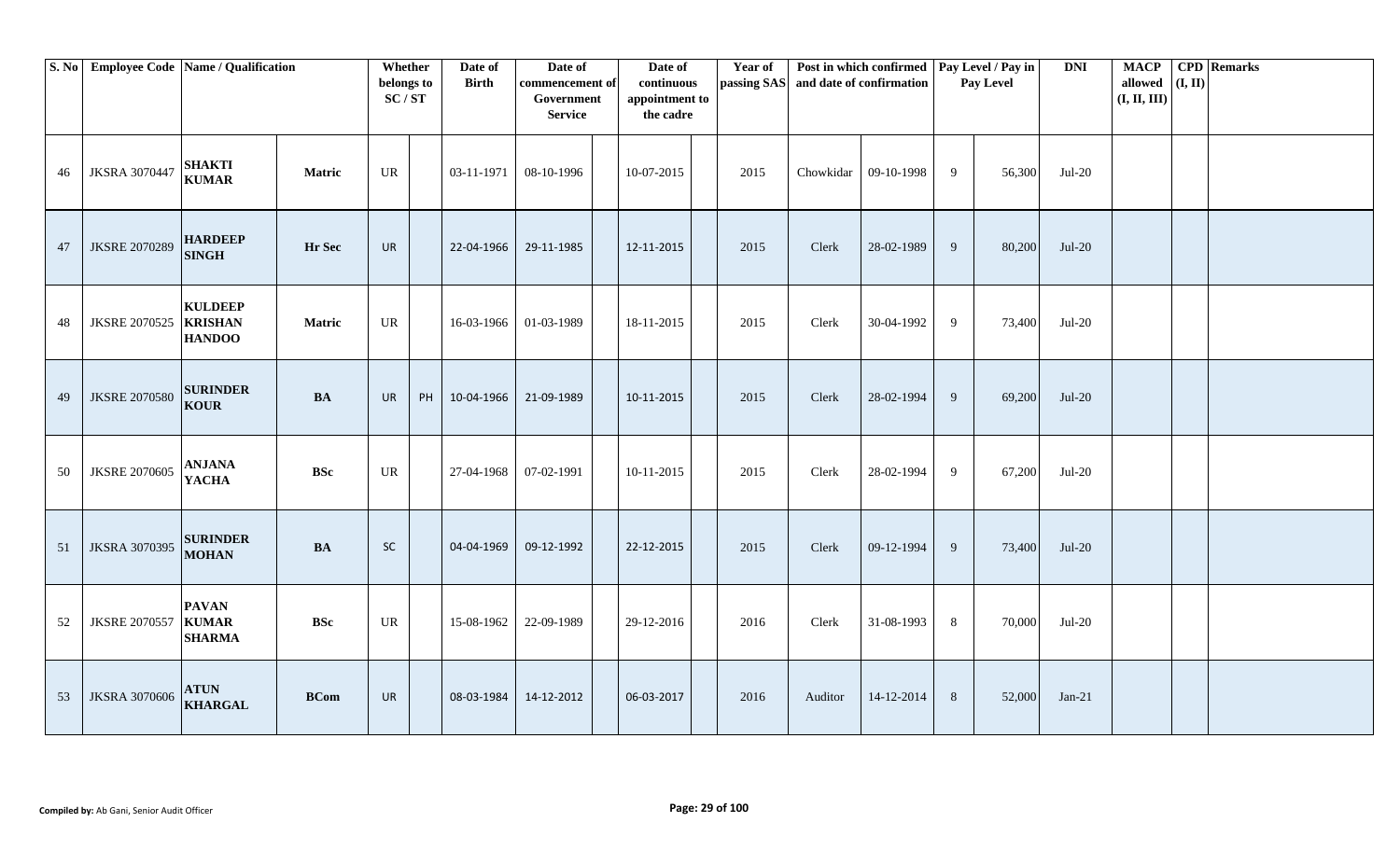| S. No | Employee Code | Name / Qualification | | Whether belongs to SC / ST | | Date of Birth | Date of commencement of Government Service | | Date of continuous appointment to the cadre | | Year of passing SAS | Post in which confirmed and date of confirmation | | Pay Level / Pay in Pay Level | | DNI | MACP allowed (I, II, III) | CPD (I, II) | Remarks |
|---|---|---|---|---|---|---|---|---|---|---|---|---|---|---|---|---|---|---|---|
| 46 | JKSRA 3070447 | SHAKTI KUMAR | Matric | UR | | 03-11-1971 | 08-10-1996 | | 10-07-2015 | | 2015 | Chowkidar | 09-10-1998 | 9 | 56,300 | Jul-20 | | | |
| 47 | JKSRE 2070289 | HARDEEP SINGH | Hr Sec | UR | | 22-04-1966 | 29-11-1985 | | 12-11-2015 | | 2015 | Clerk | 28-02-1989 | 9 | 80,200 | Jul-20 | | | |
| 48 | JKSRE 2070525 | KULDEEP KRISHAN HANDOO | Matric | UR | | 16-03-1966 | 01-03-1989 | | 18-11-2015 | | 2015 | Clerk | 30-04-1992 | 9 | 73,400 | Jul-20 | | | |
| 49 | JKSRE 2070580 | SURINDER KOUR | BA | UR | PH | 10-04-1966 | 21-09-1989 | | 10-11-2015 | | 2015 | Clerk | 28-02-1994 | 9 | 69,200 | Jul-20 | | | |
| 50 | JKSRE 2070605 | ANJANA YACHA | BSc | UR | | 27-04-1968 | 07-02-1991 | | 10-11-2015 | | 2015 | Clerk | 28-02-1994 | 9 | 67,200 | Jul-20 | | | |
| 51 | JKSRA 3070395 | SURINDER MOHAN | BA | SC | | 04-04-1969 | 09-12-1992 | | 22-12-2015 | | 2015 | Clerk | 09-12-1994 | 9 | 73,400 | Jul-20 | | | |
| 52 | JKSRE 2070557 | PAVAN KUMAR SHARMA | BSc | UR | | 15-08-1962 | 22-09-1989 | | 29-12-2016 | | 2016 | Clerk | 31-08-1993 | 8 | 70,000 | Jul-20 | | | |
| 53 | JKSRA 3070606 | ATUN KHARGAL | BCom | UR | | 08-03-1984 | 14-12-2012 | | 06-03-2017 | | 2016 | Auditor | 14-12-2014 | 8 | 52,000 | Jan-21 | | | |

**Compiled by:** Ab Gani, Senior Audit Officer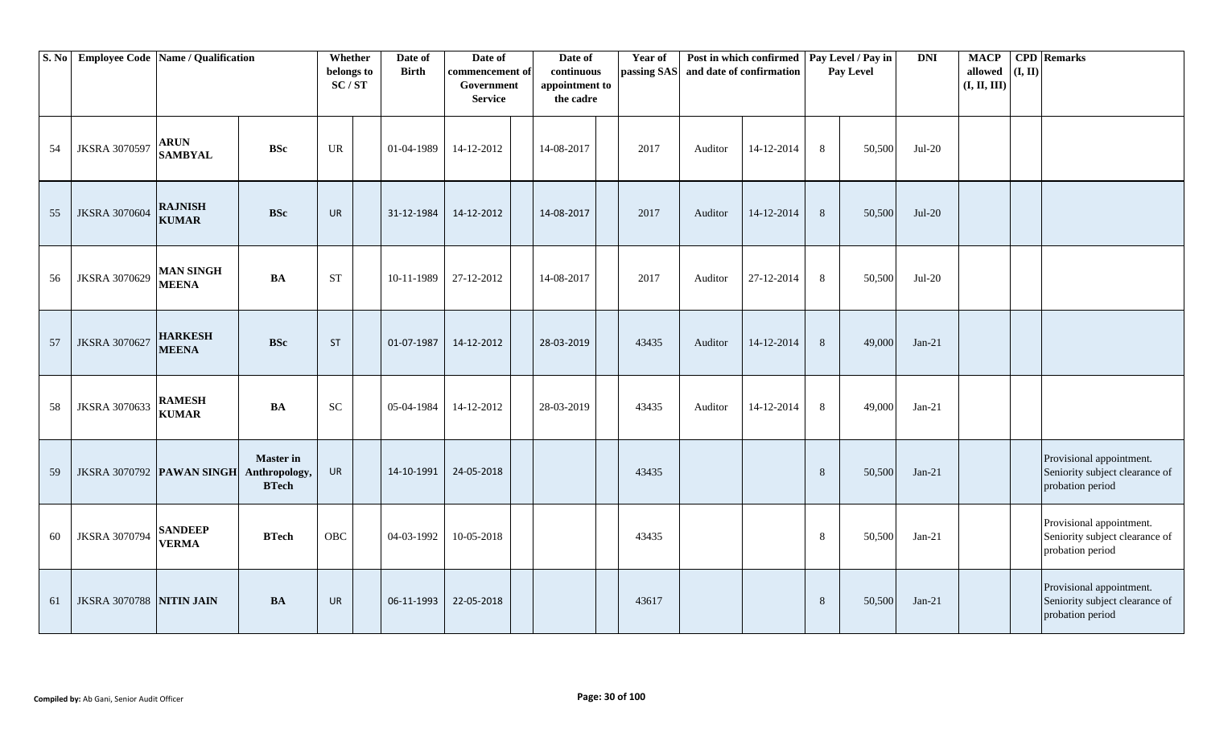| S. No | Employee Code | Name / Qualification | | Whether belongs to SC / ST | | Date of Birth | Date of commencement of Government Service | | Date of continuous appointment to the cadre | | Year of passing SAS | Post in which confirmed and date of confirmation | | Pay Level / Pay in Pay Level | | DNI | MACP allowed (I, II, III) | CPD (I, II) | Remarks |
|---|---|---|---|---|---|---|---|---|---|---|---|---|---|---|---|---|---|---|---|
| 54 | JKSRA 3070597 | ARUN SAMBYAL | BSc | UR | | 01-04-1989 | 14-12-2012 | | 14-08-2017 | | 2017 | Auditor | 14-12-2014 | 8 | 50,500 | Jul-20 | | | |
| 55 | JKSRA 3070604 | RAJNISH KUMAR | BSc | UR | | 31-12-1984 | 14-12-2012 | | 14-08-2017 | | 2017 | Auditor | 14-12-2014 | 8 | 50,500 | Jul-20 | | | |
| 56 | JKSRA 3070629 | MAN SINGH MEENA | BA | ST | | 10-11-1989 | 27-12-2012 | | 14-08-2017 | | 2017 | Auditor | 27-12-2014 | 8 | 50,500 | Jul-20 | | | |
| 57 | JKSRA 3070627 | HARKESH MEENA | BSc | ST | | 01-07-1987 | 14-12-2012 | | 28-03-2019 | | 43435 | Auditor | 14-12-2014 | 8 | 49,000 | Jan-21 | | | |
| 58 | JKSRA 3070633 | RAMESH KUMAR | BA | SC | | 05-04-1984 | 14-12-2012 | | 28-03-2019 | | 43435 | Auditor | 14-12-2014 | 8 | 49,000 | Jan-21 | | | |
| 59 | JKSRA 3070792 | PAWAN SINGH | Master in Anthropology, BTech | UR | | 14-10-1991 | 24-05-2018 | | | | 43435 | | | 8 | 50,500 | Jan-21 | | | Provisional appointment. Seniority subject clearance of probation period |
| 60 | JKSRA 3070794 | SANDEEP VERMA | BTech | OBC | | 04-03-1992 | 10-05-2018 | | | | 43435 | | | 8 | 50,500 | Jan-21 | | | Provisional appointment. Seniority subject clearance of probation period |
| 61 | JKSRA 3070788 | NITIN JAIN | BA | UR | | 06-11-1993 | 22-05-2018 | | | | 43617 | | | 8 | 50,500 | Jan-21 | | | Provisional appointment. Seniority subject clearance of probation period |

**Compiled by:** Ab Gani, Senior Audit Officer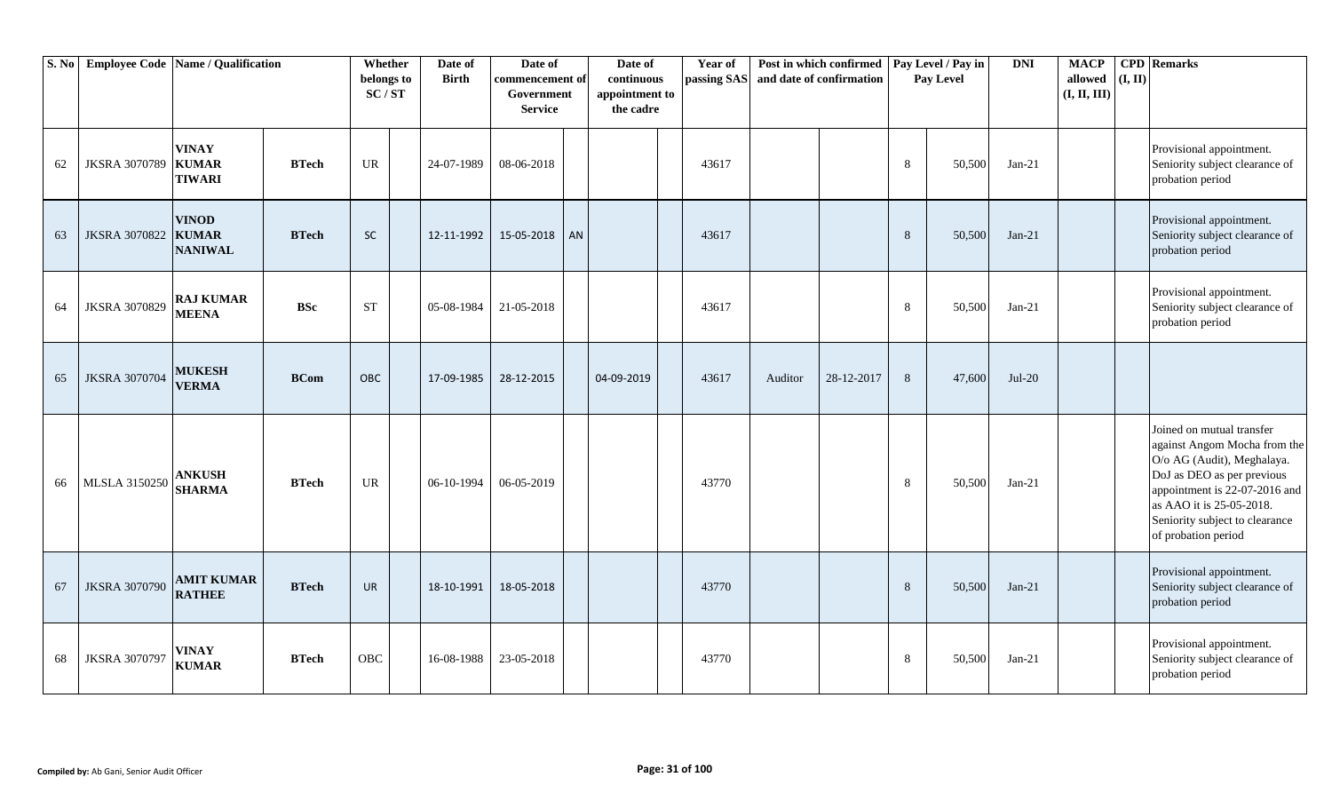| S. No | Employee Code | Name / Qualification | | Whether belongs to SC / ST | | Date of Birth | Date of commencement of Government Service | | Date of continuous appointment to the cadre | | Year of passing SAS | Post in which confirmed and date of confirmation | | Pay Level / Pay in Pay Level | | DNI | MACP allowed (I, II, III) | CPD (I, II) | Remarks |
|---|---|---|---|---|---|---|---|---|---|---|---|---|---|---|---|---|---|---|---|
| 62 | JKSRA 3070789 | **VINAY KUMAR TIWARI** | **BTech** | UR | | 24-07-1989 | 08-06-2018 | | | | 43617 | | | 8 | 50,500 | Jan-21 | | | Provisional appointment. Seniority subject clearance of probation period |
| 63 | JKSRA 3070822 | **VINOD KUMAR NANIWAL** | **BTech** | SC | | 12-11-1992 | 15-05-2018 | AN | | | 43617 | | | 8 | 50,500 | Jan-21 | | | Provisional appointment. Seniority subject clearance of probation period |
| 64 | JKSRA 3070829 | **RAJ KUMAR MEENA** | **BSc** | ST | | 05-08-1984 | 21-05-2018 | | | | 43617 | | | 8 | 50,500 | Jan-21 | | | Provisional appointment. Seniority subject clearance of probation period |
| 65 | JKSRA 3070704 | **MUKESH VERMA** | **BCom** | OBC | | 17-09-1985 | 28-12-2015 | | 04-09-2019 | | 43617 | Auditor | 28-12-2017 | 8 | 47,600 | Jul-20 | | | |
| 66 | MLSLA 3150250 | **ANKUSH SHARMA** | **BTech** | UR | | 06-10-1994 | 06-05-2019 | | | | 43770 | | | 8 | 50,500 | Jan-21 | | | Joined on mutual transfer against Angom Mocha from the O/o AG (Audit), Meghalaya. DoJ as DEO as per previous appointment is 22-07-2016 and as AAO it is 25-05-2018. Seniority subject to clearance of probation period |
| 67 | JKSRA 3070790 | **AMIT KUMAR RATHEE** | **BTech** | UR | | 18-10-1991 | 18-05-2018 | | | | 43770 | | | 8 | 50,500 | Jan-21 | | | Provisional appointment. Seniority subject clearance of probation period |
| 68 | JKSRA 3070797 | **VINAY KUMAR** | **BTech** | OBC | | 16-08-1988 | 23-05-2018 | | | | 43770 | | | 8 | 50,500 | Jan-21 | | | Provisional appointment. Seniority subject clearance of probation period |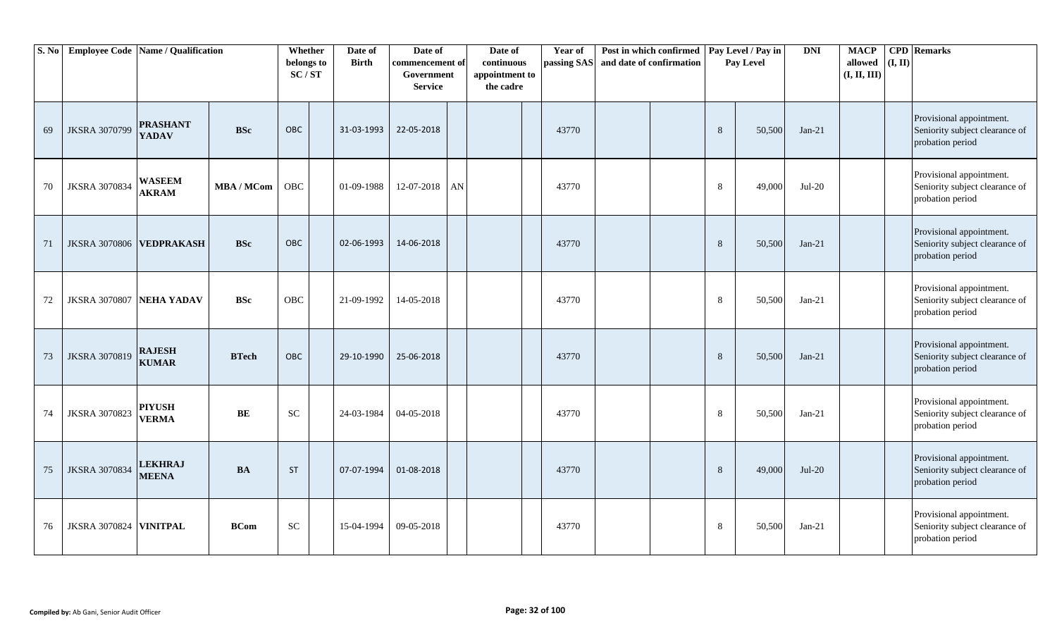| S. No | Employee Code | Name / Qualification | | Whether belongs to SC / ST | | Date of Birth | Date of commencement of Government Service | | Date of continuous appointment to the cadre | | Year of passing SAS | Post in which confirmed and date of confirmation | | Pay Level / Pay in Pay Level | | DNI | MACP allowed (I, II, III) | CPD (I, II) | Remarks |
|---|---|---|---|---|---|---|---|---|---|---|---|---|---|---|---|---|---|---|---|
| 69 | JKSRA 3070799 | **PRASHANT YADAV** | **BSc** | OBC | | 31-03-1993 | 22-05-2018 | | | | 43770 | | | 8 | 50,500 | Jan-21 | | | Provisional appointment. Seniority subject clearance of probation period |
| 70 | JKSRA 3070834 | **WASEEM AKRAM** | **MBA / MCom** | OBC | | 01-09-1988 | 12-07-2018 | AN | | | 43770 | | | 8 | 49,000 | Jul-20 | | | Provisional appointment. Seniority subject clearance of probation period |
| 71 | JKSRA 3070806 | **VEDPRAKASH** | **BSc** | OBC | | 02-06-1993 | 14-06-2018 | | | | 43770 | | | 8 | 50,500 | Jan-21 | | | Provisional appointment. Seniority subject clearance of probation period |
| 72 | JKSRA 3070807 | **NEHA YADAV** | **BSc** | OBC | | 21-09-1992 | 14-05-2018 | | | | 43770 | | | 8 | 50,500 | Jan-21 | | | Provisional appointment. Seniority subject clearance of probation period |
| 73 | JKSRA 3070819 | **RAJESH KUMAR** | **BTech** | OBC | | 29-10-1990 | 25-06-2018 | | | | 43770 | | | 8 | 50,500 | Jan-21 | | | Provisional appointment. Seniority subject clearance of probation period |
| 74 | JKSRA 3070823 | **PIYUSH VERMA** | **BE** | SC | | 24-03-1984 | 04-05-2018 | | | | 43770 | | | 8 | 50,500 | Jan-21 | | | Provisional appointment. Seniority subject clearance of probation period |
| 75 | JKSRA 3070834 | **LEKHRAJ MEENA** | **BA** | ST | | 07-07-1994 | 01-08-2018 | | | | 43770 | | | 8 | 49,000 | Jul-20 | | | Provisional appointment. Seniority subject clearance of probation period |
| 76 | JKSRA 3070824 | **VINITPAL** | **BCom** | SC | | 15-04-1994 | 09-05-2018 | | | | 43770 | | | 8 | 50,500 | Jan-21 | | | Provisional appointment. Seniority subject clearance of probation period |

**Compiled by:** Ab Gani, Senior Audit Officer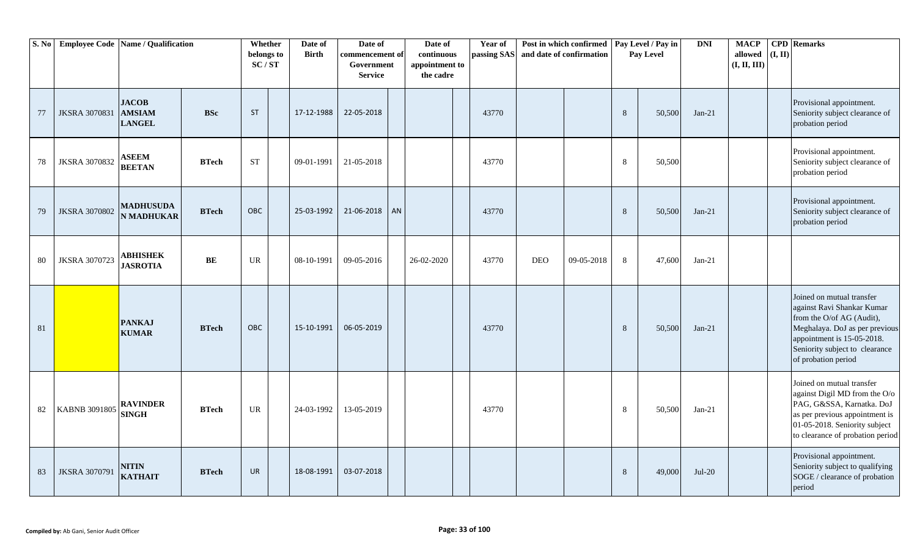| S. No | Employee Code | Name / Qualification | | Whether belongs to SC / ST | | Date of Birth | Date of commencement of Government Service | | Date of continuous appointment to the cadre | | Year of passing SAS | Post in which confirmed and date of confirmation | | Pay Level / Pay in Pay Level | | DNI | MACP allowed (I, II, III) | CPD (I, II) | Remarks |
|---|---|---|---|---|---|---|---|---|---|---|---|---|---|---|---|---|---|---|---|
| 77 | JKSRA 3070831 | JACOB AMSIAM LANGEL | BSc | ST | | 17-12-1988 | 22-05-2018 | | | | 43770 | | | 8 | 50,500 | Jan-21 | | | Provisional appointment. Seniority subject clearance of probation period |
| 78 | JKSRA 3070832 | ASEEM BEETAN | BTech | ST | | 09-01-1991 | 21-05-2018 | | | | 43770 | | | 8 | 50,500 | | | | Provisional appointment. Seniority subject clearance of probation period |
| 79 | JKSRA 3070802 | MADHUSUDAN MADHUKAR | BTech | OBC | | 25-03-1992 | 21-06-2018 | AN | | | 43770 | | | 8 | 50,500 | Jan-21 | | | Provisional appointment. Seniority subject clearance of probation period |
| 80 | JKSRA 3070723 | ABHISHEK JASROTIA | BE | UR | | 08-10-1991 | 09-05-2016 | | 26-02-2020 | | 43770 | DEO | 09-05-2018 | 8 | 47,600 | Jan-21 | | | |
| 81 | | PANKAJ KUMAR | BTech | OBC | | 15-10-1991 | 06-05-2019 | | | | 43770 | | | 8 | 50,500 | Jan-21 | | | Joined on mutual transfer against Ravi Shankar Kumar from the O/of AG (Audit), Meghalaya. DoJ as per previous appointment is 15-05-2018. Seniority subject to clearance of probation period |
| 82 | KABNB 3091805 | RAVINDER SINGH | BTech | UR | | 24-03-1992 | 13-05-2019 | | | | 43770 | | | 8 | 50,500 | Jan-21 | | | Joined on mutual transfer against Digil MD from the O/o PAG, G&SSA, Karnatka. DoJ as per previous appointment is 01-05-2018. Seniority subject to clearance of probation period |
| 83 | JKSRA 3070791 | NITIN KATHAIT | BTech | UR | | 18-08-1991 | 03-07-2018 | | | | | | | 8 | 49,000 | Jul-20 | | | Provisional appointment. Seniority subject to qualifying SOGE / clearance of probation period |

**Compiled by:** Ab Gani, Senior Audit Officer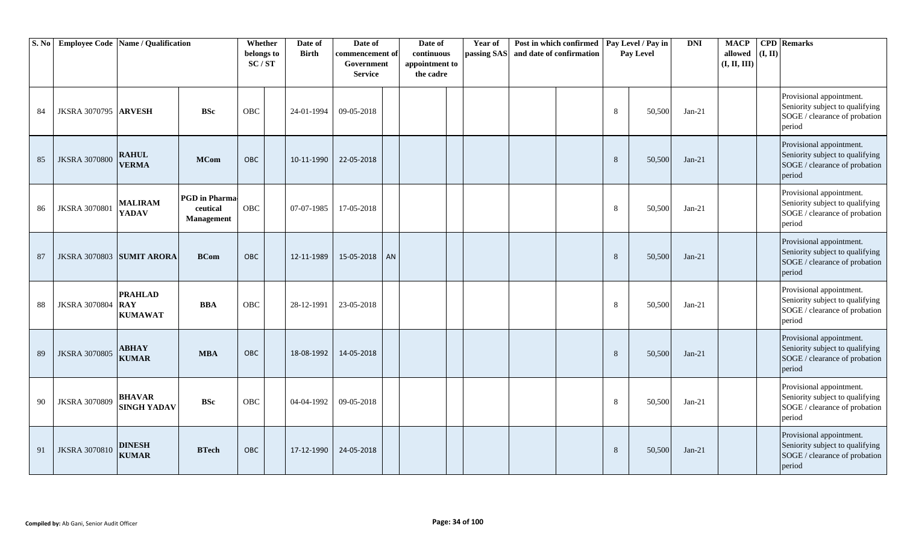| S. No | Employee Code | Name / Qualification | | Whether belongs to SC / ST | | Date of Birth | Date of commencement of Government Service | | Date of continuous appointment to the cadre | | Year of passing SAS | Post in which confirmed and date of confirmation | | Pay Level / Pay in Pay Level | | DNI | MACP allowed (I, II, III) | CPD (I, II) | Remarks |
|---|---|---|---|---|---|---|---|---|---|---|---|---|---|---|---|---|---|---|---|
| 84 | JKSRA 3070795 | **ARVESH** | **BSc** | OBC | | 24-01-1994 | 09-05-2018 | | | | | | | 8 | 50,500 | Jan-21 | | | Provisional appointment. Seniority subject to qualifying SOGE / clearance of probation period |
| 85 | JKSRA 3070800 | **RAHUL VERMA** | **MCom** | OBC | | 10-11-1990 | 22-05-2018 | | | | | | | 8 | 50,500 | Jan-21 | | | Provisional appointment. Seniority subject to qualifying SOGE / clearance of probation period |
| 86 | JKSRA 3070801 | **MALIRAM YADAV** | **PGD in Pharma-ceutical Management** | OBC | | 07-07-1985 | 17-05-2018 | | | | | | | 8 | 50,500 | Jan-21 | | | Provisional appointment. Seniority subject to qualifying SOGE / clearance of probation period |
| 87 | JKSRA 3070803 | **SUMIT ARORA** | **BCom** | OBC | | 12-11-1989 | 15-05-2018 | AN | | | | | | 8 | 50,500 | Jan-21 | | | Provisional appointment. Seniority subject to qualifying SOGE / clearance of probation period |
| 88 | JKSRA 3070804 | **PRAHLAD RAY KUMAWAT** | **BBA** | OBC | | 28-12-1991 | 23-05-2018 | | | | | | | 8 | 50,500 | Jan-21 | | | Provisional appointment. Seniority subject to qualifying SOGE / clearance of probation period |
| 89 | JKSRA 3070805 | **ABHAY KUMAR** | **MBA** | OBC | | 18-08-1992 | 14-05-2018 | | | | | | | 8 | 50,500 | Jan-21 | | | Provisional appointment. Seniority subject to qualifying SOGE / clearance of probation period |
| 90 | JKSRA 3070809 | **BHAVAR SINGH YADAV** | **BSc** | OBC | | 04-04-1992 | 09-05-2018 | | | | | | | 8 | 50,500 | Jan-21 | | | Provisional appointment. Seniority subject to qualifying SOGE / clearance of probation period |
| 91 | JKSRA 3070810 | **DINESH KUMAR** | **BTech** | OBC | | 17-12-1990 | 24-05-2018 | | | | | | | 8 | 50,500 | Jan-21 | | | Provisional appointment. Seniority subject to qualifying SOGE / clearance of probation period |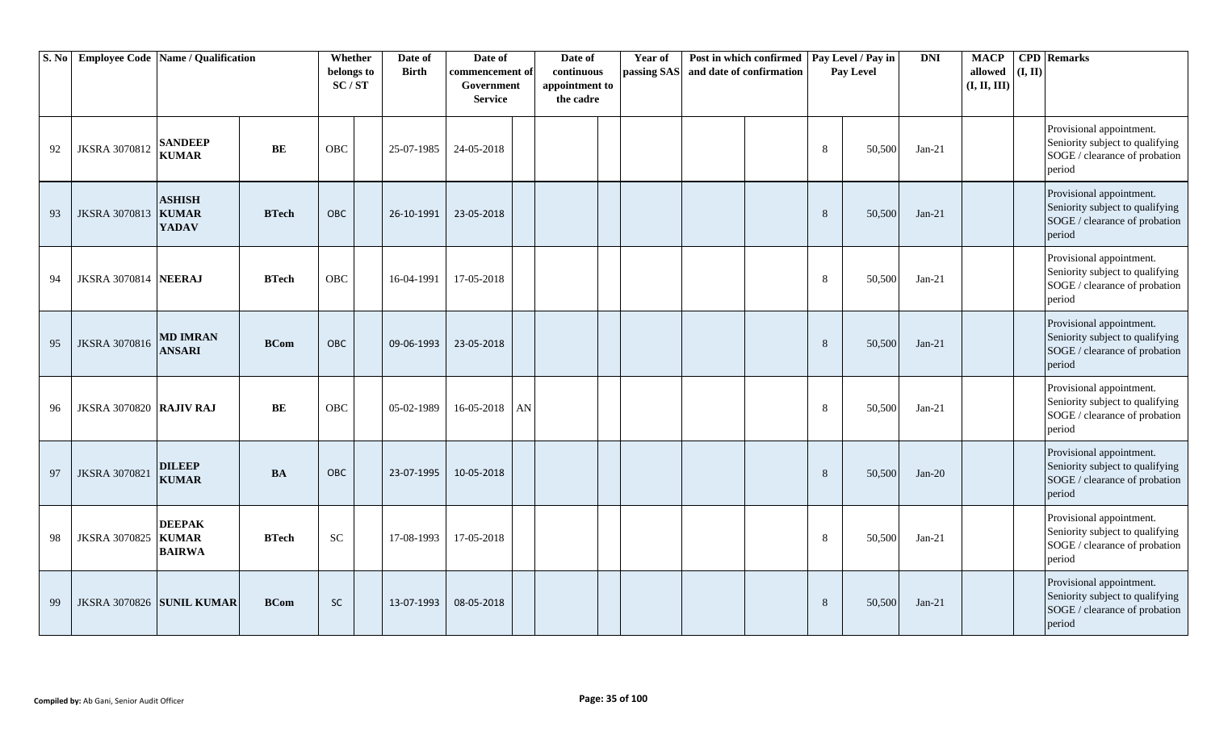| S. No | Employee Code | Name / Qualification | | Whether belongs to SC / ST | | Date of Birth | Date of commencement of Government Service | | Date of continuous appointment to the cadre | | Year of passing SAS | Post in which confirmed and date of confirmation | | Pay Level / Pay in Pay Level | | DNI | MACP allowed (I, II, III) | CPD (I, II) | Remarks |
|---|---|---|---|---|---|---|---|---|---|---|---|---|---|---|---|---|---|---|---|
| 92 | JKSRA 3070812 | **SANDEEP KUMAR** | **BE** | OBC | | 25-07-1985 | 24-05-2018 | | | | | | | 8 | 50,500 | Jan-21 | | | Provisional appointment. Seniority subject to qualifying SOGE / clearance of probation period |
| 93 | JKSRA 3070813 | **ASHISH KUMAR YADAV** | **BTech** | OBC | | 26-10-1991 | 23-05-2018 | | | | | | | 8 | 50,500 | Jan-21 | | | Provisional appointment. Seniority subject to qualifying SOGE / clearance of probation period |
| 94 | JKSRA 3070814 | **NEERAJ** | **BTech** | OBC | | 16-04-1991 | 17-05-2018 | | | | | | | 8 | 50,500 | Jan-21 | | | Provisional appointment. Seniority subject to qualifying SOGE / clearance of probation period |
| 95 | JKSRA 3070816 | **MD IMRAN ANSARI** | **BCom** | OBC | | 09-06-1993 | 23-05-2018 | | | | | | | 8 | 50,500 | Jan-21 | | | Provisional appointment. Seniority subject to qualifying SOGE / clearance of probation period |
| 96 | JKSRA 3070820 | **RAJIV RAJ** | **BE** | OBC | | 05-02-1989 | 16-05-2018 | AN | | | | | | 8 | 50,500 | Jan-21 | | | Provisional appointment. Seniority subject to qualifying SOGE / clearance of probation period |
| 97 | JKSRA 3070821 | **DILEEP KUMAR** | **BA** | OBC | | 23-07-1995 | 10-05-2018 | | | | | | | 8 | 50,500 | Jan-20 | | | Provisional appointment. Seniority subject to qualifying SOGE / clearance of probation period |
| 98 | JKSRA 3070825 | **DEEPAK KUMAR BAIRWA** | **BTech** | SC | | 17-08-1993 | 17-05-2018 | | | | | | | 8 | 50,500 | Jan-21 | | | Provisional appointment. Seniority subject to qualifying SOGE / clearance of probation period |
| 99 | JKSRA 3070826 | **SUNIL KUMAR** | **BCom** | SC | | 13-07-1993 | 08-05-2018 | | | | | | | 8 | 50,500 | Jan-21 | | | Provisional appointment. Seniority subject to qualifying SOGE / clearance of probation period |

**Compiled by:** Ab Gani, Senior Audit Officer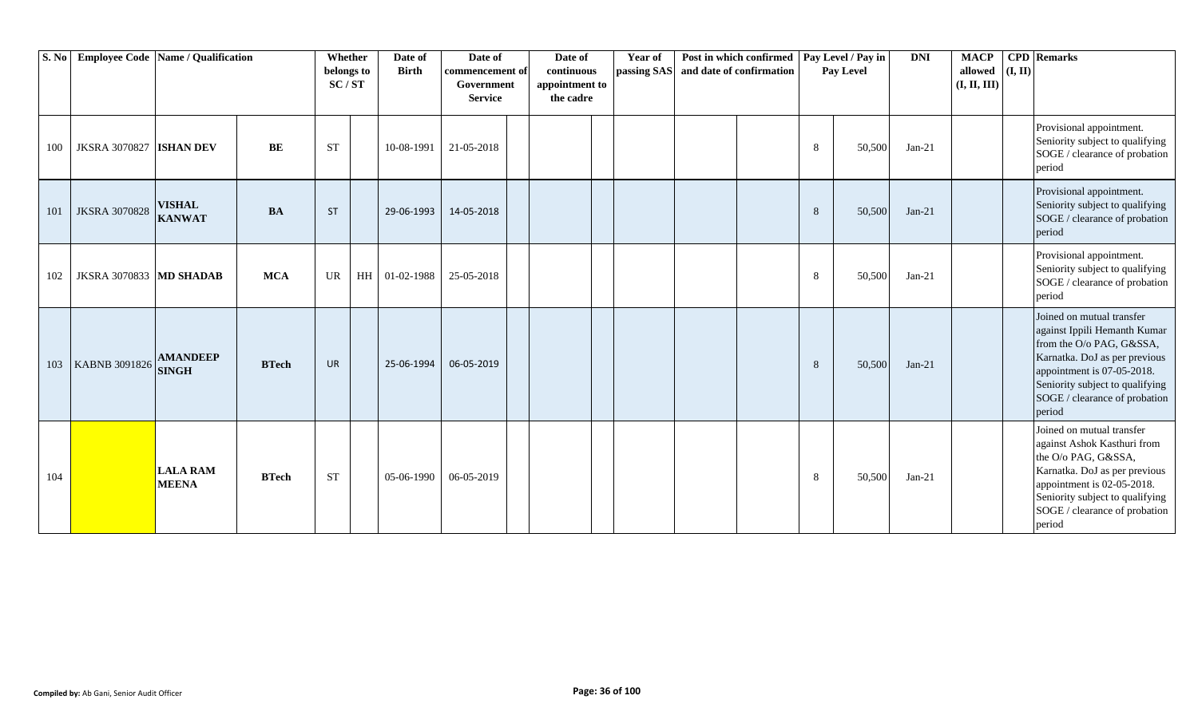| S. No | Employee Code | Name / Qualification | | Whether belongs to SC / ST | | Date of Birth | Date of commencement of Government Service | | Date of continuous appointment to the cadre | | Year of passing SAS | Post in which confirmed and date of confirmation | | Pay Level / Pay in Pay Level | | DNI | MACP allowed (I, II, III) | CPD (I, II) | Remarks |
|---|---|---|---|---|---|---|---|---|---|---|---|---|---|---|---|---|---|---|---|
| 100 | JKSRA 3070827 | ISHAN DEV | BE | ST | | 10-08-1991 | 21-05-2018 | | | | | | | 8 | 50,500 | Jan-21 | | | Provisional appointment. Seniority subject to qualifying SOGE / clearance of probation period |
| 101 | JKSRA 3070828 | VISHAL KANWAT | BA | ST | | 29-06-1993 | 14-05-2018 | | | | | | | 8 | 50,500 | Jan-21 | | | Provisional appointment. Seniority subject to qualifying SOGE / clearance of probation period |
| 102 | JKSRA 3070833 | MD SHADAB | MCA | UR | HH | 01-02-1988 | 25-05-2018 | | | | | | | 8 | 50,500 | Jan-21 | | | Provisional appointment. Seniority subject to qualifying SOGE / clearance of probation period |
| 103 | KABNB 3091826 | AMANDEEP SINGH | BTech | UR | | 25-06-1994 | 06-05-2019 | | | | | | | 8 | 50,500 | Jan-21 | | | Joined on mutual transfer against Ippili Hemanth Kumar from the O/o PAG, G&SSA, Karnatka. DoJ as per previous appointment is 07-05-2018. Seniority subject to qualifying SOGE / clearance of probation period |
| 104 | | LALA RAM MEENA | BTech | ST | | 05-06-1990 | 06-05-2019 | | | | | | | 8 | 50,500 | Jan-21 | | | Joined on mutual transfer against Ashok Kasthuri from the O/o PAG, G&SSA, Karnatka. DoJ as per previous appointment is 02-05-2018. Seniority subject to qualifying SOGE / clearance of probation period |

**Compiled by:** Ab Gani, Senior Audit Officer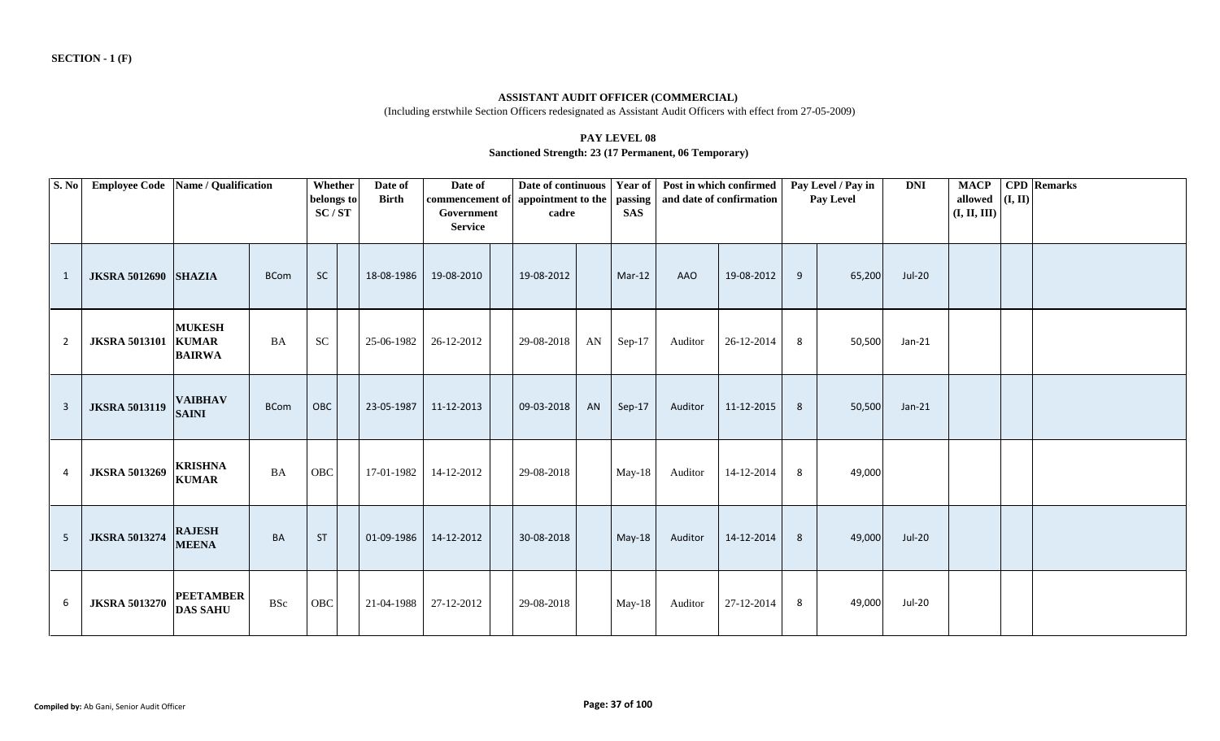**SECTION - 1 (F)**

## ASSISTANT AUDIT OFFICER (COMMERCIAL)

(Including erstwhile Section Officers redesignated as Assistant Audit Officers with effect from 27-05-2009)

### PAY LEVEL 08

**Sanctioned Strength: 23 (17 Permanent, 06 Temporary)**

| S. No | Employee Code | Name / Qualification | | Whether belongs to SC / ST | | Date of Birth | Date of commencement of Government Service | | Date of continuous appointment to the cadre | | Year of passing SAS | Post in which confirmed and date of confirmation | | Pay Level / Pay in Pay Level | | DNI | MACP allowed (I, II, III) | CPD (I, II) | Remarks |
|---|---|---|---|---|---|---|---|---|---|---|---|---|---|---|---|---|---|---|---|
| 1 | JKSRA 5012690 | SHAZIA | BCom | SC | | 18-08-1986 | 19-08-2010 | | 19-08-2012 | | Mar-12 | AAO | 19-08-2012 | 9 | 65,200 | Jul-20 | | | |
| 2 | JKSRA 5013101 | MUKESH KUMAR BAIRWA | BA | SC | | 25-06-1982 | 26-12-2012 | | 29-08-2018 | AN | Sep-17 | Auditor | 26-12-2014 | 8 | 50,500 | Jan-21 | | | |
| 3 | JKSRA 5013119 | VAIBHAV SAINI | BCom | OBC | | 23-05-1987 | 11-12-2013 | | 09-03-2018 | AN | Sep-17 | Auditor | 11-12-2015 | 8 | 50,500 | Jan-21 | | | |
| 4 | JKSRA 5013269 | KRISHNA KUMAR | BA | OBC | | 17-01-1982 | 14-12-2012 | | 29-08-2018 | | May-18 | Auditor | 14-12-2014 | 8 | 49,000 | | | | |
| 5 | JKSRA 5013274 | RAJESH MEENA | BA | ST | | 01-09-1986 | 14-12-2012 | | 30-08-2018 | | May-18 | Auditor | 14-12-2014 | 8 | 49,000 | Jul-20 | | | |
| 6 | JKSRA 5013270 | PEETAMBER DAS SAHU | BSc | OBC | | 21-04-1988 | 27-12-2012 | | 29-08-2018 | | May-18 | Auditor | 27-12-2014 | 8 | 49,000 | Jul-20 | | | |

**Compiled by:** Ab Gani, Senior Audit Officer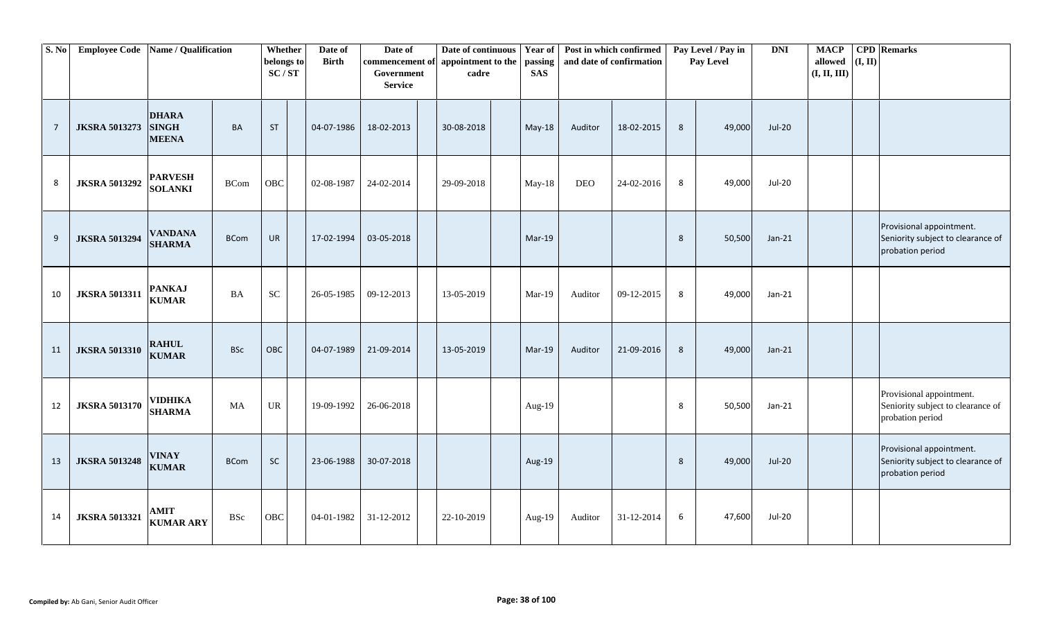| S. No | Employee Code | Name / Qualification | | Whether belongs to SC / ST | | Date of Birth | Date of commencement of Government Service | | Date of continuous appointment to the cadre | | Year of passing SAS | Post in which confirmed and date of confirmation | | Pay Level / Pay in Pay Level | | DNI | MACP allowed (I, II, III) | CPD (I, II) | Remarks |
|---|---|---|---|---|---|---|---|---|---|---|---|---|---|---|---|---|---|---|---|
| 7 | JKSRA 5013273 | DHARA SINGH MEENA | BA | ST | | 04-07-1986 | 18-02-2013 | | 30-08-2018 | | May-18 | Auditor | 18-02-2015 | 8 | 49,000 | Jul-20 | | | |
| 8 | JKSRA 5013292 | PARVESH SOLANKI | BCom | OBC | | 02-08-1987 | 24-02-2014 | | 29-09-2018 | | May-18 | DEO | 24-02-2016 | 8 | 49,000 | Jul-20 | | | |
| 9 | JKSRA 5013294 | VANDANA SHARMA | BCom | UR | | 17-02-1994 | 03-05-2018 | | | | Mar-19 | | | 8 | 50,500 | Jan-21 | | | Provisional appointment. Seniority subject to clearance of probation period |
| 10 | JKSRA 5013311 | PANKAJ KUMAR | BA | SC | | 26-05-1985 | 09-12-2013 | | 13-05-2019 | | Mar-19 | Auditor | 09-12-2015 | 8 | 49,000 | Jan-21 | | | |
| 11 | JKSRA 5013310 | RAHUL KUMAR | BSc | OBC | | 04-07-1989 | 21-09-2014 | | 13-05-2019 | | Mar-19 | Auditor | 21-09-2016 | 8 | 49,000 | Jan-21 | | | |
| 12 | JKSRA 5013170 | VIDHIKA SHARMA | MA | UR | | 19-09-1992 | 26-06-2018 | | | | Aug-19 | | | 8 | 50,500 | Jan-21 | | | Provisional appointment. Seniority subject to clearance of probation period |
| 13 | JKSRA 5013248 | VINAY KUMAR | BCom | SC | | 23-06-1988 | 30-07-2018 | | | | Aug-19 | | | 8 | 49,000 | Jul-20 | | | Provisional appointment. Seniority subject to clearance of probation period |
| 14 | JKSRA 5013321 | AMIT KUMAR ARY | BSc | OBC | | 04-01-1982 | 31-12-2012 | | 22-10-2019 | | Aug-19 | Auditor | 31-12-2014 | 6 | 47,600 | Jul-20 | | | |

**Compiled by:** Ab Gani, Senior Audit Officer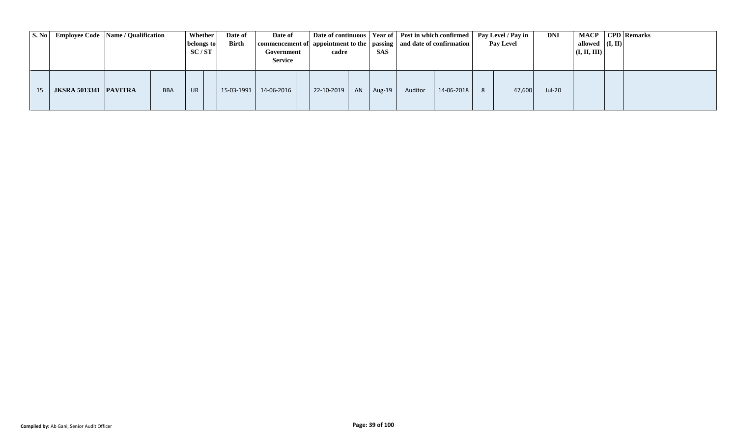| S. No | Employee Code | Name / Qualification | | Whether belongs to SC / ST | | Date of Birth | Date of commencement of Government Service | | Date of continuous appointment to the cadre | | Year of passing SAS | Post in which confirmed and date of confirmation | | Pay Level / Pay in Pay Level | | DNI | MACP allowed (I, II, III) | CPD (I, II) | Remarks |
|---|---|---|---|---|---|---|---|---|---|---|---|---|---|---|---|---|---|---|---|
| 15 | JKSRA 5013341 | PAVITRA | BBA | UR | | 15-03-1991 | 14-06-2016 | | 22-10-2019 | AN | Aug-19 | Auditor | 14-06-2018 | 8 | 47,600 | Jul-20 | | | |

**Compiled by:** Ab Gani, Senior Audit Officer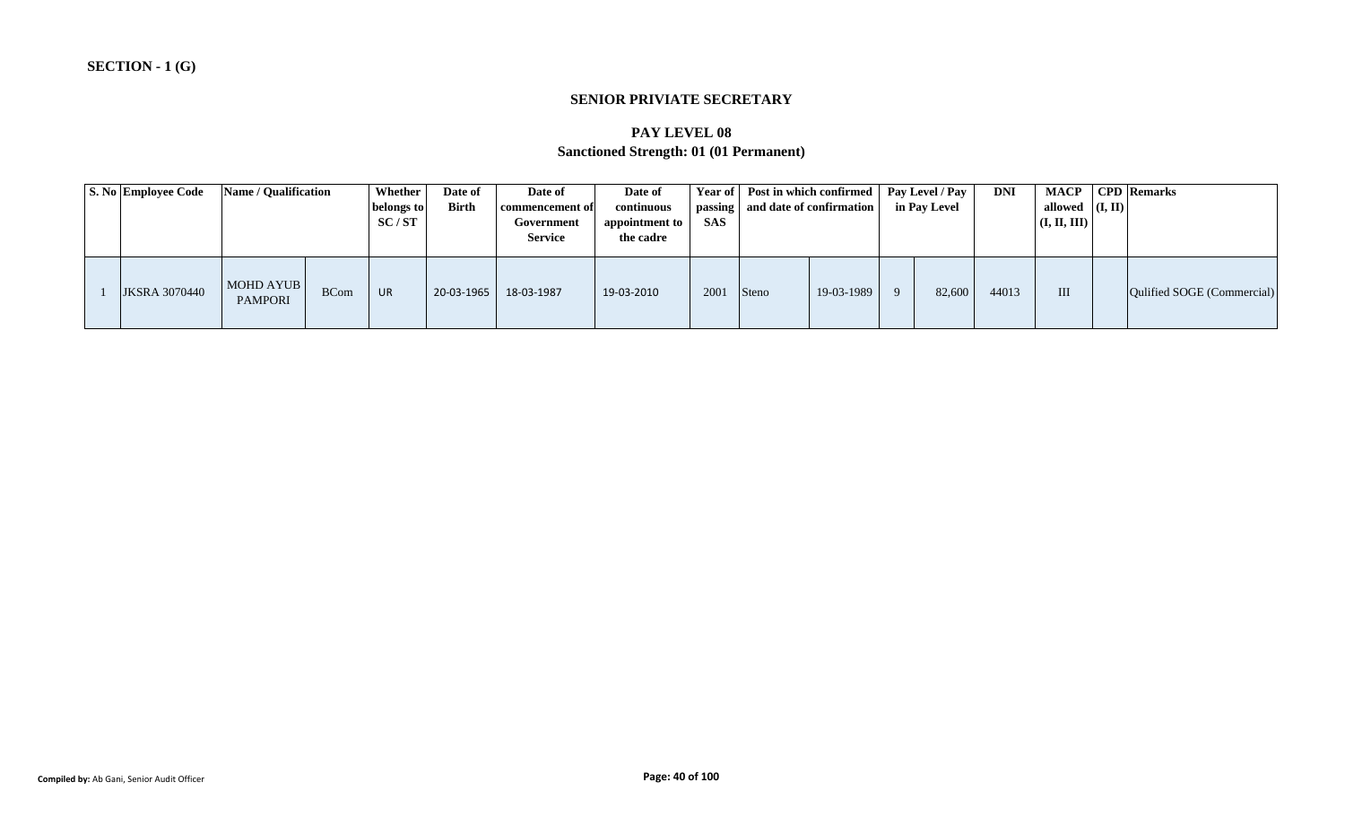**SECTION - 1 (G)**

## SENIOR PRIVIATE SECRETARY

### PAY LEVEL 08

### Sanctioned Strength: 01 (01 Permanent)

| S. No | Employee Code | Name / Qualification | | Whether belongs to SC / ST | Date of Birth | Date of commencement of Government Service | Date of continuous appointment to the cadre | Year of passing SAS | Post in which confirmed and date of confirmation | | Pay Level / Pay in Pay Level | | DNI | MACP allowed (I, II, III) | CPD (I, II) | Remarks |
|---|---|---|---|---|---|---|---|---|---|---|---|---|---|---|---|---|
| 1 | JKSRA 3070440 | MOHD AYUB PAMPORI | BCom | UR | 20-03-1965 | 18-03-1987 | 19-03-2010 | 2001 | Steno | 19-03-1989 | 9 | 82,600 | 44013 | III | | Qulified SOGE (Commercial) |

**Compiled by:** Ab Gani, Senior Audit Officer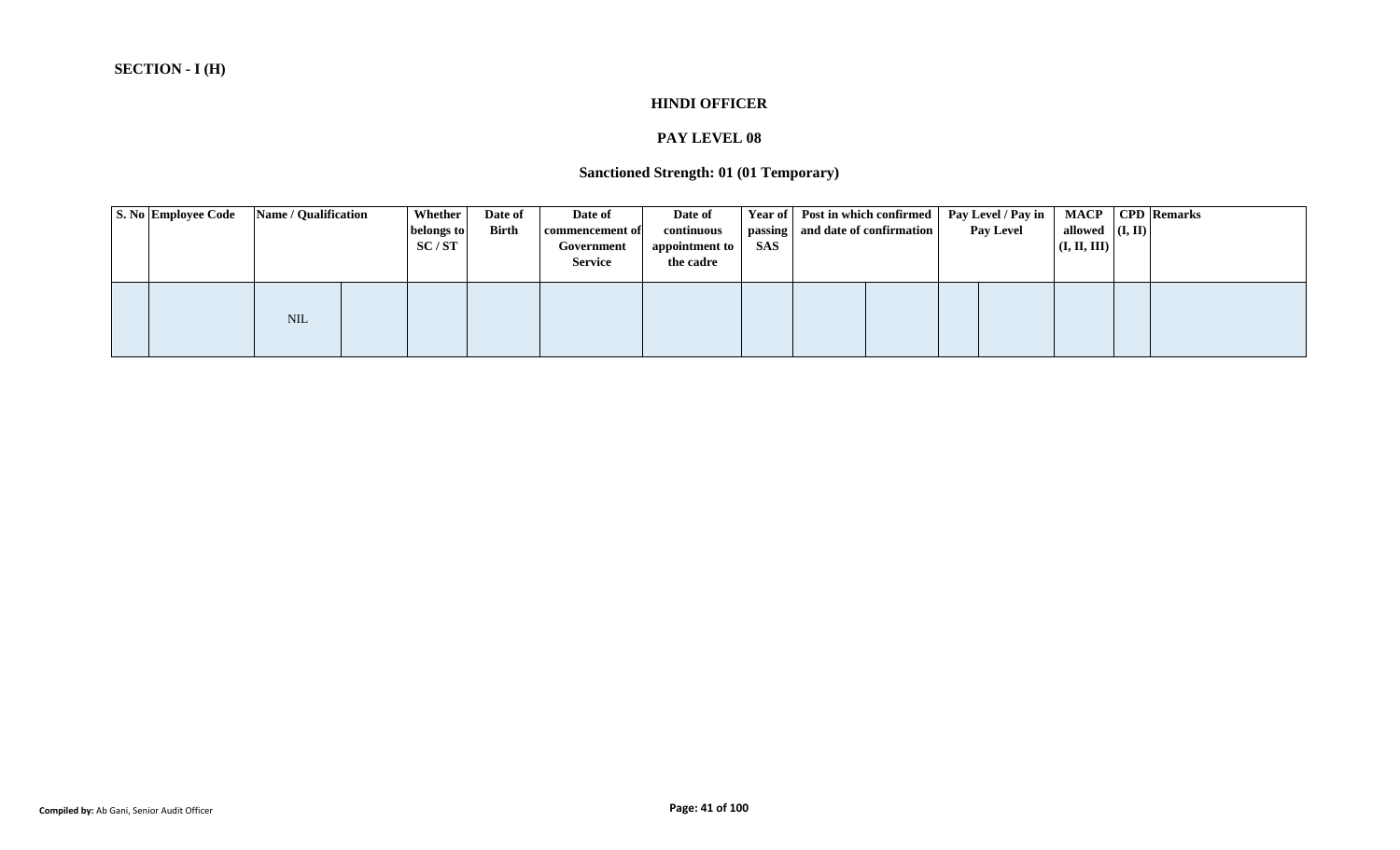**SECTION - I (H)**

### HINDI OFFICER

### PAY LEVEL 08

### Sanctioned Strength: 01 (01 Temporary)

| S. No | Employee Code | Name / Qualification | | Whether belongs to SC / ST | Date of Birth | Date of commencement of Government Service | Date of continuous appointment to the cadre | Year of passing SAS | Post in which confirmed and date of confirmation | | Pay Level / Pay in Pay Level | | MACP allowed (I, II, III) | CPD (I, II) | Remarks |
|---|---|---|---|---|---|---|---|---|---|---|---|---|---|---|---|
| | | NIL | | | | | | | | | | | | | |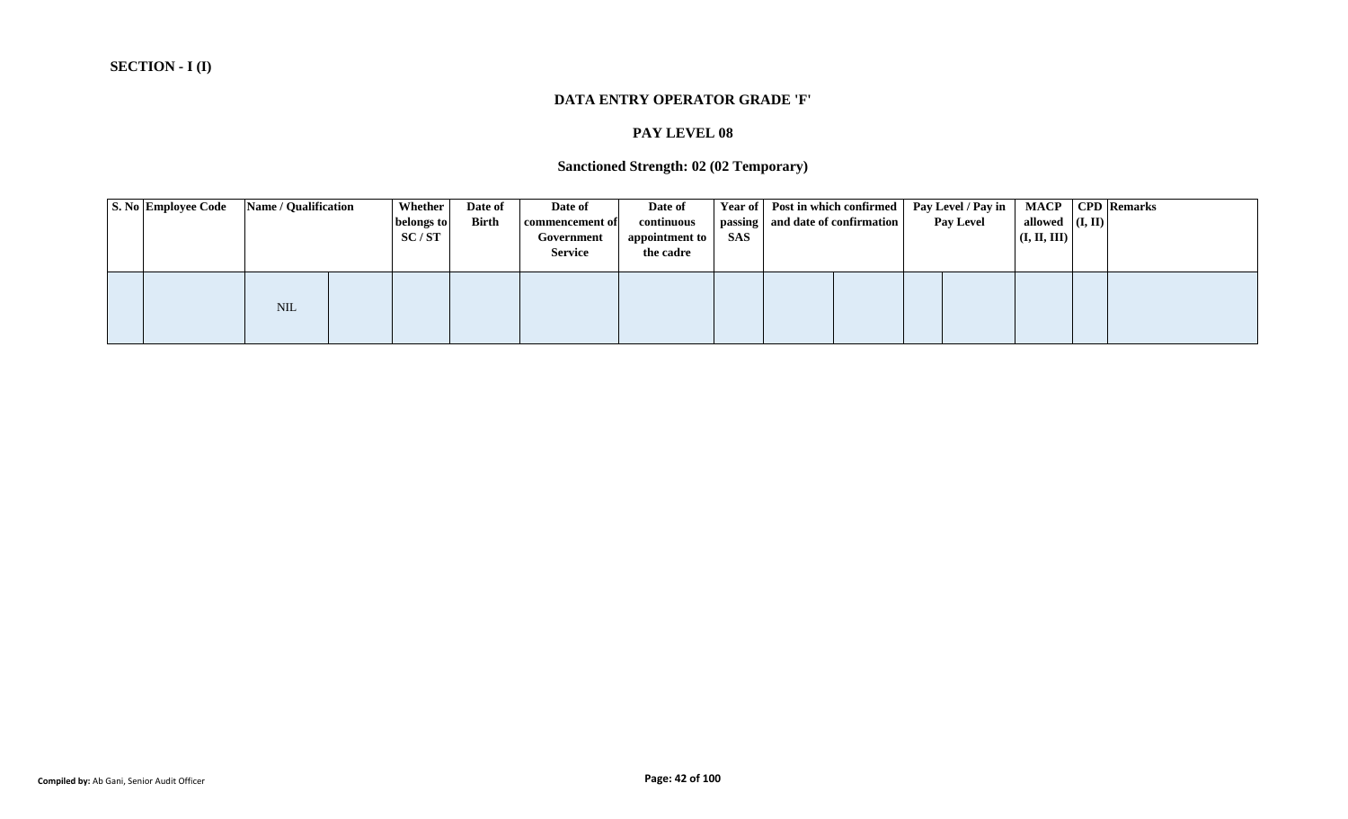**SECTION - I (I)**

## DATA ENTRY OPERATOR GRADE 'F'

### PAY LEVEL 08

### Sanctioned Strength: 02 (02 Temporary)

| S. No | Employee Code | Name / Qualification | | Whether belongs to SC / ST | Date of Birth | Date of commencement of Government Service | Date of continuous appointment to the cadre | Year of passing SAS | Post in which confirmed and date of confirmation | | Pay Level / Pay in Pay Level | | MACP allowed (I, II, III) | CPD (I, II) | Remarks |
|---|---|---|---|---|---|---|---|---|---|---|---|---|---|---|---|
| | | NIL | | | | | | | | | | | | | |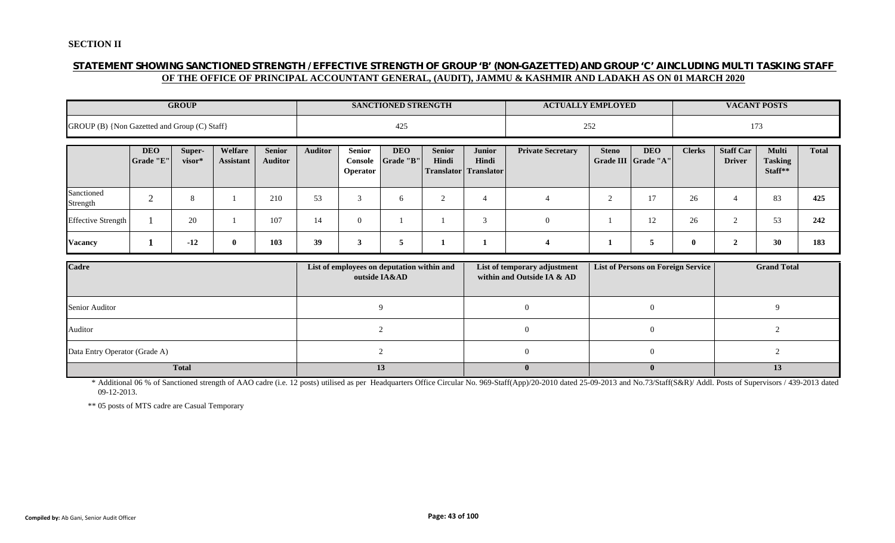**SECTION II**

## STATEMENT SHOWING SANCTIONED STRENGTH / EFFECTIVE STRENGTH OF GROUP 'B' (NON-GAZETTED) AND GROUP 'C' AINCLUDING MULTI TASKING STAFF OF THE OFFICE OF PRINCIPAL ACCOUNTANT GENERAL, (AUDIT), JAMMU & KASHMIR AND LADAKH AS ON 01 MARCH 2020

| GROUP | SANCTIONED STRENGTH | ACTUALLY EMPLOYED | VACANT POSTS |
|---|---|---|---|
| GROUP (B) {Non Gazetted and Group (C) Staff} | 425 | 252 | 173 |

| | DEO Grade "E" | Super-visor* | Welfare Assistant | Senior Auditor | Auditor | Senior Console Operator | DEO Grade "B" | Senior Hindi Translator | Junior Hindi Translator | Private Secretary | Steno Grade III | DEO Grade "A" | Clerks | Staff Car Driver | Multi Tasking Staff** | Total |
|---|---|---|---|---|---|---|---|---|---|---|---|---|---|---|---|---|
| Sanctioned Strength | 2 | 8 | 1 | 210 | 53 | 3 | 6 | 2 | 4 | 4 | 2 | 17 | 26 | 4 | 83 | 425 |
| Effective Strength | 1 | 20 | 1 | 107 | 14 | 0 | 1 | 1 | 3 | 0 | 1 | 12 | 26 | 2 | 53 | 242 |
| **Vacancy** | **1** | **-12** | **0** | **103** | **39** | **3** | **5** | **1** | **1** | **4** | **1** | **5** | **0** | **2** | **30** | **183** |

| Cadre | List of employees on deputation within and outside IA&AD | List of temporary adjustment within and Outside IA & AD | List of Persons on Foreign Service | Grand Total |
|---|---|---|---|---|
| Senior Auditor | 9 | 0 | 0 | 9 |
| Auditor | 2 | 0 | 0 | 2 |
| Data Entry Operator (Grade A) | 2 | 0 | 0 | 2 |
| **Total** | **13** | **0** | **0** | **13** |

\* Additional 06 % of Sanctioned strength of AAO cadre (i.e. 12 posts) utilised as per Headquarters Office Circular No. 969-Staff(App)/20-2010 dated 25-09-2013 and No.73/Staff(S&R)/ Addl. Posts of Supervisors / 439-2013 dated 09-12-2013.

\** 05 posts of MTS cadre are Casual Temporary

**Compiled by:** Ab Gani, Senior Audit Officer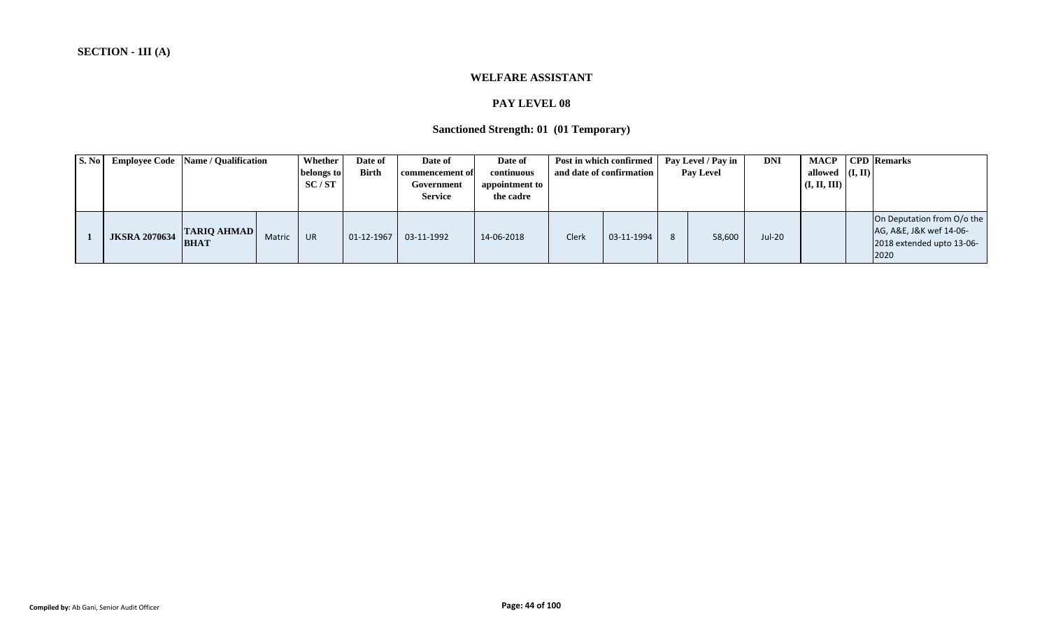**SECTION - 1II (A)**

### WELFARE ASSISTANT

### PAY LEVEL 08

### Sanctioned Strength: 01 (01 Temporary)

| S. No | Employee Code | Name / Qualification | | Whether belongs to SC / ST | Date of Birth | Date of commencement of Government Service | Date of continuous appointment to the cadre | Post in which confirmed and date of confirmation | | Pay Level / Pay in Pay Level | | DNI | MACP allowed (I, II, III) | CPD (I, II) | Remarks |
|---|---|---|---|---|---|---|---|---|---|---|---|---|---|---|---|
| 1 | JKSRA 2070634 | TARIQ AHMAD BHAT | Matric | UR | 01-12-1967 | 03-11-1992 | 14-06-2018 | Clerk | 03-11-1994 | 8 | 58,600 | Jul-20 | | | On Deputation from O/o the AG, A&E, J&K wef 14-06-2018 extended upto 13-06-2020 |

**Compiled by:** Ab Gani, Senior Audit Officer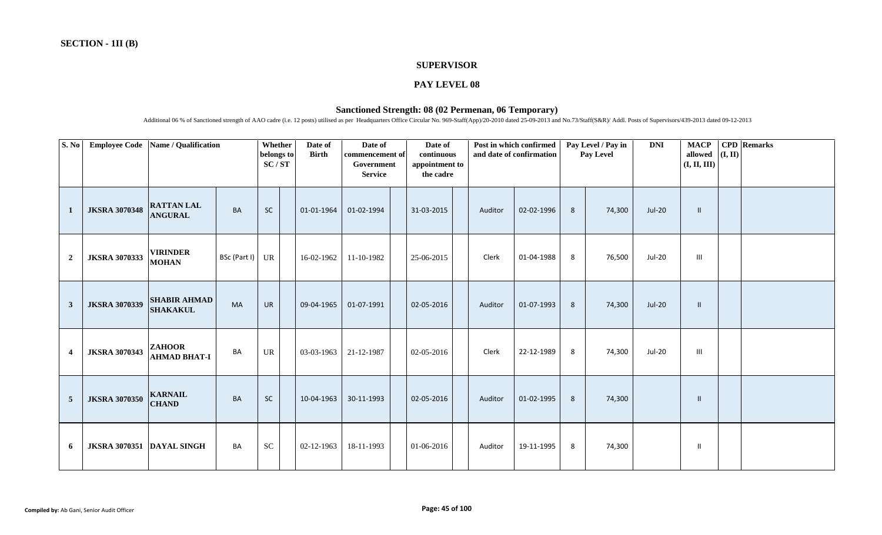**SECTION - 1II (B)**

## SUPERVISOR

## PAY LEVEL 08

### Sanctioned Strength: 08 (02 Permenan, 06 Temporary)

Additional 06 % of Sanctioned strength of AAO cadre (i.e. 12 posts) utilised as per Headquarters Office Circular No. 969-Staff(App)/20-2010 dated 25-09-2013 and No.73/Staff(S&R)/ Addl. Posts of Supervisors/439-2013 dated 09-12-2013

| S. No | Employee Code | Name / Qualification | | Whether belongs to SC / ST | | Date of Birth | Date of commencement of Government Service | | Date of continuous appointment to the cadre | | Post in which confirmed and date of confirmation | | Pay Level / Pay in Pay Level | | DNI | MACP allowed (I, II, III) | CPD (I, II) | Remarks |
|---|---|---|---|---|---|---|---|---|---|---|---|---|---|---|---|---|---|---|
| 1 | JKSRA 3070348 | RATTAN LAL ANGURAL | BA | SC | | 01-01-1964 | 01-02-1994 | | 31-03-2015 | | Auditor | 02-02-1996 | 8 | 74,300 | Jul-20 | II | | |
| 2 | JKSRA 3070333 | VIRINDER MOHAN | BSc (Part I) | UR | | 16-02-1962 | 11-10-1982 | | 25-06-2015 | | Clerk | 01-04-1988 | 8 | 76,500 | Jul-20 | III | | |
| 3 | JKSRA 3070339 | SHABIR AHMAD SHAKAKUL | MA | UR | | 09-04-1965 | 01-07-1991 | | 02-05-2016 | | Auditor | 01-07-1993 | 8 | 74,300 | Jul-20 | II | | |
| 4 | JKSRA 3070343 | ZAHOOR AHMAD BHAT-I | BA | UR | | 03-03-1963 | 21-12-1987 | | 02-05-2016 | | Clerk | 22-12-1989 | 8 | 74,300 | Jul-20 | III | | |
| 5 | JKSRA 3070350 | KARNAIL CHAND | BA | SC | | 10-04-1963 | 30-11-1993 | | 02-05-2016 | | Auditor | 01-02-1995 | 8 | 74,300 | | II | | |
| 6 | JKSRA 3070351 | DAYAL SINGH | BA | SC | | 02-12-1963 | 18-11-1993 | | 01-06-2016 | | Auditor | 19-11-1995 | 8 | 74,300 | | II | | |

**Compiled by:** Ab Gani, Senior Audit Officer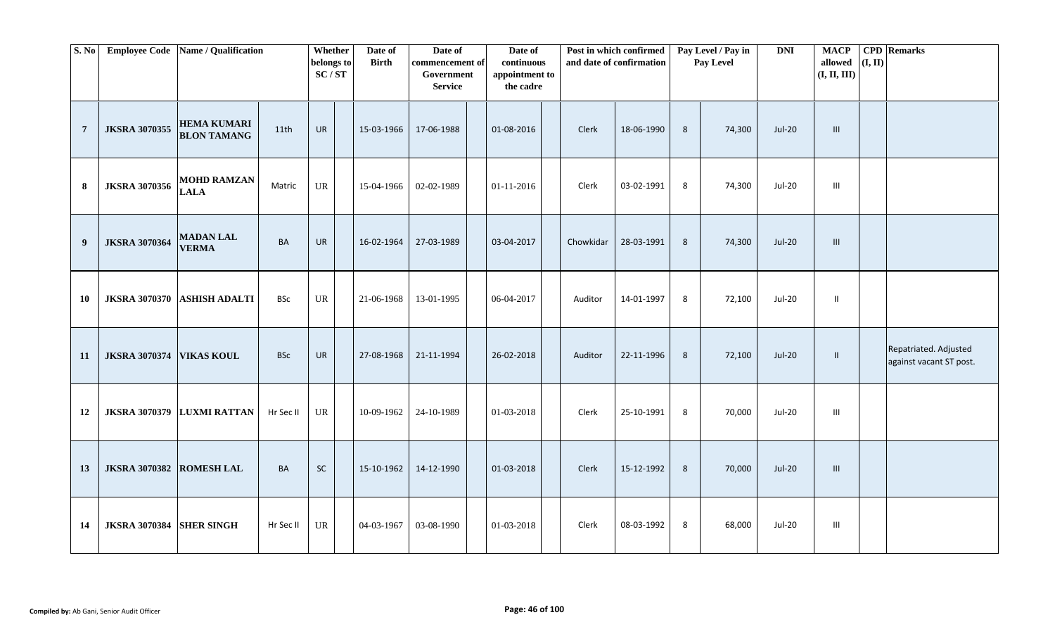| S. No | Employee Code | Name / Qualification | | Whether belongs to SC / ST | | Date of Birth | Date of commencement of Government Service | | Date of continuous appointment to the cadre | | Post in which confirmed and date of confirmation | | Pay Level / Pay in Pay Level | | DNI | MACP allowed (I, II, III) | CPD (I, II) | Remarks |
|---|---|---|---|---|---|---|---|---|---|---|---|---|---|---|---|---|---|---|
| 7 | JKSRA 3070355 | HEMA KUMARI BLON TAMANG | 11th | UR | | 15-03-1966 | 17-06-1988 | | 01-08-2016 | | Clerk | 18-06-1990 | 8 | 74,300 | Jul-20 | III | | |
| 8 | JKSRA 3070356 | MOHD RAMZAN LALA | Matric | UR | | 15-04-1966 | 02-02-1989 | | 01-11-2016 | | Clerk | 03-02-1991 | 8 | 74,300 | Jul-20 | III | | |
| 9 | JKSRA 3070364 | MADAN LAL VERMA | BA | UR | | 16-02-1964 | 27-03-1989 | | 03-04-2017 | | Chowkidar | 28-03-1991 | 8 | 74,300 | Jul-20 | III | | |
| 10 | JKSRA 3070370 | ASHISH ADALTI | BSc | UR | | 21-06-1968 | 13-01-1995 | | 06-04-2017 | | Auditor | 14-01-1997 | 8 | 72,100 | Jul-20 | II | | |
| 11 | JKSRA 3070374 | VIKAS KOUL | BSc | UR | | 27-08-1968 | 21-11-1994 | | 26-02-2018 | | Auditor | 22-11-1996 | 8 | 72,100 | Jul-20 | II | | Repatriated. Adjusted against vacant ST post. |
| 12 | JKSRA 3070379 | LUXMI RATTAN | Hr Sec II | UR | | 10-09-1962 | 24-10-1989 | | 01-03-2018 | | Clerk | 25-10-1991 | 8 | 70,000 | Jul-20 | III | | |
| 13 | JKSRA 3070382 | ROMESH LAL | BA | SC | | 15-10-1962 | 14-12-1990 | | 01-03-2018 | | Clerk | 15-12-1992 | 8 | 70,000 | Jul-20 | III | | |
| 14 | JKSRA 3070384 | SHER SINGH | Hr Sec II | UR | | 04-03-1967 | 03-08-1990 | | 01-03-2018 | | Clerk | 08-03-1992 | 8 | 68,000 | Jul-20 | III | | |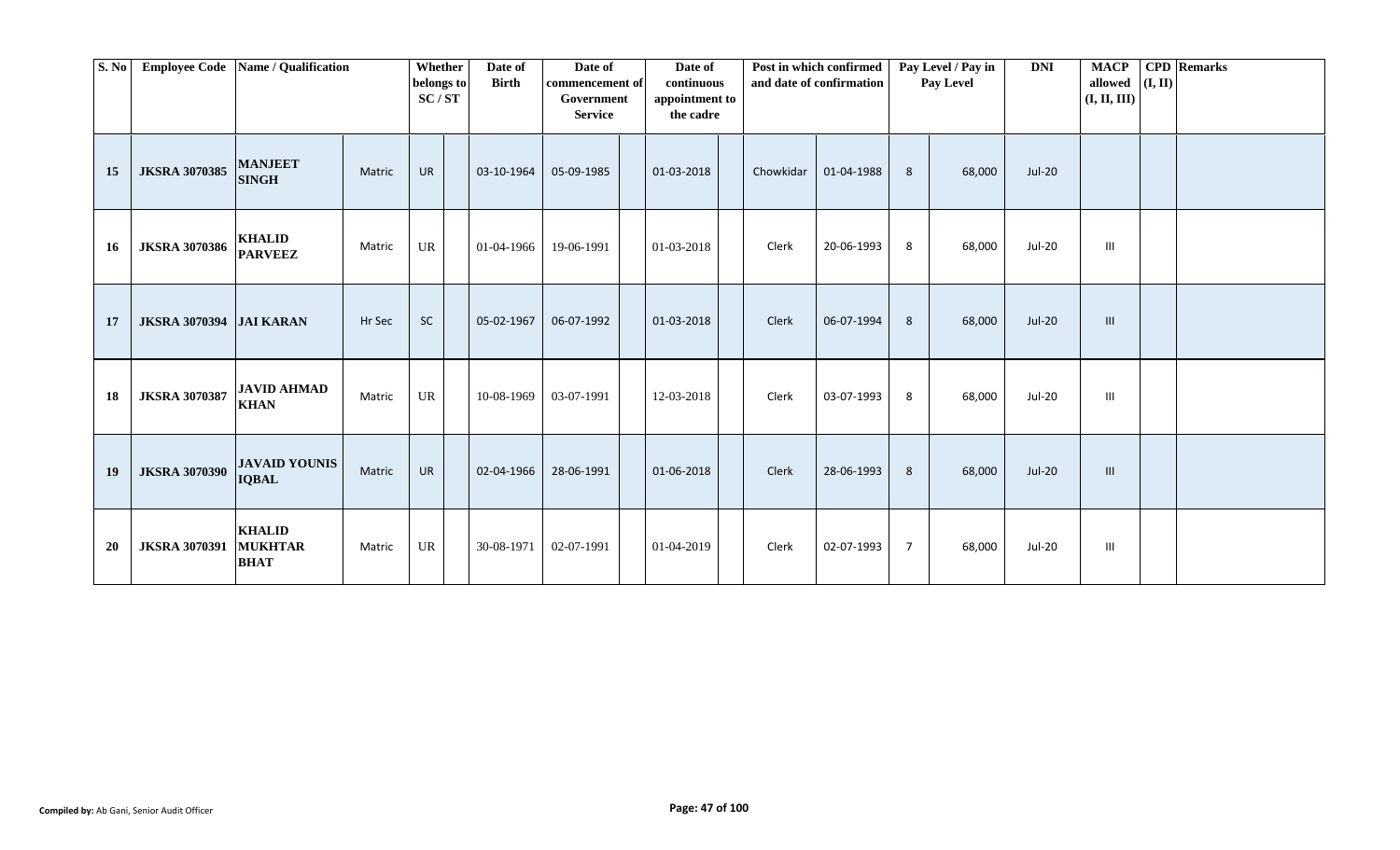| S. No | Employee Code | Name / Qualification | | Whether belongs to SC / ST | | Date of Birth | Date of commencement of Government Service | | Date of continuous appointment to the cadre | | Post in which confirmed and date of confirmation | | Pay Level / Pay in Pay Level | | DNI | MACP allowed (I, II, III) | CPD (I, II) | Remarks |
|---|---|---|---|---|---|---|---|---|---|---|---|---|---|---|---|---|---|---|
| 15 | JKSRA 3070385 | MANJEET SINGH | Matric | UR | | 03-10-1964 | 05-09-1985 | | 01-03-2018 | | Chowkidar | 01-04-1988 | 8 | 68,000 | Jul-20 | | | |
| 16 | JKSRA 3070386 | KHALID PARVEEZ | Matric | UR | | 01-04-1966 | 19-06-1991 | | 01-03-2018 | | Clerk | 20-06-1993 | 8 | 68,000 | Jul-20 | III | | |
| 17 | JKSRA 3070394 | JAI KARAN | Hr Sec | SC | | 05-02-1967 | 06-07-1992 | | 01-03-2018 | | Clerk | 06-07-1994 | 8 | 68,000 | Jul-20 | III | | |
| 18 | JKSRA 3070387 | JAVID AHMAD KHAN | Matric | UR | | 10-08-1969 | 03-07-1991 | | 12-03-2018 | | Clerk | 03-07-1993 | 8 | 68,000 | Jul-20 | III | | |
| 19 | JKSRA 3070390 | JAVAID YOUNIS IQBAL | Matric | UR | | 02-04-1966 | 28-06-1991 | | 01-06-2018 | | Clerk | 28-06-1993 | 8 | 68,000 | Jul-20 | III | | |
| 20 | JKSRA 3070391 | KHALID MUKHTAR BHAT | Matric | UR | | 30-08-1971 | 02-07-1991 | | 01-04-2019 | | Clerk | 02-07-1993 | 7 | 68,000 | Jul-20 | III | | |

**Compiled by:** Ab Gani, Senior Audit Officer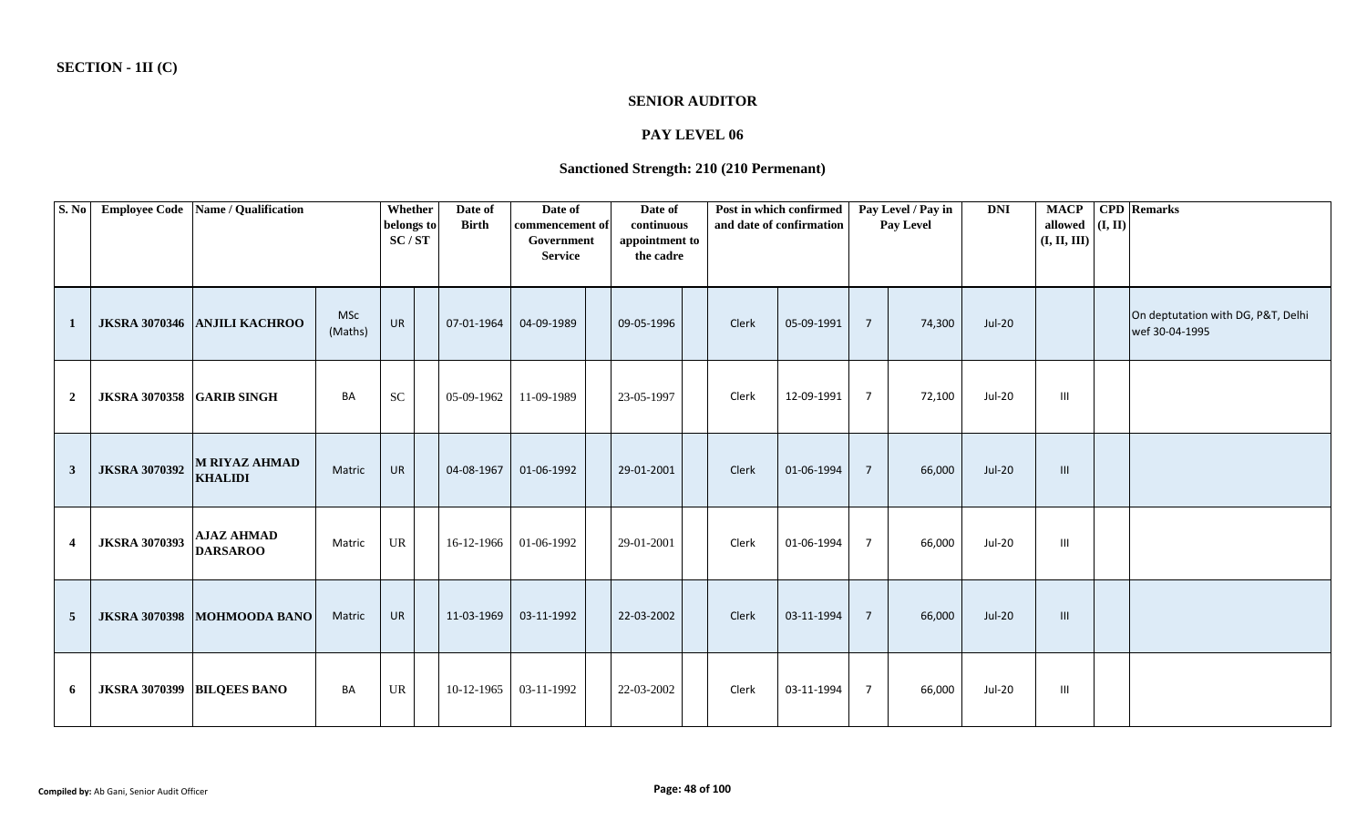**SECTION - 1II (C)**

### SENIOR AUDITOR

### PAY LEVEL 06

### Sanctioned Strength: 210 (210 Permenant)

| S. No | Employee Code | Name / Qualification | | Whether belongs to SC / ST | | Date of Birth | Date of commencement of Government Service | | Date of continuous appointment to the cadre | | Post in which confirmed and date of confirmation | | Pay Level / Pay in Pay Level | | DNI | MACP allowed (I, II, III) | CPD (I, II) | Remarks |
|---|---|---|---|---|---|---|---|---|---|---|---|---|---|---|---|---|---|---|
| 1 | JKSRA 3070346 | ANJILI KACHROO | MSc (Maths) | UR | | 07-01-1964 | 04-09-1989 | | 09-05-1996 | | Clerk | 05-09-1991 | 7 | 74,300 | Jul-20 | | | On deptutation with DG, P&T, Delhi wef 30-04-1995 |
| 2 | JKSRA 3070358 | GARIB SINGH | BA | SC | | 05-09-1962 | 11-09-1989 | | 23-05-1997 | | Clerk | 12-09-1991 | 7 | 72,100 | Jul-20 | III | | |
| 3 | JKSRA 3070392 | M RIYAZ AHMAD KHALIDI | Matric | UR | | 04-08-1967 | 01-06-1992 | | 29-01-2001 | | Clerk | 01-06-1994 | 7 | 66,000 | Jul-20 | III | | |
| 4 | JKSRA 3070393 | AJAZ AHMAD DARSAROO | Matric | UR | | 16-12-1966 | 01-06-1992 | | 29-01-2001 | | Clerk | 01-06-1994 | 7 | 66,000 | Jul-20 | III | | |
| 5 | JKSRA 3070398 | MOHMOODA BANO | Matric | UR | | 11-03-1969 | 03-11-1992 | | 22-03-2002 | | Clerk | 03-11-1994 | 7 | 66,000 | Jul-20 | III | | |
| 6 | JKSRA 3070399 | BILQEES BANO | BA | UR | | 10-12-1965 | 03-11-1992 | | 22-03-2002 | | Clerk | 03-11-1994 | 7 | 66,000 | Jul-20 | III | | |

**Compiled by:** Ab Gani, Senior Audit Officer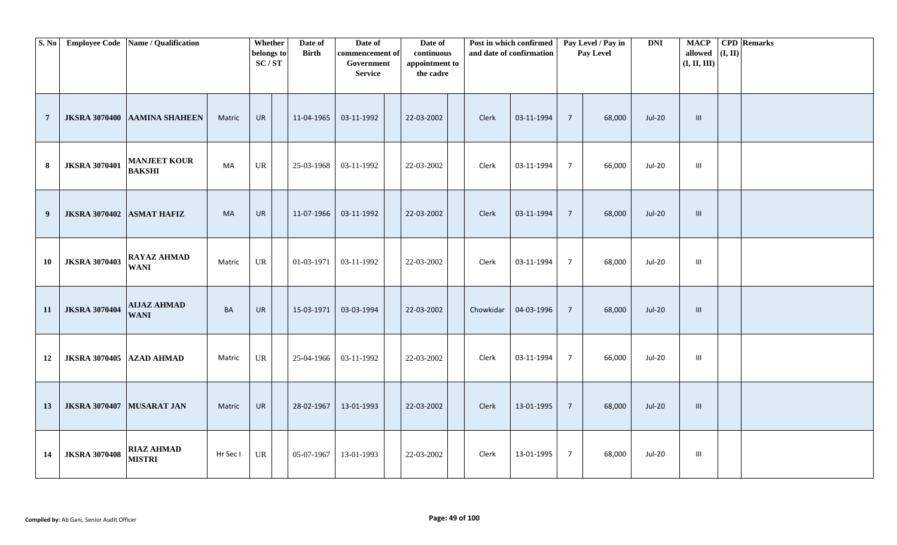| S. No | Employee Code | Name / Qualification | | Whether belongs to SC / ST | | Date of Birth | Date of commencement of Government Service | | Date of continuous appointment to the cadre | | Post in which confirmed and date of confirmation | | Pay Level / Pay in Pay Level | | DNI | MACP allowed (I, II, III) | CPD (I, II) | Remarks |
|---|---|---|---|---|---|---|---|---|---|---|---|---|---|---|---|---|---|---|
| 7 | JKSRA 3070400 | AAMINA SHAHEEN | Matric | UR | | 11-04-1965 | 03-11-1992 | | 22-03-2002 | | Clerk | 03-11-1994 | 7 | 68,000 | Jul-20 | III | | |
| 8 | JKSRA 3070401 | MANJEET KOUR BAKSHI | MA | UR | | 25-03-1968 | 03-11-1992 | | 22-03-2002 | | Clerk | 03-11-1994 | 7 | 66,000 | Jul-20 | III | | |
| 9 | JKSRA 3070402 | ASMAT HAFIZ | MA | UR | | 11-07-1966 | 03-11-1992 | | 22-03-2002 | | Clerk | 03-11-1994 | 7 | 68,000 | Jul-20 | III | | |
| 10 | JKSRA 3070403 | RAYAZ AHMAD WANI | Matric | UR | | 01-03-1971 | 03-11-1992 | | 22-03-2002 | | Clerk | 03-11-1994 | 7 | 68,000 | Jul-20 | III | | |
| 11 | JKSRA 3070404 | AIJAZ AHMAD WANI | BA | UR | | 15-03-1971 | 03-03-1994 | | 22-03-2002 | | Chowkidar | 04-03-1996 | 7 | 68,000 | Jul-20 | III | | |
| 12 | JKSRA 3070405 | AZAD AHMAD | Matric | UR | | 25-04-1966 | 03-11-1992 | | 22-03-2002 | | Clerk | 03-11-1994 | 7 | 66,000 | Jul-20 | III | | |
| 13 | JKSRA 3070407 | MUSARAT JAN | Matric | UR | | 28-02-1967 | 13-01-1993 | | 22-03-2002 | | Clerk | 13-01-1995 | 7 | 68,000 | Jul-20 | III | | |
| 14 | JKSRA 3070408 | RIAZ AHMAD MISTRI | Hr Sec I | UR | | 05-07-1967 | 13-01-1993 | | 22-03-2002 | | Clerk | 13-01-1995 | 7 | 68,000 | Jul-20 | III | | |

**Compiled by:** Ab Gani, Senior Audit Officer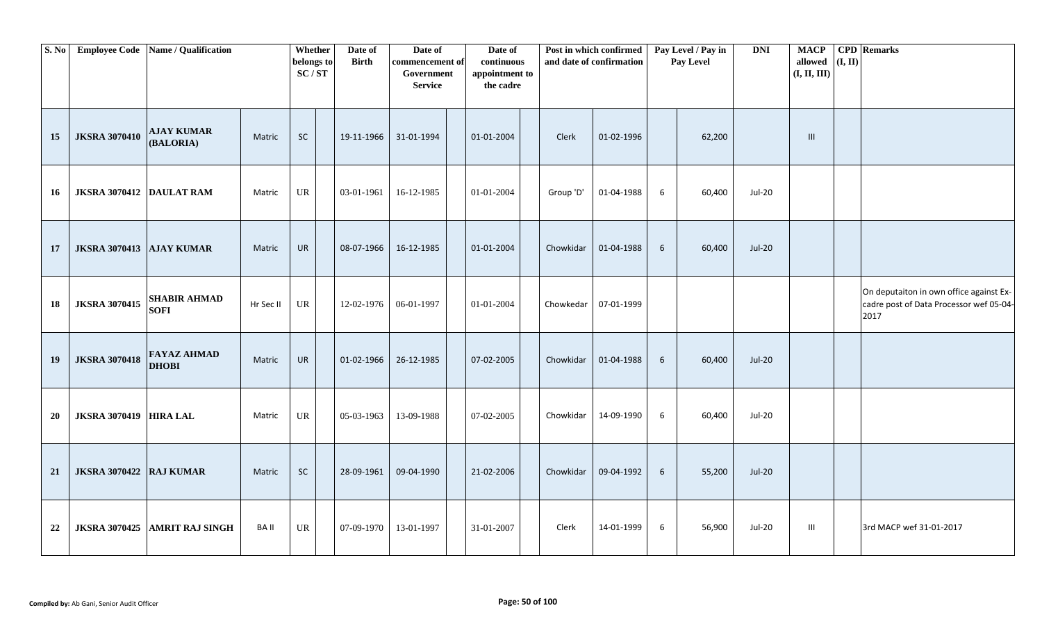| S. No | Employee Code | Name / Qualification | | Whether belongs to SC / ST | | Date of Birth | Date of commencement of Government Service | | Date of continuous appointment to the cadre | | Post in which confirmed and date of confirmation | | Pay Level / Pay in Pay Level | | DNI | MACP allowed (I, II, III) | CPD (I, II) | Remarks |
|---|---|---|---|---|---|---|---|---|---|---|---|---|---|---|---|---|---|---|
| 15 | JKSRA 3070410 | AJAY KUMAR (BALORIA) | Matric | SC | | 19-11-1966 | 31-01-1994 | | 01-01-2004 | | Clerk | 01-02-1996 | | 62,200 | | III | | |
| 16 | JKSRA 3070412 | DAULAT RAM | Matric | UR | | 03-01-1961 | 16-12-1985 | | 01-01-2004 | | Group 'D' | 01-04-1988 | 6 | 60,400 | Jul-20 | | | |
| 17 | JKSRA 3070413 | AJAY KUMAR | Matric | UR | | 08-07-1966 | 16-12-1985 | | 01-01-2004 | | Chowkidar | 01-04-1988 | 6 | 60,400 | Jul-20 | | | |
| 18 | JKSRA 3070415 | SHABIR AHMAD SOFI | Hr Sec II | UR | | 12-02-1976 | 06-01-1997 | | 01-01-2004 | | Chowkedar | 07-01-1999 | | | | | | On deputaiton in own office against Ex-cadre post of Data Processor wef 05-04-2017 |
| 19 | JKSRA 3070418 | FAYAZ AHMAD DHOBI | Matric | UR | | 01-02-1966 | 26-12-1985 | | 07-02-2005 | | Chowkidar | 01-04-1988 | 6 | 60,400 | Jul-20 | | | |
| 20 | JKSRA 3070419 | HIRA LAL | Matric | UR | | 05-03-1963 | 13-09-1988 | | 07-02-2005 | | Chowkidar | 14-09-1990 | 6 | 60,400 | Jul-20 | | | |
| 21 | JKSRA 3070422 | RAJ KUMAR | Matric | SC | | 28-09-1961 | 09-04-1990 | | 21-02-2006 | | Chowkidar | 09-04-1992 | 6 | 55,200 | Jul-20 | | | |
| 22 | JKSRA 3070425 | AMRIT RAJ SINGH | BA II | UR | | 07-09-1970 | 13-01-1997 | | 31-01-2007 | | Clerk | 14-01-1999 | 6 | 56,900 | Jul-20 | III | | 3rd MACP wef 31-01-2017 |

**Compiled by:** Ab Gani, Senior Audit Officer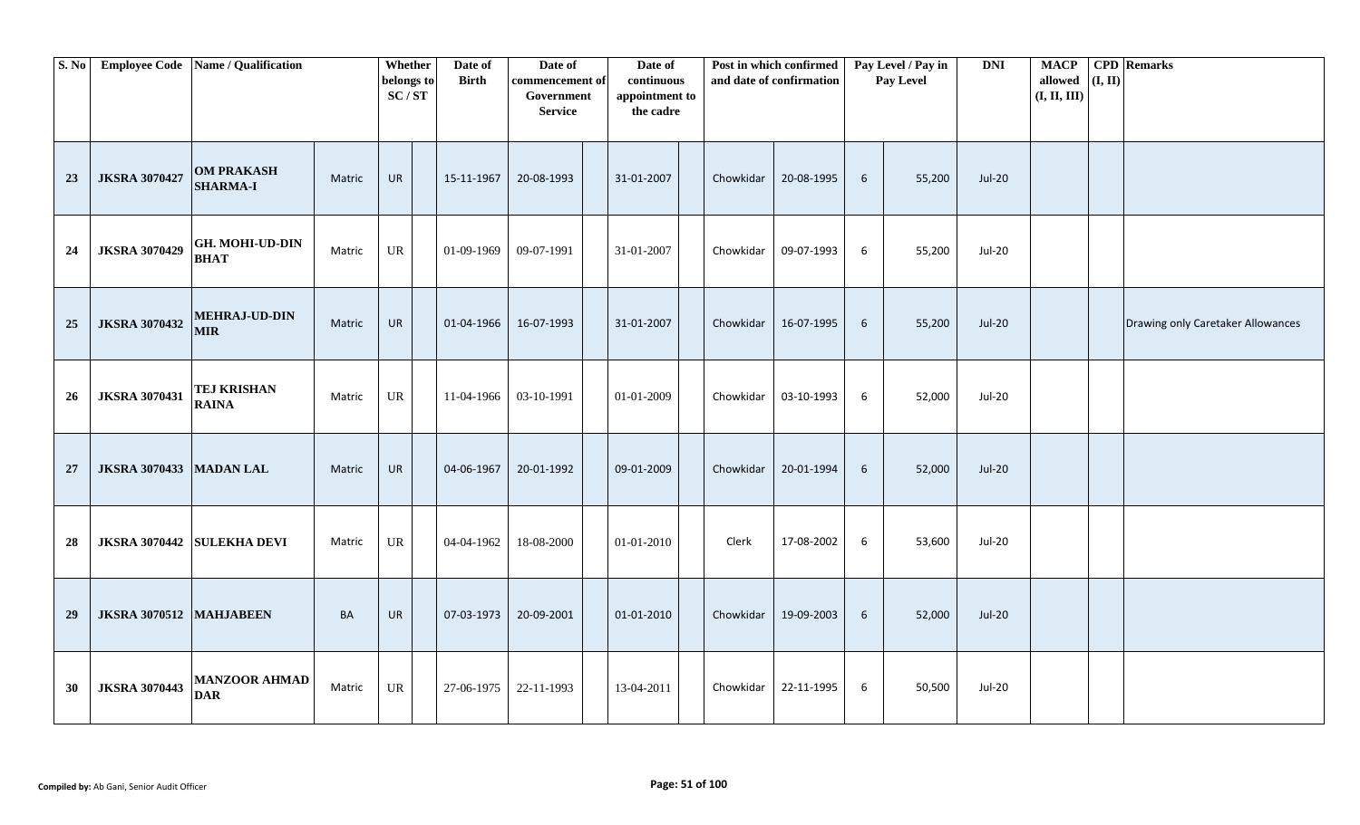| S. No | Employee Code | Name / Qualification | | Whether belongs to SC / ST | | Date of Birth | Date of commencement of Government Service | | Date of continuous appointment to the cadre | | Post in which confirmed and date of confirmation | | Pay Level / Pay in Pay Level | | DNI | MACP allowed (I, II, III) | CPD (I, II) | Remarks |
|---|---|---|---|---|---|---|---|---|---|---|---|---|---|---|---|---|---|---|
| 23 | JKSRA 3070427 | OM PRAKASH SHARMA-I | Matric | UR | | 15-11-1967 | 20-08-1993 | | 31-01-2007 | | Chowkidar | 20-08-1995 | 6 | 55,200 | Jul-20 | | | |
| 24 | JKSRA 3070429 | GH. MOHI-UD-DIN BHAT | Matric | UR | | 01-09-1969 | 09-07-1991 | | 31-01-2007 | | Chowkidar | 09-07-1993 | 6 | 55,200 | Jul-20 | | | |
| 25 | JKSRA 3070432 | MEHRAJ-UD-DIN MIR | Matric | UR | | 01-04-1966 | 16-07-1993 | | 31-01-2007 | | Chowkidar | 16-07-1995 | 6 | 55,200 | Jul-20 | | | Drawing only Caretaker Allowances |
| 26 | JKSRA 3070431 | TEJ KRISHAN RAINA | Matric | UR | | 11-04-1966 | 03-10-1991 | | 01-01-2009 | | Chowkidar | 03-10-1993 | 6 | 52,000 | Jul-20 | | | |
| 27 | JKSRA 3070433 | MADAN LAL | Matric | UR | | 04-06-1967 | 20-01-1992 | | 09-01-2009 | | Chowkidar | 20-01-1994 | 6 | 52,000 | Jul-20 | | | |
| 28 | JKSRA 3070442 | SULEKHA DEVI | Matric | UR | | 04-04-1962 | 18-08-2000 | | 01-01-2010 | | Clerk | 17-08-2002 | 6 | 53,600 | Jul-20 | | | |
| 29 | JKSRA 3070512 | MAHJABEEN | BA | UR | | 07-03-1973 | 20-09-2001 | | 01-01-2010 | | Chowkidar | 19-09-2003 | 6 | 52,000 | Jul-20 | | | |
| 30 | JKSRA 3070443 | MANZOOR AHMAD DAR | Matric | UR | | 27-06-1975 | 22-11-1993 | | 13-04-2011 | | Chowkidar | 22-11-1995 | 6 | 50,500 | Jul-20 | | | |

**Compiled by:** Ab Gani, Senior Audit Officer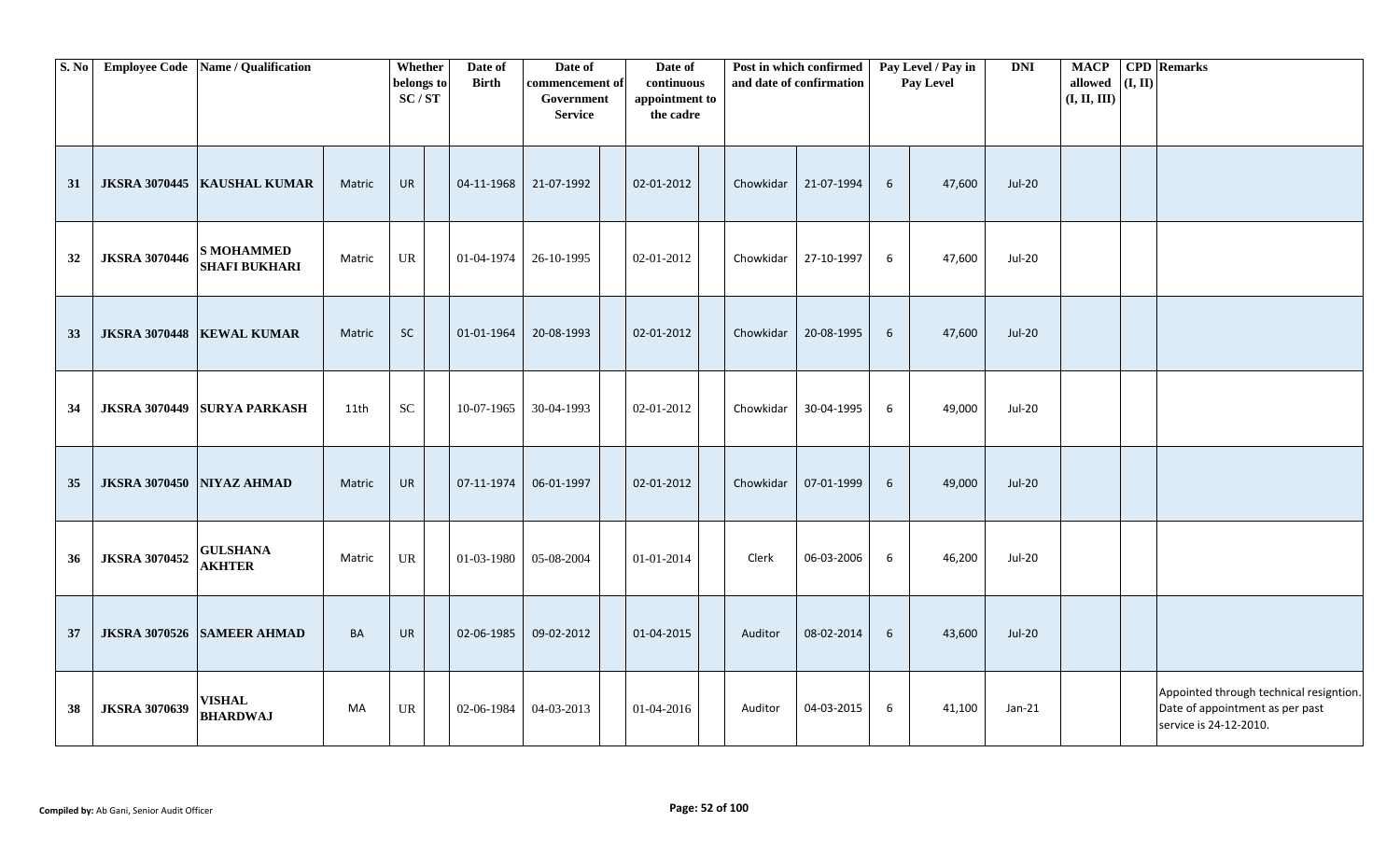| S. No | Employee Code | Name / Qualification | | Whether belongs to SC / ST | | Date of Birth | Date of commencement of Government Service | | Date of continuous appointment to the cadre | | Post in which confirmed and date of confirmation | | Pay Level / Pay in Pay Level | | DNI | MACP allowed (I, II, III) | CPD (I, II) | Remarks |
|---|---|---|---|---|---|---|---|---|---|---|---|---|---|---|---|---|---|---|
| 31 | JKSRA 3070445 | KAUSHAL KUMAR | Matric | UR | | 04-11-1968 | 21-07-1992 | | 02-01-2012 | | Chowkidar | 21-07-1994 | 6 | 47,600 | Jul-20 | | | |
| 32 | JKSRA 3070446 | S MOHAMMED SHAFI BUKHARI | Matric | UR | | 01-04-1974 | 26-10-1995 | | 02-01-2012 | | Chowkidar | 27-10-1997 | 6 | 47,600 | Jul-20 | | | |
| 33 | JKSRA 3070448 | KEWAL KUMAR | Matric | SC | | 01-01-1964 | 20-08-1993 | | 02-01-2012 | | Chowkidar | 20-08-1995 | 6 | 47,600 | Jul-20 | | | |
| 34 | JKSRA 3070449 | SURYA PARKASH | 11th | SC | | 10-07-1965 | 30-04-1993 | | 02-01-2012 | | Chowkidar | 30-04-1995 | 6 | 49,000 | Jul-20 | | | |
| 35 | JKSRA 3070450 | NIYAZ AHMAD | Matric | UR | | 07-11-1974 | 06-01-1997 | | 02-01-2012 | | Chowkidar | 07-01-1999 | 6 | 49,000 | Jul-20 | | | |
| 36 | JKSRA 3070452 | GULSHANA AKHTER | Matric | UR | | 01-03-1980 | 05-08-2004 | | 01-01-2014 | | Clerk | 06-03-2006 | 6 | 46,200 | Jul-20 | | | |
| 37 | JKSRA 3070526 | SAMEER AHMAD | BA | UR | | 02-06-1985 | 09-02-2012 | | 01-04-2015 | | Auditor | 08-02-2014 | 6 | 43,600 | Jul-20 | | | |
| 38 | JKSRA 3070639 | VISHAL BHARDWAJ | MA | UR | | 02-06-1984 | 04-03-2013 | | 01-04-2016 | | Auditor | 04-03-2015 | 6 | 41,100 | Jan-21 | | | Appointed through technical resigntion. Date of appointment as per past service is 24-12-2010. |

**Compiled by:** Ab Gani, Senior Audit Officer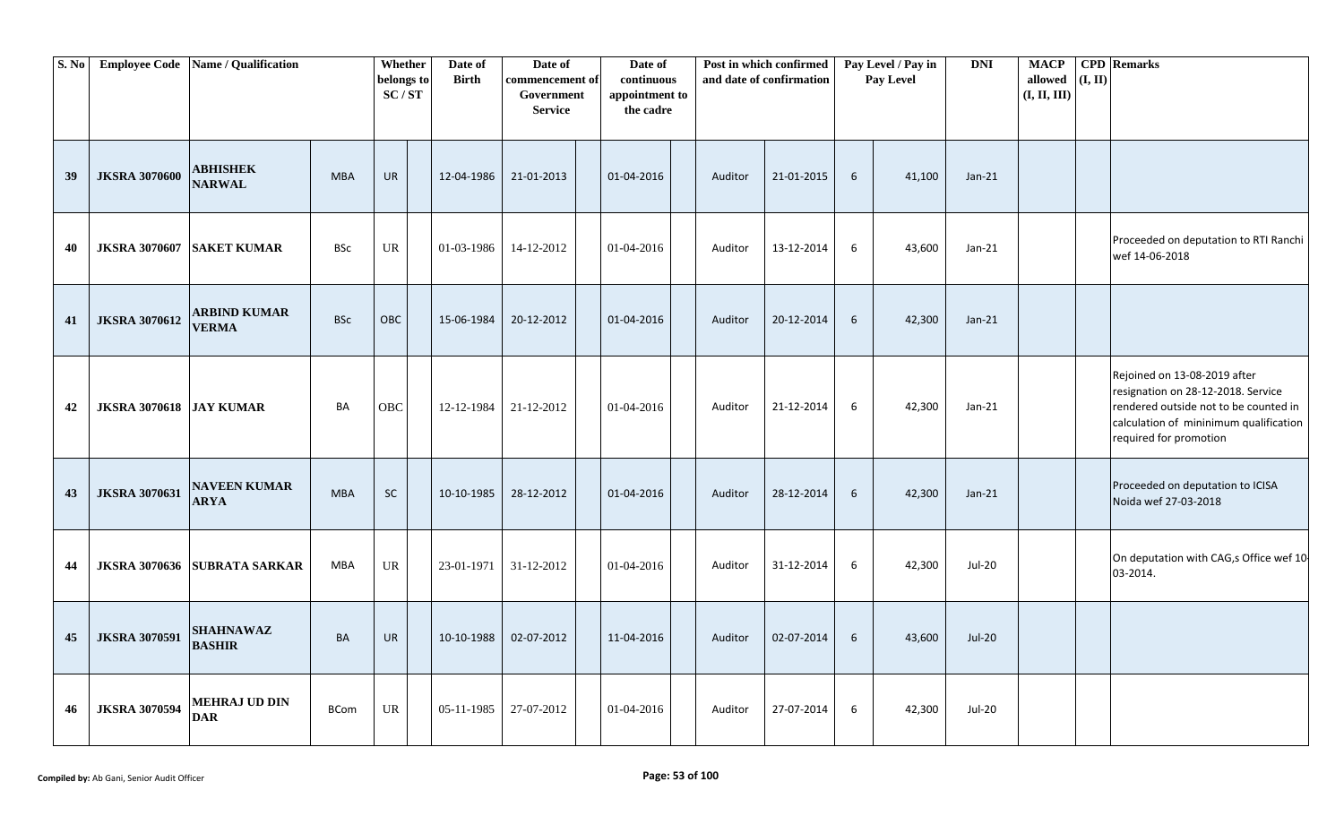| S. No | Employee Code | Name / Qualification | | Whether belongs to SC / ST | | Date of Birth | Date of commencement of Government Service | | Date of continuous appointment to the cadre | | Post in which confirmed and date of confirmation | | Pay Level / Pay in Pay Level | | DNI | MACP allowed (I, II, III) | CPD (I, II) | Remarks |
|---|---|---|---|---|---|---|---|---|---|---|---|---|---|---|---|---|---|---|
| 39 | JKSRA 3070600 | ABHISHEK NARWAL | MBA | UR | | 12-04-1986 | 21-01-2013 | | 01-04-2016 | | Auditor | 21-01-2015 | 6 | 41,100 | Jan-21 | | | |
| 40 | JKSRA 3070607 | SAKET KUMAR | BSc | UR | | 01-03-1986 | 14-12-2012 | | 01-04-2016 | | Auditor | 13-12-2014 | 6 | 43,600 | Jan-21 | | | Proceeded on deputation to RTI Ranchi wef 14-06-2018 |
| 41 | JKSRA 3070612 | ARBIND KUMAR VERMA | BSc | OBC | | 15-06-1984 | 20-12-2012 | | 01-04-2016 | | Auditor | 20-12-2014 | 6 | 42,300 | Jan-21 | | | |
| 42 | JKSRA 3070618 | JAY KUMAR | BA | OBC | | 12-12-1984 | 21-12-2012 | | 01-04-2016 | | Auditor | 21-12-2014 | 6 | 42,300 | Jan-21 | | | Rejoined on 13-08-2019 after resignation on 28-12-2018. Service rendered outside not to be counted in calculation of mininimum qualification required for promotion |
| 43 | JKSRA 3070631 | NAVEEN KUMAR ARYA | MBA | SC | | 10-10-1985 | 28-12-2012 | | 01-04-2016 | | Auditor | 28-12-2014 | 6 | 42,300 | Jan-21 | | | Proceeded on deputation to ICISA Noida wef 27-03-2018 |
| 44 | JKSRA 3070636 | SUBRATA SARKAR | MBA | UR | | 23-01-1971 | 31-12-2012 | | 01-04-2016 | | Auditor | 31-12-2014 | 6 | 42,300 | Jul-20 | | | On deputation with CAG,s Office wef 10-03-2014. |
| 45 | JKSRA 3070591 | SHAHNAWAZ BASHIR | BA | UR | | 10-10-1988 | 02-07-2012 | | 11-04-2016 | | Auditor | 02-07-2014 | 6 | 43,600 | Jul-20 | | | |
| 46 | JKSRA 3070594 | MEHRAJ UD DIN DAR | BCom | UR | | 05-11-1985 | 27-07-2012 | | 01-04-2016 | | Auditor | 27-07-2014 | 6 | 42,300 | Jul-20 | | | |

**Compiled by:** Ab Gani, Senior Audit Officer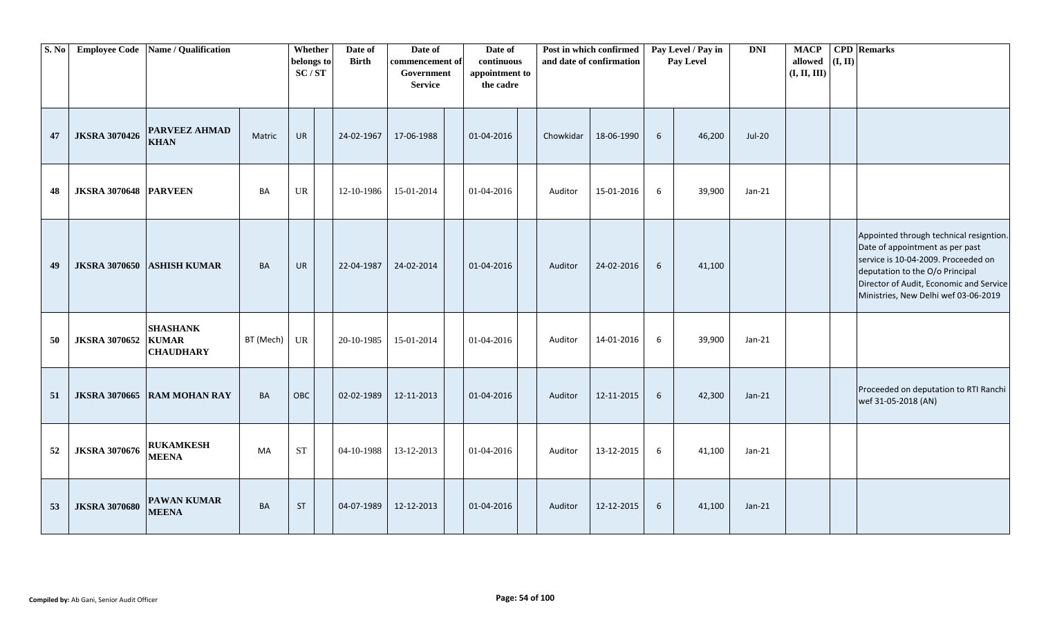| S. No | Employee Code | Name / Qualification | | Whether belongs to SC / ST | | Date of Birth | Date of commencement of Government Service | | Date of continuous appointment to the cadre | | Post in which confirmed and date of confirmation | | Pay Level / Pay in Pay Level | | DNI | MACP allowed (I, II, III) | CPD (I, II) | Remarks |
|---|---|---|---|---|---|---|---|---|---|---|---|---|---|---|---|---|---|---|
| 47 | JKSRA 3070426 | PARVEEZ AHMAD KHAN | Matric | UR | | 24-02-1967 | 17-06-1988 | | 01-04-2016 | | Chowkidar | 18-06-1990 | 6 | 46,200 | Jul-20 | | | |
| 48 | JKSRA 3070648 | PARVEEN | BA | UR | | 12-10-1986 | 15-01-2014 | | 01-04-2016 | | Auditor | 15-01-2016 | 6 | 39,900 | Jan-21 | | | |
| 49 | JKSRA 3070650 | ASHISH KUMAR | BA | UR | | 22-04-1987 | 24-02-2014 | | 01-04-2016 | | Auditor | 24-02-2016 | 6 | 41,100 | | | | Appointed through technical resigntion. Date of appointment as per past service is 10-04-2009. Proceeded on deputation to the O/o Principal Director of Audit, Economic and Service Ministries, New Delhi wef 03-06-2019 |
| 50 | JKSRA 3070652 | SHASHANK KUMAR CHAUDHARY | BT (Mech) | UR | | 20-10-1985 | 15-01-2014 | | 01-04-2016 | | Auditor | 14-01-2016 | 6 | 39,900 | Jan-21 | | | |
| 51 | JKSRA 3070665 | RAM MOHAN RAY | BA | OBC | | 02-02-1989 | 12-11-2013 | | 01-04-2016 | | Auditor | 12-11-2015 | 6 | 42,300 | Jan-21 | | | Proceeded on deputation to RTI Ranchi wef 31-05-2018 (AN) |
| 52 | JKSRA 3070676 | RUKAMKESH MEENA | MA | ST | | 04-10-1988 | 13-12-2013 | | 01-04-2016 | | Auditor | 13-12-2015 | 6 | 41,100 | Jan-21 | | | |
| 53 | JKSRA 3070680 | PAWAN KUMAR MEENA | BA | ST | | 04-07-1989 | 12-12-2013 | | 01-04-2016 | | Auditor | 12-12-2015 | 6 | 41,100 | Jan-21 | | | |

**Compiled by:** Ab Gani, Senior Audit Officer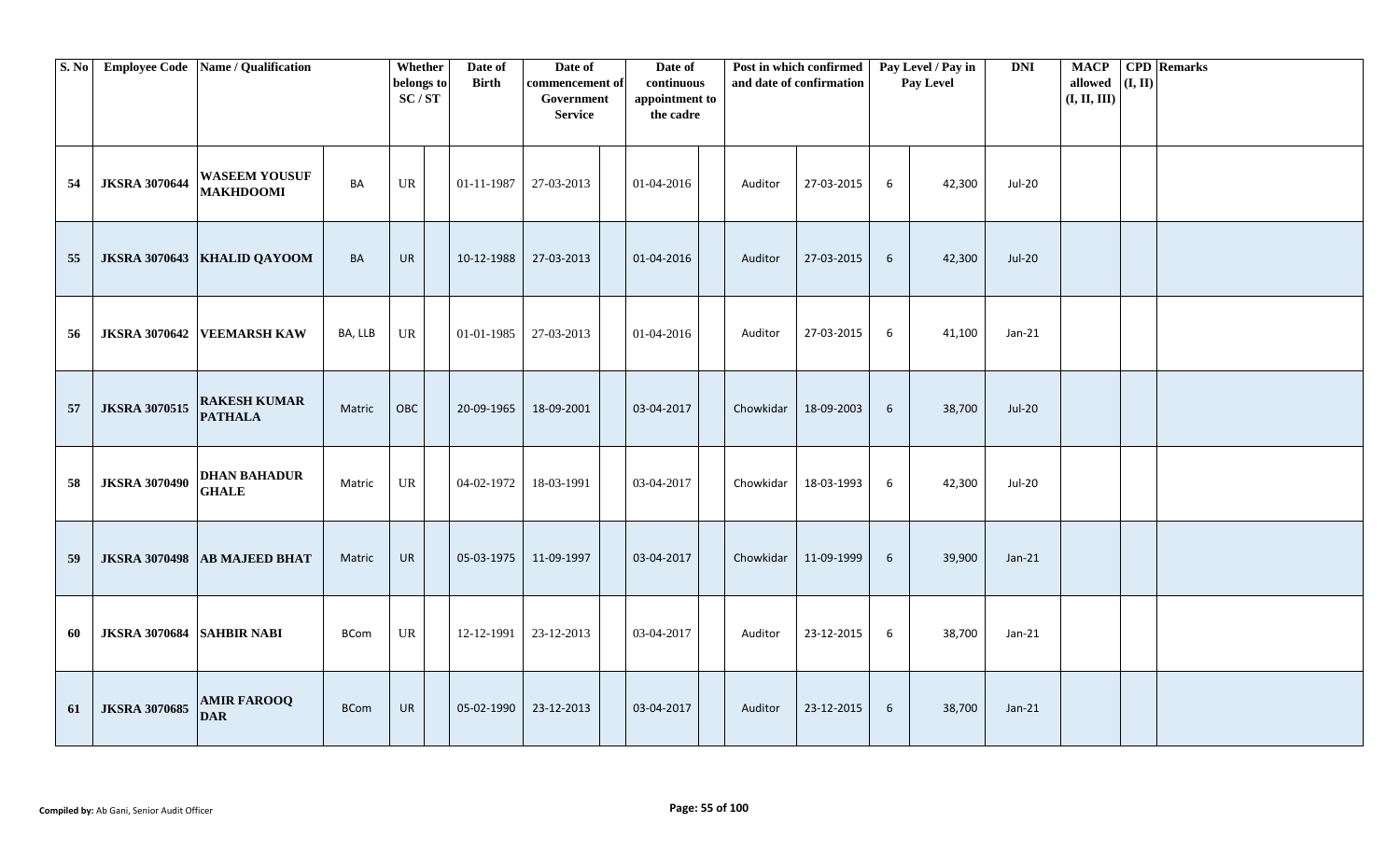| S. No | Employee Code | Name / Qualification | | Whether belongs to SC / ST | | Date of Birth | Date of commencement of Government Service | | Date of continuous appointment to the cadre | | Post in which confirmed and date of confirmation | | Pay Level / Pay in Pay Level | | DNI | MACP allowed (I, II, III) | CPD (I, II) | Remarks |
|---|---|---|---|---|---|---|---|---|---|---|---|---|---|---|---|---|---|---|
| 54 | JKSRA 3070644 | WASEEM YOUSUF MAKHDOOMI | BA | UR | | 01-11-1987 | 27-03-2013 | | 01-04-2016 | | Auditor | 27-03-2015 | 6 | 42,300 | Jul-20 | | | |
| 55 | JKSRA 3070643 | KHALID QAYOOM | BA | UR | | 10-12-1988 | 27-03-2013 | | 01-04-2016 | | Auditor | 27-03-2015 | 6 | 42,300 | Jul-20 | | | |
| 56 | JKSRA 3070642 | VEEMARSH KAW | BA, LLB | UR | | 01-01-1985 | 27-03-2013 | | 01-04-2016 | | Auditor | 27-03-2015 | 6 | 41,100 | Jan-21 | | | |
| 57 | JKSRA 3070515 | RAKESH KUMAR PATHALA | Matric | OBC | | 20-09-1965 | 18-09-2001 | | 03-04-2017 | | Chowkidar | 18-09-2003 | 6 | 38,700 | Jul-20 | | | |
| 58 | JKSRA 3070490 | DHAN BAHADUR GHALE | Matric | UR | | 04-02-1972 | 18-03-1991 | | 03-04-2017 | | Chowkidar | 18-03-1993 | 6 | 42,300 | Jul-20 | | | |
| 59 | JKSRA 3070498 | AB MAJEED BHAT | Matric | UR | | 05-03-1975 | 11-09-1997 | | 03-04-2017 | | Chowkidar | 11-09-1999 | 6 | 39,900 | Jan-21 | | | |
| 60 | JKSRA 3070684 | SAHBIR NABI | BCom | UR | | 12-12-1991 | 23-12-2013 | | 03-04-2017 | | Auditor | 23-12-2015 | 6 | 38,700 | Jan-21 | | | |
| 61 | JKSRA 3070685 | AMIR FAROOQ DAR | BCom | UR | | 05-02-1990 | 23-12-2013 | | 03-04-2017 | | Auditor | 23-12-2015 | 6 | 38,700 | Jan-21 | | | |

**Compiled by:** Ab Gani, Senior Audit Officer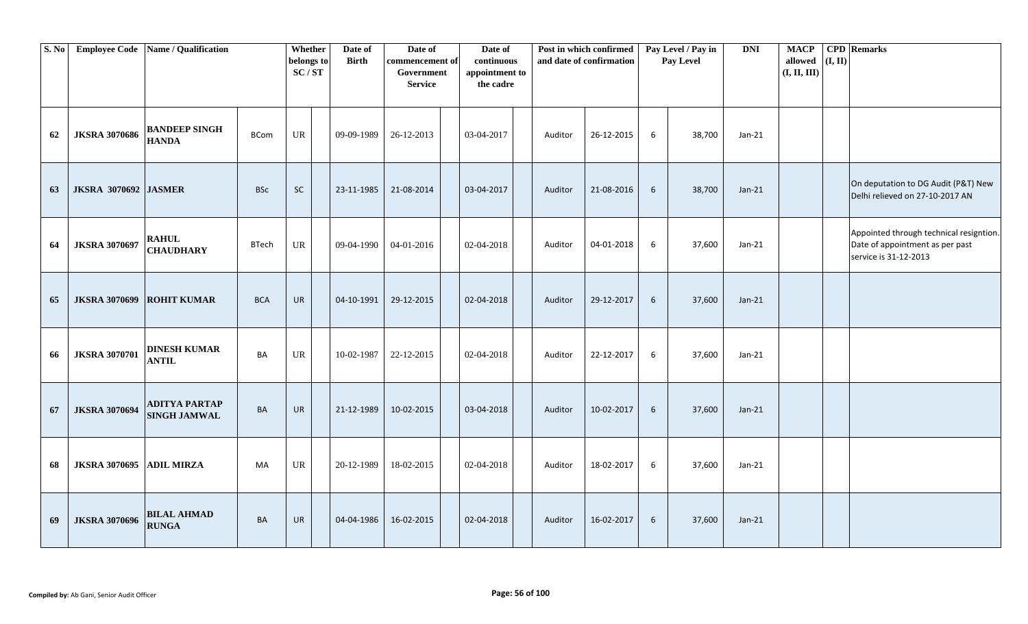| S. No | Employee Code | Name / Qualification | | Whether belongs to SC / ST | | Date of Birth | Date of commencement of Government Service | | Date of continuous appointment to the cadre | | Post in which confirmed and date of confirmation | | Pay Level / Pay in Pay Level | | DNI | MACP allowed (I, II, III) | CPD (I, II) | Remarks |
|---|---|---|---|---|---|---|---|---|---|---|---|---|---|---|---|---|---|---|
| 62 | JKSRA 3070686 | BANDEEP SINGH HANDA | BCom | UR | | 09-09-1989 | 26-12-2013 | | 03-04-2017 | | Auditor | 26-12-2015 | 6 | 38,700 | Jan-21 | | | |
| 63 | JKSRA 3070692 | JASMER | BSc | SC | | 23-11-1985 | 21-08-2014 | | 03-04-2017 | | Auditor | 21-08-2016 | 6 | 38,700 | Jan-21 | | | On deputation to DG Audit (P&T) New Delhi relieved on 27-10-2017 AN |
| 64 | JKSRA 3070697 | RAHUL CHAUDHARY | BTech | UR | | 09-04-1990 | 04-01-2016 | | 02-04-2018 | | Auditor | 04-01-2018 | 6 | 37,600 | Jan-21 | | | Appointed through technical resigntion. Date of appointment as per past service is 31-12-2013 |
| 65 | JKSRA 3070699 | ROHIT KUMAR | BCA | UR | | 04-10-1991 | 29-12-2015 | | 02-04-2018 | | Auditor | 29-12-2017 | 6 | 37,600 | Jan-21 | | | |
| 66 | JKSRA 3070701 | DINESH KUMAR ANTIL | BA | UR | | 10-02-1987 | 22-12-2015 | | 02-04-2018 | | Auditor | 22-12-2017 | 6 | 37,600 | Jan-21 | | | |
| 67 | JKSRA 3070694 | ADITYA PARTAP SINGH JAMWAL | BA | UR | | 21-12-1989 | 10-02-2015 | | 03-04-2018 | | Auditor | 10-02-2017 | 6 | 37,600 | Jan-21 | | | |
| 68 | JKSRA 3070695 | ADIL MIRZA | MA | UR | | 20-12-1989 | 18-02-2015 | | 02-04-2018 | | Auditor | 18-02-2017 | 6 | 37,600 | Jan-21 | | | |
| 69 | JKSRA 3070696 | BILAL AHMAD RUNGA | BA | UR | | 04-04-1986 | 16-02-2015 | | 02-04-2018 | | Auditor | 16-02-2017 | 6 | 37,600 | Jan-21 | | | |

**Compiled by:** Ab Gani, Senior Audit Officer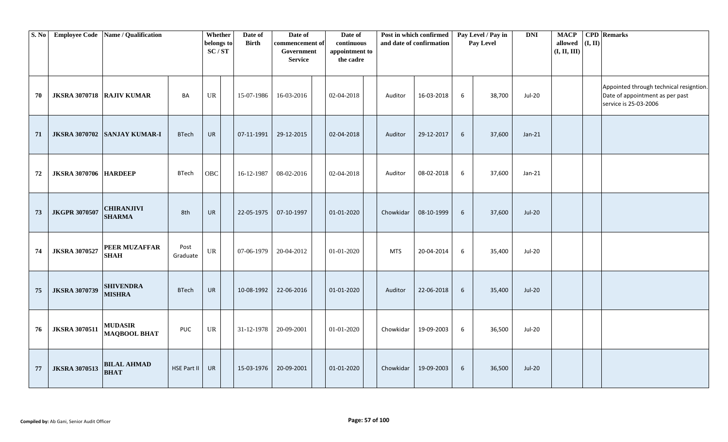| S. No | Employee Code | Name / Qualification | | Whether belongs to SC / ST | | Date of Birth | Date of commencement of Government Service | | Date of continuous appointment to the cadre | | Post in which confirmed and date of confirmation | | Pay Level / Pay in Pay Level | | DNI | MACP allowed (I, II, III) | CPD (I, II) | Remarks |
|---|---|---|---|---|---|---|---|---|---|---|---|---|---|---|---|---|---|---|
| 70 | JKSRA 3070718 | RAJIV KUMAR | BA | UR | | 15-07-1986 | 16-03-2016 | | 02-04-2018 | | Auditor | 16-03-2018 | 6 | 38,700 | Jul-20 | | | Appointed through technical resigntion. Date of appointment as per past service is 25-03-2006 |
| 71 | JKSRA 3070702 | SANJAY KUMAR-I | BTech | UR | | 07-11-1991 | 29-12-2015 | | 02-04-2018 | | Auditor | 29-12-2017 | 6 | 37,600 | Jan-21 | | | |
| 72 | JKSRA 3070706 | HARDEEP | BTech | OBC | | 16-12-1987 | 08-02-2016 | | 02-04-2018 | | Auditor | 08-02-2018 | 6 | 37,600 | Jan-21 | | | |
| 73 | JKGPR 3070507 | CHIRANJIVI SHARMA | 8th | UR | | 22-05-1975 | 07-10-1997 | | 01-01-2020 | | Chowkidar | 08-10-1999 | 6 | 37,600 | Jul-20 | | | |
| 74 | JKSRA 3070527 | PEER MUZAFFAR SHAH | Post Graduate | UR | | 07-06-1979 | 20-04-2012 | | 01-01-2020 | | MTS | 20-04-2014 | 6 | 35,400 | Jul-20 | | | |
| 75 | JKSRA 3070739 | SHIVENDRA MISHRA | BTech | UR | | 10-08-1992 | 22-06-2016 | | 01-01-2020 | | Auditor | 22-06-2018 | 6 | 35,400 | Jul-20 | | | |
| 76 | JKSRA 3070511 | MUDASIR MAQBOOL BHAT | PUC | UR | | 31-12-1978 | 20-09-2001 | | 01-01-2020 | | Chowkidar | 19-09-2003 | 6 | 36,500 | Jul-20 | | | |
| 77 | JKSRA 3070513 | BILAL AHMAD BHAT | HSE Part II | UR | | 15-03-1976 | 20-09-2001 | | 01-01-2020 | | Chowkidar | 19-09-2003 | 6 | 36,500 | Jul-20 | | | |

**Compiled by:** Ab Gani, Senior Audit Officer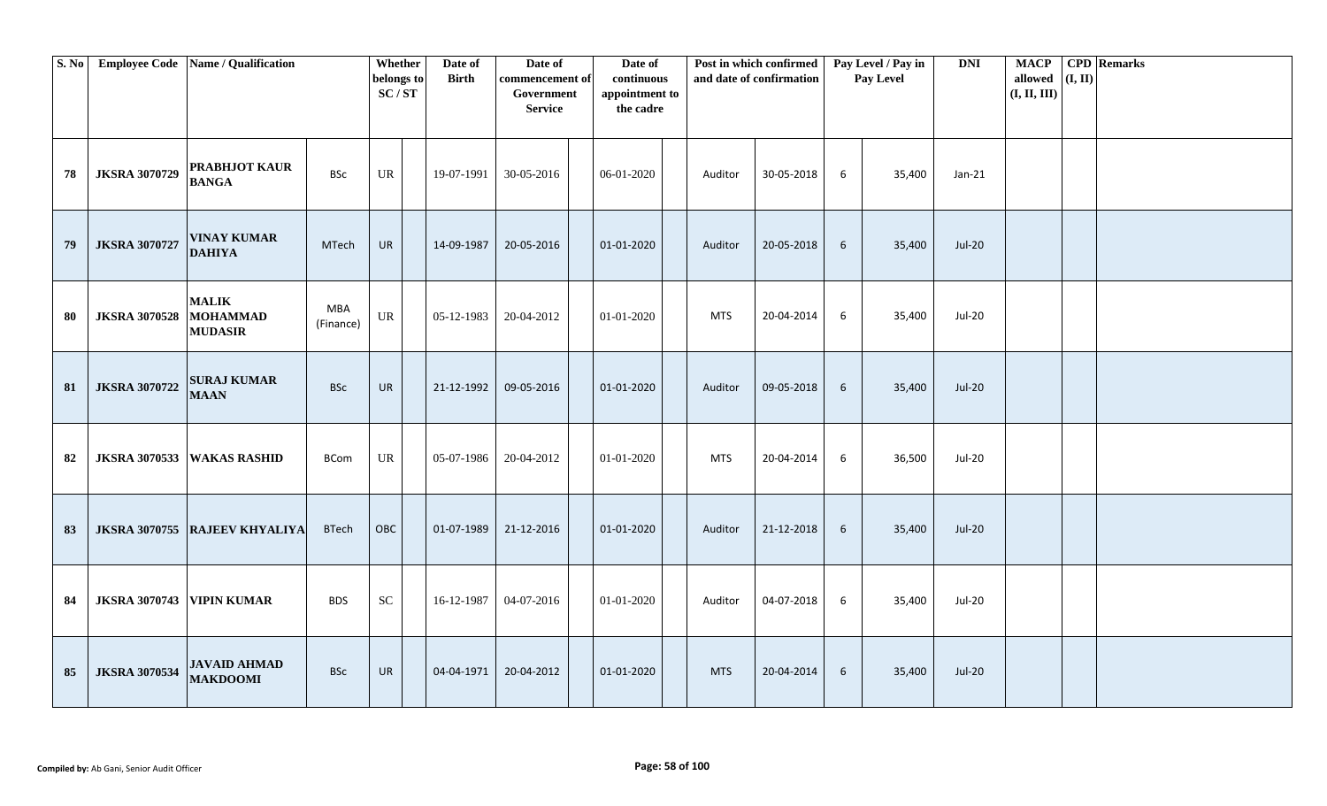| S. No | Employee Code | Name / Qualification | | Whether belongs to SC / ST | | Date of Birth | Date of commencement of Government Service | | Date of continuous appointment to the cadre | | Post in which confirmed and date of confirmation | | Pay Level / Pay in Pay Level | | DNI | MACP allowed (I, II, III) | CPD (I, II) | Remarks |
|---|---|---|---|---|---|---|---|---|---|---|---|---|---|---|---|---|---|---|
| 78 | JKSRA 3070729 | PRABHJOT KAUR BANGA | BSc | UR | | 19-07-1991 | 30-05-2016 | | 06-01-2020 | | Auditor | 30-05-2018 | 6 | 35,400 | Jan-21 | | | |
| 79 | JKSRA 3070727 | VINAY KUMAR DAHIYA | MTech | UR | | 14-09-1987 | 20-05-2016 | | 01-01-2020 | | Auditor | 20-05-2018 | 6 | 35,400 | Jul-20 | | | |
| 80 | JKSRA 3070528 | MALIK MOHAMMAD MUDASIR | MBA (Finance) | UR | | 05-12-1983 | 20-04-2012 | | 01-01-2020 | | MTS | 20-04-2014 | 6 | 35,400 | Jul-20 | | | |
| 81 | JKSRA 3070722 | SURAJ KUMAR MAAN | BSc | UR | | 21-12-1992 | 09-05-2016 | | 01-01-2020 | | Auditor | 09-05-2018 | 6 | 35,400 | Jul-20 | | | |
| 82 | JKSRA 3070533 | WAKAS RASHID | BCom | UR | | 05-07-1986 | 20-04-2012 | | 01-01-2020 | | MTS | 20-04-2014 | 6 | 36,500 | Jul-20 | | | |
| 83 | JKSRA 3070755 | RAJEEV KHYALIYA | BTech | OBC | | 01-07-1989 | 21-12-2016 | | 01-01-2020 | | Auditor | 21-12-2018 | 6 | 35,400 | Jul-20 | | | |
| 84 | JKSRA 3070743 | VIPIN KUMAR | BDS | SC | | 16-12-1987 | 04-07-2016 | | 01-01-2020 | | Auditor | 04-07-2018 | 6 | 35,400 | Jul-20 | | | |
| 85 | JKSRA 3070534 | JAVAID AHMAD MAKDOOMI | BSc | UR | | 04-04-1971 | 20-04-2012 | | 01-01-2020 | | MTS | 20-04-2014 | 6 | 35,400 | Jul-20 | | | |

**Compiled by:** Ab Gani, Senior Audit Officer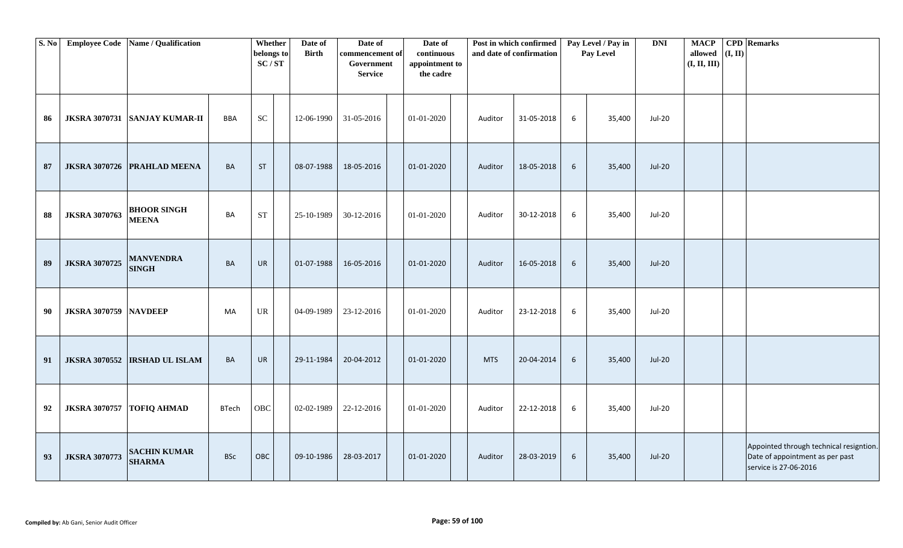| S. No | Employee Code | Name / Qualification | | Whether belongs to SC / ST | | Date of Birth | Date of commencement of Government Service | | Date of continuous appointment to the cadre | | Post in which confirmed and date of confirmation | | Pay Level / Pay in Pay Level | | DNI | MACP allowed (I, II, III) | CPD (I, II) | Remarks |
|---|---|---|---|---|---|---|---|---|---|---|---|---|---|---|---|---|---|---|
| 86 | JKSRA 3070731 | SANJAY KUMAR-II | BBA | SC | | 12-06-1990 | 31-05-2016 | | 01-01-2020 | | Auditor | 31-05-2018 | 6 | 35,400 | Jul-20 | | | |
| 87 | JKSRA 3070726 | PRAHLAD MEENA | BA | ST | | 08-07-1988 | 18-05-2016 | | 01-01-2020 | | Auditor | 18-05-2018 | 6 | 35,400 | Jul-20 | | | |
| 88 | JKSRA 3070763 | BHOOR SINGH MEENA | BA | ST | | 25-10-1989 | 30-12-2016 | | 01-01-2020 | | Auditor | 30-12-2018 | 6 | 35,400 | Jul-20 | | | |
| 89 | JKSRA 3070725 | MANVENDRA SINGH | BA | UR | | 01-07-1988 | 16-05-2016 | | 01-01-2020 | | Auditor | 16-05-2018 | 6 | 35,400 | Jul-20 | | | |
| 90 | JKSRA 3070759 | NAVDEEP | MA | UR | | 04-09-1989 | 23-12-2016 | | 01-01-2020 | | Auditor | 23-12-2018 | 6 | 35,400 | Jul-20 | | | |
| 91 | JKSRA 3070552 | IRSHAD UL ISLAM | BA | UR | | 29-11-1984 | 20-04-2012 | | 01-01-2020 | | MTS | 20-04-2014 | 6 | 35,400 | Jul-20 | | | |
| 92 | JKSRA 3070757 | TOFIQ AHMAD | BTech | OBC | | 02-02-1989 | 22-12-2016 | | 01-01-2020 | | Auditor | 22-12-2018 | 6 | 35,400 | Jul-20 | | | |
| 93 | JKSRA 3070773 | SACHIN KUMAR SHARMA | BSc | OBC | | 09-10-1986 | 28-03-2017 | | 01-01-2020 | | Auditor | 28-03-2019 | 6 | 35,400 | Jul-20 | | | Appointed through technical resigntion. Date of appointment as per past service is 27-06-2016 |

**Compiled by:** Ab Gani, Senior Audit Officer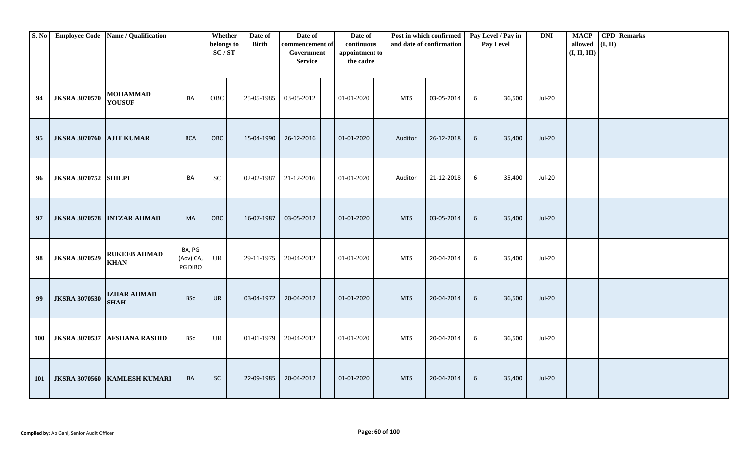| S. No | Employee Code | Name / Qualification | | Whether belongs to SC / ST | | Date of Birth | Date of commencement of Government Service | | Date of continuous appointment to the cadre | | Post in which confirmed and date of confirmation | | Pay Level / Pay in Pay Level | | DNI | MACP allowed (I, II, III) | CPD (I, II) | Remarks |
|---|---|---|---|---|---|---|---|---|---|---|---|---|---|---|---|---|---|---|
| 94 | JKSRA 3070570 | MOHAMMAD YOUSUF | BA | OBC | | 25-05-1985 | 03-05-2012 | | 01-01-2020 | | MTS | 03-05-2014 | 6 | 36,500 | Jul-20 | | | |
| 95 | JKSRA 3070760 | AJIT KUMAR | BCA | OBC | | 15-04-1990 | 26-12-2016 | | 01-01-2020 | | Auditor | 26-12-2018 | 6 | 35,400 | Jul-20 | | | |
| 96 | JKSRA 3070752 | SHILPI | BA | SC | | 02-02-1987 | 21-12-2016 | | 01-01-2020 | | Auditor | 21-12-2018 | 6 | 35,400 | Jul-20 | | | |
| 97 | JKSRA 3070578 | INTZAR AHMAD | MA | OBC | | 16-07-1987 | 03-05-2012 | | 01-01-2020 | | MTS | 03-05-2014 | 6 | 35,400 | Jul-20 | | | |
| 98 | JKSRA 3070529 | RUKEEB AHMAD KHAN | BA, PG (Adv) CA, PG DIBO | UR | | 29-11-1975 | 20-04-2012 | | 01-01-2020 | | MTS | 20-04-2014 | 6 | 35,400 | Jul-20 | | | |
| 99 | JKSRA 3070530 | IZHAR AHMAD SHAH | BSc | UR | | 03-04-1972 | 20-04-2012 | | 01-01-2020 | | MTS | 20-04-2014 | 6 | 36,500 | Jul-20 | | | |
| 100 | JKSRA 3070537 | AFSHANA RASHID | BSc | UR | | 01-01-1979 | 20-04-2012 | | 01-01-2020 | | MTS | 20-04-2014 | 6 | 36,500 | Jul-20 | | | |
| 101 | JKSRA 3070560 | KAMLESH KUMARI | BA | SC | | 22-09-1985 | 20-04-2012 | | 01-01-2020 | | MTS | 20-04-2014 | 6 | 35,400 | Jul-20 | | | |

**Compiled by:** Ab Gani, Senior Audit Officer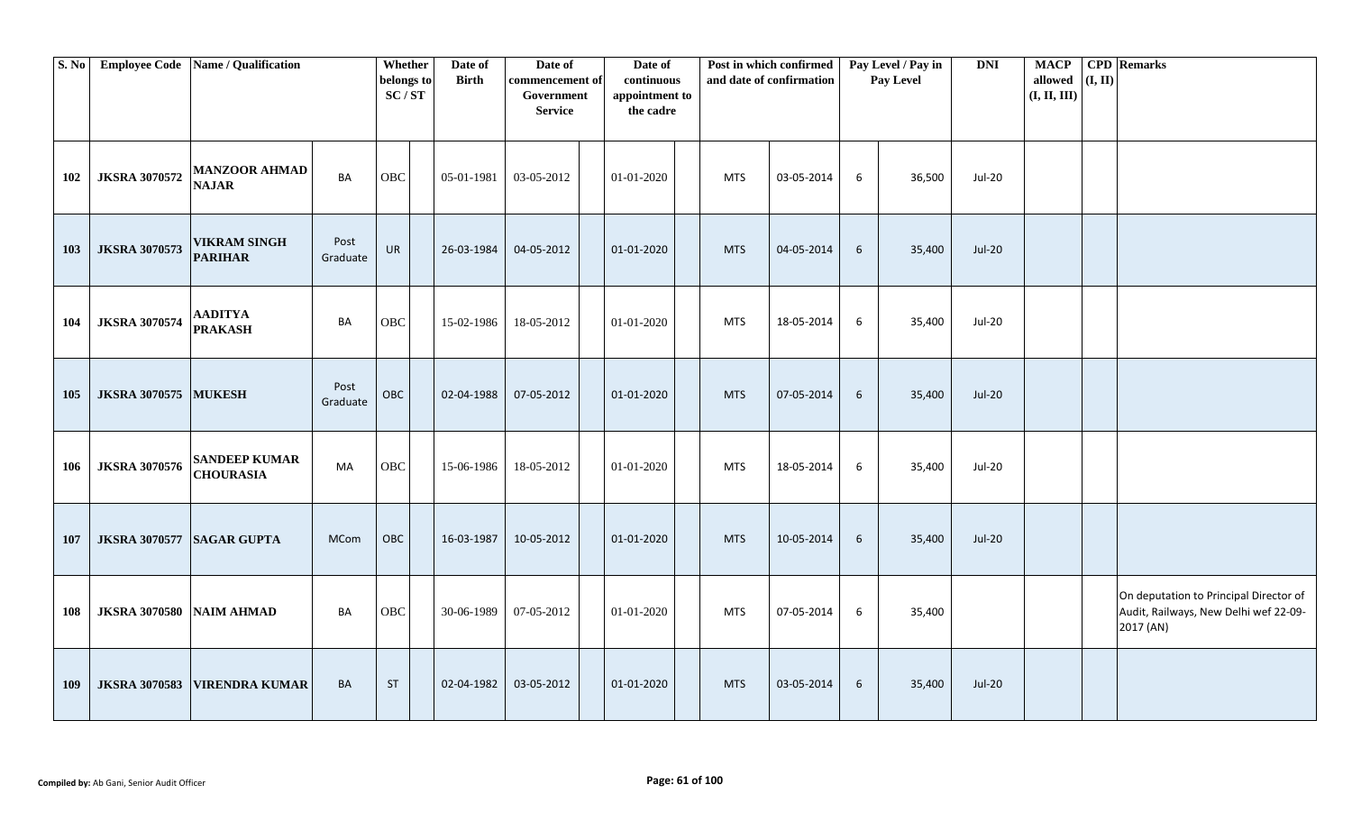| S. No | Employee Code | Name / Qualification | | Whether belongs to SC / ST | | Date of Birth | Date of commencement of Government Service | | Date of continuous appointment to the cadre | | Post in which confirmed and date of confirmation | | Pay Level / Pay in Pay Level | | DNI | MACP allowed (I, II, III) | CPD (I, II) | Remarks |
|---|---|---|---|---|---|---|---|---|---|---|---|---|---|---|---|---|---|---|
| 102 | JKSRA 3070572 | MANZOOR AHMAD NAJAR | BA | OBC | | 05-01-1981 | 03-05-2012 | | 01-01-2020 | | MTS | 03-05-2014 | 6 | 36,500 | Jul-20 | | | |
| 103 | JKSRA 3070573 | VIKRAM SINGH PARIHAR | Post Graduate | UR | | 26-03-1984 | 04-05-2012 | | 01-01-2020 | | MTS | 04-05-2014 | 6 | 35,400 | Jul-20 | | | |
| 104 | JKSRA 3070574 | AADITYA PRAKASH | BA | OBC | | 15-02-1986 | 18-05-2012 | | 01-01-2020 | | MTS | 18-05-2014 | 6 | 35,400 | Jul-20 | | | |
| 105 | JKSRA 3070575 | MUKESH | Post Graduate | OBC | | 02-04-1988 | 07-05-2012 | | 01-01-2020 | | MTS | 07-05-2014 | 6 | 35,400 | Jul-20 | | | |
| 106 | JKSRA 3070576 | SANDEEP KUMAR CHOURASIA | MA | OBC | | 15-06-1986 | 18-05-2012 | | 01-01-2020 | | MTS | 18-05-2014 | 6 | 35,400 | Jul-20 | | | |
| 107 | JKSRA 3070577 | SAGAR GUPTA | MCom | OBC | | 16-03-1987 | 10-05-2012 | | 01-01-2020 | | MTS | 10-05-2014 | 6 | 35,400 | Jul-20 | | | |
| 108 | JKSRA 3070580 | NAIM AHMAD | BA | OBC | | 30-06-1989 | 07-05-2012 | | 01-01-2020 | | MTS | 07-05-2014 | 6 | 35,400 | | | | On deputation to Principal Director of Audit, Railways, New Delhi wef 22-09-2017 (AN) |
| 109 | JKSRA 3070583 | VIRENDRA KUMAR | BA | ST | | 02-04-1982 | 03-05-2012 | | 01-01-2020 | | MTS | 03-05-2014 | 6 | 35,400 | Jul-20 | | | |

**Compiled by:** Ab Gani, Senior Audit Officer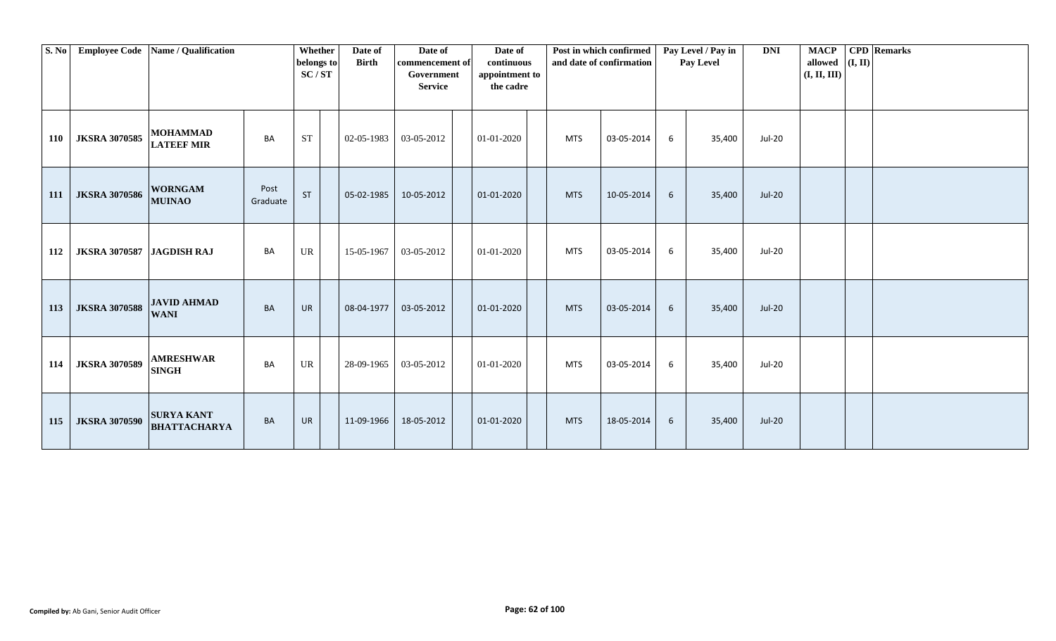| S. No | Employee Code | Name / Qualification | | Whether belongs to SC / ST | | Date of Birth | Date of commencement of Government Service | | Date of continuous appointment to the cadre | | Post in which confirmed and date of confirmation | | Pay Level / Pay in Pay Level | | DNI | MACP allowed (I, II, III) | CPD (I, II) | Remarks |
|---|---|---|---|---|---|---|---|---|---|---|---|---|---|---|---|---|---|---|
| 110 | JKSRA 3070585 | MOHAMMAD LATEEF MIR | BA | ST | | 02-05-1983 | 03-05-2012 | | 01-01-2020 | | MTS | 03-05-2014 | 6 | 35,400 | Jul-20 | | | |
| 111 | JKSRA 3070586 | WORNGAM MUINAO | Post Graduate | ST | | 05-02-1985 | 10-05-2012 | | 01-01-2020 | | MTS | 10-05-2014 | 6 | 35,400 | Jul-20 | | | |
| 112 | JKSRA 3070587 | JAGDISH RAJ | BA | UR | | 15-05-1967 | 03-05-2012 | | 01-01-2020 | | MTS | 03-05-2014 | 6 | 35,400 | Jul-20 | | | |
| 113 | JKSRA 3070588 | JAVID AHMAD WANI | BA | UR | | 08-04-1977 | 03-05-2012 | | 01-01-2020 | | MTS | 03-05-2014 | 6 | 35,400 | Jul-20 | | | |
| 114 | JKSRA 3070589 | AMRESHWAR SINGH | BA | UR | | 28-09-1965 | 03-05-2012 | | 01-01-2020 | | MTS | 03-05-2014 | 6 | 35,400 | Jul-20 | | | |
| 115 | JKSRA 3070590 | SURYA KANT BHATTACHARYA | BA | UR | | 11-09-1966 | 18-05-2012 | | 01-01-2020 | | MTS | 18-05-2014 | 6 | 35,400 | Jul-20 | | | |

**Compiled by:** Ab Gani, Senior Audit Officer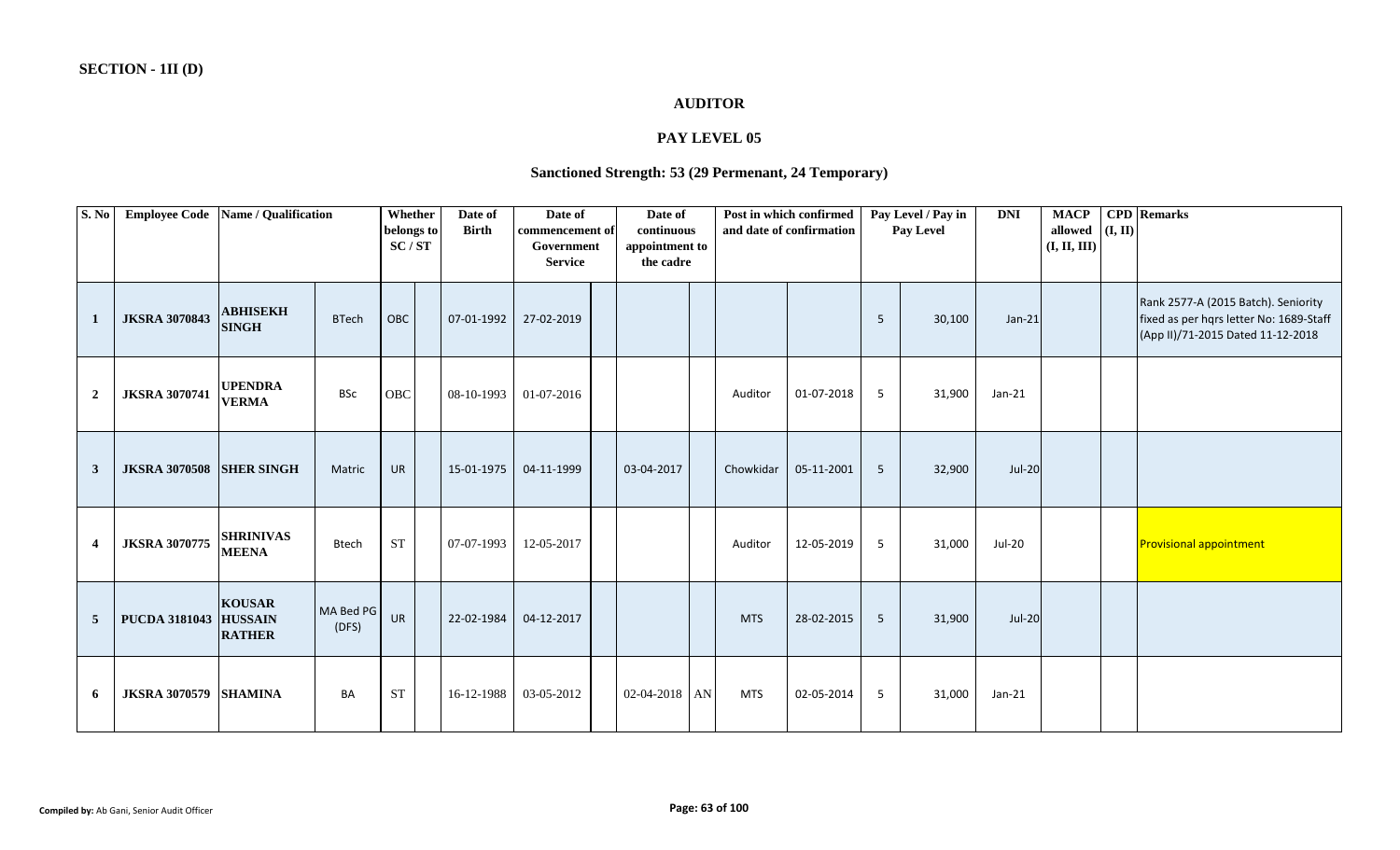**SECTION - 1II (D)**

## AUDITOR

### PAY LEVEL 05

### Sanctioned Strength: 53 (29 Permenant, 24 Temporary)

| S. No | Employee Code | Name / Qualification | | Whether belongs to SC / ST | | Date of Birth | Date of commencement of Government Service | | Date of continuous appointment to the cadre | | Post in which confirmed and date of confirmation | | Pay Level / Pay in Pay Level | | DNI | MACP allowed (I, II, III) | CPD (I, II) | Remarks |
|---|---|---|---|---|---|---|---|---|---|---|---|---|---|---|---|---|---|---|
| 1 | JKSRA 3070843 | ABHISEKH SINGH | BTech | OBC | | 07-01-1992 | 27-02-2019 | | | | | | 5 | 30,100 | Jan-21 | | | Rank 2577-A (2015 Batch). Seniority fixed as per hqrs letter No: 1689-Staff (App II)/71-2015 Dated 11-12-2018 |
| 2 | JKSRA 3070741 | UPENDRA VERMA | BSc | OBC | | 08-10-1993 | 01-07-2016 | | | | Auditor | 01-07-2018 | 5 | 31,900 | Jan-21 | | | |
| 3 | JKSRA 3070508 | SHER SINGH | Matric | UR | | 15-01-1975 | 04-11-1999 | | 03-04-2017 | | Chowkidar | 05-11-2001 | 5 | 32,900 | Jul-20 | | | |
| 4 | JKSRA 3070775 | SHRINIVAS MEENA | Btech | ST | | 07-07-1993 | 12-05-2017 | | | | Auditor | 12-05-2019 | 5 | 31,000 | Jul-20 | | | Provisional appointment |
| 5 | PUCDA 3181043 | KOUSAR HUSSAIN RATHER | MA Bed PG (DFS) | UR | | 22-02-1984 | 04-12-2017 | | | | MTS | 28-02-2015 | 5 | 31,900 | Jul-20 | | | |
| 6 | JKSRA 3070579 | SHAMINA | BA | ST | | 16-12-1988 | 03-05-2012 | | 02-04-2018 | AN | MTS | 02-05-2014 | 5 | 31,000 | Jan-21 | | | |

**Compiled by:** Ab Gani, Senior Audit Officer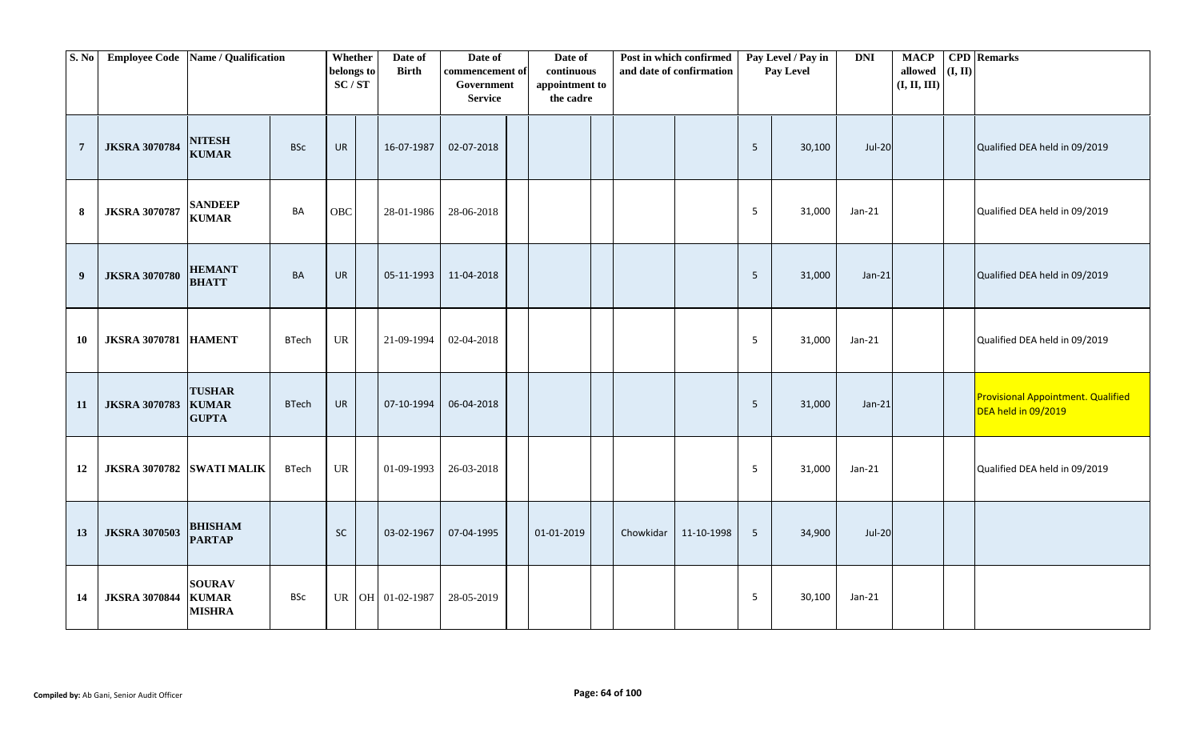| S. No | Employee Code | Name / Qualification | | Whether belongs to SC / ST | | Date of Birth | Date of commencement of Government Service | | Date of continuous appointment to the cadre | | Post in which confirmed and date of confirmation | | Pay Level / Pay in Pay Level | | DNI | MACP allowed (I, II, III) | CPD (I, II) | Remarks |
|---|---|---|---|---|---|---|---|---|---|---|---|---|---|---|---|---|---|---|
| 7 | JKSRA 3070784 | NITESH KUMAR | BSc | UR | | 16-07-1987 | 02-07-2018 | | | | | | 5 | 30,100 | Jul-20 | | | Qualified DEA held in 09/2019 |
| 8 | JKSRA 3070787 | SANDEEP KUMAR | BA | OBC | | 28-01-1986 | 28-06-2018 | | | | | | 5 | 31,000 | Jan-21 | | | Qualified DEA held in 09/2019 |
| 9 | JKSRA 3070780 | HEMANT BHATT | BA | UR | | 05-11-1993 | 11-04-2018 | | | | | | 5 | 31,000 | Jan-21 | | | Qualified DEA held in 09/2019 |
| 10 | JKSRA 3070781 | HAMENT | BTech | UR | | 21-09-1994 | 02-04-2018 | | | | | | 5 | 31,000 | Jan-21 | | | Qualified DEA held in 09/2019 |
| 11 | JKSRA 3070783 | TUSHAR KUMAR GUPTA | BTech | UR | | 07-10-1994 | 06-04-2018 | | | | | | 5 | 31,000 | Jan-21 | | | Provisional Appointment. Qualified DEA held in 09/2019 |
| 12 | JKSRA 3070782 | SWATI MALIK | BTech | UR | | 01-09-1993 | 26-03-2018 | | | | | | 5 | 31,000 | Jan-21 | | | Qualified DEA held in 09/2019 |
| 13 | JKSRA 3070503 | BHISHAM PARTAP | | SC | | 03-02-1967 | 07-04-1995 | | 01-01-2019 | | Chowkidar | 11-10-1998 | 5 | 34,900 | Jul-20 | | | |
| 14 | JKSRA 3070844 | SOURAV KUMAR MISHRA | BSc | UR | OH | 01-02-1987 | 28-05-2019 | | | | | | 5 | 30,100 | Jan-21 | | | |

**Compiled by:** Ab Gani, Senior Audit Officer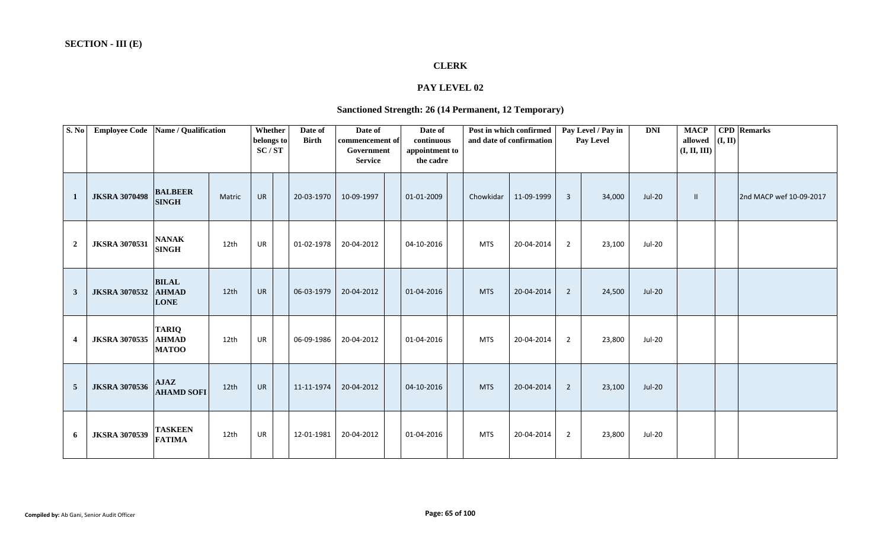**SECTION - III (E)**

## CLERK

### PAY LEVEL 02

### Sanctioned Strength: 26 (14 Permanent, 12 Temporary)

| S. No | Employee Code | Name / Qualification | | Whether belongs to SC / ST | | Date of Birth | Date of commencement of Government Service | | Date of continuous appointment to the cadre | | Post in which confirmed and date of confirmation | | Pay Level / Pay in Pay Level | | DNI | MACP allowed (I, II, III) | CPD (I, II) | Remarks |
|---|---|---|---|---|---|---|---|---|---|---|---|---|---|---|---|---|---|---|
| 1 | JKSRA 3070498 | BALBEER SINGH | Matric | UR | | 20-03-1970 | 10-09-1997 | | 01-01-2009 | | Chowkidar | 11-09-1999 | 3 | 34,000 | Jul-20 | II | | 2nd MACP wef 10-09-2017 |
| 2 | JKSRA 3070531 | NANAK SINGH | 12th | UR | | 01-02-1978 | 20-04-2012 | | 04-10-2016 | | MTS | 20-04-2014 | 2 | 23,100 | Jul-20 | | | |
| 3 | JKSRA 3070532 | BILAL AHMAD LONE | 12th | UR | | 06-03-1979 | 20-04-2012 | | 01-04-2016 | | MTS | 20-04-2014 | 2 | 24,500 | Jul-20 | | | |
| 4 | JKSRA 3070535 | TARIQ AHMAD MATOO | 12th | UR | | 06-09-1986 | 20-04-2012 | | 01-04-2016 | | MTS | 20-04-2014 | 2 | 23,800 | Jul-20 | | | |
| 5 | JKSRA 3070536 | AJAZ AHAMD SOFI | 12th | UR | | 11-11-1974 | 20-04-2012 | | 04-10-2016 | | MTS | 20-04-2014 | 2 | 23,100 | Jul-20 | | | |
| 6 | JKSRA 3070539 | TASKEEN FATIMA | 12th | UR | | 12-01-1981 | 20-04-2012 | | 01-04-2016 | | MTS | 20-04-2014 | 2 | 23,800 | Jul-20 | | | |

**Compiled by:** Ab Gani, Senior Audit Officer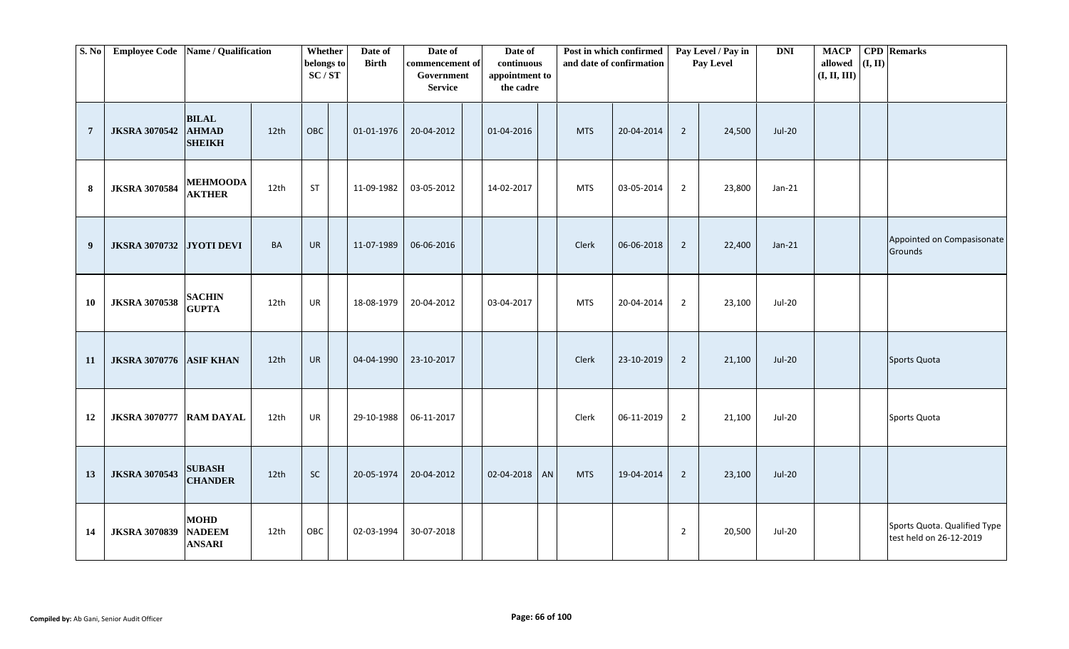| S. No | Employee Code | Name / Qualification | | Whether belongs to SC / ST | | Date of Birth | Date of commencement of Government Service | | Date of continuous appointment to the cadre | | Post in which confirmed and date of confirmation | | Pay Level / Pay in Pay Level | | DNI | MACP allowed (I, II, III) | CPD (I, II) | Remarks |
|---|---|---|---|---|---|---|---|---|---|---|---|---|---|---|---|---|---|---|
| 7 | JKSRA 3070542 | BILAL AHMAD SHEIKH | 12th | OBC | | 01-01-1976 | 20-04-2012 | | 01-04-2016 | | MTS | 20-04-2014 | 2 | 24,500 | Jul-20 | | | |
| 8 | JKSRA 3070584 | MEHMOODA AKTHER | 12th | ST | | 11-09-1982 | 03-05-2012 | | 14-02-2017 | | MTS | 03-05-2014 | 2 | 23,800 | Jan-21 | | | |
| 9 | JKSRA 3070732 | JYOTI DEVI | BA | UR | | 11-07-1989 | 06-06-2016 | | | | Clerk | 06-06-2018 | 2 | 22,400 | Jan-21 | | | Appointed on Compasisonate Grounds |
| 10 | JKSRA 3070538 | SACHIN GUPTA | 12th | UR | | 18-08-1979 | 20-04-2012 | | 03-04-2017 | | MTS | 20-04-2014 | 2 | 23,100 | Jul-20 | | | |
| 11 | JKSRA 3070776 | ASIF KHAN | 12th | UR | | 04-04-1990 | 23-10-2017 | | | | Clerk | 23-10-2019 | 2 | 21,100 | Jul-20 | | | Sports Quota |
| 12 | JKSRA 3070777 | RAM DAYAL | 12th | UR | | 29-10-1988 | 06-11-2017 | | | | Clerk | 06-11-2019 | 2 | 21,100 | Jul-20 | | | Sports Quota |
| 13 | JKSRA 3070543 | SUBASH CHANDER | 12th | SC | | 20-05-1974 | 20-04-2012 | | 02-04-2018 | AN | MTS | 19-04-2014 | 2 | 23,100 | Jul-20 | | | |
| 14 | JKSRA 3070839 | MOHD NADEEM ANSARI | 12th | OBC | | 02-03-1994 | 30-07-2018 | | | | | | 2 | 20,500 | Jul-20 | | | Sports Quota. Qualified Type test held on 26-12-2019 |

**Compiled by:** Ab Gani, Senior Audit Officer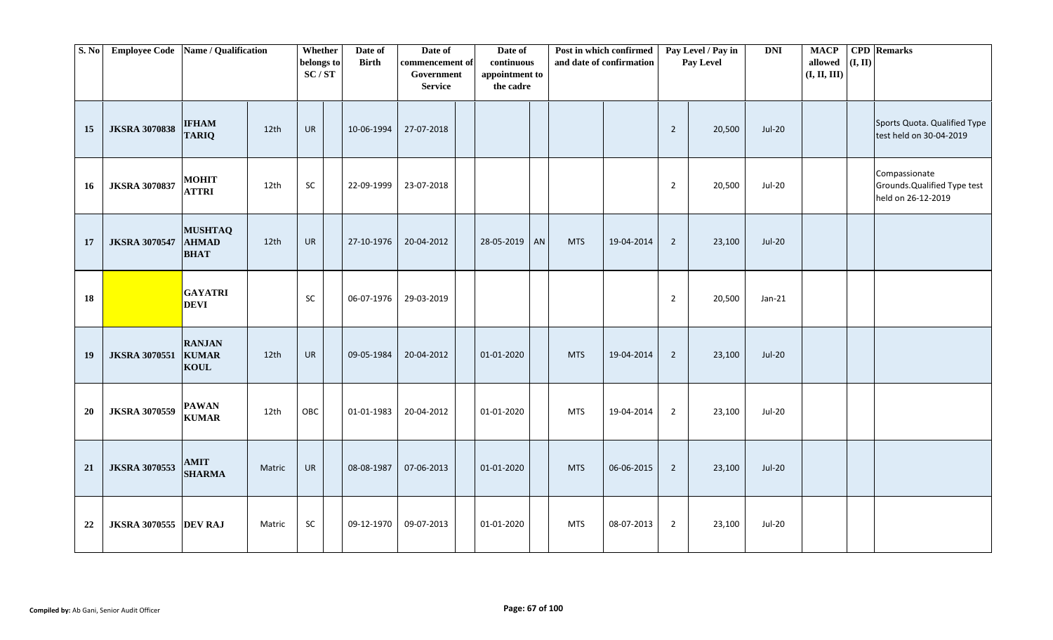| S. No | Employee Code | Name / Qualification | | Whether belongs to SC / ST | | Date of Birth | Date of commencement of Government Service | | Date of continuous appointment to the cadre | | Post in which confirmed and date of confirmation | | Pay Level / Pay in Pay Level | | DNI | MACP allowed (I, II, III) | CPD (I, II) | Remarks |
|---|---|---|---|---|---|---|---|---|---|---|---|---|---|---|---|---|---|---|
| 15 | JKSRA 3070838 | IFHAM TARIQ | 12th | UR | | 10-06-1994 | 27-07-2018 | | | | | | 2 | 20,500 | Jul-20 | | | Sports Quota. Qualified Type test held on 30-04-2019 |
| 16 | JKSRA 3070837 | MOHIT ATTRI | 12th | SC | | 22-09-1999 | 23-07-2018 | | | | | | 2 | 20,500 | Jul-20 | | | Compassionate Grounds.Qualified Type test held on 26-12-2019 |
| 17 | JKSRA 3070547 | MUSHTAQ AHMAD BHAT | 12th | UR | | 27-10-1976 | 20-04-2012 | | 28-05-2019 | AN | MTS | 19-04-2014 | 2 | 23,100 | Jul-20 | | | |
| 18 | | GAYATRI DEVI | | SC | | 06-07-1976 | 29-03-2019 | | | | | | 2 | 20,500 | Jan-21 | | | |
| 19 | JKSRA 3070551 | RANJAN KUMAR KOUL | 12th | UR | | 09-05-1984 | 20-04-2012 | | 01-01-2020 | | MTS | 19-04-2014 | 2 | 23,100 | Jul-20 | | | |
| 20 | JKSRA 3070559 | PAWAN KUMAR | 12th | OBC | | 01-01-1983 | 20-04-2012 | | 01-01-2020 | | MTS | 19-04-2014 | 2 | 23,100 | Jul-20 | | | |
| 21 | JKSRA 3070553 | AMIT SHARMA | Matric | UR | | 08-08-1987 | 07-06-2013 | | 01-01-2020 | | MTS | 06-06-2015 | 2 | 23,100 | Jul-20 | | | |
| 22 | JKSRA 3070555 | DEV RAJ | Matric | SC | | 09-12-1970 | 09-07-2013 | | 01-01-2020 | | MTS | 08-07-2013 | 2 | 23,100 | Jul-20 | | | |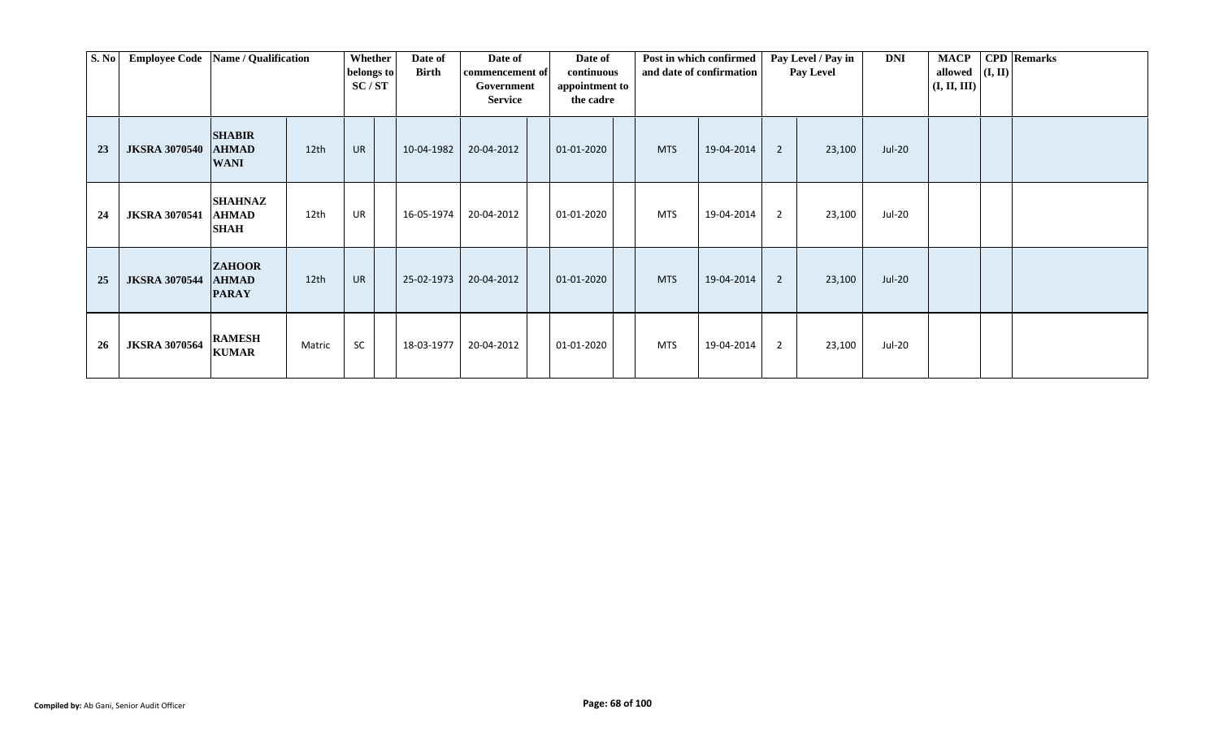| S. No | Employee Code | Name / Qualification | | Whether belongs to SC / ST | | Date of Birth | Date of commencement of Government Service | | Date of continuous appointment to the cadre | | Post in which confirmed and date of confirmation | | Pay Level / Pay in Pay Level | | DNI | MACP allowed (I, II, III) | CPD (I, II) | Remarks |
|---|---|---|---|---|---|---|---|---|---|---|---|---|---|---|---|---|---|---|
| 23 | JKSRA 3070540 | **SHABIR AHMAD WANI** | 12th | UR | | 10-04-1982 | 20-04-2012 | | 01-01-2020 | | MTS | 19-04-2014 | 2 | 23,100 | Jul-20 | | | |
| 24 | JKSRA 3070541 | **SHAHNAZ AHMAD SHAH** | 12th | UR | | 16-05-1974 | 20-04-2012 | | 01-01-2020 | | MTS | 19-04-2014 | 2 | 23,100 | Jul-20 | | | |
| 25 | JKSRA 3070544 | **ZAHOOR AHMAD PARAY** | 12th | UR | | 25-02-1973 | 20-04-2012 | | 01-01-2020 | | MTS | 19-04-2014 | 2 | 23,100 | Jul-20 | | | |
| 26 | JKSRA 3070564 | **RAMESH KUMAR** | Matric | SC | | 18-03-1977 | 20-04-2012 | | 01-01-2020 | | MTS | 19-04-2014 | 2 | 23,100 | Jul-20 | | | |

**Compiled by:** Ab Gani, Senior Audit Officer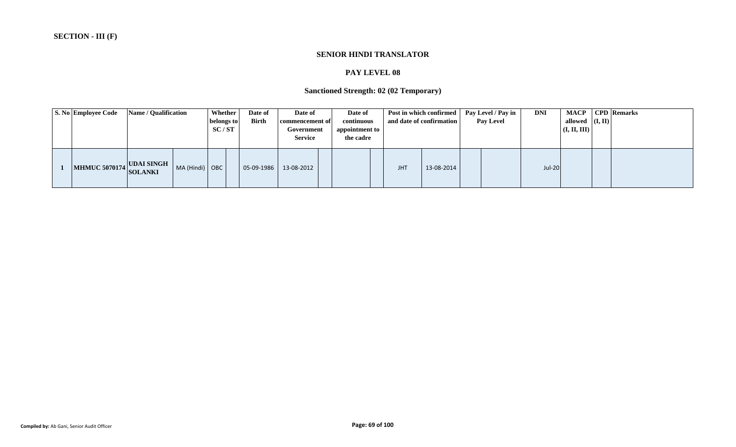**SECTION - III (F)**

**SENIOR HINDI TRANSLATOR**

**PAY LEVEL 08**

**Sanctioned Strength: 02 (02 Temporary)**

| S. No | Employee Code | Name / Qualification | | Whether belongs to SC / ST | | Date of Birth | Date of commencement of Government Service | | Date of continuous appointment to the cadre | | Post in which confirmed and date of confirmation | | Pay Level / Pay in Pay Level | | DNI | MACP allowed (I, II, III) | CPD (I, II) | Remarks |
|---|---|---|---|---|---|---|---|---|---|---|---|---|---|---|---|---|---|---|
| 1 | MHMUC 5070174 | UDAI SINGH SOLANKI | MA (Hindi) | OBC | | 05-09-1986 | 13-08-2012 | | | | JHT | 13-08-2014 | | | Jul-20 | | | |

Compiled by: Ab Gani, Senior Audit Officer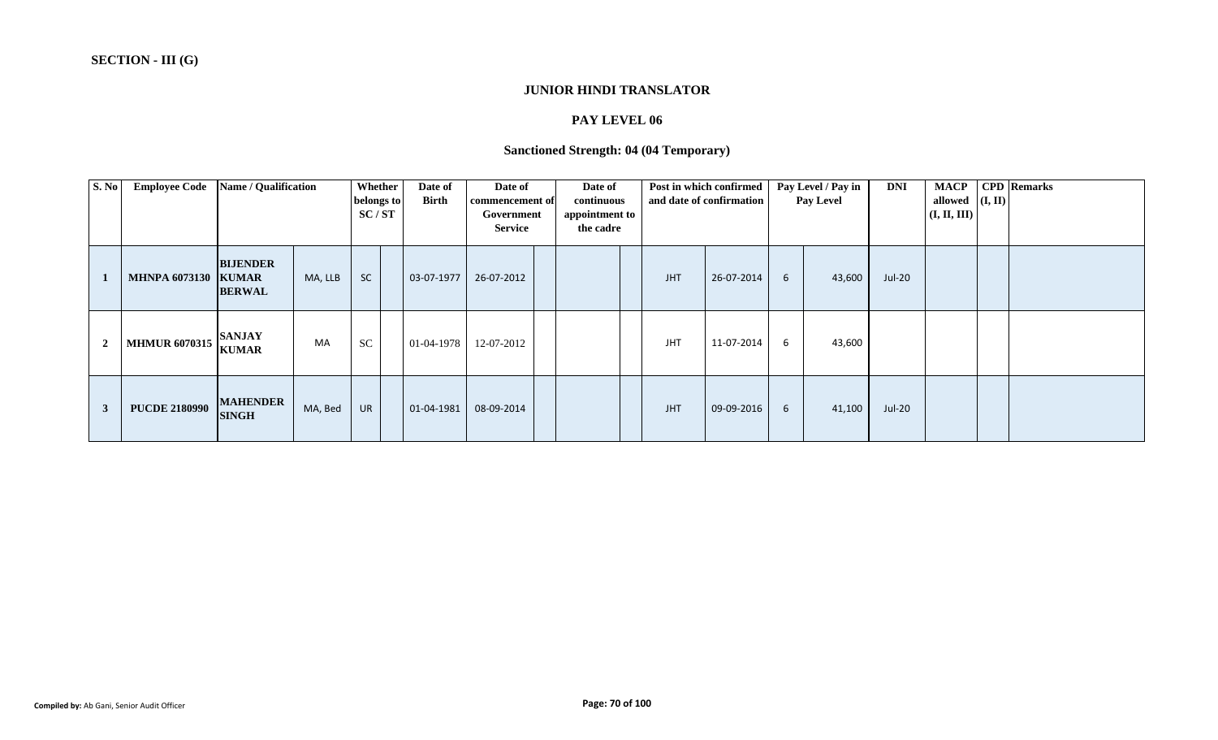**SECTION - III (G)**

## JUNIOR HINDI TRANSLATOR

### PAY LEVEL 06

### Sanctioned Strength: 04 (04 Temporary)

| S. No | Employee Code | Name / Qualification | | Whether belongs to SC / ST | | Date of Birth | Date of commencement of Government Service | | Date of continuous appointment to the cadre | | Post in which confirmed and date of confirmation | | Pay Level / Pay in Pay Level | | DNI | MACP allowed (I, II, III) | CPD (I, II) | Remarks |
|---|---|---|---|---|---|---|---|---|---|---|---|---|---|---|---|---|---|---|
| 1 | MHNPA 6073130 | BIJENDER KUMAR BERWAL | MA, LLB | SC | | 03-07-1977 | 26-07-2012 | | | | JHT | 26-07-2014 | 6 | 43,600 | Jul-20 | | | |
| 2 | MHMUR 6070315 | SANJAY KUMAR | MA | SC | | 01-04-1978 | 12-07-2012 | | | | JHT | 11-07-2014 | 6 | 43,600 | | | | |
| 3 | PUCDE 2180990 | MAHENDER SINGH | MA, Bed | UR | | 01-04-1981 | 08-09-2014 | | | | JHT | 09-09-2016 | 6 | 41,100 | Jul-20 | | | |

**Compiled by:** Ab Gani, Senior Audit Officer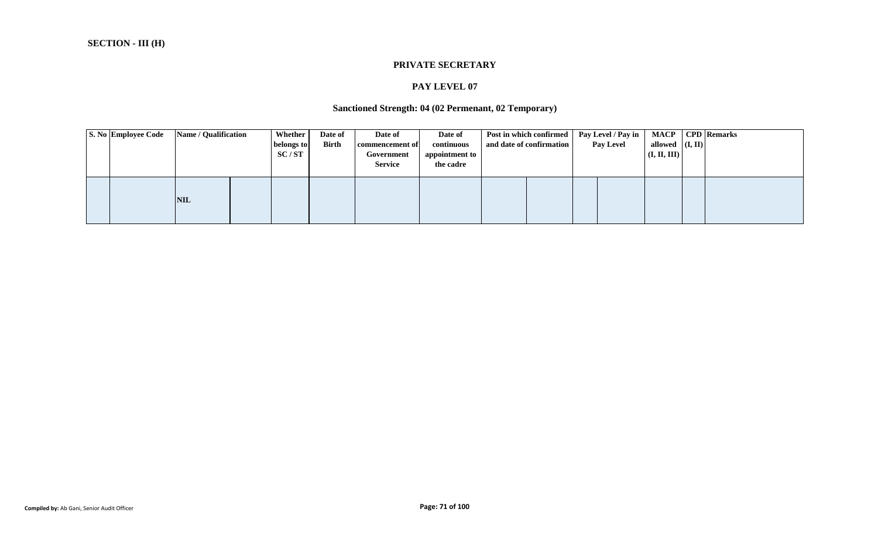**SECTION - III (H)**

## PRIVATE SECRETARY

### PAY LEVEL 07

### Sanctioned Strength: 04 (02 Permenant, 02 Temporary)

| S. No | Employee Code | Name / Qualification | | Whether belongs to SC / ST | Date of Birth | Date of commencement of Government Service | Date of continuous appointment to the cadre | Post in which confirmed and date of confirmation | | Pay Level / Pay in Pay Level | | MACP allowed (I, II, III) | CPD (I, II) | Remarks |
|---|---|---|---|---|---|---|---|---|---|---|---|---|---|---|
| | | NIL | | | | | | | | | | | | |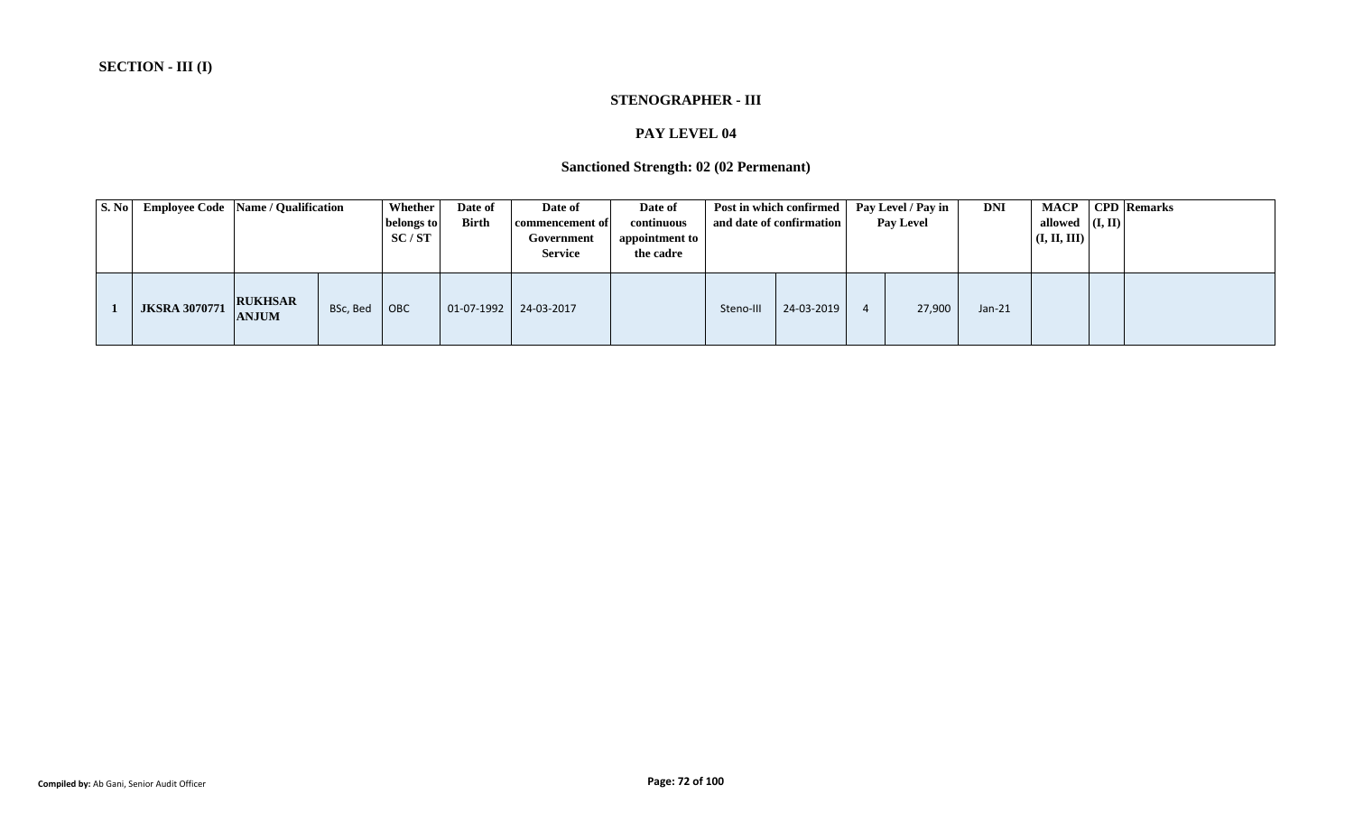**SECTION - III (I)**

## STENOGRAPHER - III

### PAY LEVEL 04

### Sanctioned Strength: 02 (02 Permenant)

| S. No | Employee Code | Name / Qualification | | Whether belongs to SC / ST | Date of Birth | Date of commencement of Government Service | Date of continuous appointment to the cadre | Post in which confirmed and date of confirmation | | Pay Level / Pay in Pay Level | | DNI | MACP allowed (I, II, III) | CPD (I, II) | Remarks |
|---|---|---|---|---|---|---|---|---|---|---|---|---|---|---|---|
| 1 | JKSRA 3070771 | RUKHSAR ANJUM | BSc, Bed | OBC | 01-07-1992 | 24-03-2017 | | Steno-III | 24-03-2019 | 4 | 27,900 | Jan-21 | | | |

**Compiled by:** Ab Gani, Senior Audit Officer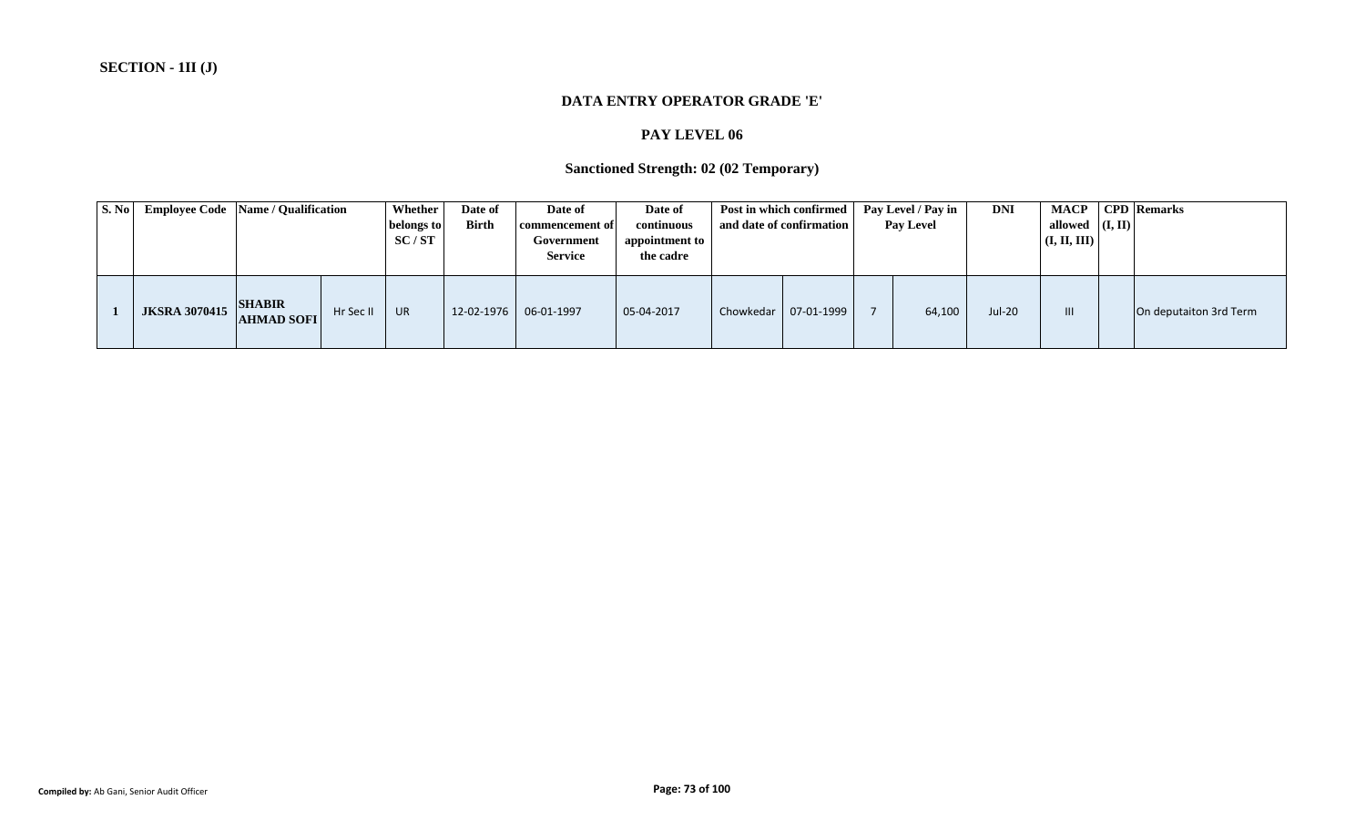**SECTION - 1II (J)**

## DATA ENTRY OPERATOR GRADE 'E'

### PAY LEVEL 06

### Sanctioned Strength: 02 (02 Temporary)

| S. No | Employee Code | Name / Qualification | | Whether belongs to SC / ST | Date of Birth | Date of commencement of Government Service | Date of continuous appointment to the cadre | Post in which confirmed and date of confirmation | | Pay Level / Pay in Pay Level | | DNI | MACP allowed (I, II, III) | CPD (I, II) | Remarks |
|---|---|---|---|---|---|---|---|---|---|---|---|---|---|---|---|
| 1 | JKSRA 3070415 | SHABIR AHMAD SOFI | Hr Sec II | UR | 12-02-1976 | 06-01-1997 | 05-04-2017 | Chowkedar | 07-01-1999 | 7 | 64,100 | Jul-20 | III | | On deputaiton 3rd Term |

**Compiled by:** Ab Gani, Senior Audit Officer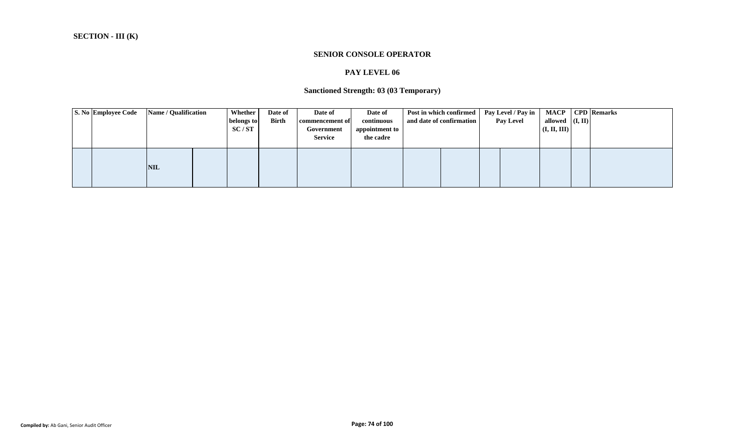**SECTION - III (K)**

### SENIOR CONSOLE OPERATOR

### PAY LEVEL 06

### Sanctioned Strength: 03 (03 Temporary)

| S. No | Employee Code | Name / Qualification | | Whether belongs to SC / ST | Date of Birth | Date of commencement of Government Service | Date of continuous appointment to the cadre | Post in which confirmed and date of confirmation | | Pay Level / Pay in Pay Level | | MACP allowed (I, II, III) | CPD (I, II) | Remarks |
|---|---|---|---|---|---|---|---|---|---|---|---|---|---|---|
| | | NIL | | | | | | | | | | | | |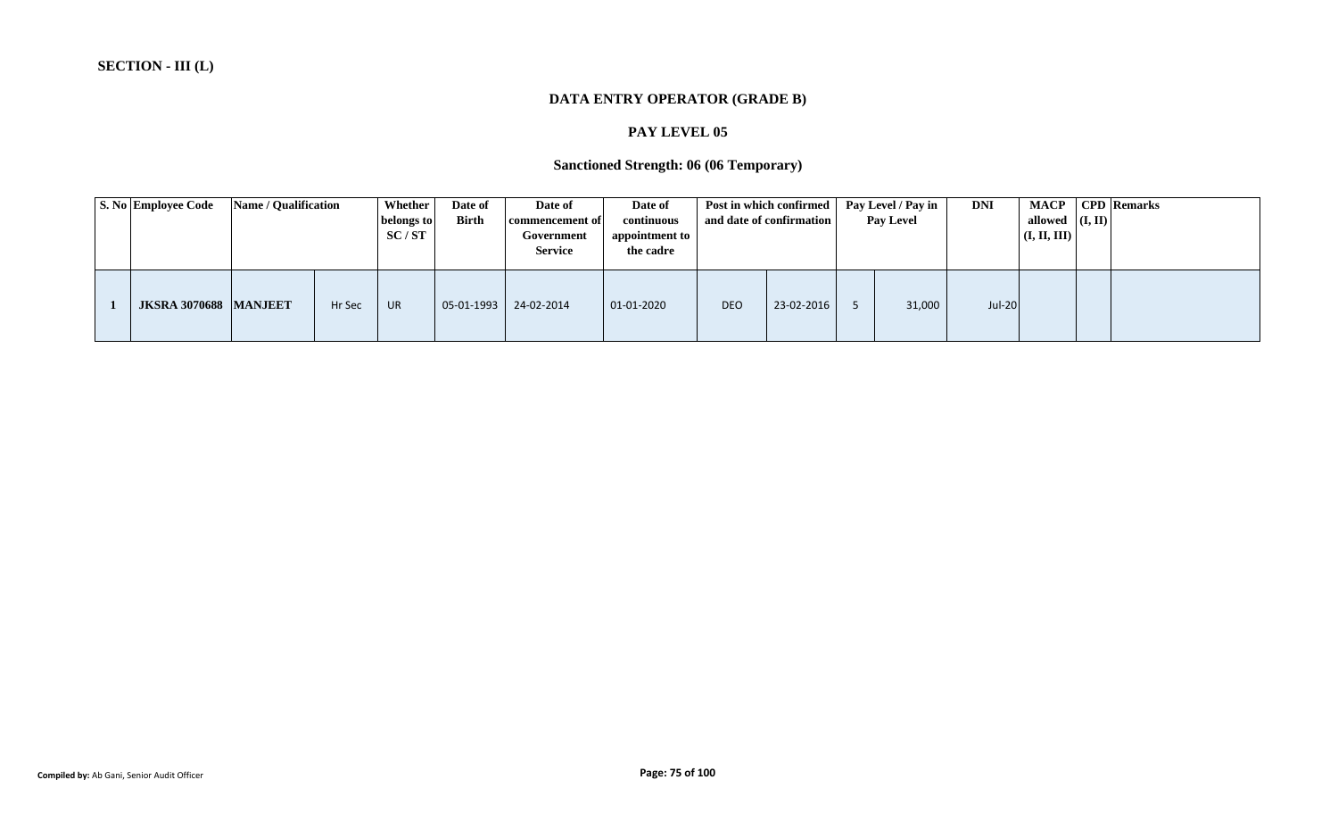**SECTION - III (L)**

## DATA ENTRY OPERATOR (GRADE B)

### PAY LEVEL 05

### Sanctioned Strength: 06 (06 Temporary)

| S. No | Employee Code | Name / Qualification | | Whether belongs to SC / ST | Date of Birth | Date of commencement of Government Service | Date of continuous appointment to the cadre | Post in which confirmed and date of confirmation | | Pay Level / Pay in Pay Level | | DNI | MACP allowed (I, II, III) | CPD (I, II) | Remarks |
|---|---|---|---|---|---|---|---|---|---|---|---|---|---|---|---|
| 1 | JKSRA 3070688 | MANJEET | Hr Sec | UR | 05-01-1993 | 24-02-2014 | 01-01-2020 | DEO | 23-02-2016 | 5 | 31,000 | Jul-20 | | | |

Compiled by: Ab Gani, Senior Audit Officer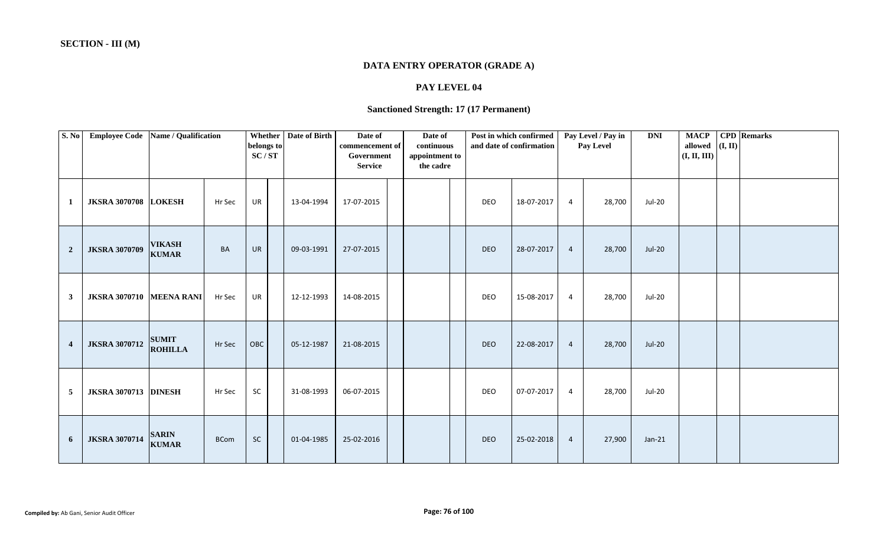**SECTION - III (M)**

## DATA ENTRY OPERATOR (GRADE A)

### PAY LEVEL 04

### Sanctioned Strength: 17 (17 Permanent)

| S. No | Employee Code | Name / Qualification | | Whether belongs to SC / ST | | Date of Birth | Date of commencement of Government Service | | Date of continuous appointment to the cadre | | Post in which confirmed and date of confirmation | | Pay Level / Pay in Pay Level | | DNI | MACP allowed (I, II, III) | CPD (I, II) | Remarks |
|---|---|---|---|---|---|---|---|---|---|---|---|---|---|---|---|---|---|---|
| 1 | JKSRA 3070708 | LOKESH | Hr Sec | UR | | 13-04-1994 | 17-07-2015 | | | | DEO | 18-07-2017 | 4 | 28,700 | Jul-20 | | | |
| 2 | JKSRA 3070709 | VIKASH KUMAR | BA | UR | | 09-03-1991 | 27-07-2015 | | | | DEO | 28-07-2017 | 4 | 28,700 | Jul-20 | | | |
| 3 | JKSRA 3070710 | MEENA RANI | Hr Sec | UR | | 12-12-1993 | 14-08-2015 | | | | DEO | 15-08-2017 | 4 | 28,700 | Jul-20 | | | |
| 4 | JKSRA 3070712 | SUMIT ROHILLA | Hr Sec | OBC | | 05-12-1987 | 21-08-2015 | | | | DEO | 22-08-2017 | 4 | 28,700 | Jul-20 | | | |
| 5 | JKSRA 3070713 | DINESH | Hr Sec | SC | | 31-08-1993 | 06-07-2015 | | | | DEO | 07-07-2017 | 4 | 28,700 | Jul-20 | | | |
| 6 | JKSRA 3070714 | SARIN KUMAR | BCom | SC | | 01-04-1985 | 25-02-2016 | | | | DEO | 25-02-2018 | 4 | 27,900 | Jan-21 | | | |

**Compiled by:** Ab Gani, Senior Audit Officer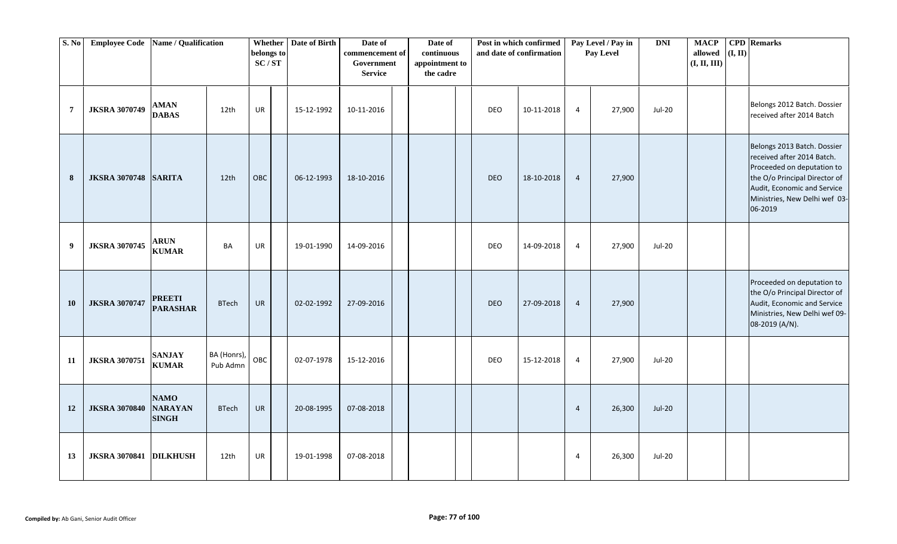| S. No | Employee Code | Name / Qualification | | Whether belongs to SC / ST | | Date of Birth | Date of commencement of Government Service | | Date of continuous appointment to the cadre | | Post in which confirmed and date of confirmation | | Pay Level / Pay in Pay Level | | DNI | MACP allowed (I, II, III) | CPD (I, II) | Remarks |
|---|---|---|---|---|---|---|---|---|---|---|---|---|---|---|---|---|---|---|
| 7 | JKSRA 3070749 | AMAN DABAS | 12th | UR | | 15-12-1992 | 10-11-2016 | | | | DEO | 10-11-2018 | 4 | 27,900 | Jul-20 | | | Belongs 2012 Batch. Dossier received after 2014 Batch |
| 8 | JKSRA 3070748 | SARITA | 12th | OBC | | 06-12-1993 | 18-10-2016 | | | | DEO | 18-10-2018 | 4 | 27,900 | | | | Belongs 2013 Batch. Dossier received after 2014 Batch. Proceeded on deputation to the O/o Principal Director of Audit, Economic and Service Ministries, New Delhi wef 03-06-2019 |
| 9 | JKSRA 3070745 | ARUN KUMAR | BA | UR | | 19-01-1990 | 14-09-2016 | | | | DEO | 14-09-2018 | 4 | 27,900 | Jul-20 | | | |
| 10 | JKSRA 3070747 | PREETI PARASHAR | BTech | UR | | 02-02-1992 | 27-09-2016 | | | | DEO | 27-09-2018 | 4 | 27,900 | | | | Proceeded on deputation to the O/o Principal Director of Audit, Economic and Service Ministries, New Delhi wef 09-08-2019 (A/N). |
| 11 | JKSRA 3070751 | SANJAY KUMAR | BA (Honrs), Pub Admn | OBC | | 02-07-1978 | 15-12-2016 | | | | DEO | 15-12-2018 | 4 | 27,900 | Jul-20 | | | |
| 12 | JKSRA 3070840 | NAMO NARAYAN SINGH | BTech | UR | | 20-08-1995 | 07-08-2018 | | | | | | 4 | 26,300 | Jul-20 | | | |
| 13 | JKSRA 3070841 | DILKHUSH | 12th | UR | | 19-01-1998 | 07-08-2018 | | | | | | 4 | 26,300 | Jul-20 | | | |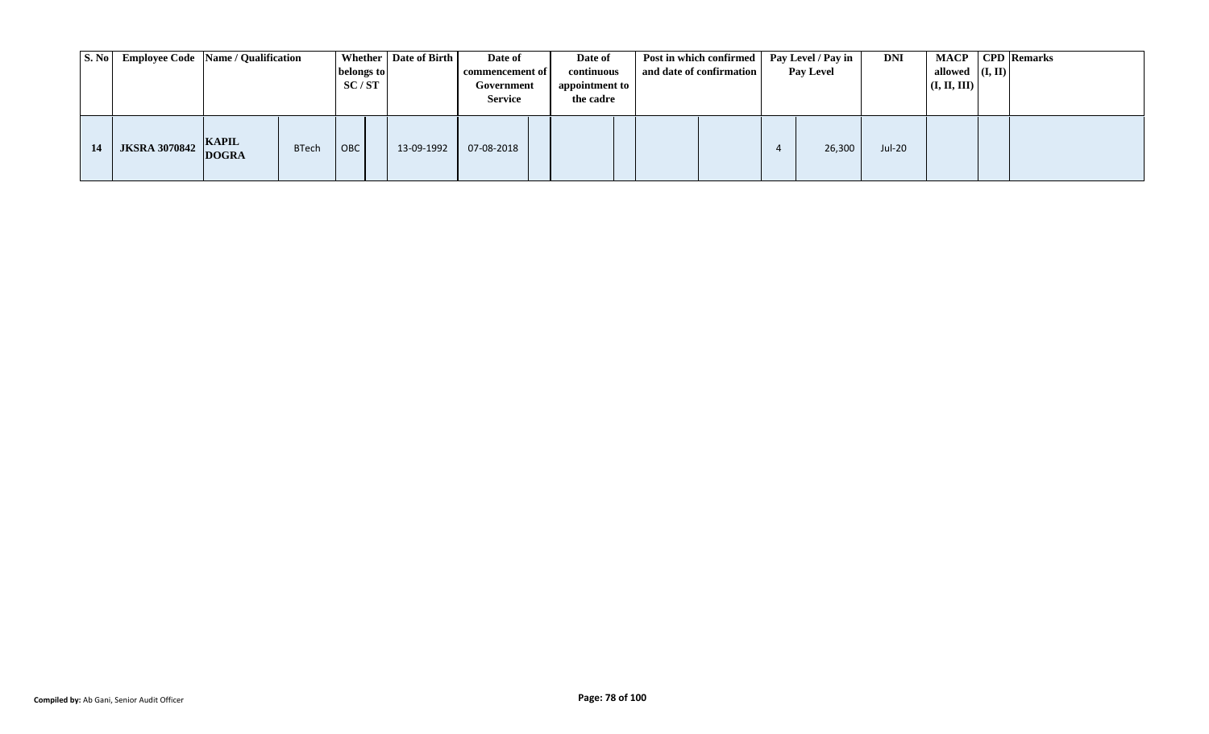| S. No | Employee Code | Name / Qualification | | Whether belongs to SC / ST | | Date of Birth | Date of commencement of Government Service | | Date of continuous appointment to the cadre | | Post in which confirmed and date of confirmation | | Pay Level / Pay in Pay Level | | DNI | MACP allowed (I, II, III) | CPD (I, II) | Remarks |
|---|---|---|---|---|---|---|---|---|---|---|---|---|---|---|---|---|---|---|
| 14 | JKSRA 3070842 | KAPIL DOGRA | BTech | OBC | | 13-09-1992 | 07-08-2018 | | | | | | 4 | 26,300 | Jul-20 | | | |

Compiled by: Ab Gani, Senior Audit Officer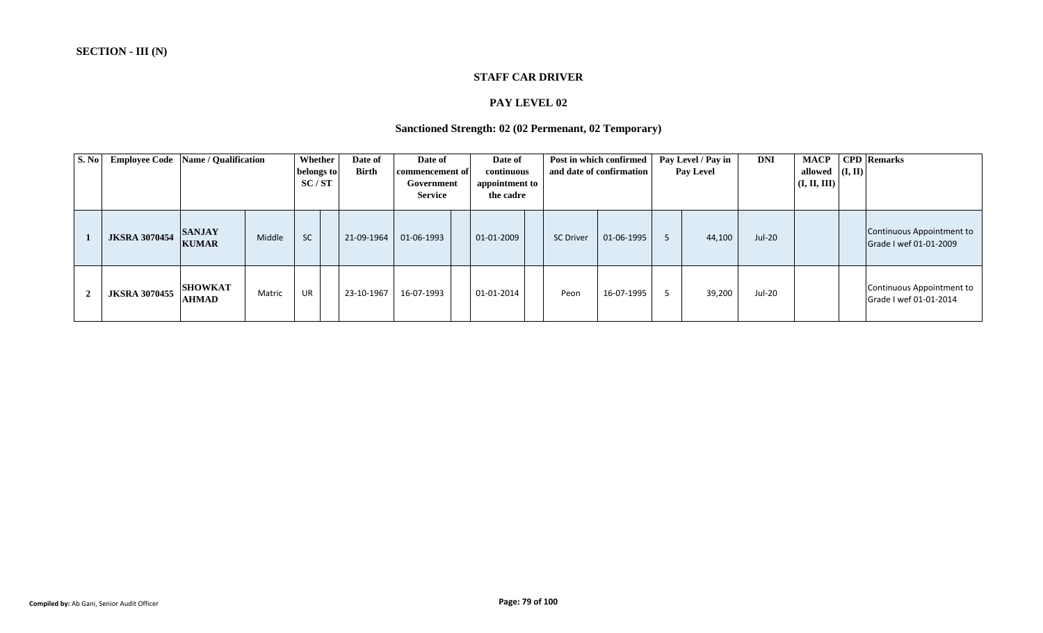**SECTION - III (N)**

### STAFF CAR DRIVER

### PAY LEVEL 02

### Sanctioned Strength: 02 (02 Permenant, 02 Temporary)

| S. No | Employee Code | Name / Qualification | | Whether belongs to SC / ST | | Date of Birth | Date of commencement of Government Service | | Date of continuous appointment to the cadre | | Post in which confirmed and date of confirmation | | Pay Level / Pay in Pay Level | | DNI | MACP allowed (I, II, III) | CPD (I, II) | Remarks |
|---|---|---|---|---|---|---|---|---|---|---|---|---|---|---|---|---|---|---|
| 1 | JKSRA 3070454 | SANJAY KUMAR | Middle | SC | | 21-09-1964 | 01-06-1993 | | 01-01-2009 | | SC Driver | 01-06-1995 | 5 | 44,100 | Jul-20 | | | Continuous Appointment to Grade I wef 01-01-2009 |
| 2 | JKSRA 3070455 | SHOWKAT AHMAD | Matric | UR | | 23-10-1967 | 16-07-1993 | | 01-01-2014 | | Peon | 16-07-1995 | 5 | 39,200 | Jul-20 | | | Continuous Appointment to Grade I wef 01-01-2014 |

**Compiled by:** Ab Gani, Senior Audit Officer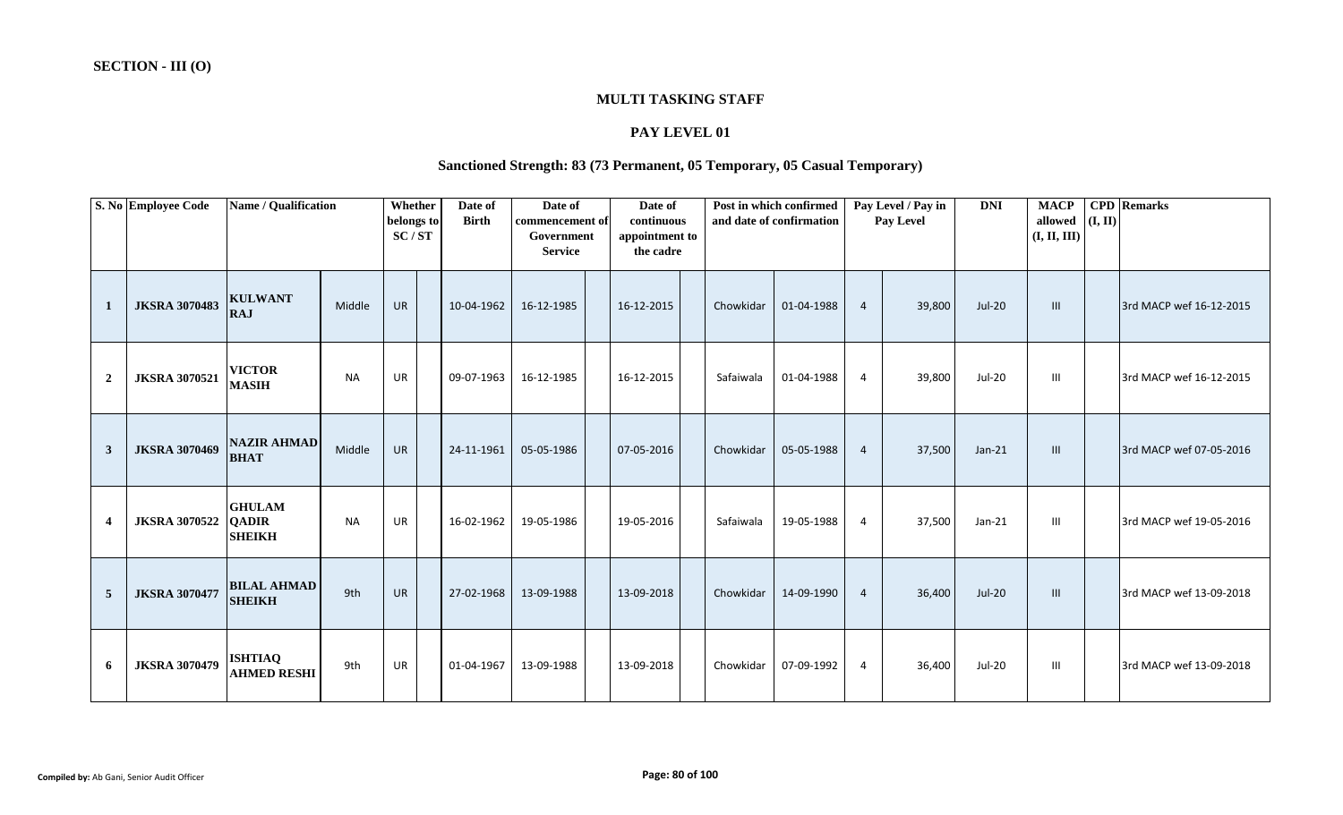**SECTION - III (O)**

## MULTI TASKING STAFF

### PAY LEVEL 01

### Sanctioned Strength: 83 (73 Permanent, 05 Temporary, 05 Casual Temporary)

| S. No | Employee Code | Name / Qualification | | Whether belongs to SC / ST | | Date of Birth | Date of commencement of Government Service | | Date of continuous appointment to the cadre | | Post in which confirmed and date of confirmation | | Pay Level / Pay in Pay Level | | DNI | MACP allowed (I, II, III) | CPD (I, II) | Remarks |
|---|---|---|---|---|---|---|---|---|---|---|---|---|---|---|---|---|---|---|
| 1 | JKSRA 3070483 | KULWANT RAJ | Middle | UR | | 10-04-1962 | 16-12-1985 | | 16-12-2015 | | Chowkidar | 01-04-1988 | 4 | 39,800 | Jul-20 | III | | 3rd MACP wef 16-12-2015 |
| 2 | JKSRA 3070521 | VICTOR MASIH | NA | UR | | 09-07-1963 | 16-12-1985 | | 16-12-2015 | | Safaiwala | 01-04-1988 | 4 | 39,800 | Jul-20 | III | | 3rd MACP wef 16-12-2015 |
| 3 | JKSRA 3070469 | NAZIR AHMAD BHAT | Middle | UR | | 24-11-1961 | 05-05-1986 | | 07-05-2016 | | Chowkidar | 05-05-1988 | 4 | 37,500 | Jan-21 | III | | 3rd MACP wef 07-05-2016 |
| 4 | JKSRA 3070522 | GHULAM QADIR SHEIKH | NA | UR | | 16-02-1962 | 19-05-1986 | | 19-05-2016 | | Safaiwala | 19-05-1988 | 4 | 37,500 | Jan-21 | III | | 3rd MACP wef 19-05-2016 |
| 5 | JKSRA 3070477 | BILAL AHMAD SHEIKH | 9th | UR | | 27-02-1968 | 13-09-1988 | | 13-09-2018 | | Chowkidar | 14-09-1990 | 4 | 36,400 | Jul-20 | III | | 3rd MACP wef 13-09-2018 |
| 6 | JKSRA 3070479 | ISHTIAQ AHMED RESHI | 9th | UR | | 01-04-1967 | 13-09-1988 | | 13-09-2018 | | Chowkidar | 07-09-1992 | 4 | 36,400 | Jul-20 | III | | 3rd MACP wef 13-09-2018 |

**Compiled by:** Ab Gani, Senior Audit Officer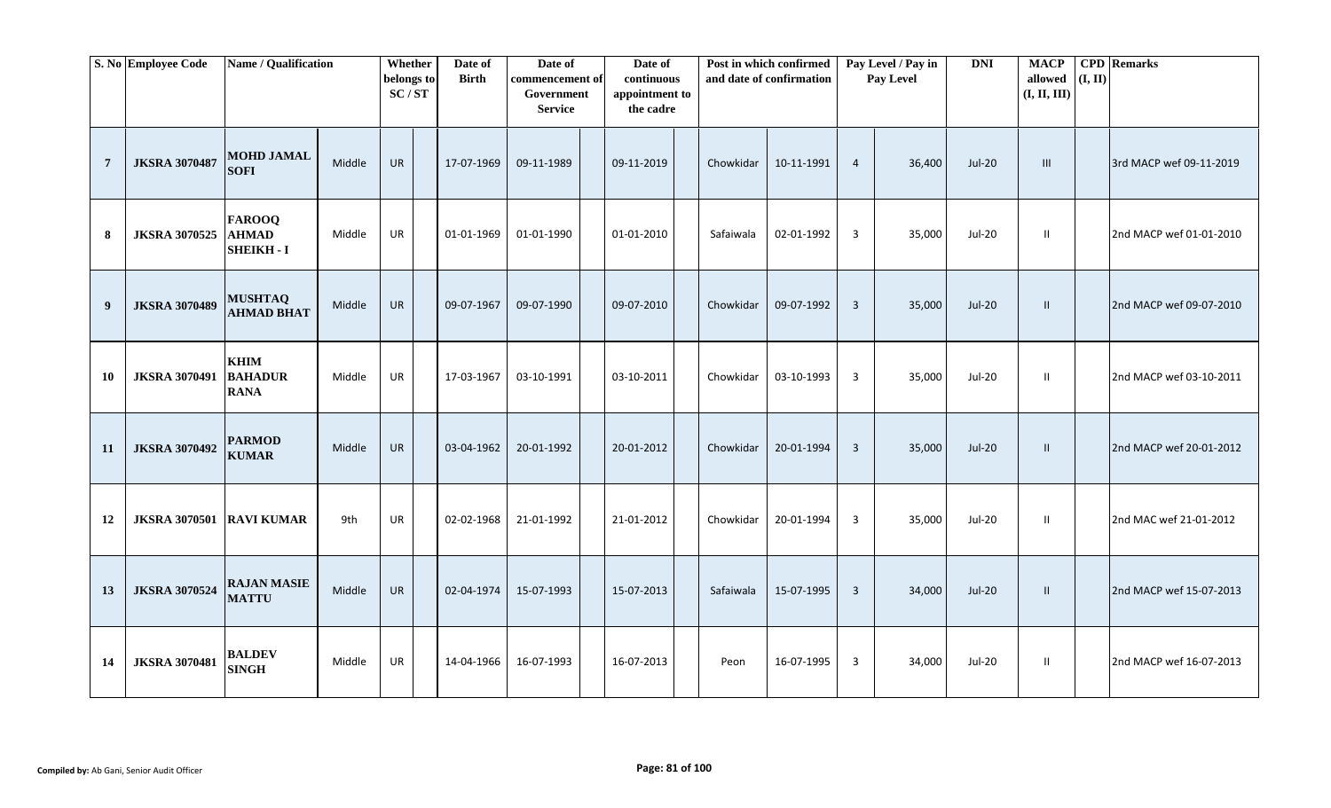| S. No | Employee Code | Name / Qualification | | Whether belongs to SC / ST | | Date of Birth | Date of commencement of Government Service | | Date of continuous appointment to the cadre | | Post in which confirmed and date of confirmation | | Pay Level / Pay in Pay Level | | DNI | MACP allowed (I, II, III) | CPD (I, II) | Remarks |
|---|---|---|---|---|---|---|---|---|---|---|---|---|---|---|---|---|---|---|
| 7 | JKSRA 3070487 | MOHD JAMAL SOFI | Middle | UR | | 17-07-1969 | 09-11-1989 | | 09-11-2019 | | Chowkidar | 10-11-1991 | 4 | 36,400 | Jul-20 | III | | 3rd MACP wef 09-11-2019 |
| 8 | JKSRA 3070525 | FAROOQ AHMAD SHEIKH - I | Middle | UR | | 01-01-1969 | 01-01-1990 | | 01-01-2010 | | Safaiwala | 02-01-1992 | 3 | 35,000 | Jul-20 | II | | 2nd MACP wef 01-01-2010 |
| 9 | JKSRA 3070489 | MUSHTAQ AHMAD BHAT | Middle | UR | | 09-07-1967 | 09-07-1990 | | 09-07-2010 | | Chowkidar | 09-07-1992 | 3 | 35,000 | Jul-20 | II | | 2nd MACP wef 09-07-2010 |
| 10 | JKSRA 3070491 | KHIM BAHADUR RANA | Middle | UR | | 17-03-1967 | 03-10-1991 | | 03-10-2011 | | Chowkidar | 03-10-1993 | 3 | 35,000 | Jul-20 | II | | 2nd MACP wef 03-10-2011 |
| 11 | JKSRA 3070492 | PARMOD KUMAR | Middle | UR | | 03-04-1962 | 20-01-1992 | | 20-01-2012 | | Chowkidar | 20-01-1994 | 3 | 35,000 | Jul-20 | II | | 2nd MACP wef 20-01-2012 |
| 12 | JKSRA 3070501 | RAVI KUMAR | 9th | UR | | 02-02-1968 | 21-01-1992 | | 21-01-2012 | | Chowkidar | 20-01-1994 | 3 | 35,000 | Jul-20 | II | | 2nd MAC wef 21-01-2012 |
| 13 | JKSRA 3070524 | RAJAN MASIE MATTU | Middle | UR | | 02-04-1974 | 15-07-1993 | | 15-07-2013 | | Safaiwala | 15-07-1995 | 3 | 34,000 | Jul-20 | II | | 2nd MACP wef 15-07-2013 |
| 14 | JKSRA 3070481 | BALDEV SINGH | Middle | UR | | 14-04-1966 | 16-07-1993 | | 16-07-2013 | | Peon | 16-07-1995 | 3 | 34,000 | Jul-20 | II | | 2nd MACP wef 16-07-2013 |

**Compiled by:** Ab Gani, Senior Audit Officer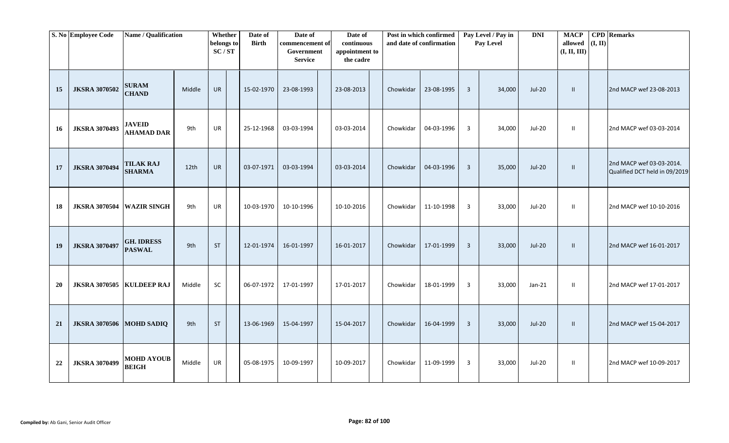| S. No | Employee Code | Name / Qualification | | Whether belongs to SC / ST | | Date of Birth | Date of commencement of Government Service | | Date of continuous appointment to the cadre | | Post in which confirmed and date of confirmation | | Pay Level / Pay in Pay Level | | DNI | MACP allowed (I, II, III) | CPD (I, II) | Remarks |
|---|---|---|---|---|---|---|---|---|---|---|---|---|---|---|---|---|---|---|
| 15 | JKSRA 3070502 | SURAM CHAND | Middle | UR | | 15-02-1970 | 23-08-1993 | | 23-08-2013 | | Chowkidar | 23-08-1995 | 3 | 34,000 | Jul-20 | II | | 2nd MACP wef 23-08-2013 |
| 16 | JKSRA 3070493 | JAVEID AHAMAD DAR | 9th | UR | | 25-12-1968 | 03-03-1994 | | 03-03-2014 | | Chowkidar | 04-03-1996 | 3 | 34,000 | Jul-20 | II | | 2nd MACP wef 03-03-2014 |
| 17 | JKSRA 3070494 | TILAK RAJ SHARMA | 12th | UR | | 03-07-1971 | 03-03-1994 | | 03-03-2014 | | Chowkidar | 04-03-1996 | 3 | 35,000 | Jul-20 | II | | 2nd MACP wef 03-03-2014. Qualified DCT held in 09/2019 |
| 18 | JKSRA 3070504 | WAZIR SINGH | 9th | UR | | 10-03-1970 | 10-10-1996 | | 10-10-2016 | | Chowkidar | 11-10-1998 | 3 | 33,000 | Jul-20 | II | | 2nd MACP wef 10-10-2016 |
| 19 | JKSRA 3070497 | GH. IDRESS PASWAL | 9th | ST | | 12-01-1974 | 16-01-1997 | | 16-01-2017 | | Chowkidar | 17-01-1999 | 3 | 33,000 | Jul-20 | II | | 2nd MACP wef 16-01-2017 |
| 20 | JKSRA 3070505 | KULDEEP RAJ | Middle | SC | | 06-07-1972 | 17-01-1997 | | 17-01-2017 | | Chowkidar | 18-01-1999 | 3 | 33,000 | Jan-21 | II | | 2nd MACP wef 17-01-2017 |
| 21 | JKSRA 3070506 | MOHD SADIQ | 9th | ST | | 13-06-1969 | 15-04-1997 | | 15-04-2017 | | Chowkidar | 16-04-1999 | 3 | 33,000 | Jul-20 | II | | 2nd MACP wef 15-04-2017 |
| 22 | JKSRA 3070499 | MOHD AYOUB BEIGH | Middle | UR | | 05-08-1975 | 10-09-1997 | | 10-09-2017 | | Chowkidar | 11-09-1999 | 3 | 33,000 | Jul-20 | II | | 2nd MACP wef 10-09-2017 |

**Compiled by:** Ab Gani, Senior Audit Officer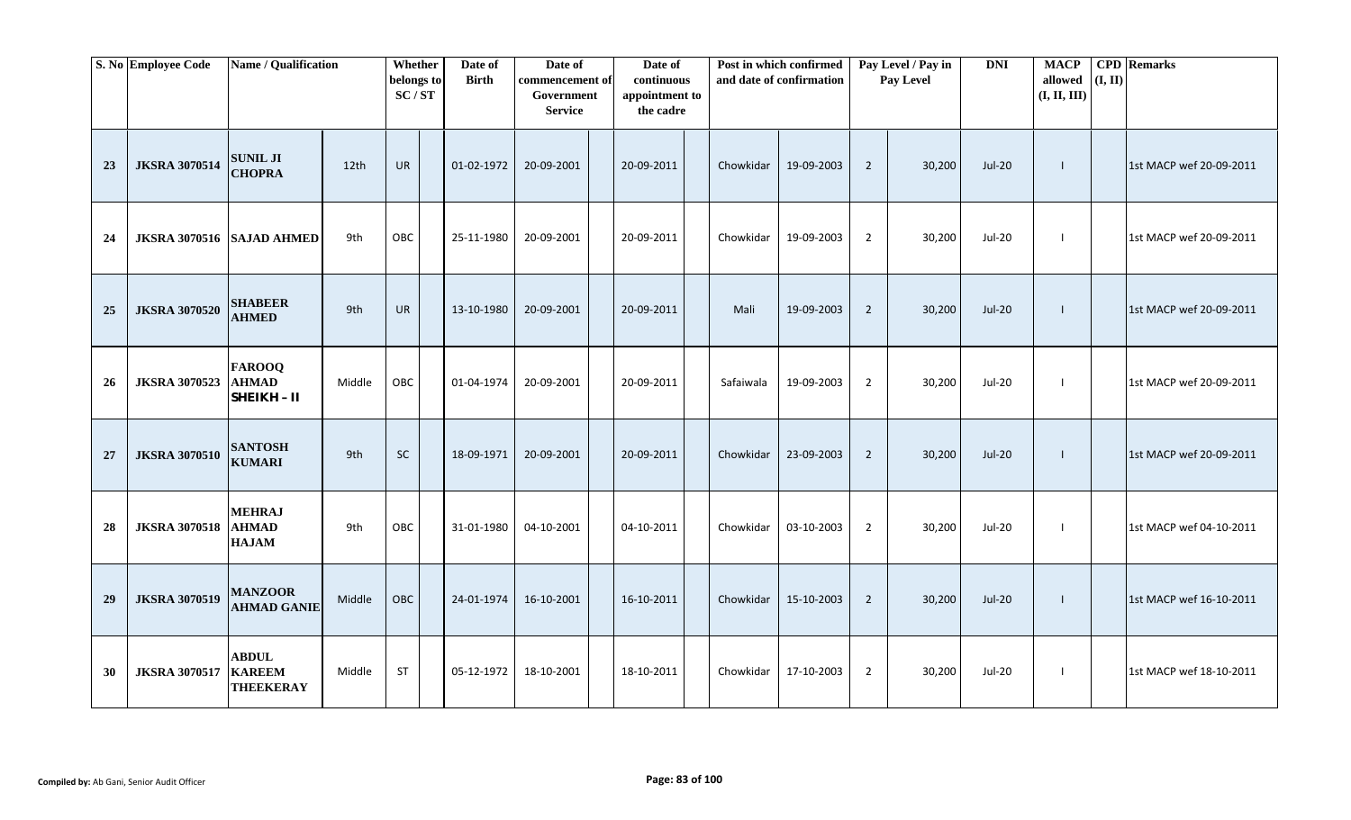| S. No | Employee Code | Name / Qualification | | Whether belongs to SC / ST | | Date of Birth | Date of commencement of Government Service | | Date of continuous appointment to the cadre | | Post in which confirmed and date of confirmation | | Pay Level / Pay in Pay Level | | DNI | MACP allowed (I, II, III) | CPD (I, II) | Remarks |
|---|---|---|---|---|---|---|---|---|---|---|---|---|---|---|---|---|---|---|
| 23 | JKSRA 3070514 | SUNIL JI CHOPRA | 12th | UR | | 01-02-1972 | 20-09-2001 | | 20-09-2011 | | Chowkidar | 19-09-2003 | 2 | 30,200 | Jul-20 | I | | 1st MACP wef 20-09-2011 |
| 24 | JKSRA 3070516 | SAJAD AHMED | 9th | OBC | | 25-11-1980 | 20-09-2001 | | 20-09-2011 | | Chowkidar | 19-09-2003 | 2 | 30,200 | Jul-20 | I | | 1st MACP wef 20-09-2011 |
| 25 | JKSRA 3070520 | SHABEER AHMED | 9th | UR | | 13-10-1980 | 20-09-2001 | | 20-09-2011 | | Mali | 19-09-2003 | 2 | 30,200 | Jul-20 | I | | 1st MACP wef 20-09-2011 |
| 26 | JKSRA 3070523 | FAROOQ AHMAD SHEIKH - II | Middle | OBC | | 01-04-1974 | 20-09-2001 | | 20-09-2011 | | Safaiwala | 19-09-2003 | 2 | 30,200 | Jul-20 | I | | 1st MACP wef 20-09-2011 |
| 27 | JKSRA 3070510 | SANTOSH KUMARI | 9th | SC | | 18-09-1971 | 20-09-2001 | | 20-09-2011 | | Chowkidar | 23-09-2003 | 2 | 30,200 | Jul-20 | I | | 1st MACP wef 20-09-2011 |
| 28 | JKSRA 3070518 | MEHRAJ AHMAD HAJAM | 9th | OBC | | 31-01-1980 | 04-10-2001 | | 04-10-2011 | | Chowkidar | 03-10-2003 | 2 | 30,200 | Jul-20 | I | | 1st MACP wef 04-10-2011 |
| 29 | JKSRA 3070519 | MANZOOR AHMAD GANIE | Middle | OBC | | 24-01-1974 | 16-10-2001 | | 16-10-2011 | | Chowkidar | 15-10-2003 | 2 | 30,200 | Jul-20 | I | | 1st MACP wef 16-10-2011 |
| 30 | JKSRA 3070517 | ABDUL KAREEM THEEKERAY | Middle | ST | | 05-12-1972 | 18-10-2001 | | 18-10-2011 | | Chowkidar | 17-10-2003 | 2 | 30,200 | Jul-20 | I | | 1st MACP wef 18-10-2011 |

**Compiled by:** Ab Gani, Senior Audit Officer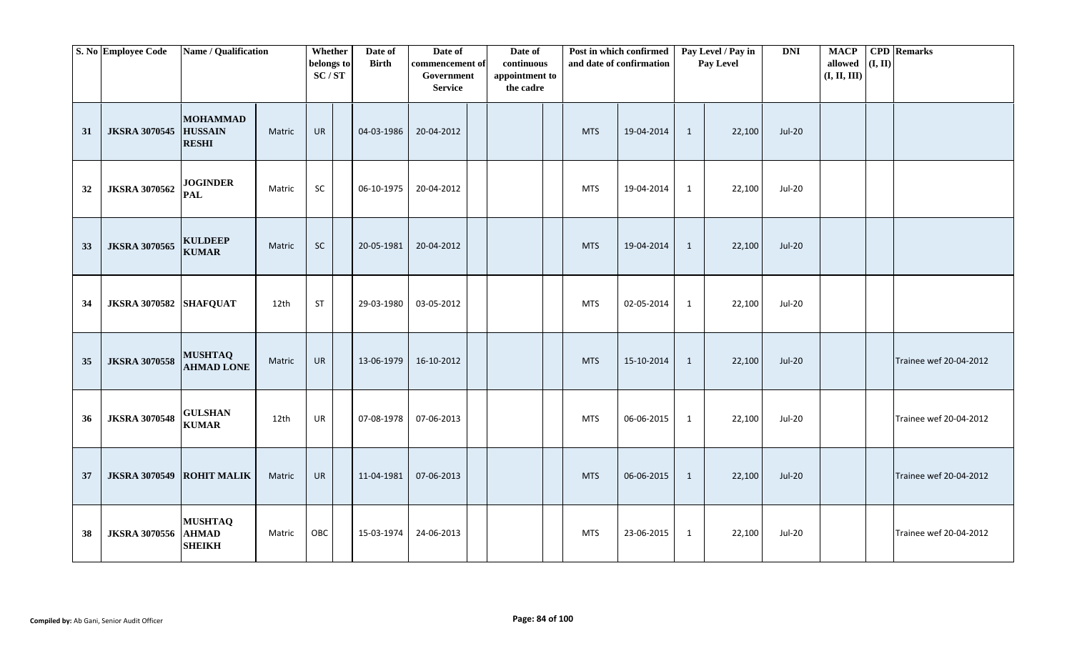| S. No | Employee Code | Name / Qualification | | Whether belongs to SC / ST | | Date of Birth | Date of commencement of Government Service | | Date of continuous appointment to the cadre | | Post in which confirmed and date of confirmation | | Pay Level / Pay in Pay Level | | DNI | MACP allowed (I, II, III) | CPD (I, II) | Remarks |
|---|---|---|---|---|---|---|---|---|---|---|---|---|---|---|---|---|---|---|
| 31 | JKSRA 3070545 | MOHAMMAD HUSSAIN RESHI | Matric | UR | | 04-03-1986 | 20-04-2012 | | | | MTS | 19-04-2014 | 1 | 22,100 | Jul-20 | | | |
| 32 | JKSRA 3070562 | JOGINDER PAL | Matric | SC | | 06-10-1975 | 20-04-2012 | | | | MTS | 19-04-2014 | 1 | 22,100 | Jul-20 | | | |
| 33 | JKSRA 3070565 | KULDEEP KUMAR | Matric | SC | | 20-05-1981 | 20-04-2012 | | | | MTS | 19-04-2014 | 1 | 22,100 | Jul-20 | | | |
| 34 | JKSRA 3070582 | SHAFQUAT | 12th | ST | | 29-03-1980 | 03-05-2012 | | | | MTS | 02-05-2014 | 1 | 22,100 | Jul-20 | | | |
| 35 | JKSRA 3070558 | MUSHTAQ AHMAD LONE | Matric | UR | | 13-06-1979 | 16-10-2012 | | | | MTS | 15-10-2014 | 1 | 22,100 | Jul-20 | | | Trainee wef 20-04-2012 |
| 36 | JKSRA 3070548 | GULSHAN KUMAR | 12th | UR | | 07-08-1978 | 07-06-2013 | | | | MTS | 06-06-2015 | 1 | 22,100 | Jul-20 | | | Trainee wef 20-04-2012 |
| 37 | JKSRA 3070549 | ROHIT MALIK | Matric | UR | | 11-04-1981 | 07-06-2013 | | | | MTS | 06-06-2015 | 1 | 22,100 | Jul-20 | | | Trainee wef 20-04-2012 |
| 38 | JKSRA 3070556 | MUSHTAQ AHMAD SHEIKH | Matric | OBC | | 15-03-1974 | 24-06-2013 | | | | MTS | 23-06-2015 | 1 | 22,100 | Jul-20 | | | Trainee wef 20-04-2012 |

**Compiled by:** Ab Gani, Senior Audit Officer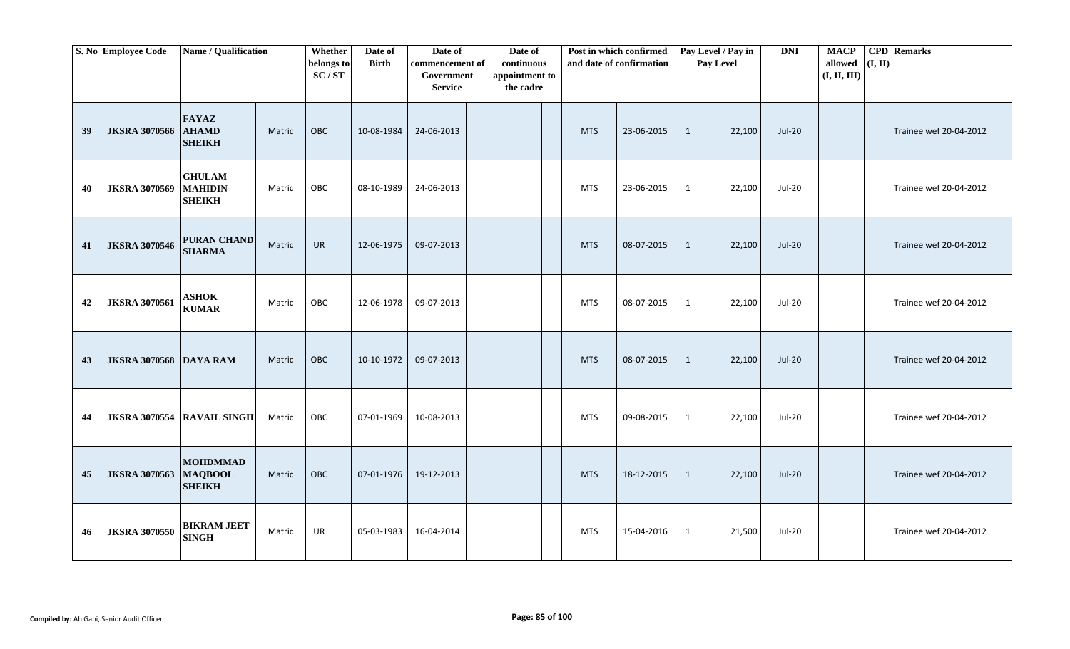| S. No | Employee Code | Name / Qualification | | Whether belongs to SC / ST | | Date of Birth | Date of commencement of Government Service | | Date of continuous appointment to the cadre | | Post in which confirmed and date of confirmation | | Pay Level / Pay in Pay Level | | DNI | MACP allowed (I, II, III) | CPD (I, II) | Remarks |
|---|---|---|---|---|---|---|---|---|---|---|---|---|---|---|---|---|---|---|
| 39 | JKSRA 3070566 | FAYAZ AHAMD SHEIKH | Matric | OBC | | 10-08-1984 | 24-06-2013 | | | | MTS | 23-06-2015 | 1 | 22,100 | Jul-20 | | | Trainee wef 20-04-2012 |
| 40 | JKSRA 3070569 | GHULAM MAHIDIN SHEIKH | Matric | OBC | | 08-10-1989 | 24-06-2013 | | | | MTS | 23-06-2015 | 1 | 22,100 | Jul-20 | | | Trainee wef 20-04-2012 |
| 41 | JKSRA 3070546 | PURAN CHAND SHARMA | Matric | UR | | 12-06-1975 | 09-07-2013 | | | | MTS | 08-07-2015 | 1 | 22,100 | Jul-20 | | | Trainee wef 20-04-2012 |
| 42 | JKSRA 3070561 | ASHOK KUMAR | Matric | OBC | | 12-06-1978 | 09-07-2013 | | | | MTS | 08-07-2015 | 1 | 22,100 | Jul-20 | | | Trainee wef 20-04-2012 |
| 43 | JKSRA 3070568 | DAYA RAM | Matric | OBC | | 10-10-1972 | 09-07-2013 | | | | MTS | 08-07-2015 | 1 | 22,100 | Jul-20 | | | Trainee wef 20-04-2012 |
| 44 | JKSRA 3070554 | RAVAIL SINGH | Matric | OBC | | 07-01-1969 | 10-08-2013 | | | | MTS | 09-08-2015 | 1 | 22,100 | Jul-20 | | | Trainee wef 20-04-2012 |
| 45 | JKSRA 3070563 | MOHDMMAD MAQBOOL SHEIKH | Matric | OBC | | 07-01-1976 | 19-12-2013 | | | | MTS | 18-12-2015 | 1 | 22,100 | Jul-20 | | | Trainee wef 20-04-2012 |
| 46 | JKSRA 3070550 | BIKRAM JEET SINGH | Matric | UR | | 05-03-1983 | 16-04-2014 | | | | MTS | 15-04-2016 | 1 | 21,500 | Jul-20 | | | Trainee wef 20-04-2012 |

**Compiled by:** Ab Gani, Senior Audit Officer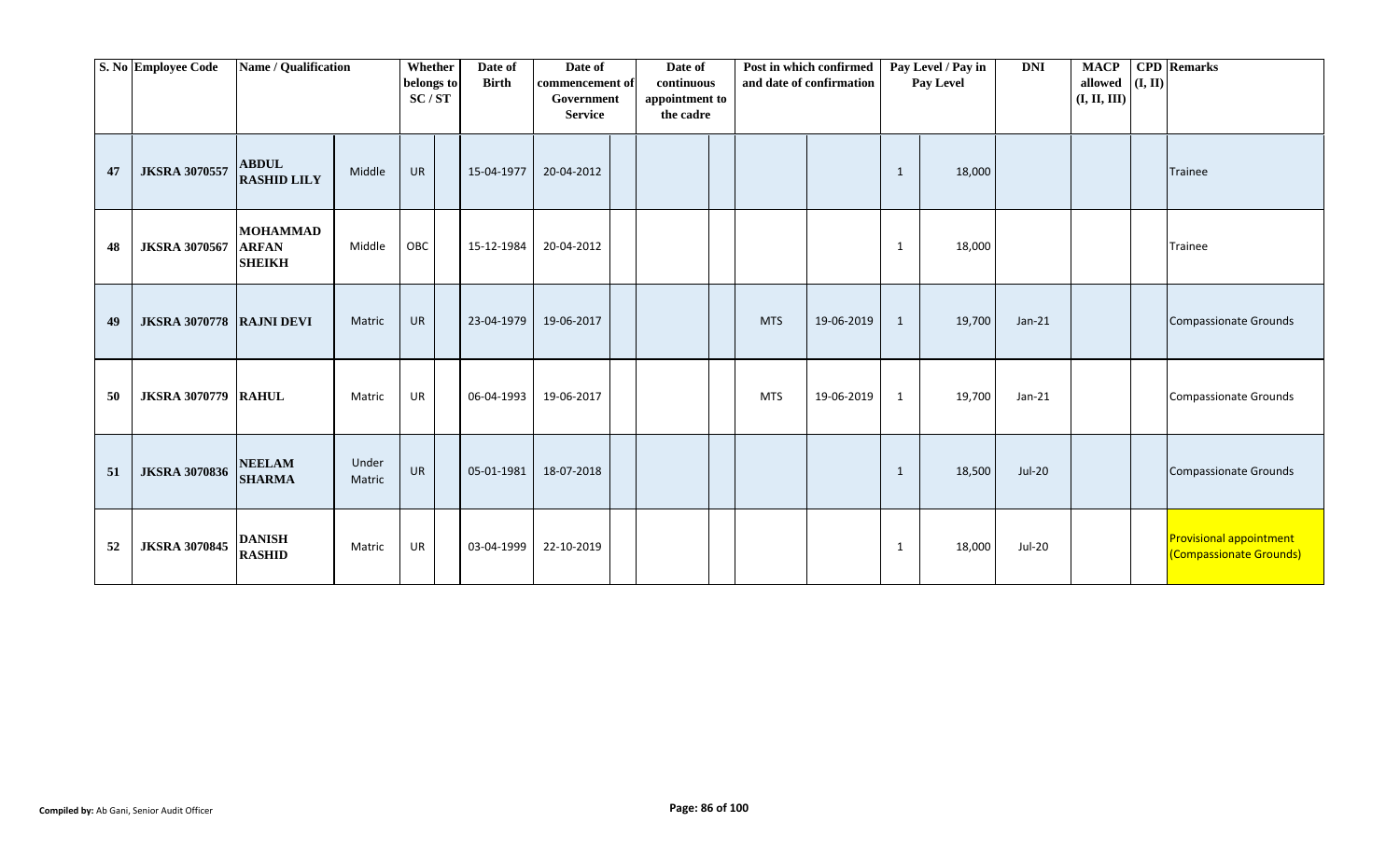| S. No | Employee Code | Name / Qualification | | Whether belongs to SC / ST | | Date of Birth | Date of commencement of Government Service | | Date of continuous appointment to the cadre | | Post in which confirmed and date of confirmation | | Pay Level / Pay in Pay Level | | DNI | MACP allowed (I, II, III) | CPD (I, II) | Remarks |
|---|---|---|---|---|---|---|---|---|---|---|---|---|---|---|---|---|---|---|
| 47 | JKSRA 3070557 | ABDUL RASHID LILY | Middle | UR | | 15-04-1977 | 20-04-2012 | | | | | | 1 | 18,000 | | | | Trainee |
| 48 | JKSRA 3070567 | MOHAMMAD ARFAN SHEIKH | Middle | OBC | | 15-12-1984 | 20-04-2012 | | | | | | 1 | 18,000 | | | | Trainee |
| 49 | JKSRA 3070778 | RAJNI DEVI | Matric | UR | | 23-04-1979 | 19-06-2017 | | | | MTS | 19-06-2019 | 1 | 19,700 | Jan-21 | | | Compassionate Grounds |
| 50 | JKSRA 3070779 | RAHUL | Matric | UR | | 06-04-1993 | 19-06-2017 | | | | MTS | 19-06-2019 | 1 | 19,700 | Jan-21 | | | Compassionate Grounds |
| 51 | JKSRA 3070836 | NEELAM SHARMA | Under Matric | UR | | 05-01-1981 | 18-07-2018 | | | | | | 1 | 18,500 | Jul-20 | | | Compassionate Grounds |
| 52 | JKSRA 3070845 | DANISH RASHID | Matric | UR | | 03-04-1999 | 22-10-2019 | | | | | | 1 | 18,000 | Jul-20 | | | Provisional appointment (Compassionate Grounds) |

**Compiled by:** Ab Gani, Senior Audit Officer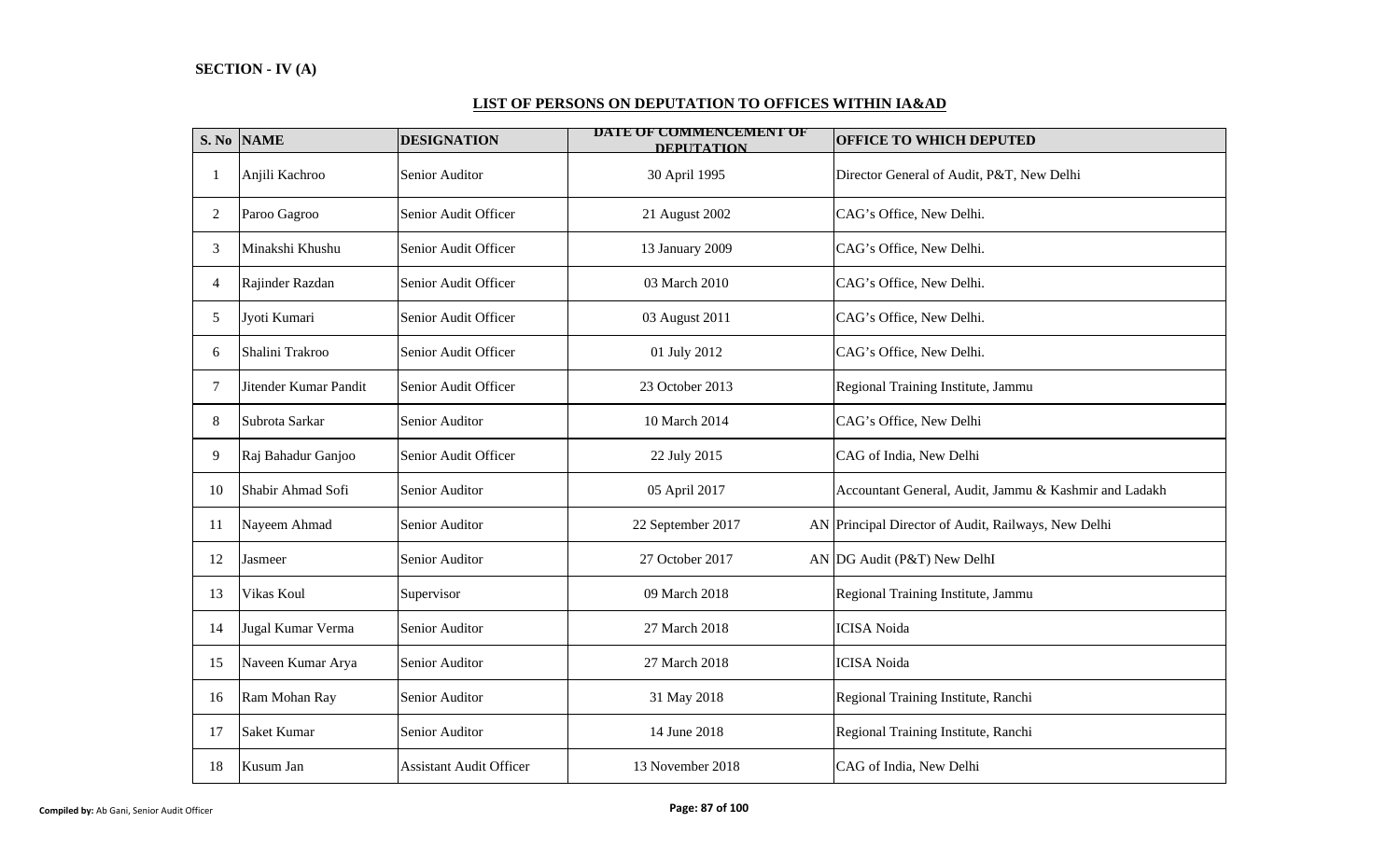**SECTION - IV (A)**

**LIST OF PERSONS ON DEPUTATION TO OFFICES WITHIN IA&AD**

| S. No | NAME | DESIGNATION | DATE OF COMMENCEMENT OF DEPUTATION | OFFICE TO WHICH DEPUTED |
|---|---|---|---|---|
| 1 | Anjili Kachroo | Senior Auditor | 30 April 1995 | Director General of Audit, P&T, New Delhi |
| 2 | Paroo Gagroo | Senior Audit Officer | 21 August 2002 | CAG's Office, New Delhi. |
| 3 | Minakshi Khushu | Senior Audit Officer | 13 January 2009 | CAG's Office, New Delhi. |
| 4 | Rajinder Razdan | Senior Audit Officer | 03 March 2010 | CAG's Office, New Delhi. |
| 5 | Jyoti Kumari | Senior Audit Officer | 03 August 2011 | CAG's Office, New Delhi. |
| 6 | Shalini Trakroo | Senior Audit Officer | 01 July 2012 | CAG's Office, New Delhi. |
| 7 | Jitender Kumar Pandit | Senior Audit Officer | 23 October 2013 | Regional Training Institute, Jammu |
| 8 | Subrota Sarkar | Senior Auditor | 10 March 2014 | CAG's Office, New Delhi |
| 9 | Raj Bahadur Ganjoo | Senior Audit Officer | 22 July 2015 | CAG of India, New Delhi |
| 10 | Shabir Ahmad Sofi | Senior Auditor | 05 April 2017 | Accountant General, Audit, Jammu & Kashmir and Ladakh |
| 11 | Nayeem Ahmad | Senior Auditor | 22 September 2017 AN | Principal Director of Audit, Railways, New Delhi |
| 12 | Jasmeer | Senior Auditor | 27 October 2017 AN | DG Audit (P&T) New DelhI |
| 13 | Vikas Koul | Supervisor | 09 March 2018 | Regional Training Institute, Jammu |
| 14 | Jugal Kumar Verma | Senior Auditor | 27 March 2018 | ICISA Noida |
| 15 | Naveen Kumar Arya | Senior Auditor | 27 March 2018 | ICISA Noida |
| 16 | Ram Mohan Ray | Senior Auditor | 31 May 2018 | Regional Training Institute, Ranchi |
| 17 | Saket Kumar | Senior Auditor | 14 June 2018 | Regional Training Institute, Ranchi |
| 18 | Kusum Jan | Assistant Audit Officer | 13 November 2018 | CAG of India, New Delhi |

**Compiled by:** Ab Gani, Senior Audit Officer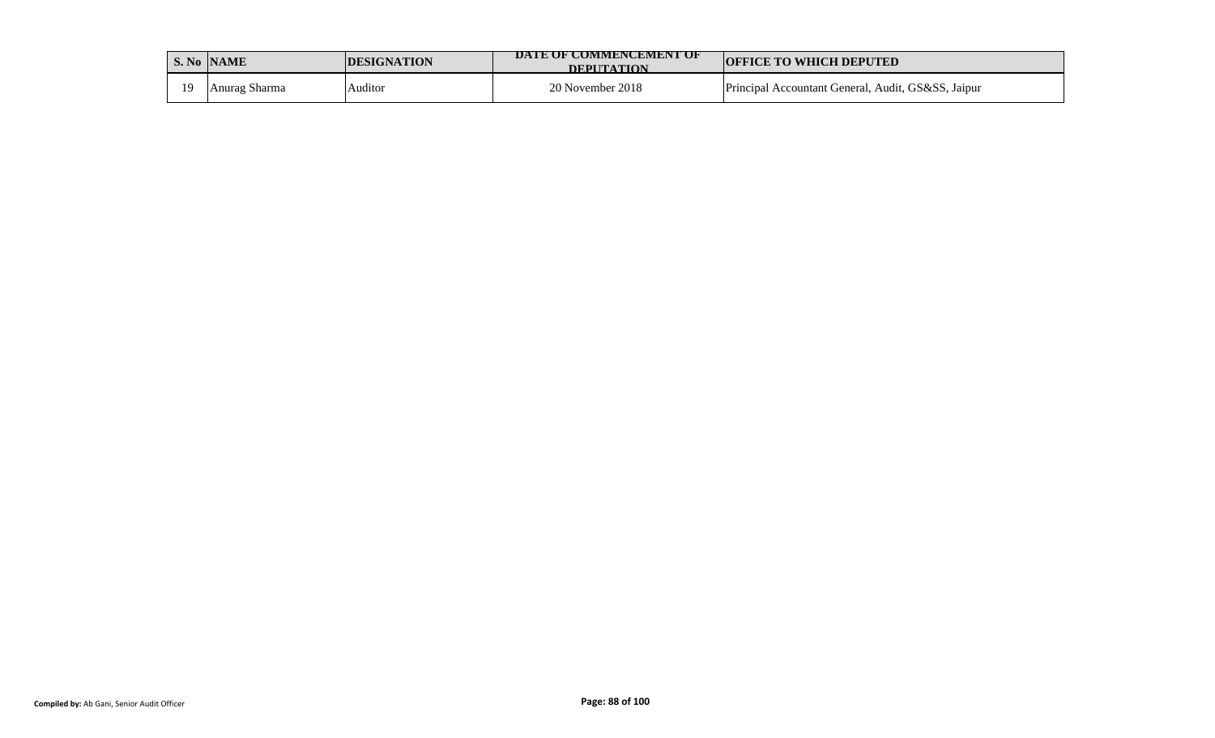| S. No | NAME | DESIGNATION | DATE OF COMMENCEMENT OF DEPUTATION | OFFICE TO WHICH DEPUTED |
|---|---|---|---|---|
| 19 | Anurag Sharma | Auditor | 20 November 2018 | Principal Accountant General, Audit, GS&SS, Jaipur |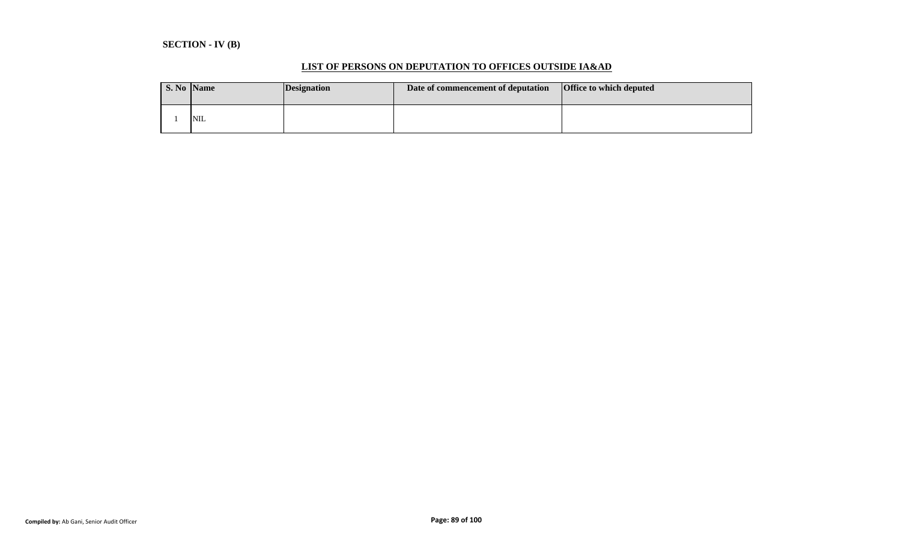**SECTION - IV (B)**

## LIST OF PERSONS ON DEPUTATION TO OFFICES OUTSIDE IA&AD

| S. No | Name | Designation | Date of commencement of deputation | Office to which deputed |
|---|---|---|---|---|
| 1 | NIL | | | |

**Compiled by:** Ab Gani, Senior Audit Officer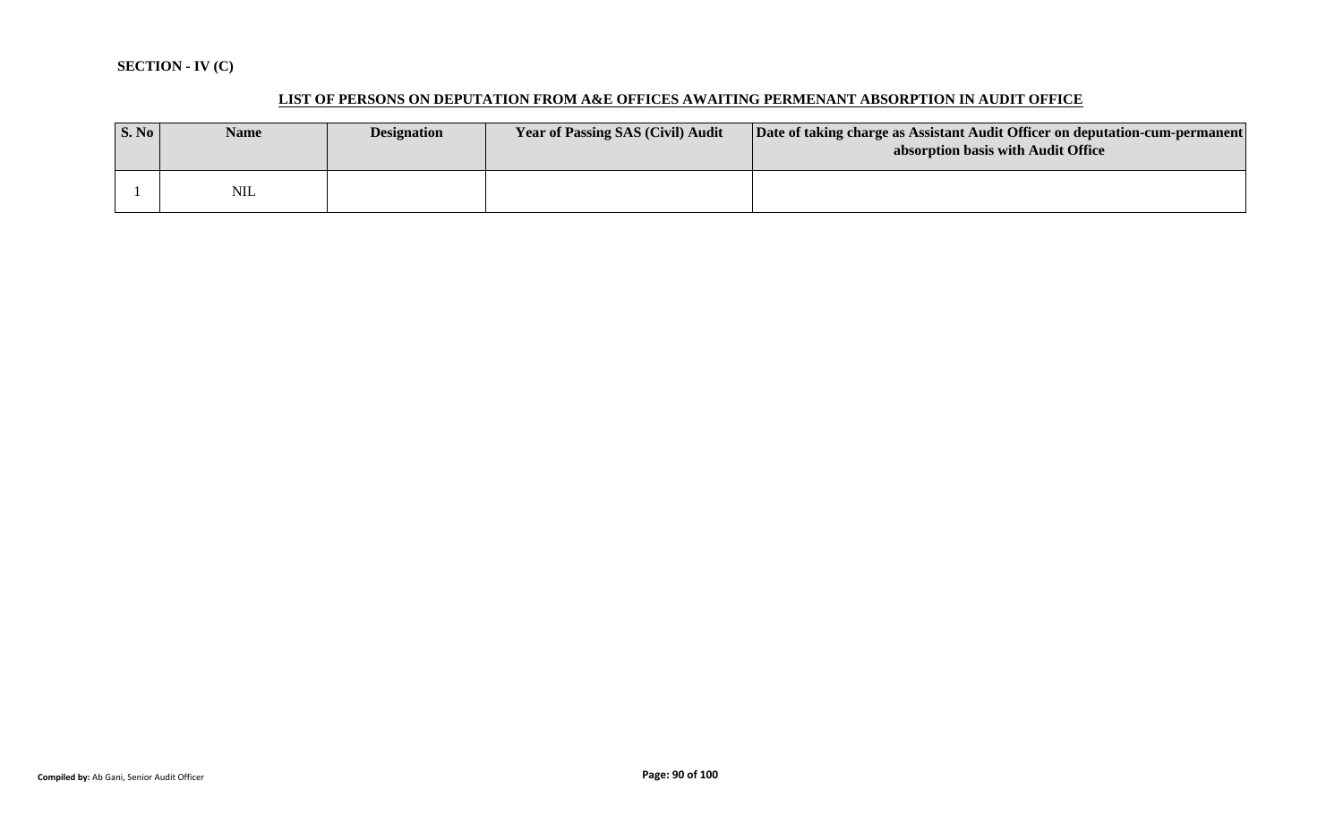**SECTION - IV (C)**

**LIST OF PERSONS ON DEPUTATION FROM A&E OFFICES AWAITING PERMENANT ABSORPTION IN AUDIT OFFICE**

| S. No | Name | Designation | Year of Passing SAS (Civil) Audit | Date of taking charge as Assistant Audit Officer on deputation-cum-permanent absorption basis with Audit Office |
|---|---|---|---|---|
| 1 | NIL | | | |

**Compiled by:** Ab Gani, Senior Audit Officer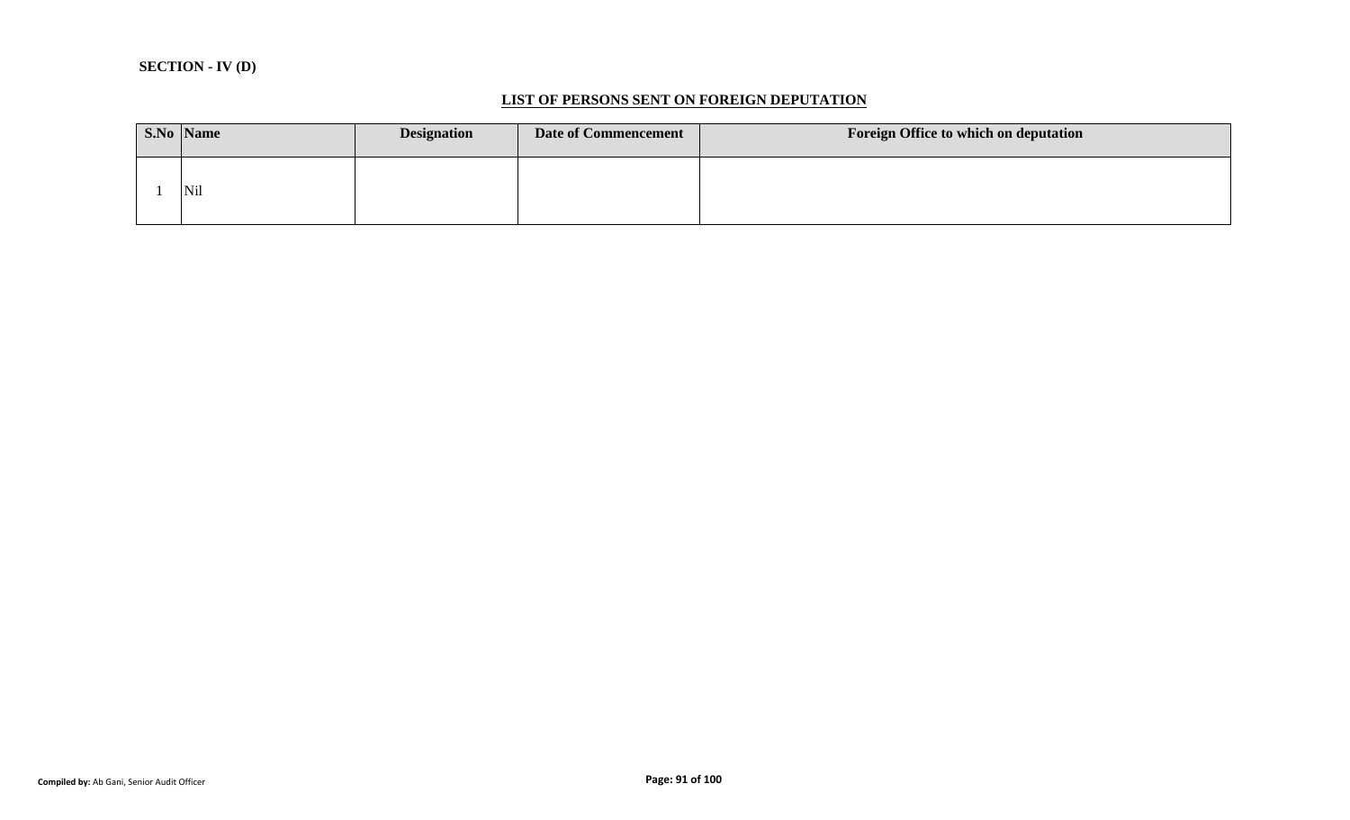**SECTION - IV (D)**

## LIST OF PERSONS SENT ON FOREIGN DEPUTATION

| S.No | Name | Designation | Date of Commencement | Foreign Office to which on deputation |
|---|---|---|---|---|
| 1 | Nil | | | |

**Compiled by:** Ab Gani, Senior Audit Officer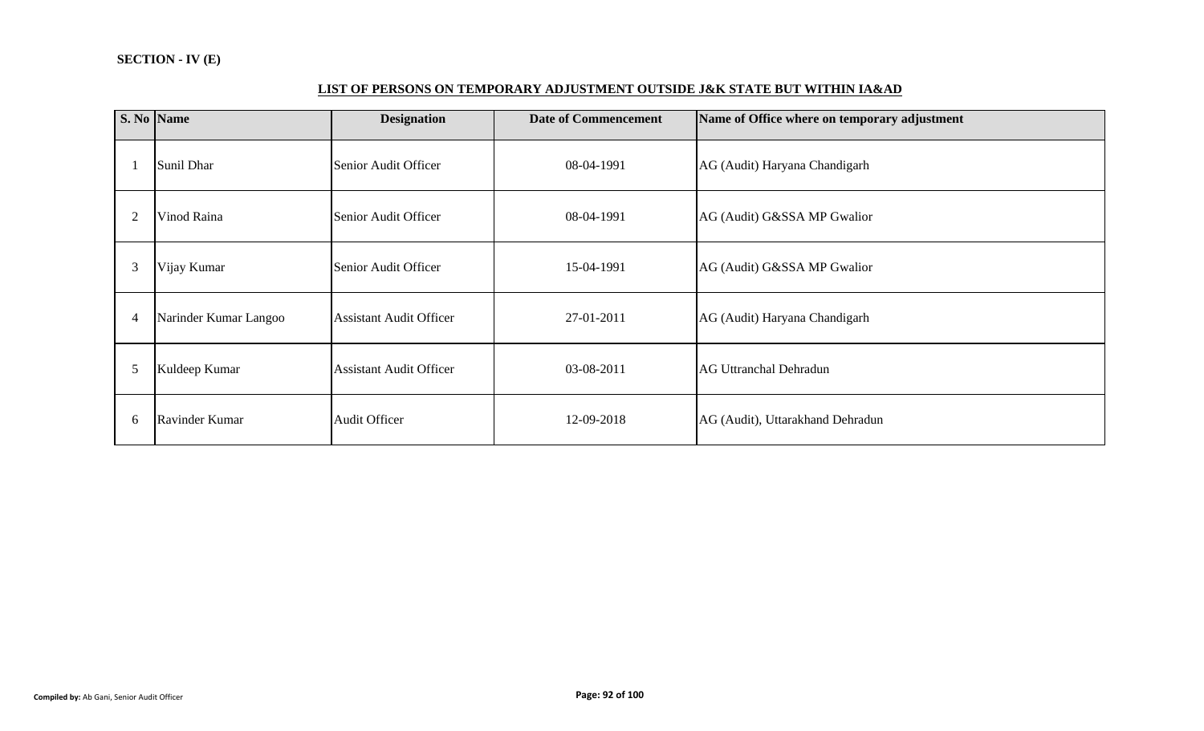**SECTION - IV (E)**

**LIST OF PERSONS ON TEMPORARY ADJUSTMENT OUTSIDE J&K STATE BUT WITHIN IA&AD**

| S. No | Name | Designation | Date of Commencement | Name of Office where on temporary adjustment |
|---|---|---|---|---|
| 1 | Sunil Dhar | Senior Audit Officer | 08-04-1991 | AG (Audit) Haryana Chandigarh |
| 2 | Vinod Raina | Senior Audit Officer | 08-04-1991 | AG (Audit) G&SSA MP Gwalior |
| 3 | Vijay Kumar | Senior Audit Officer | 15-04-1991 | AG (Audit) G&SSA MP Gwalior |
| 4 | Narinder Kumar Langoo | Assistant Audit Officer | 27-01-2011 | AG (Audit) Haryana Chandigarh |
| 5 | Kuldeep Kumar | Assistant Audit Officer | 03-08-2011 | AG Uttranchal Dehradun |
| 6 | Ravinder Kumar | Audit Officer | 12-09-2018 | AG (Audit), Uttarakhand Dehradun |

**Compiled by:** Ab Gani, Senior Audit Officer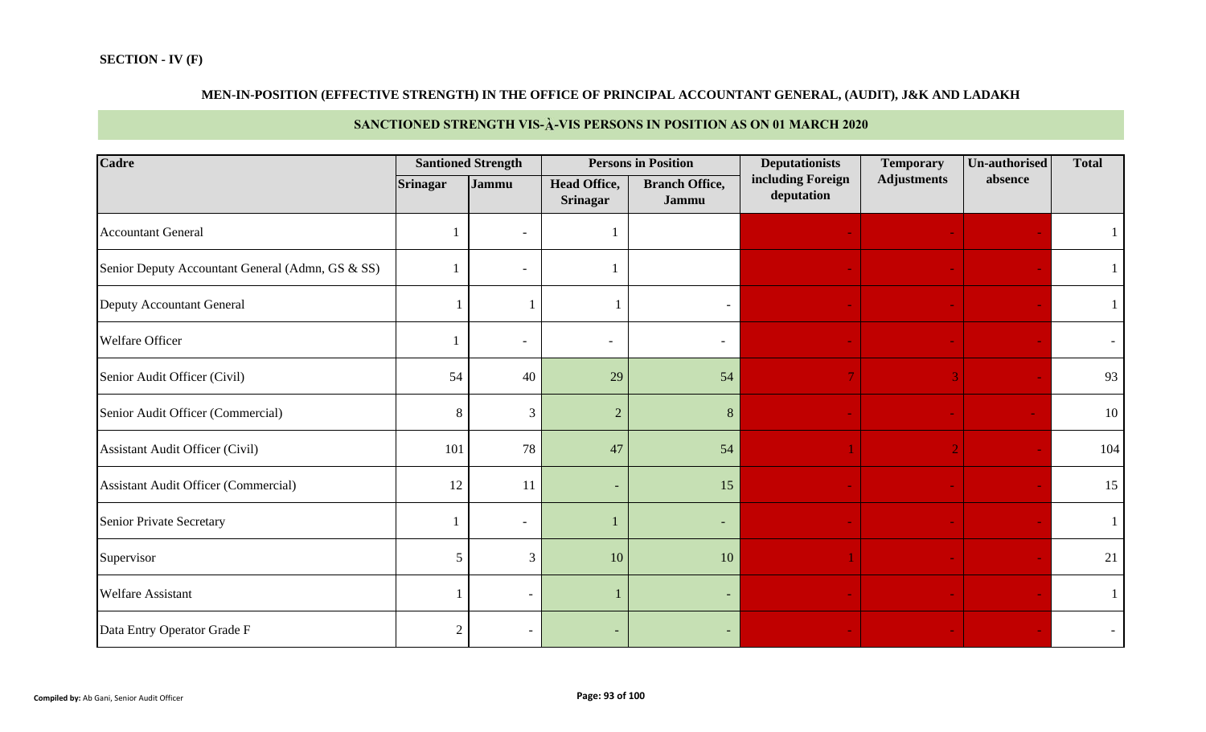**SECTION - IV (F)**

**MEN-IN-POSITION (EFFECTIVE STRENGTH) IN THE OFFICE OF PRINCIPAL ACCOUNTANT GENERAL, (AUDIT), J&K AND LADAKH**

**SANCTIONED STRENGTH VIS-À-VIS PERSONS IN POSITION AS ON 01 MARCH 2020**

| Cadre | Santioned Strength | | Persons in Position | | Deputationists including Foreign deputation | Temporary Adjustments | Un-authorised absence | Total |
|---|---|---|---|---|---|---|---|---|
| | Srinagar | Jammu | Head Office, Srinagar | Branch Office, Jammu | | | | |
| Accountant General | 1 | - | 1 | | - | - | - | 1 |
| Senior Deputy Accountant General (Admn, GS & SS) | 1 | - | 1 | | - | - | - | 1 |
| Deputy Accountant General | 1 | 1 | 1 | - | - | - | - | 1 |
| Welfare Officer | 1 | - | - | - | - | - | - | - |
| Senior Audit Officer (Civil) | 54 | 40 | 29 | 54 | 7 | 3 | - | 93 |
| Senior Audit Officer (Commercial) | 8 | 3 | 2 | 8 | - | - | - | 10 |
| Assistant Audit Officer (Civil) | 101 | 78 | 47 | 54 | 1 | 2 | - | 104 |
| Assistant Audit Officer (Commercial) | 12 | 11 | - | 15 | - | - | - | 15 |
| Senior Private Secretary | 1 | - | 1 | - | - | - | - | 1 |
| Supervisor | 5 | 3 | 10 | 10 | 1 | - | - | 21 |
| Welfare Assistant | 1 | - | 1 | - | - | - | - | 1 |
| Data Entry Operator Grade F | 2 | - | - | - | - | - | - | - |

**Compiled by:** Ab Gani, Senior Audit Officer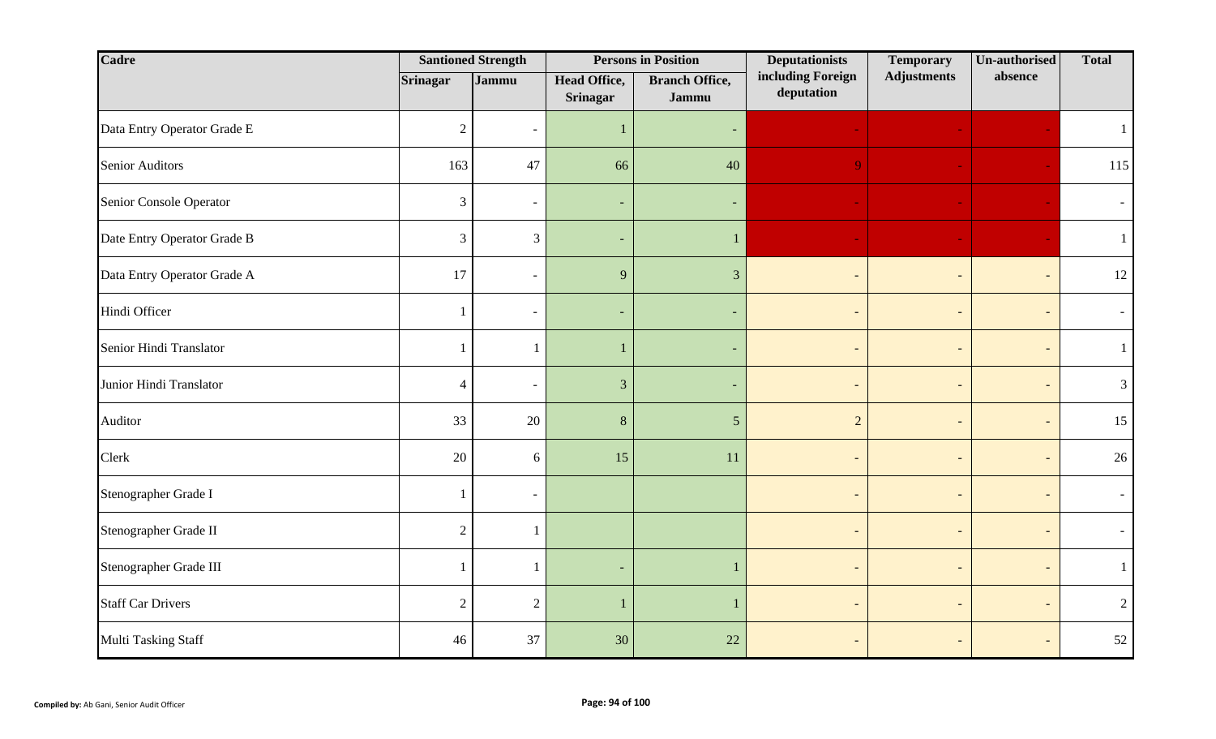| Cadre | Santioned Strength | | Persons in Position | | Deputationists including Foreign deputation | Temporary Adjustments | Un-authorised absence | Total |
|---|---|---|---|---|---|---|---|---|
| | Srinagar | Jammu | Head Office, Srinagar | Branch Office, Jammu | | | | |
| Data Entry Operator Grade E | 2 | - | 1 | - | - | - | - | 1 |
| Senior Auditors | 163 | 47 | 66 | 40 | 9 | - | - | 115 |
| Senior Console Operator | 3 | - | - | - | - | - | - | - |
| Date Entry Operator Grade B | 3 | 3 | - | 1 | - | - | - | 1 |
| Data Entry Operator Grade A | 17 | - | 9 | 3 | - | - | - | 12 |
| Hindi Officer | 1 | - | - | - | - | - | - | - |
| Senior Hindi Translator | 1 | 1 | 1 | - | - | - | - | 1 |
| Junior Hindi Translator | 4 | - | 3 | - | - | - | - | 3 |
| Auditor | 33 | 20 | 8 | 5 | 2 | - | - | 15 |
| Clerk | 20 | 6 | 15 | 11 | - | - | - | 26 |
| Stenographer Grade I | 1 | - | | | - | - | - | - |
| Stenographer Grade II | 2 | 1 | | | - | - | - | - |
| Stenographer Grade III | 1 | 1 | - | 1 | - | - | - | 1 |
| Staff Car Drivers | 2 | 2 | 1 | 1 | - | - | - | 2 |
| Multi Tasking Staff | 46 | 37 | 30 | 22 | - | - | - | 52 |

**Compiled by:** Ab Gani, Senior Audit Officer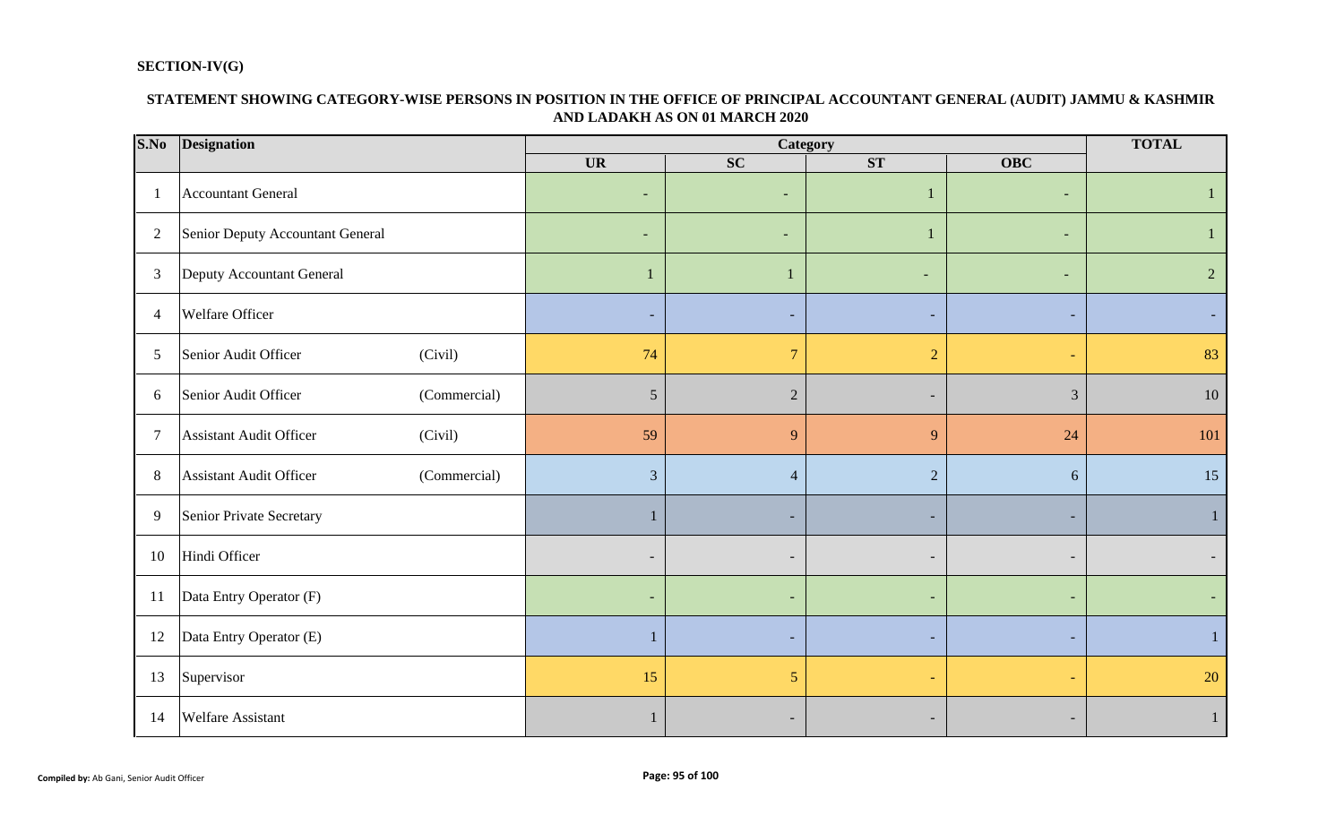**SECTION-IV(G)**

**STATEMENT SHOWING CATEGORY-WISE PERSONS IN POSITION IN THE OFFICE OF PRINCIPAL ACCOUNTANT GENERAL (AUDIT) JAMMU & KASHMIR AND LADAKH AS ON 01 MARCH 2020**

| S.No | Designation | | Category | | | | TOTAL |
|---|---|---|---|---|---|---|---|
| | | | UR | SC | ST | OBC | |
| 1 | Accountant General | | - | - | 1 | - | 1 |
| 2 | Senior Deputy Accountant General | | - | - | 1 | - | 1 |
| 3 | Deputy Accountant General | | 1 | 1 | - | - | 2 |
| 4 | Welfare Officer | | - | - | - | - | - |
| 5 | Senior Audit Officer | (Civil) | 74 | 7 | 2 | - | 83 |
| 6 | Senior Audit Officer | (Commercial) | 5 | 2 | - | 3 | 10 |
| 7 | Assistant Audit Officer | (Civil) | 59 | 9 | 9 | 24 | 101 |
| 8 | Assistant Audit Officer | (Commercial) | 3 | 4 | 2 | 6 | 15 |
| 9 | Senior Private Secretary | | 1 | - | - | - | 1 |
| 10 | Hindi Officer | | - | - | - | - | - |
| 11 | Data Entry Operator (F) | | - | - | - | - | - |
| 12 | Data Entry Operator (E) | | 1 | - | - | - | 1 |
| 13 | Supervisor | | 15 | 5 | - | - | 20 |
| 14 | Welfare Assistant | | 1 | - | - | - | 1 |

**Compiled by:** Ab Gani, Senior Audit Officer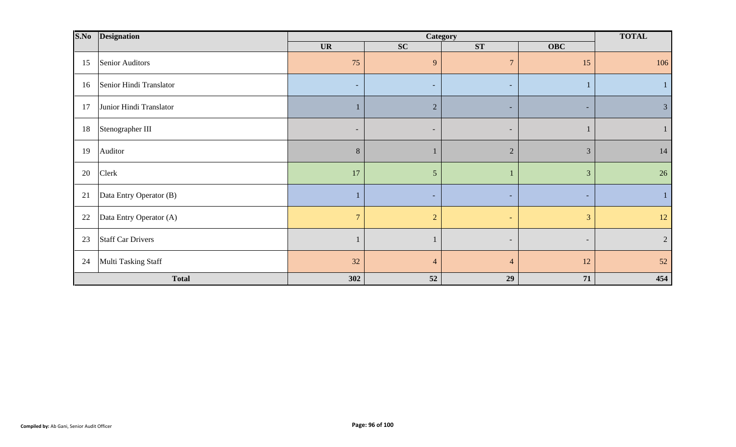| S.No | Designation | Category | | | | TOTAL |
|---|---|---|---|---|---|---|
| | | UR | SC | ST | OBC | |
| 15 | Senior Auditors | 75 | 9 | 7 | 15 | 106 |
| 16 | Senior Hindi Translator | - | - | - | 1 | 1 |
| 17 | Junior Hindi Translator | 1 | 2 | - | - | 3 |
| 18 | Stenographer III | - | - | - | 1 | 1 |
| 19 | Auditor | 8 | 1 | 2 | 3 | 14 |
| 20 | Clerk | 17 | 5 | 1 | 3 | 26 |
| 21 | Data Entry Operator (B) | 1 | - | - | - | 1 |
| 22 | Data Entry Operator (A) | 7 | 2 | - | 3 | 12 |
| 23 | Staff Car Drivers | 1 | 1 | - | - | 2 |
| 24 | Multi Tasking Staff | 32 | 4 | 4 | 12 | 52 |
| **Total** | | **302** | **52** | **29** | **71** | **454** |

**Compiled by:** Ab Gani, Senior Audit Officer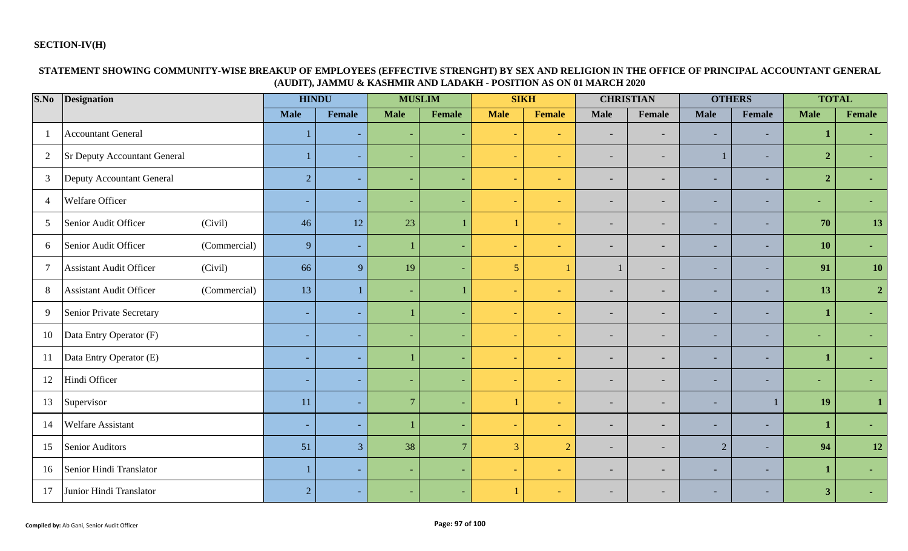**SECTION-IV(H)**

**STATEMENT SHOWING COMMUNITY-WISE BREAKUP OF EMPLOYEES (EFFECTIVE STRENGHT) BY SEX AND RELIGION IN THE OFFICE OF PRINCIPAL ACCOUNTANT GENERAL (AUDIT), JAMMU & KASHMIR AND LADAKH - POSITION AS ON 01 MARCH 2020**

| S.No | Designation | | HINDU | | MUSLIM | | SIKH | | CHRISTIAN | | OTHERS | | TOTAL | |
|---|---|---|---|---|---|---|---|---|---|---|---|---|---|---|
| | | | Male | Female | Male | Female | Male | Female | Male | Female | Male | Female | Male | Female |
| 1 | Accountant General | | 1 | - | - | - | - | - | - | - | - | - | **1** | **-** |
| 2 | Sr Deputy Accountant General | | 1 | - | - | - | - | - | - | - | 1 | - | **2** | **-** |
| 3 | Deputy Accountant General | | 2 | - | - | - | - | - | - | - | - | - | **2** | **-** |
| 4 | Welfare Officer | | - | - | - | - | - | - | - | - | - | - | **-** | **-** |
| 5 | Senior Audit Officer | (Civil) | 46 | 12 | 23 | 1 | 1 | - | - | - | - | - | **70** | **13** |
| 6 | Senior Audit Officer | (Commercial) | 9 | - | 1 | - | - | - | - | - | - | - | **10** | **-** |
| 7 | Assistant Audit Officer | (Civil) | 66 | 9 | 19 | - | 5 | 1 | 1 | - | - | - | **91** | **10** |
| 8 | Assistant Audit Officer | (Commercial) | 13 | 1 | - | 1 | - | - | - | - | - | - | **13** | **2** |
| 9 | Senior Private Secretary | | - | - | 1 | - | - | - | - | - | - | - | **1** | **-** |
| 10 | Data Entry Operator (F) | | - | - | - | - | - | - | - | - | - | - | **-** | **-** |
| 11 | Data Entry Operator (E) | | - | - | 1 | - | - | - | - | - | - | - | **1** | **-** |
| 12 | Hindi Officer | | - | - | - | - | - | - | - | - | - | - | **-** | **-** |
| 13 | Supervisor | | 11 | - | 7 | - | 1 | - | - | - | - | 1 | **19** | **1** |
| 14 | Welfare Assistant | | - | - | 1 | - | - | - | - | - | - | - | **1** | **-** |
| 15 | Senior Auditors | | 51 | 3 | 38 | 7 | 3 | 2 | - | - | 2 | - | **94** | **12** |
| 16 | Senior Hindi Translator | | 1 | - | - | - | - | - | - | - | - | - | **1** | **-** |
| 17 | Junior Hindi Translator | | 2 | - | - | - | 1 | - | - | - | - | - | **3** | **-** |

**Compiled by:** Ab Gani, Senior Audit Officer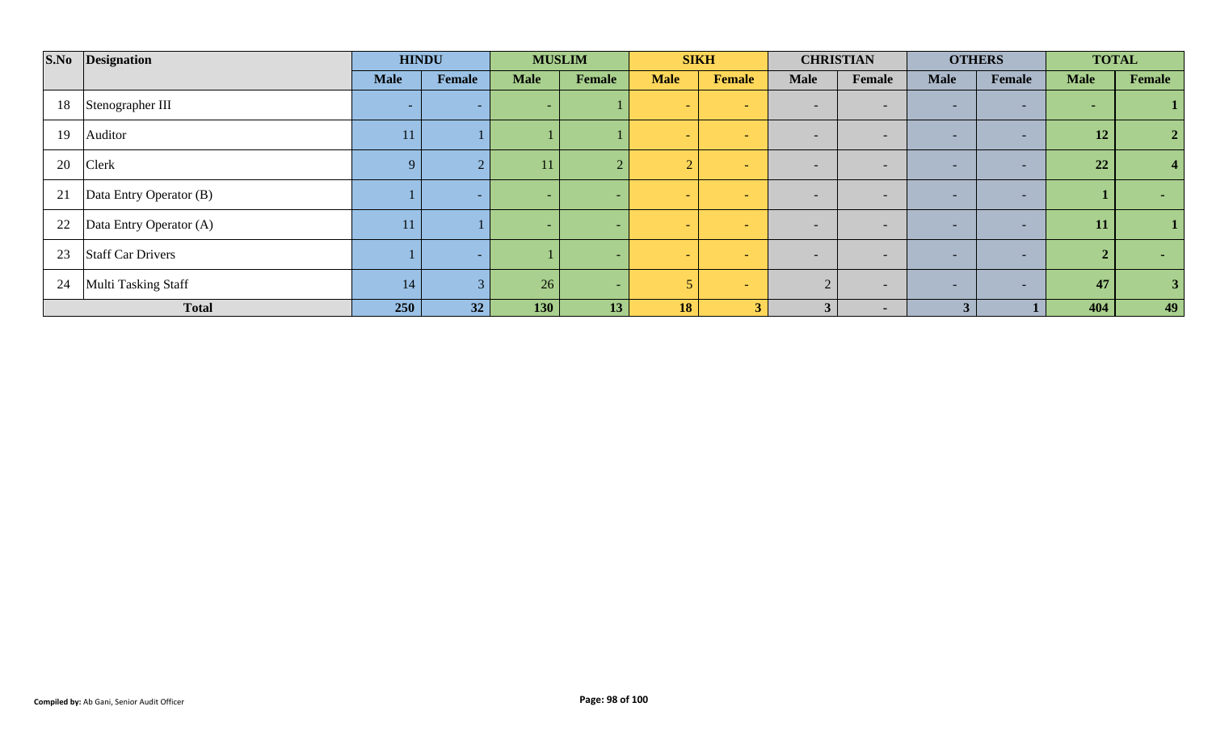| S.No | Designation | HINDU | | MUSLIM | | SIKH | | CHRISTIAN | | OTHERS | | TOTAL | |
|---|---|---|---|---|---|---|---|---|---|---|---|---|---|
| | | Male | Female | Male | Female | Male | Female | Male | Female | Male | Female | Male | Female |
| 18 | Stenographer III | - | - | - | 1 | - | - | - | - | - | - | - | 1 |
| 19 | Auditor | 11 | 1 | 1 | 1 | - | - | - | - | - | - | 12 | 2 |
| 20 | Clerk | 9 | 2 | 11 | 2 | 2 | - | - | - | - | - | 22 | 4 |
| 21 | Data Entry Operator (B) | 1 | - | - | - | - | - | - | - | - | - | 1 | - |
| 22 | Data Entry Operator (A) | 11 | 1 | - | - | - | - | - | - | - | - | 11 | 1 |
| 23 | Staff Car Drivers | 1 | - | 1 | - | - | - | - | - | - | - | 2 | - |
| 24 | Multi Tasking Staff | 14 | 3 | 26 | - | 5 | - | 2 | - | - | - | 47 | 3 |
| **Total** | | **250** | **32** | **130** | **13** | **18** | **3** | **3** | **-** | **3** | **1** | **404** | **49** |

**Compiled by:** Ab Gani, Senior Audit Officer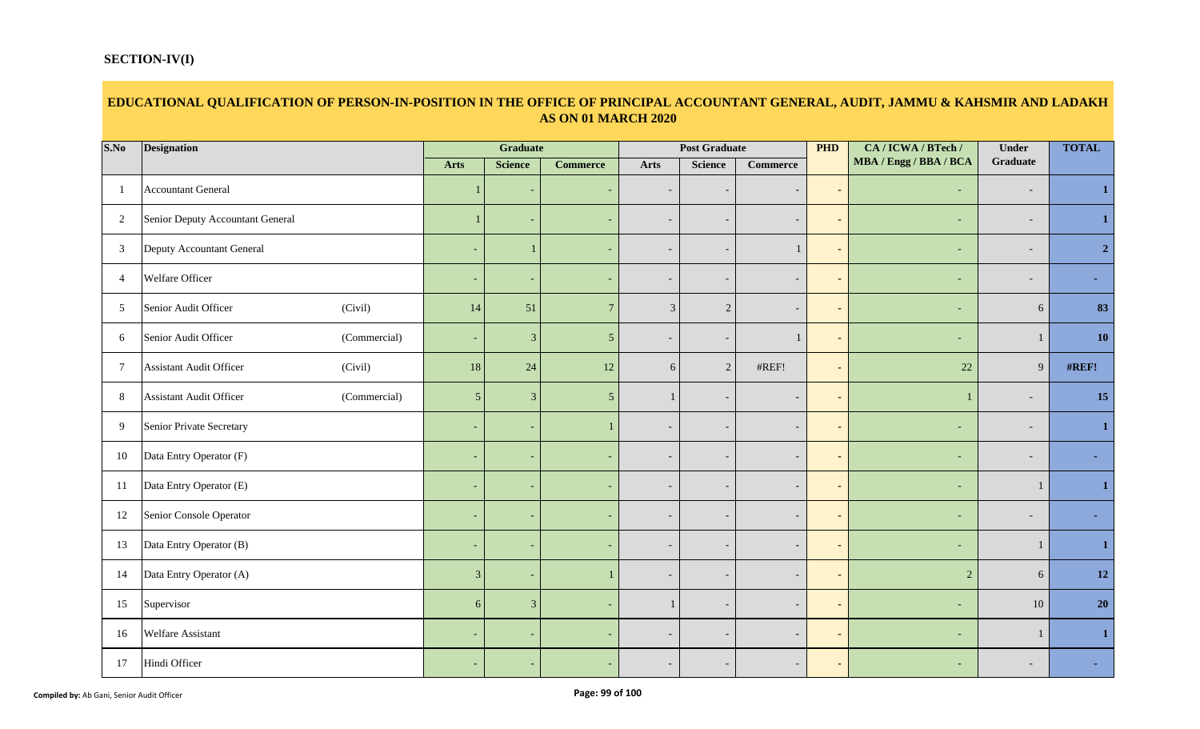**SECTION-IV(I)**

## EDUCATIONAL QUALIFICATION OF PERSON-IN-POSITION IN THE OFFICE OF PRINCIPAL ACCOUNTANT GENERAL, AUDIT, JAMMU & KAHSMIR AND LADAKH AS ON 01 MARCH 2020

| S.No | Designation | | Graduate | | | Post Graduate | | | PHD | CA / ICWA / BTech / MBA / Engg / BBA / BCA | Under Graduate | TOTAL |
|---|---|---|---|---|---|---|---|---|---|---|---|---|
| | | | Arts | Science | Commerce | Arts | Science | Commerce | | | | |
| 1 | Accountant General | | 1 | - | - | - | - | - | - | - | - | **1** |
| 2 | Senior Deputy Accountant General | | 1 | - | - | - | - | - | - | - | - | **1** |
| 3 | Deputy Accountant General | | - | 1 | - | - | - | 1 | - | - | - | **2** |
| 4 | Welfare Officer | | - | - | - | - | - | - | - | - | - | **-** |
| 5 | Senior Audit Officer | (Civil) | 14 | 51 | 7 | 3 | 2 | - | - | - | 6 | **83** |
| 6 | Senior Audit Officer | (Commercial) | - | 3 | 5 | - | - | 1 | - | - | 1 | **10** |
| 7 | Assistant Audit Officer | (Civil) | 18 | 24 | 12 | 6 | 2 | #REF! | - | 22 | 9 | **#REF!** |
| 8 | Assistant Audit Officer | (Commercial) | 5 | 3 | 5 | 1 | - | - | - | 1 | - | **15** |
| 9 | Senior Private Secretary | | - | - | 1 | - | - | - | - | - | - | **1** |
| 10 | Data Entry Operator (F) | | - | - | - | - | - | - | - | - | - | **-** |
| 11 | Data Entry Operator (E) | | - | - | - | - | - | - | - | - | 1 | **1** |
| 12 | Senior Console Operator | | - | - | - | - | - | - | - | - | - | **-** |
| 13 | Data Entry Operator (B) | | - | - | - | - | - | - | - | - | 1 | **1** |
| 14 | Data Entry Operator (A) | | 3 | - | 1 | - | - | - | - | 2 | 6 | **12** |
| 15 | Supervisor | | 6 | 3 | - | 1 | - | - | - | - | 10 | **20** |
| 16 | Welfare Assistant | | - | - | - | - | - | - | - | - | 1 | **1** |
| 17 | Hindi Officer | | - | - | - | - | - | - | - | - | - | **-** |

**Compiled by:** Ab Gani, Senior Audit Officer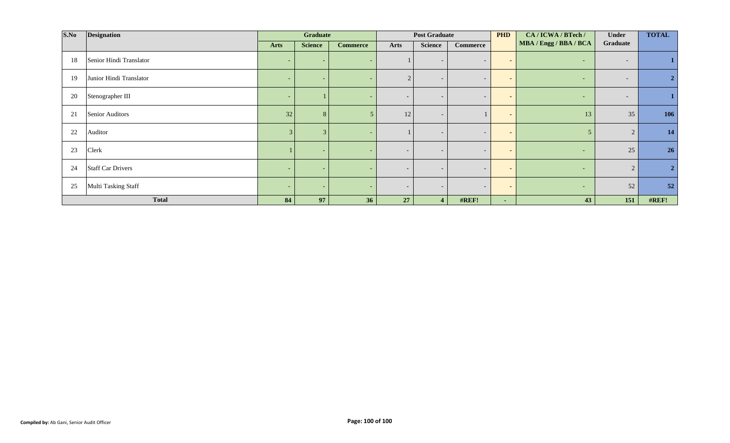| S.No | Designation | Graduate | | | Post Graduate | | | PHD | CA / ICWA / BTech / MBA / Engg / BBA / BCA | Under Graduate | TOTAL |
|---|---|---|---|---|---|---|---|---|---|---|---|
| | | Arts | Science | Commerce | Arts | Science | Commerce | | | | |
| 18 | Senior Hindi Translator | - | - | - | 1 | - | - | - | - | - | 1 |
| 19 | Junior Hindi Translator | - | - | - | 2 | - | - | - | - | - | 2 |
| 20 | Stenographer III | - | 1 | - | - | - | - | - | - | - | 1 |
| 21 | Senior Auditors | 32 | 8 | 5 | 12 | - | 1 | - | 13 | 35 | 106 |
| 22 | Auditor | 3 | 3 | - | 1 | - | - | - | 5 | 2 | 14 |
| 23 | Clerk | 1 | - | - | - | - | - | - | - | 25 | 26 |
| 24 | Staff Car Drivers | - | - | - | - | - | - | - | - | 2 | 2 |
| 25 | Multi Tasking Staff | - | - | - | - | - | - | - | - | 52 | 52 |
| **Total** | | **84** | **97** | **36** | **27** | **4** | **#REF!** | **-** | **43** | **151** | **#REF!** |

**Compiled by:** Ab Gani, Senior Audit Officer